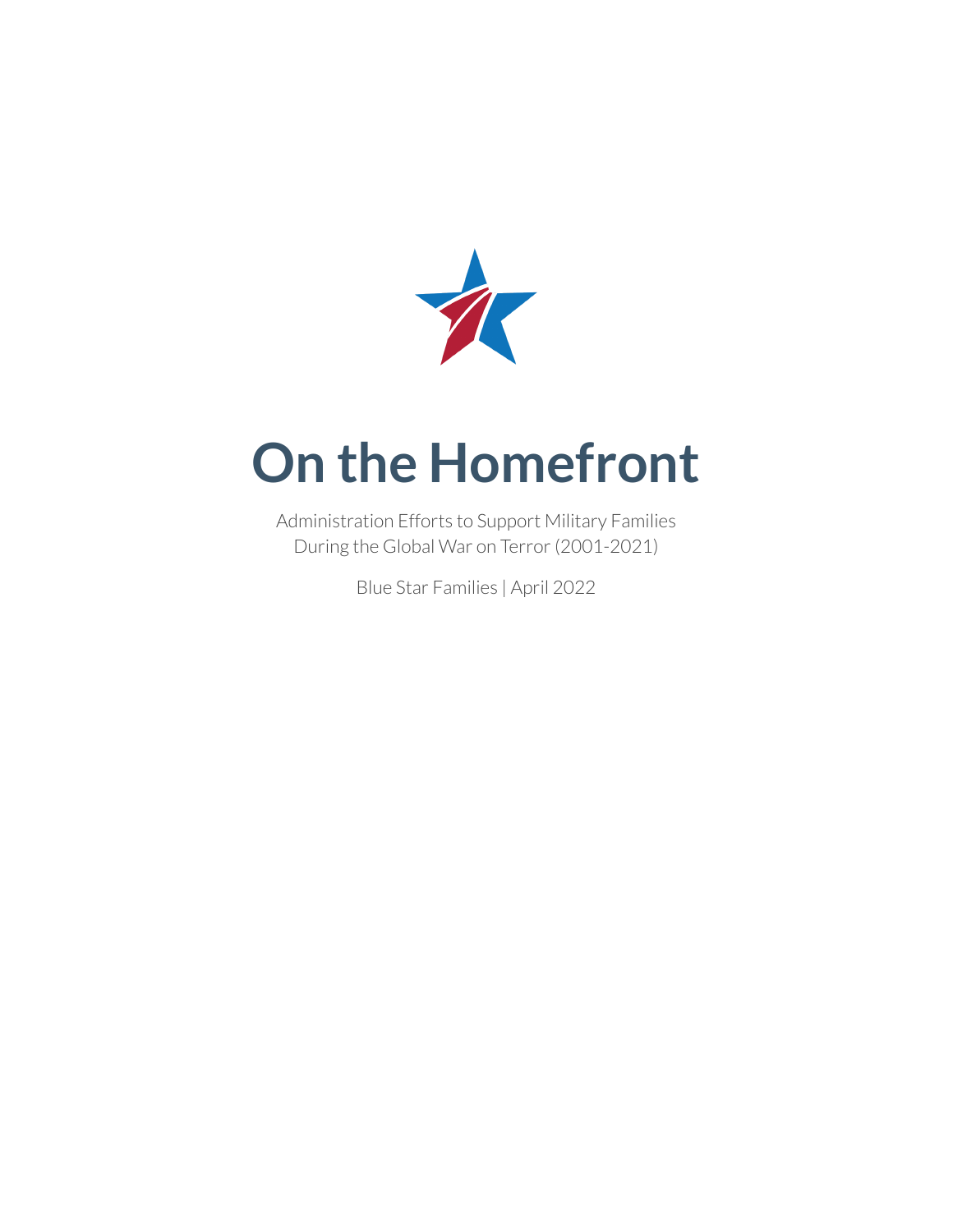# On the Homefront

Administration Efforts to Support Military Families
During the Global War on Terror (2001-2021)

Blue Star Families | April 2022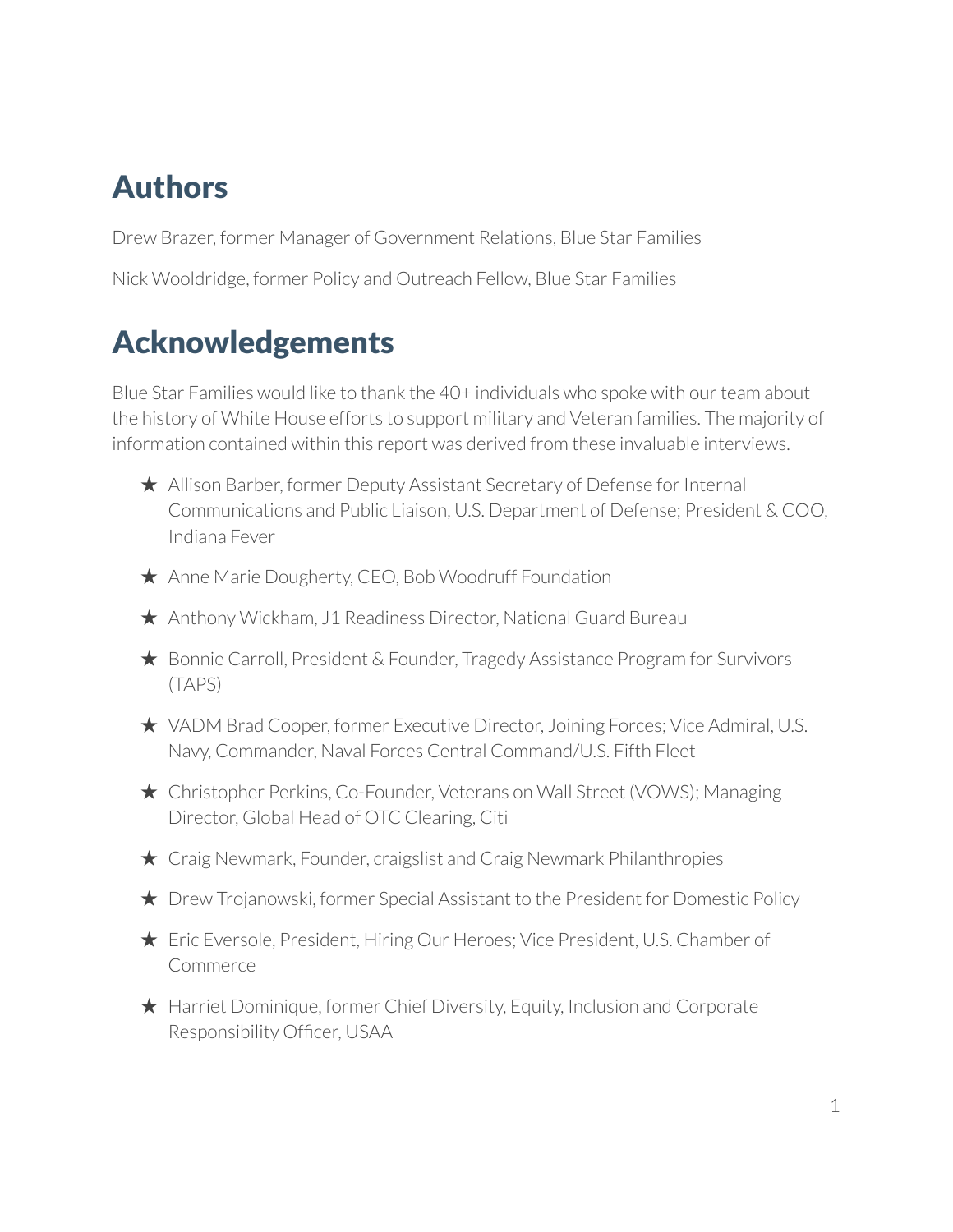# Authors

Drew Brazer, former Manager of Government Relations, Blue Star Families

Nick Wooldridge, former Policy and Outreach Fellow, Blue Star Families

# Acknowledgements

Blue Star Families would like to thank the 40+ individuals who spoke with our team about the history of White House efforts to support military and Veteran families. The majority of information contained within this report was derived from these invaluable interviews.

- ★ Allison Barber, former Deputy Assistant Secretary of Defense for Internal Communications and Public Liaison, U.S. Department of Defense; President & COO, Indiana Fever
- ★ Anne Marie Dougherty, CEO, Bob Woodruff Foundation
- ★ Anthony Wickham, J1 Readiness Director, National Guard Bureau
- ★ Bonnie Carroll, President & Founder, Tragedy Assistance Program for Survivors (TAPS)
- ★ VADM Brad Cooper, former Executive Director, Joining Forces; Vice Admiral, U.S. Navy, Commander, Naval Forces Central Command/U.S. Fifth Fleet
- ★ Christopher Perkins, Co-Founder, Veterans on Wall Street (VOWS); Managing Director, Global Head of OTC Clearing, Citi
- ★ Craig Newmark, Founder, craigslist and Craig Newmark Philanthropies
- ★ Drew Trojanowski, former Special Assistant to the President for Domestic Policy
- ★ Eric Eversole, President, Hiring Our Heroes; Vice President, U.S. Chamber of Commerce
- ★ Harriet Dominique, former Chief Diversity, Equity, Inclusion and Corporate Responsibility Officer, USAA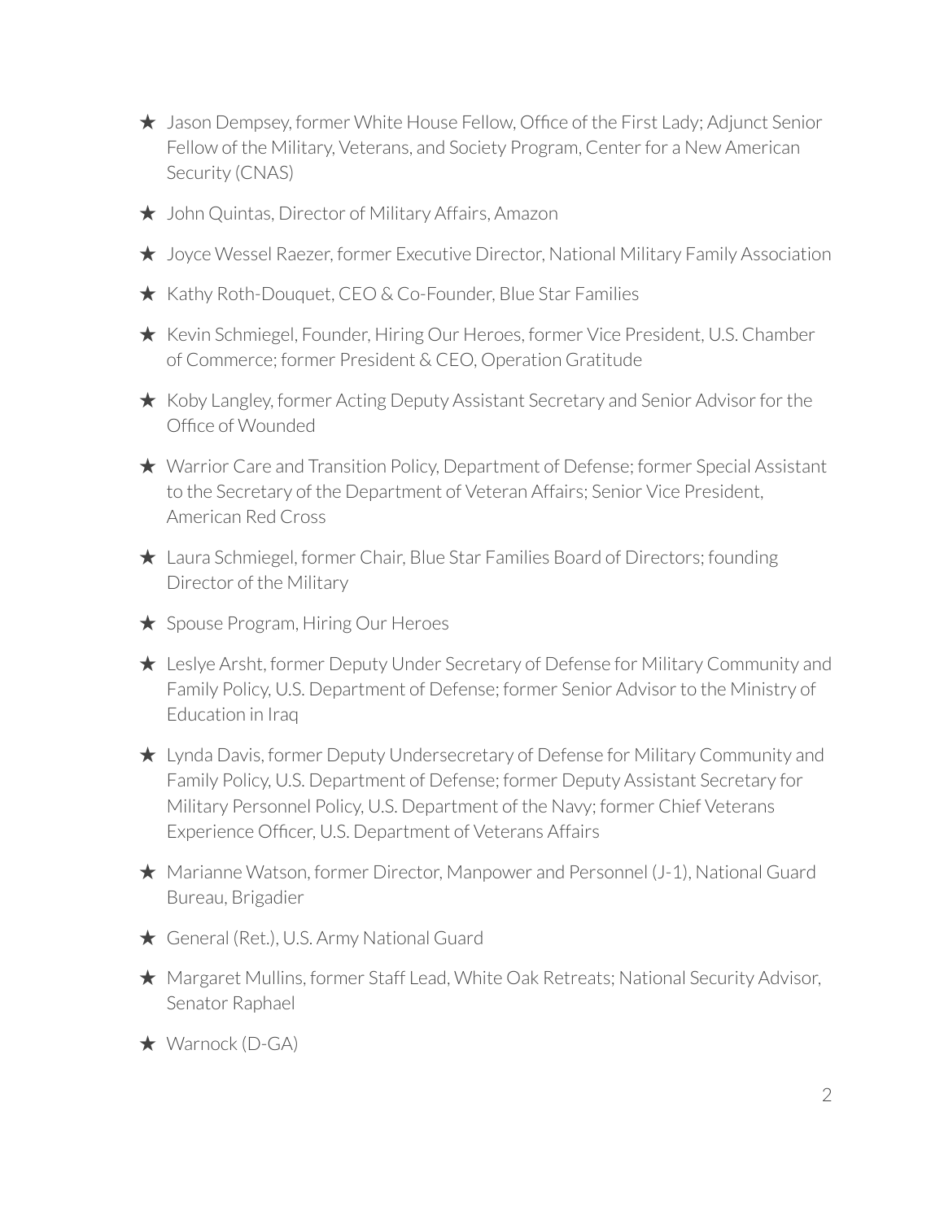- ★ Jason Dempsey, former White House Fellow, Office of the First Lady; Adjunct Senior Fellow of the Military, Veterans, and Society Program, Center for a New American Security (CNAS)
- ★ John Quintas, Director of Military Affairs, Amazon
- ★ Joyce Wessel Raezer, former Executive Director, National Military Family Association
- ★ Kathy Roth-Douquet, CEO & Co-Founder, Blue Star Families
- ★ Kevin Schmiegel, Founder, Hiring Our Heroes, former Vice President, U.S. Chamber of Commerce; former President & CEO, Operation Gratitude
- ★ Koby Langley, former Acting Deputy Assistant Secretary and Senior Advisor for the Office of Wounded
- ★ Warrior Care and Transition Policy, Department of Defense; former Special Assistant to the Secretary of the Department of Veteran Affairs; Senior Vice President, American Red Cross
- ★ Laura Schmiegel, former Chair, Blue Star Families Board of Directors; founding Director of the Military
- ★ Spouse Program, Hiring Our Heroes
- ★ Leslye Arsht, former Deputy Under Secretary of Defense for Military Community and Family Policy, U.S. Department of Defense; former Senior Advisor to the Ministry of Education in Iraq
- ★ Lynda Davis, former Deputy Undersecretary of Defense for Military Community and Family Policy, U.S. Department of Defense; former Deputy Assistant Secretary for Military Personnel Policy, U.S. Department of the Navy; former Chief Veterans Experience Officer, U.S. Department of Veterans Affairs
- ★ Marianne Watson, former Director, Manpower and Personnel (J-1), National Guard Bureau, Brigadier
- ★ General (Ret.), U.S. Army National Guard
- ★ Margaret Mullins, former Staff Lead, White Oak Retreats; National Security Advisor, Senator Raphael
- ★ Warnock (D-GA)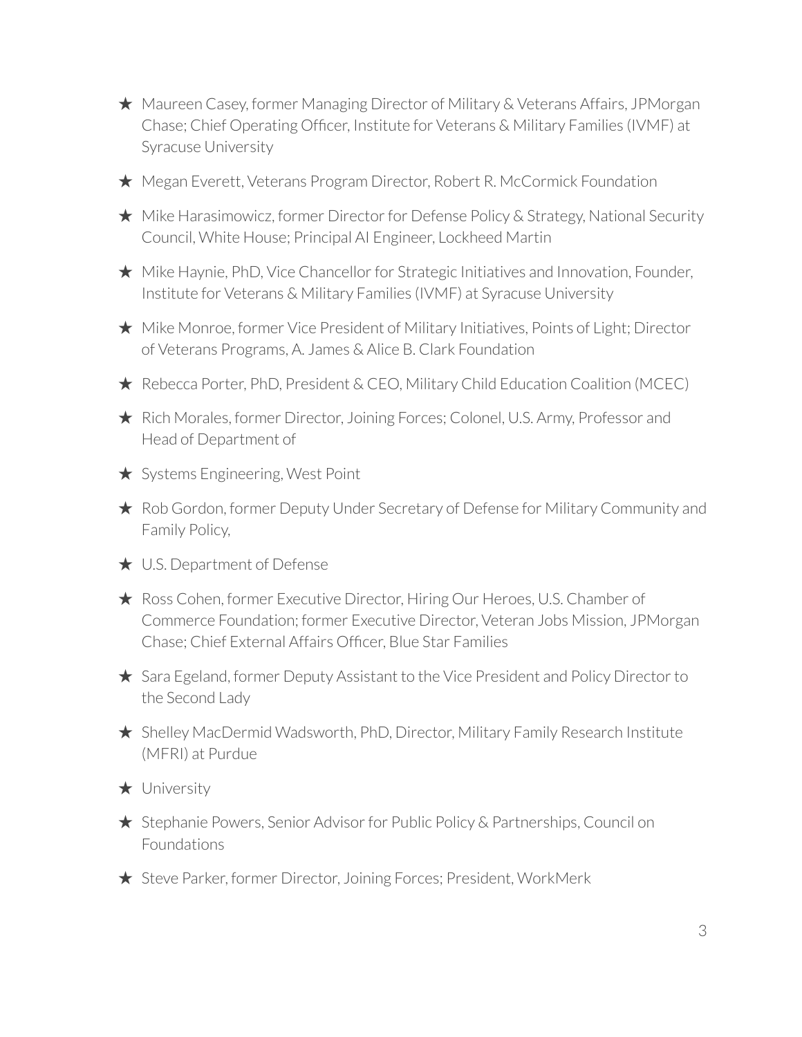- ★ Maureen Casey, former Managing Director of Military & Veterans Affairs, JPMorgan Chase; Chief Operating Officer, Institute for Veterans & Military Families (IVMF) at Syracuse University
- ★ Megan Everett, Veterans Program Director, Robert R. McCormick Foundation
- ★ Mike Harasimowicz, former Director for Defense Policy & Strategy, National Security Council, White House; Principal AI Engineer, Lockheed Martin
- ★ Mike Haynie, PhD, Vice Chancellor for Strategic Initiatives and Innovation, Founder, Institute for Veterans & Military Families (IVMF) at Syracuse University
- ★ Mike Monroe, former Vice President of Military Initiatives, Points of Light; Director of Veterans Programs, A. James & Alice B. Clark Foundation
- ★ Rebecca Porter, PhD, President & CEO, Military Child Education Coalition (MCEC)
- ★ Rich Morales, former Director, Joining Forces; Colonel, U.S. Army, Professor and Head of Department of
- ★ Systems Engineering, West Point
- ★ Rob Gordon, former Deputy Under Secretary of Defense for Military Community and Family Policy,
- ★ U.S. Department of Defense
- ★ Ross Cohen, former Executive Director, Hiring Our Heroes, U.S. Chamber of Commerce Foundation; former Executive Director, Veteran Jobs Mission, JPMorgan Chase; Chief External Affairs Officer, Blue Star Families
- ★ Sara Egeland, former Deputy Assistant to the Vice President and Policy Director to the Second Lady
- ★ Shelley MacDermid Wadsworth, PhD, Director, Military Family Research Institute (MFRI) at Purdue
- ★ University
- ★ Stephanie Powers, Senior Advisor for Public Policy & Partnerships, Council on Foundations
- ★ Steve Parker, former Director, Joining Forces; President, WorkMerk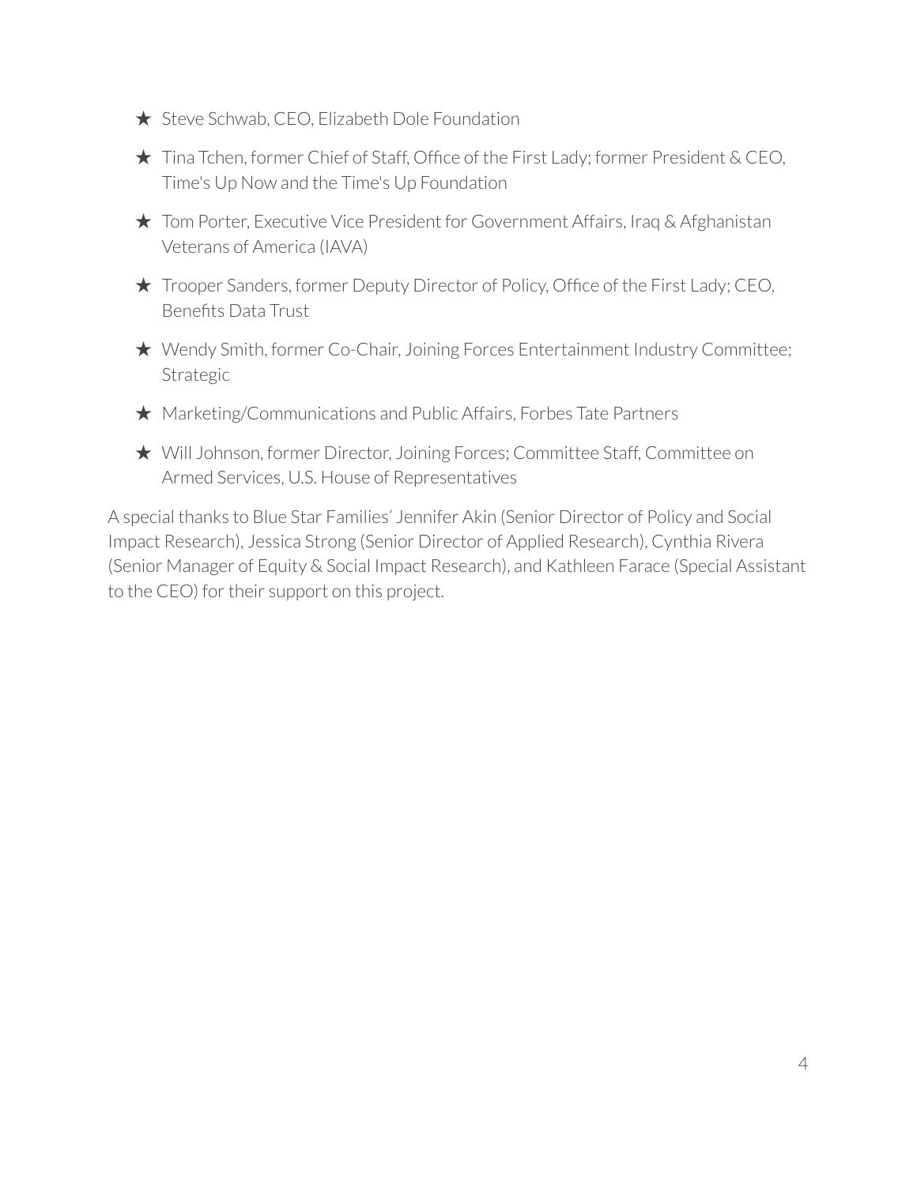- ★ Steve Schwab, CEO, Elizabeth Dole Foundation
- ★ Tina Tchen, former Chief of Staff, Office of the First Lady; former President & CEO, Time's Up Now and the Time's Up Foundation
- ★ Tom Porter, Executive Vice President for Government Affairs, Iraq & Afghanistan Veterans of America (IAVA)
- ★ Trooper Sanders, former Deputy Director of Policy, Office of the First Lady; CEO, Benefits Data Trust
- ★ Wendy Smith, former Co-Chair, Joining Forces Entertainment Industry Committee; Strategic
- ★ Marketing/Communications and Public Affairs, Forbes Tate Partners
- ★ Will Johnson, former Director, Joining Forces; Committee Staff, Committee on Armed Services, U.S. House of Representatives

A special thanks to Blue Star Families' Jennifer Akin (Senior Director of Policy and Social Impact Research), Jessica Strong (Senior Director of Applied Research), Cynthia Rivera (Senior Manager of Equity & Social Impact Research), and Kathleen Farace (Special Assistant to the CEO) for their support on this project.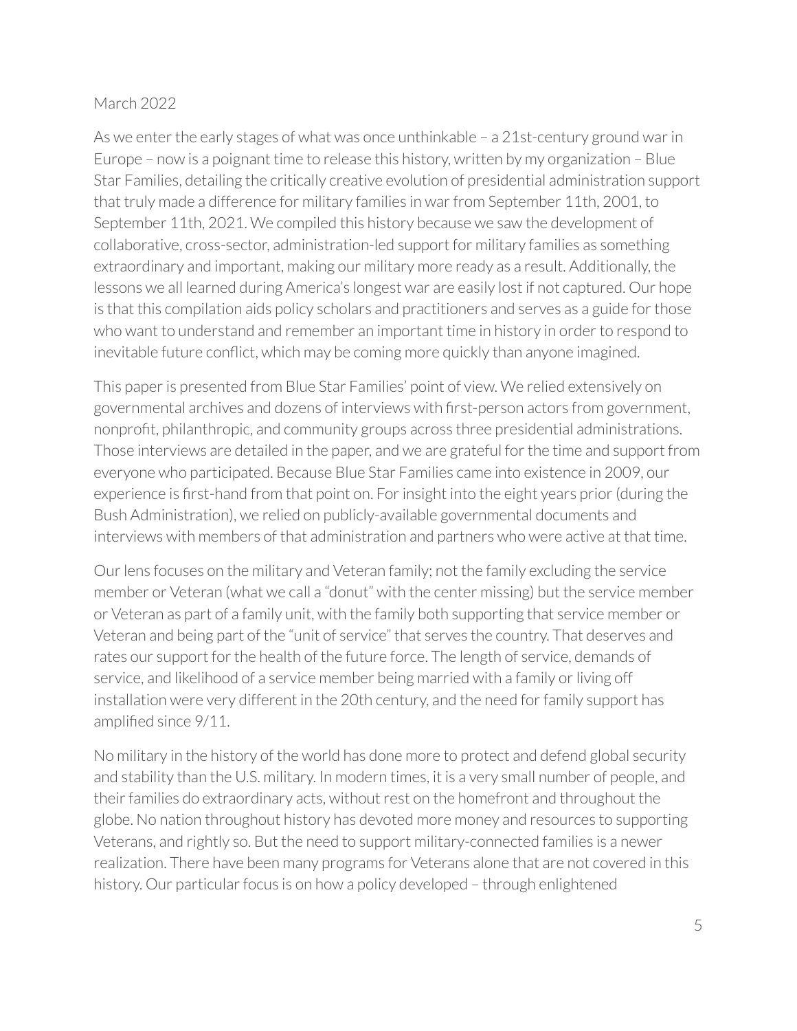March 2022

As we enter the early stages of what was once unthinkable – a 21st-century ground war in Europe – now is a poignant time to release this history, written by my organization – Blue Star Families, detailing the critically creative evolution of presidential administration support that truly made a difference for military families in war from September 11th, 2001, to September 11th, 2021. We compiled this history because we saw the development of collaborative, cross-sector, administration-led support for military families as something extraordinary and important, making our military more ready as a result. Additionally, the lessons we all learned during America's longest war are easily lost if not captured. Our hope is that this compilation aids policy scholars and practitioners and serves as a guide for those who want to understand and remember an important time in history in order to respond to inevitable future conflict, which may be coming more quickly than anyone imagined.

This paper is presented from Blue Star Families' point of view. We relied extensively on governmental archives and dozens of interviews with first-person actors from government, nonprofit, philanthropic, and community groups across three presidential administrations. Those interviews are detailed in the paper, and we are grateful for the time and support from everyone who participated. Because Blue Star Families came into existence in 2009, our experience is first-hand from that point on. For insight into the eight years prior (during the Bush Administration), we relied on publicly-available governmental documents and interviews with members of that administration and partners who were active at that time.

Our lens focuses on the military and Veteran family; not the family excluding the service member or Veteran (what we call a "donut" with the center missing) but the service member or Veteran as part of a family unit, with the family both supporting that service member or Veteran and being part of the "unit of service" that serves the country. That deserves and rates our support for the health of the future force. The length of service, demands of service, and likelihood of a service member being married with a family or living off installation were very different in the 20th century, and the need for family support has amplified since 9/11.

No military in the history of the world has done more to protect and defend global security and stability than the U.S. military. In modern times, it is a very small number of people, and their families do extraordinary acts, without rest on the homefront and throughout the globe. No nation throughout history has devoted more money and resources to supporting Veterans, and rightly so. But the need to support military-connected families is a newer realization. There have been many programs for Veterans alone that are not covered in this history. Our particular focus is on how a policy developed – through enlightened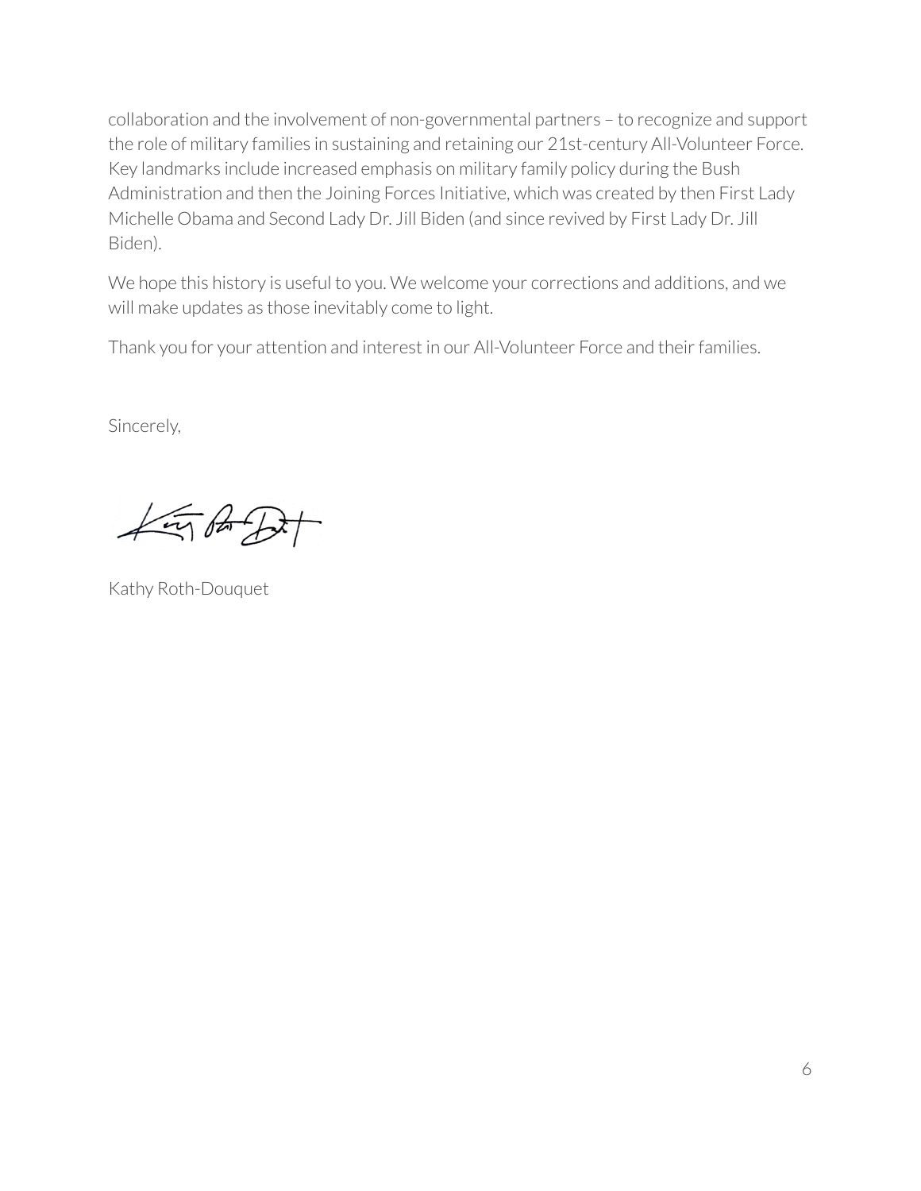collaboration and the involvement of non-governmental partners – to recognize and support the role of military families in sustaining and retaining our 21st-century All-Volunteer Force. Key landmarks include increased emphasis on military family policy during the Bush Administration and then the Joining Forces Initiative, which was created by then First Lady Michelle Obama and Second Lady Dr. Jill Biden (and since revived by First Lady Dr. Jill Biden).

We hope this history is useful to you. We welcome your corrections and additions, and we will make updates as those inevitably come to light.

Thank you for your attention and interest in our All-Volunteer Force and their families.

Sincerely,

Kathy Roth-Douquet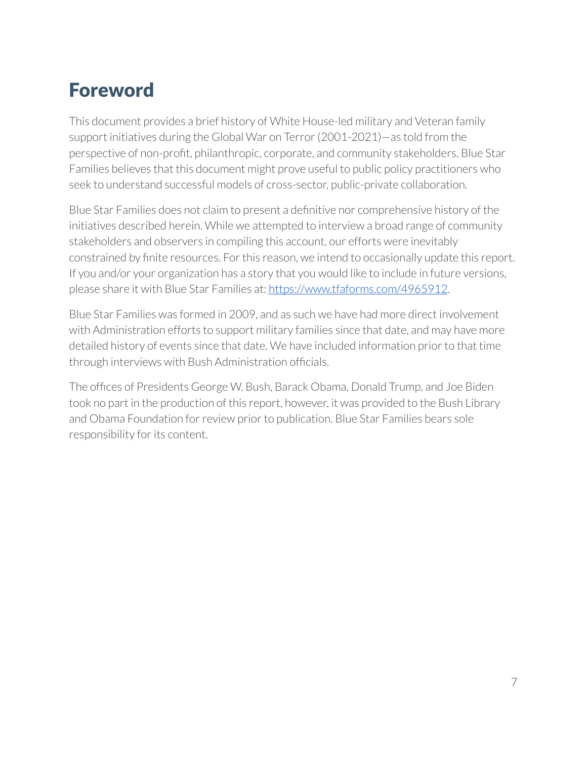# Foreword

This document provides a brief history of White House-led military and Veteran family support initiatives during the Global War on Terror (2001-2021)—as told from the perspective of non-profit, philanthropic, corporate, and community stakeholders. Blue Star Families believes that this document might prove useful to public policy practitioners who seek to understand successful models of cross-sector, public-private collaboration.

Blue Star Families does not claim to present a definitive nor comprehensive history of the initiatives described herein. While we attempted to interview a broad range of community stakeholders and observers in compiling this account, our efforts were inevitably constrained by finite resources. For this reason, we intend to occasionally update this report. If you and/or your organization has a story that you would like to include in future versions, please share it with Blue Star Families at: [https://www.tfaforms.com/4965912](https://www.tfaforms.com/4965912).

Blue Star Families was formed in 2009, and as such we have had more direct involvement with Administration efforts to support military families since that date, and may have more detailed history of events since that date. We have included information prior to that time through interviews with Bush Administration officials.

The offices of Presidents George W. Bush, Barack Obama, Donald Trump, and Joe Biden took no part in the production of this report, however, it was provided to the Bush Library and Obama Foundation for review prior to publication. Blue Star Families bears sole responsibility for its content.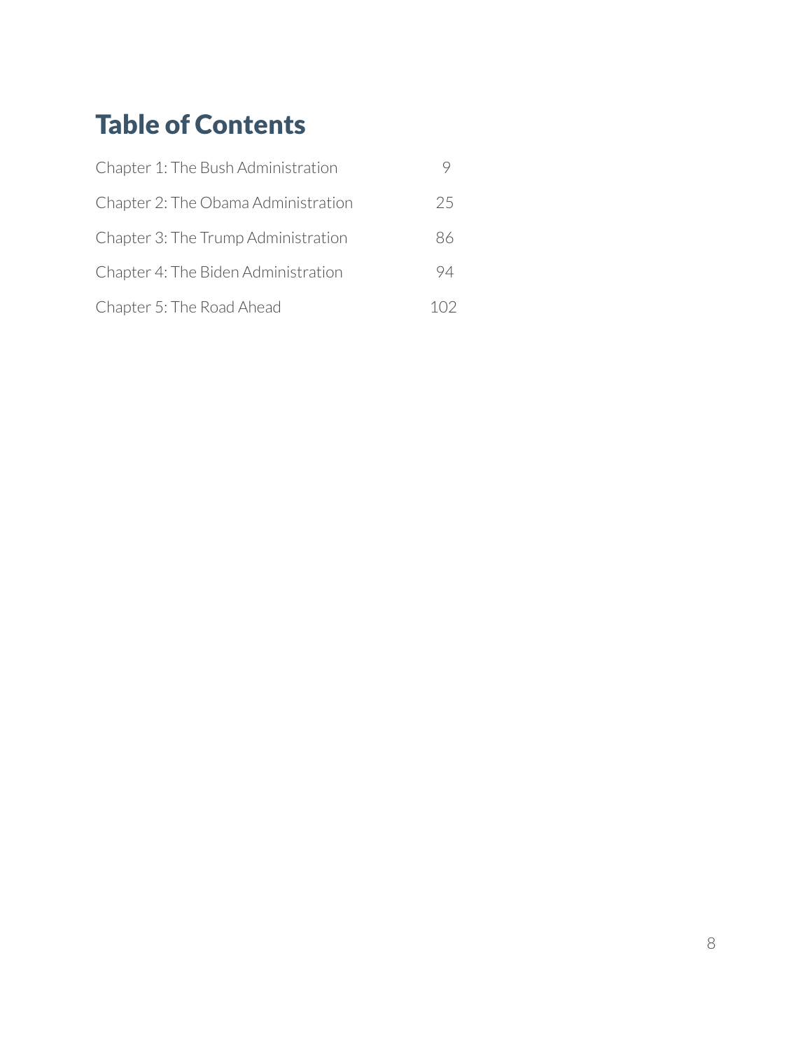# Table of Contents

| | |
|---|---|
| Chapter 1: The Bush Administration | 9 |
| Chapter 2: The Obama Administration | 25 |
| Chapter 3: The Trump Administration | 86 |
| Chapter 4: The Biden Administration | 94 |
| Chapter 5: The Road Ahead | 102 |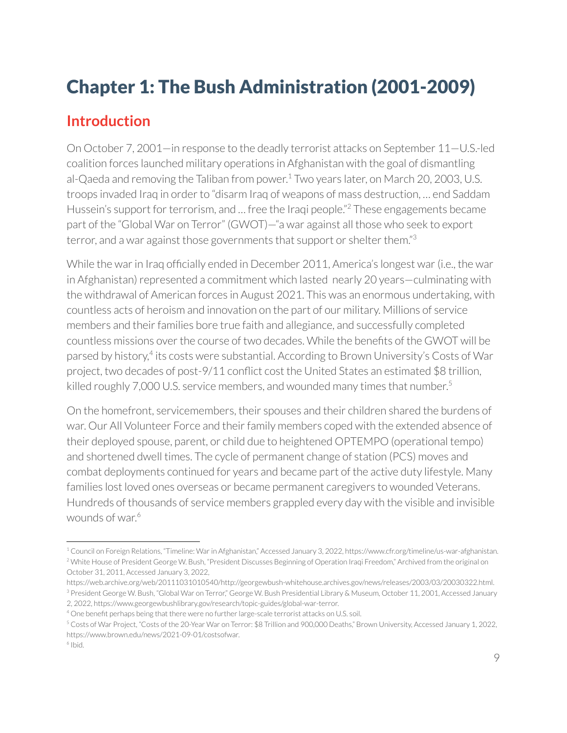# Chapter 1: The Bush Administration (2001-2009)

## Introduction

On October 7, 2001—in response to the deadly terrorist attacks on September 11—U.S.-led coalition forces launched military operations in Afghanistan with the goal of dismantling al-Qaeda and removing the Taliban from power.[1] Two years later, on March 20, 2003, U.S. troops invaded Iraq in order to "disarm Iraq of weapons of mass destruction, … end Saddam Hussein's support for terrorism, and … free the Iraqi people."[2] These engagements became part of the "Global War on Terror" (GWOT)—"a war against all those who seek to export terror, and a war against those governments that support or shelter them."[3]

While the war in Iraq officially ended in December 2011, America's longest war (i.e., the war in Afghanistan) represented a commitment which lasted nearly 20 years—culminating with the withdrawal of American forces in August 2021. This was an enormous undertaking, with countless acts of heroism and innovation on the part of our military. Millions of service members and their families bore true faith and allegiance, and successfully completed countless missions over the course of two decades. While the benefits of the GWOT will be parsed by history,[4] its costs were substantial. According to Brown University's Costs of War project, two decades of post-9/11 conflict cost the United States an estimated $8 trillion, killed roughly 7,000 U.S. service members, and wounded many times that number.[5]

On the homefront, servicemembers, their spouses and their children shared the burdens of war. Our All Volunteer Force and their family members coped with the extended absence of their deployed spouse, parent, or child due to heightened OPTEMPO (operational tempo) and shortened dwell times. The cycle of permanent change of station (PCS) moves and combat deployments continued for years and became part of the active duty lifestyle. Many families lost loved ones overseas or became permanent caregivers to wounded Veterans. Hundreds of thousands of service members grappled every day with the visible and invisible wounds of war.[6]

---

[1] Council on Foreign Relations, "Timeline: War in Afghanistan," Accessed January 3, 2022, https://www.cfr.org/timeline/us-war-afghanistan.

[2] White House of President George W. Bush, "President Discusses Beginning of Operation Iraqi Freedom," Archived from the original on October 31, 2011, Accessed January 3, 2022, https://web.archive.org/web/20111031010540/http://georgewbush-whitehouse.archives.gov/news/releases/2003/03/20030322.html.

[3] President George W. Bush, "Global War on Terror," George W. Bush Presidential Library & Museum, October 11, 2001, Accessed January 2, 2022, https://www.georgewbushlibrary.gov/research/topic-guides/global-war-terror.

[4] One benefit perhaps being that there were no further large-scale terrorist attacks on U.S. soil.

[5] Costs of War Project, "Costs of the 20-Year War on Terror: $8 Trillion and 900,000 Deaths," Brown University, Accessed January 1, 2022, https://www.brown.edu/news/2021-09-01/costsofwar.

[6] Ibid.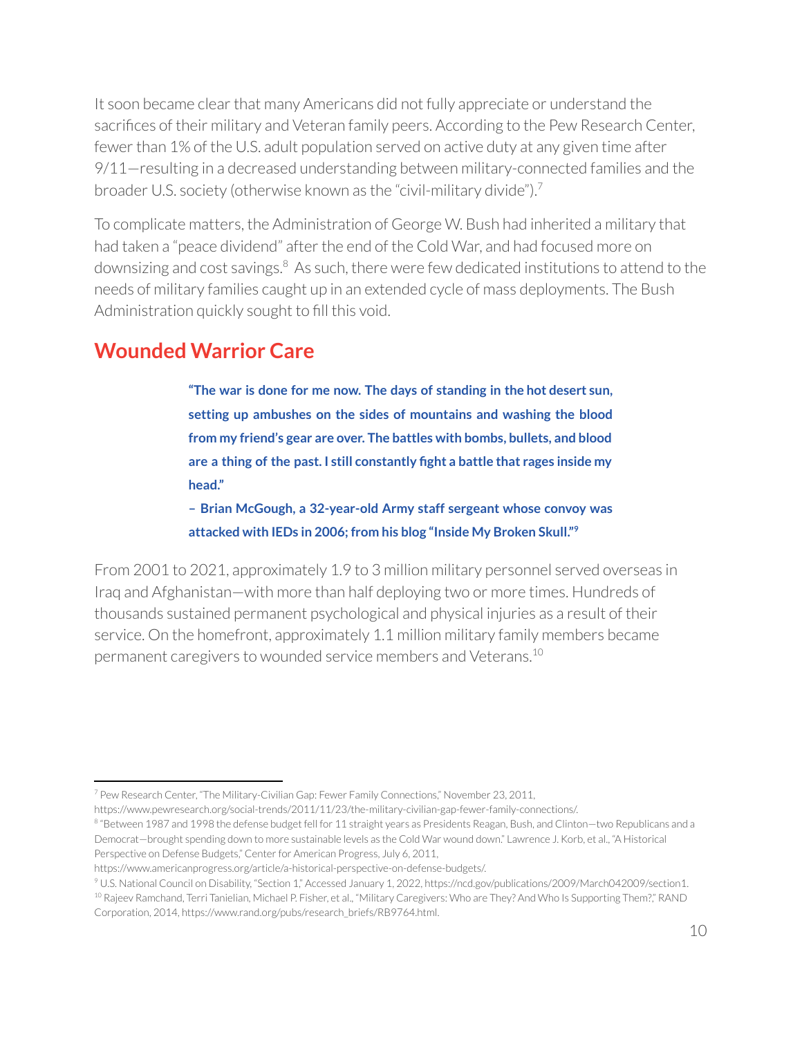It soon became clear that many Americans did not fully appreciate or understand the sacrifices of their military and Veteran family peers. According to the Pew Research Center, fewer than 1% of the U.S. adult population served on active duty at any given time after 9/11—resulting in a decreased understanding between military-connected families and the broader U.S. society (otherwise known as the "civil-military divide").[7]

To complicate matters, the Administration of George W. Bush had inherited a military that had taken a "peace dividend" after the end of the Cold War, and had focused more on downsizing and cost savings.[8] As such, there were few dedicated institutions to attend to the needs of military families caught up in an extended cycle of mass deployments. The Bush Administration quickly sought to fill this void.

## Wounded Warrior Care

> **"The war is done for me now. The days of standing in the hot desert sun, setting up ambushes on the sides of mountains and washing the blood from my friend's gear are over. The battles with bombs, bullets, and blood are a thing of the past. I still constantly fight a battle that rages inside my head."**
>
> **– Brian McGough, a 32-year-old Army staff sergeant whose convoy was attacked with IEDs in 2006; from his blog "Inside My Broken Skull."[9]**

From 2001 to 2021, approximately 1.9 to 3 million military personnel served overseas in Iraq and Afghanistan—with more than half deploying two or more times. Hundreds of thousands sustained permanent psychological and physical injuries as a result of their service. On the homefront, approximately 1.1 million military family members became permanent caregivers to wounded service members and Veterans.[10]

---

[7] Pew Research Center, "The Military-Civilian Gap: Fewer Family Connections," November 23, 2011, https://www.pewresearch.org/social-trends/2011/11/23/the-military-civilian-gap-fewer-family-connections/.

[8] "Between 1987 and 1998 the defense budget fell for 11 straight years as Presidents Reagan, Bush, and Clinton—two Republicans and a Democrat—brought spending down to more sustainable levels as the Cold War wound down." Lawrence J. Korb, et al., "A Historical Perspective on Defense Budgets," Center for American Progress, July 6, 2011, https://www.americanprogress.org/article/a-historical-perspective-on-defense-budgets/.

[9] U.S. National Council on Disability, "Section 1," Accessed January 1, 2022, https://ncd.gov/publications/2009/March042009/section1.

[10] Rajeev Ramchand, Terri Tanielian, Michael P. Fisher, et al., "Military Caregivers: Who are They? And Who Is Supporting Them?," RAND Corporation, 2014, https://www.rand.org/pubs/research_briefs/RB9764.html.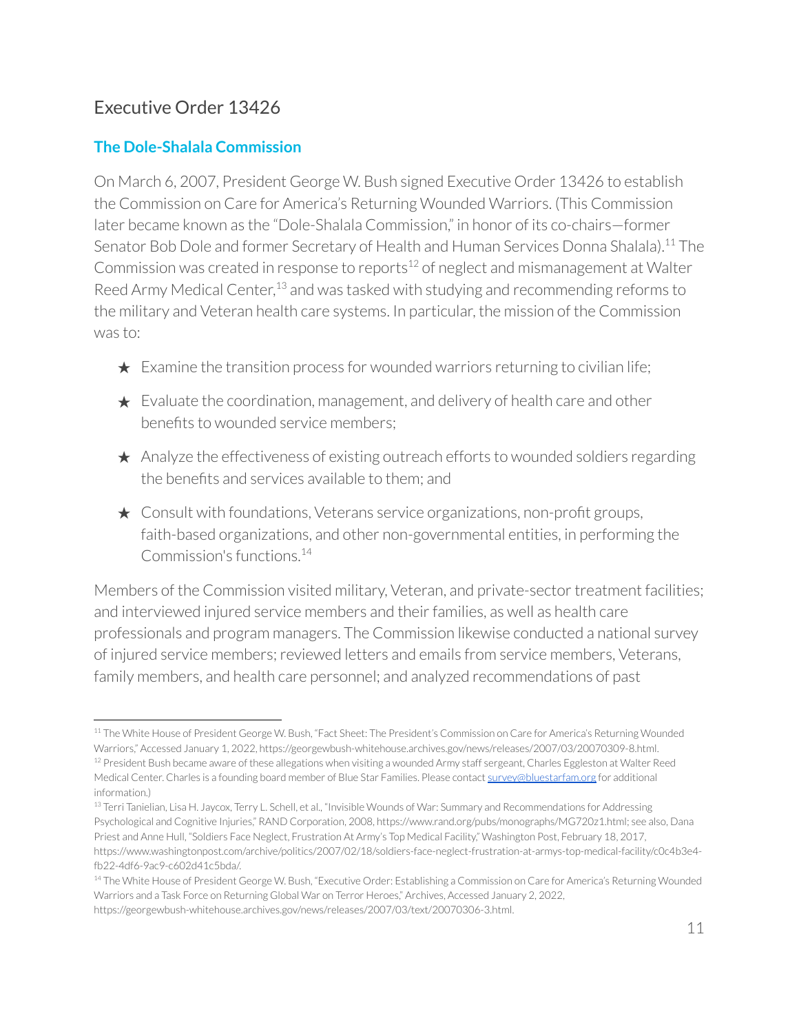## Executive Order 13426

### The Dole-Shalala Commission

On March 6, 2007, President George W. Bush signed Executive Order 13426 to establish the Commission on Care for America's Returning Wounded Warriors. (This Commission later became known as the "Dole-Shalala Commission," in honor of its co-chairs—former Senator Bob Dole and former Secretary of Health and Human Services Donna Shalala).[11] The Commission was created in response to reports[12] of neglect and mismanagement at Walter Reed Army Medical Center,[13] and was tasked with studying and recommending reforms to the military and Veteran health care systems. In particular, the mission of the Commission was to:

- ★ Examine the transition process for wounded warriors returning to civilian life;
- ★ Evaluate the coordination, management, and delivery of health care and other benefits to wounded service members;
- ★ Analyze the effectiveness of existing outreach efforts to wounded soldiers regarding the benefits and services available to them; and
- ★ Consult with foundations, Veterans service organizations, non-profit groups, faith-based organizations, and other non-governmental entities, in performing the Commission's functions.[14]

Members of the Commission visited military, Veteran, and private-sector treatment facilities; and interviewed injured service members and their families, as well as health care professionals and program managers. The Commission likewise conducted a national survey of injured service members; reviewed letters and emails from service members, Veterans, family members, and health care personnel; and analyzed recommendations of past

---

[11] The White House of President George W. Bush, "Fact Sheet: The President's Commission on Care for America's Returning Wounded Warriors," Accessed January 1, 2022, https://georgewbush-whitehouse.archives.gov/news/releases/2007/03/20070309-8.html.

[12] President Bush became aware of these allegations when visiting a wounded Army staff sergeant, Charles Eggleston at Walter Reed Medical Center. Charles is a founding board member of Blue Star Families. Please contact survey@bluestarfam.org for additional information.)

[13] Terri Tanielian, Lisa H. Jaycox, Terry L. Schell, et al., "Invisible Wounds of War: Summary and Recommendations for Addressing Psychological and Cognitive Injuries," RAND Corporation, 2008, https://www.rand.org/pubs/monographs/MG720z1.html; see also, Dana Priest and Anne Hull, "Soldiers Face Neglect, Frustration At Army's Top Medical Facility," Washington Post, February 18, 2017, https://www.washingtonpost.com/archive/politics/2007/02/18/soldiers-face-neglect-frustration-at-armys-top-medical-facility/c0c4b3e4-fb22-4df6-9ac9-c602d41c5bda/.

[14] The White House of President George W. Bush, "Executive Order: Establishing a Commission on Care for America's Returning Wounded Warriors and a Task Force on Returning Global War on Terror Heroes," Archives, Accessed January 2, 2022, https://georgewbush-whitehouse.archives.gov/news/releases/2007/03/text/20070306-3.html.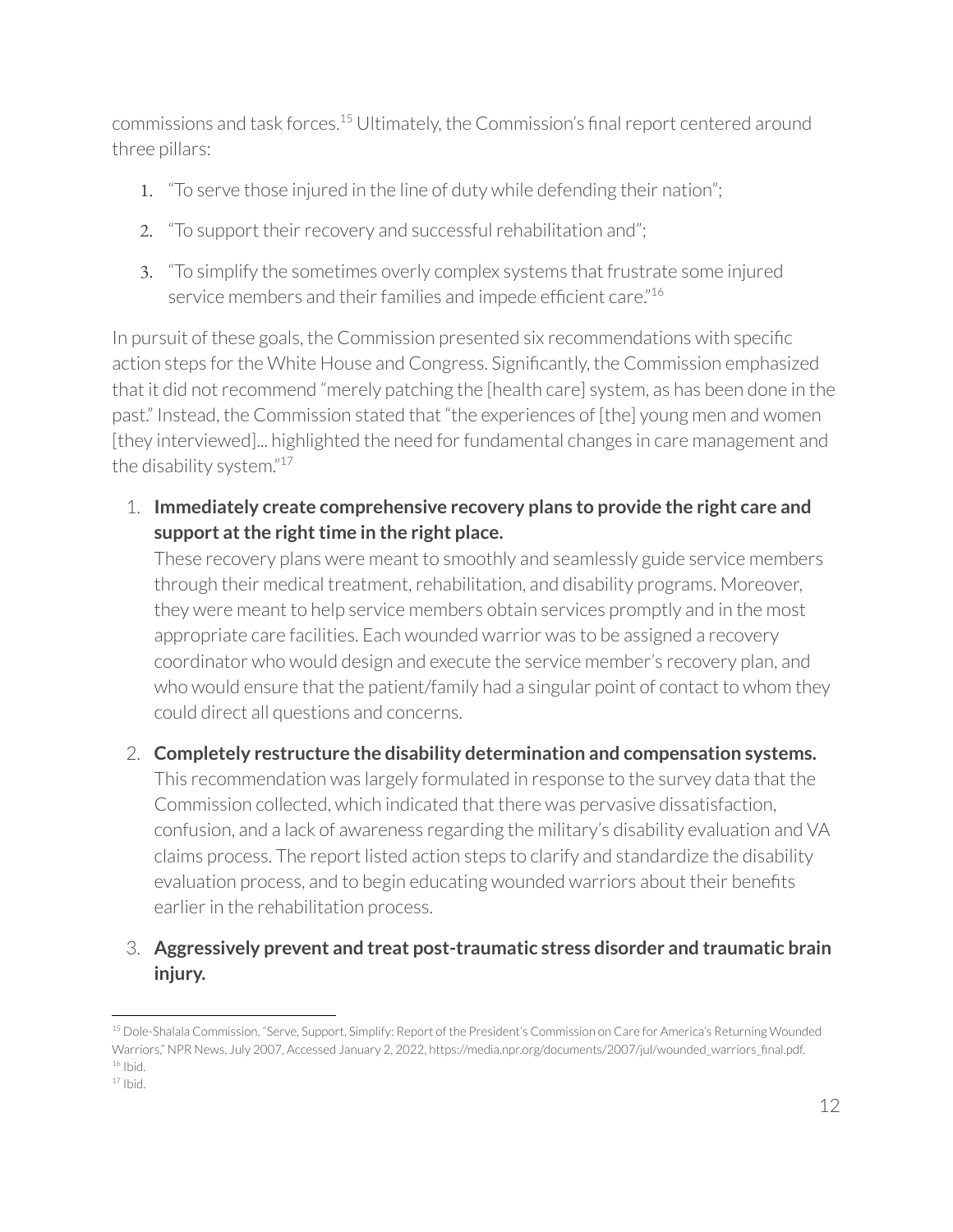commissions and task forces.[15] Ultimately, the Commission's final report centered around three pillars:

1. "To serve those injured in the line of duty while defending their nation";
2. "To support their recovery and successful rehabilitation and";
3. "To simplify the sometimes overly complex systems that frustrate some injured service members and their families and impede efficient care."[16]

In pursuit of these goals, the Commission presented six recommendations with specific action steps for the White House and Congress. Significantly, the Commission emphasized that it did not recommend "merely patching the [health care] system, as has been done in the past." Instead, the Commission stated that "the experiences of [the] young men and women [they interviewed]... highlighted the need for fundamental changes in care management and the disability system."[17]

1. **Immediately create comprehensive recovery plans to provide the right care and support at the right time in the right place.**
   These recovery plans were meant to smoothly and seamlessly guide service members through their medical treatment, rehabilitation, and disability programs. Moreover, they were meant to help service members obtain services promptly and in the most appropriate care facilities. Each wounded warrior was to be assigned a recovery coordinator who would design and execute the service member's recovery plan, and who would ensure that the patient/family had a singular point of contact to whom they could direct all questions and concerns.

2. **Completely restructure the disability determination and compensation systems.**
   This recommendation was largely formulated in response to the survey data that the Commission collected, which indicated that there was pervasive dissatisfaction, confusion, and a lack of awareness regarding the military's disability evaluation and VA claims process. The report listed action steps to clarify and standardize the disability evaluation process, and to begin educating wounded warriors about their benefits earlier in the rehabilitation process.

3. **Aggressively prevent and treat post-traumatic stress disorder and traumatic brain injury.**

[15] Dole-Shalala Commission, "Serve, Support, Simplify: Report of the President's Commission on Care for America's Returning Wounded Warriors," NPR News, July 2007, Accessed January 2, 2022, https://media.npr.org/documents/2007/jul/wounded_warriors_final.pdf.
[16] Ibid.
[17] Ibid.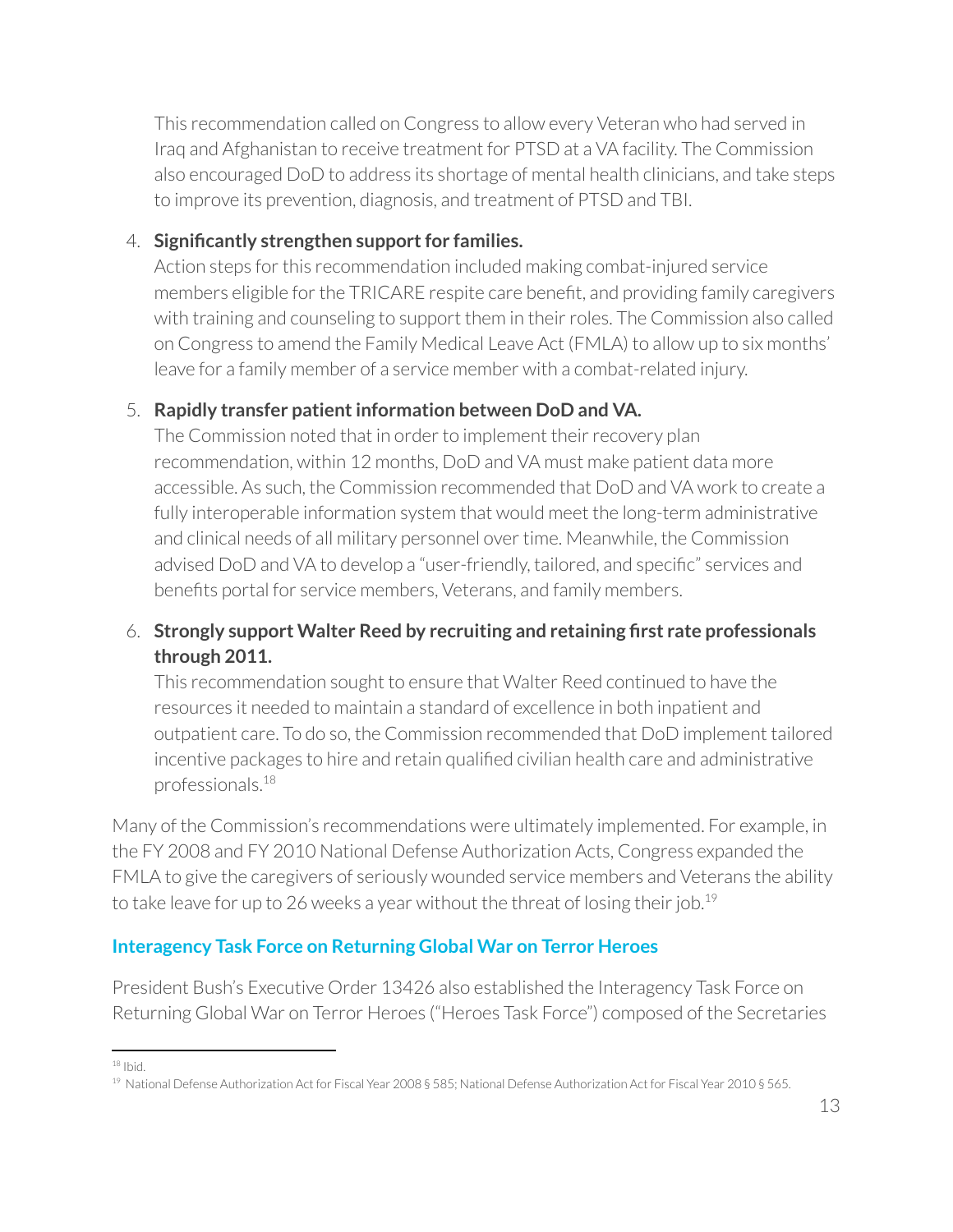This recommendation called on Congress to allow every Veteran who had served in Iraq and Afghanistan to receive treatment for PTSD at a VA facility. The Commission also encouraged DoD to address its shortage of mental health clinicians, and take steps to improve its prevention, diagnosis, and treatment of PTSD and TBI.

4. **Significantly strengthen support for families.**
   Action steps for this recommendation included making combat-injured service members eligible for the TRICARE respite care benefit, and providing family caregivers with training and counseling to support them in their roles. The Commission also called on Congress to amend the Family Medical Leave Act (FMLA) to allow up to six months' leave for a family member of a service member with a combat-related injury.

5. **Rapidly transfer patient information between DoD and VA.**
   The Commission noted that in order to implement their recovery plan recommendation, within 12 months, DoD and VA must make patient data more accessible. As such, the Commission recommended that DoD and VA work to create a fully interoperable information system that would meet the long-term administrative and clinical needs of all military personnel over time. Meanwhile, the Commission advised DoD and VA to develop a "user-friendly, tailored, and specific" services and benefits portal for service members, Veterans, and family members.

6. **Strongly support Walter Reed by recruiting and retaining first rate professionals through 2011.**
   This recommendation sought to ensure that Walter Reed continued to have the resources it needed to maintain a standard of excellence in both inpatient and outpatient care. To do so, the Commission recommended that DoD implement tailored incentive packages to hire and retain qualified civilian health care and administrative professionals.[18]

Many of the Commission's recommendations were ultimately implemented. For example, in the FY 2008 and FY 2010 National Defense Authorization Acts, Congress expanded the FMLA to give the caregivers of seriously wounded service members and Veterans the ability to take leave for up to 26 weeks a year without the threat of losing their job.[19]

### Interagency Task Force on Returning Global War on Terror Heroes

President Bush's Executive Order 13426 also established the Interagency Task Force on Returning Global War on Terror Heroes ("Heroes Task Force") composed of the Secretaries

---

[18] Ibid.

[19] National Defense Authorization Act for Fiscal Year 2008 § 585; National Defense Authorization Act for Fiscal Year 2010 § 565.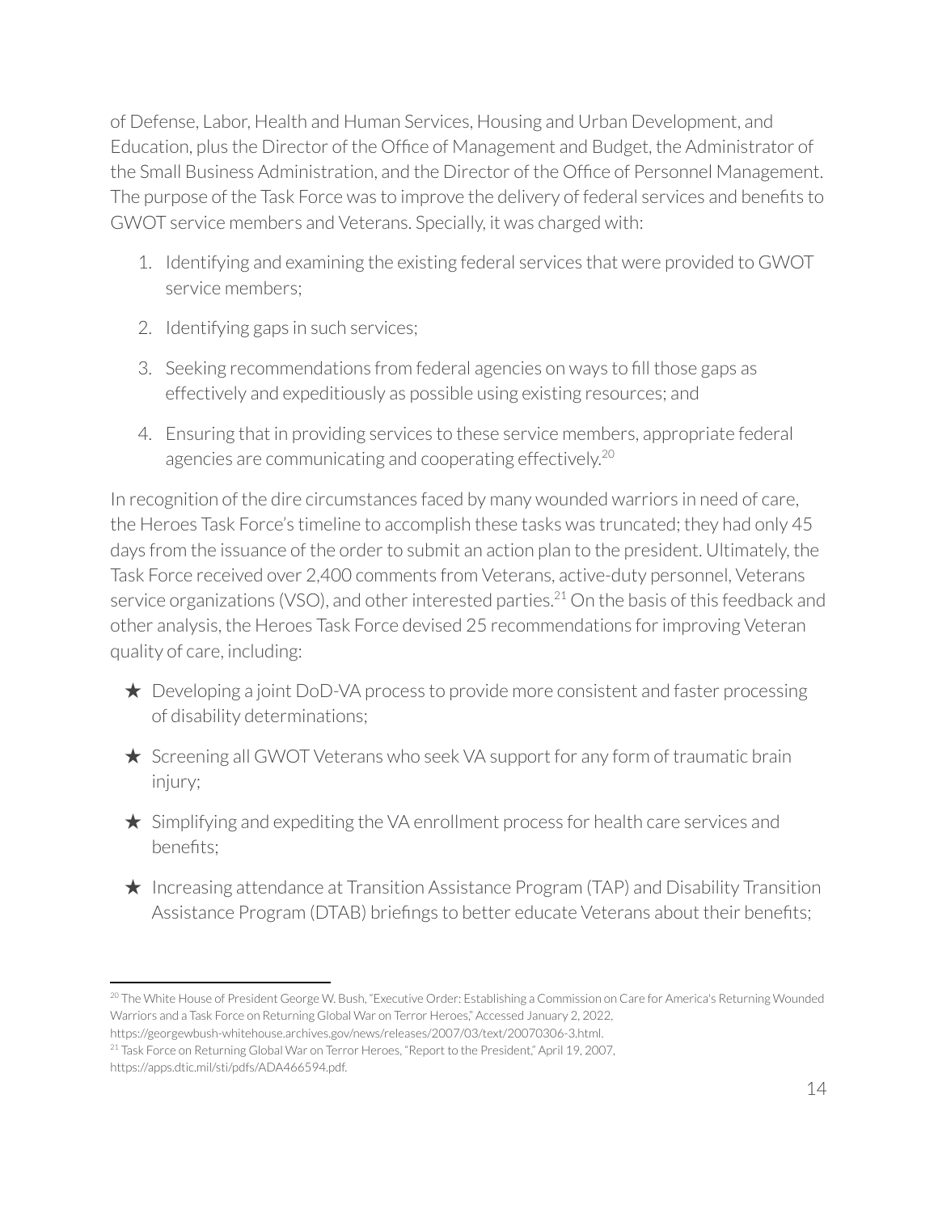of Defense, Labor, Health and Human Services, Housing and Urban Development, and Education, plus the Director of the Office of Management and Budget, the Administrator of the Small Business Administration, and the Director of the Office of Personnel Management. The purpose of the Task Force was to improve the delivery of federal services and benefits to GWOT service members and Veterans. Specially, it was charged with:

1. Identifying and examining the existing federal services that were provided to GWOT service members;
2. Identifying gaps in such services;
3. Seeking recommendations from federal agencies on ways to fill those gaps as effectively and expeditiously as possible using existing resources; and
4. Ensuring that in providing services to these service members, appropriate federal agencies are communicating and cooperating effectively.[20]

In recognition of the dire circumstances faced by many wounded warriors in need of care, the Heroes Task Force's timeline to accomplish these tasks was truncated; they had only 45 days from the issuance of the order to submit an action plan to the president. Ultimately, the Task Force received over 2,400 comments from Veterans, active-duty personnel, Veterans service organizations (VSO), and other interested parties.[21] On the basis of this feedback and other analysis, the Heroes Task Force devised 25 recommendations for improving Veteran quality of care, including:

- ★ Developing a joint DoD-VA process to provide more consistent and faster processing of disability determinations;
- ★ Screening all GWOT Veterans who seek VA support for any form of traumatic brain injury;
- ★ Simplifying and expediting the VA enrollment process for health care services and benefits;
- ★ Increasing attendance at Transition Assistance Program (TAP) and Disability Transition Assistance Program (DTAB) briefings to better educate Veterans about their benefits;

---

[20] The White House of President George W. Bush, "Executive Order: Establishing a Commission on Care for America's Returning Wounded Warriors and a Task Force on Returning Global War on Terror Heroes," Accessed January 2, 2022, https://georgewbush-whitehouse.archives.gov/news/releases/2007/03/text/20070306-3.html.

[21] Task Force on Returning Global War on Terror Heroes, "Report to the President," April 19, 2007, https://apps.dtic.mil/sti/pdfs/ADA466594.pdf.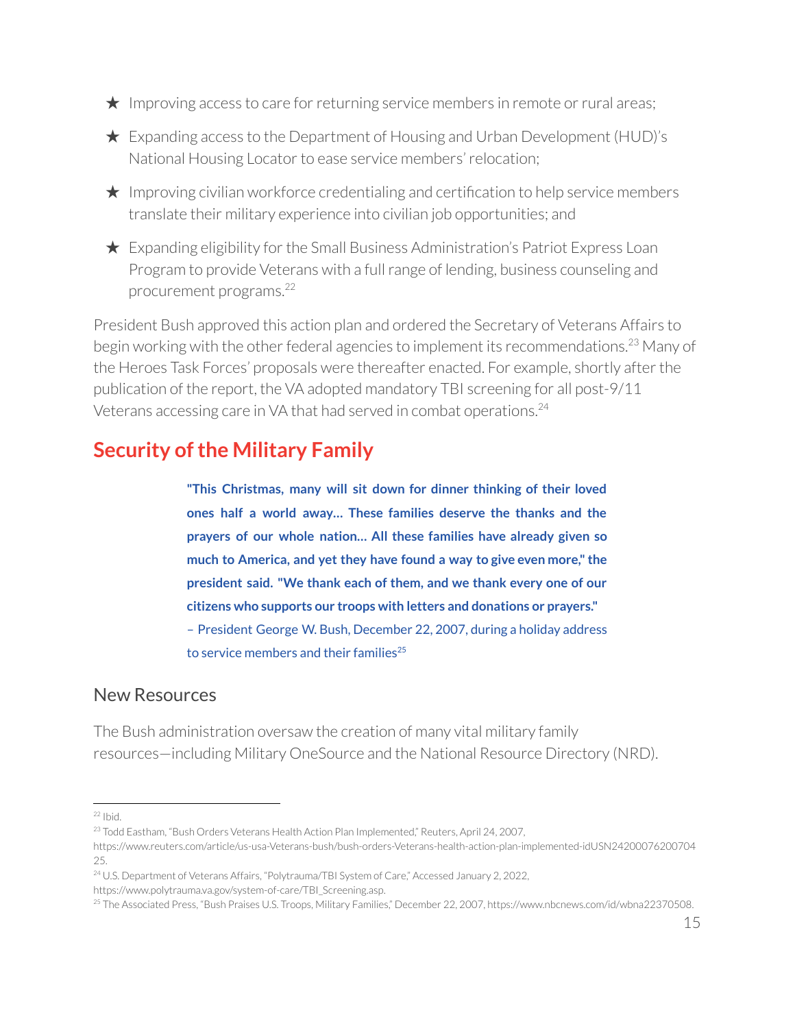★ Improving access to care for returning service members in remote or rural areas;

★ Expanding access to the Department of Housing and Urban Development (HUD)'s National Housing Locator to ease service members' relocation;

★ Improving civilian workforce credentialing and certification to help service members translate their military experience into civilian job opportunities; and

★ Expanding eligibility for the Small Business Administration's Patriot Express Loan Program to provide Veterans with a full range of lending, business counseling and procurement programs.[22]

President Bush approved this action plan and ordered the Secretary of Veterans Affairs to begin working with the other federal agencies to implement its recommendations.[23] Many of the Heroes Task Forces' proposals were thereafter enacted. For example, shortly after the publication of the report, the VA adopted mandatory TBI screening for all post-9/11 Veterans accessing care in VA that had served in combat operations.[24]

## Security of the Military Family

> **"This Christmas, many will sit down for dinner thinking of their loved ones half a world away… These families deserve the thanks and the prayers of our whole nation… All these families have already given so much to America, and yet they have found a way to give even more," the president said. "We thank each of them, and we thank every one of our citizens who supports our troops with letters and donations or prayers."**
>
> – President George W. Bush, December 22, 2007, during a holiday address to service members and their families[25]

### New Resources

The Bush administration oversaw the creation of many vital military family resources—including Military OneSource and the National Resource Directory (NRD).

---

[22] Ibid.

[23] Todd Eastham, "Bush Orders Veterans Health Action Plan Implemented," Reuters, April 24, 2007, https://www.reuters.com/article/us-usa-Veterans-bush/bush-orders-Veterans-health-action-plan-implemented-idUSN2420007620070425.

[24] U.S. Department of Veterans Affairs, "Polytrauma/TBI System of Care," Accessed January 2, 2022, https://www.polytrauma.va.gov/system-of-care/TBI_Screening.asp.

[25] The Associated Press, "Bush Praises U.S. Troops, Military Families," December 22, 2007, https://www.nbcnews.com/id/wbna22370508.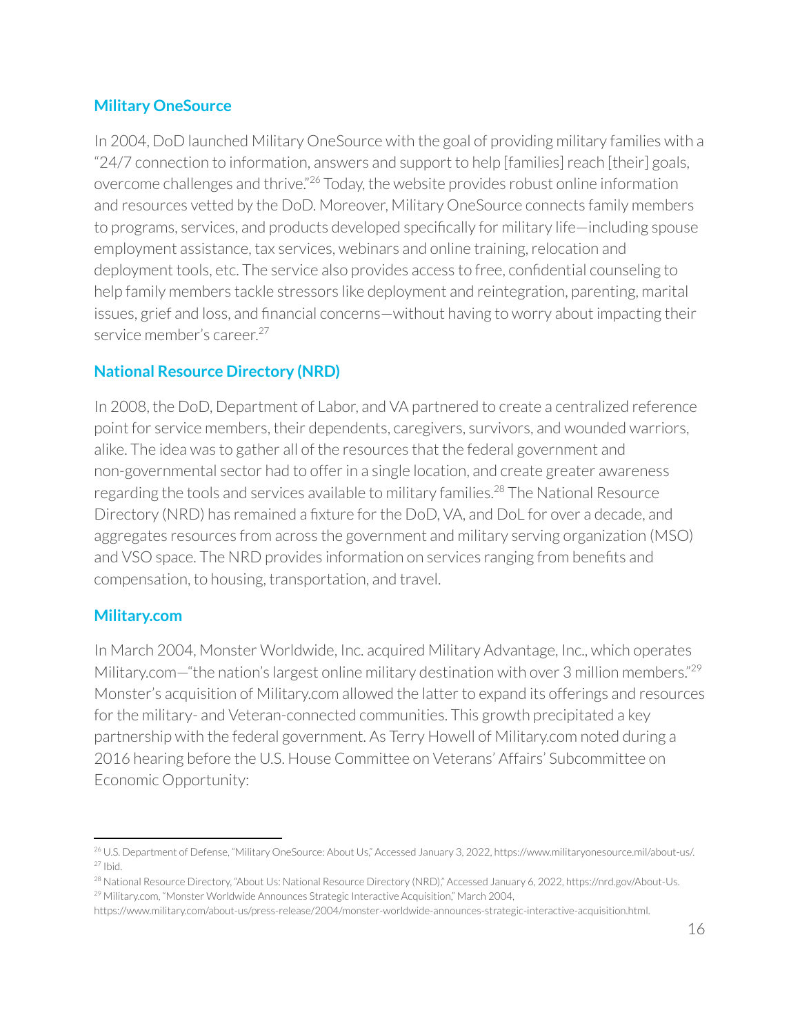### Military OneSource

In 2004, DoD launched Military OneSource with the goal of providing military families with a "24/7 connection to information, answers and support to help [families] reach [their] goals, overcome challenges and thrive."[26] Today, the website provides robust online information and resources vetted by the DoD. Moreover, Military OneSource connects family members to programs, services, and products developed specifically for military life—including spouse employment assistance, tax services, webinars and online training, relocation and deployment tools, etc. The service also provides access to free, confidential counseling to help family members tackle stressors like deployment and reintegration, parenting, marital issues, grief and loss, and financial concerns—without having to worry about impacting their service member's career.[27]

### National Resource Directory (NRD)

In 2008, the DoD, Department of Labor, and VA partnered to create a centralized reference point for service members, their dependents, caregivers, survivors, and wounded warriors, alike. The idea was to gather all of the resources that the federal government and non-governmental sector had to offer in a single location, and create greater awareness regarding the tools and services available to military families.[28] The National Resource Directory (NRD) has remained a fixture for the DoD, VA, and DoL for over a decade, and aggregates resources from across the government and military serving organization (MSO) and VSO space. The NRD provides information on services ranging from benefits and compensation, to housing, transportation, and travel.

### Military.com

In March 2004, Monster Worldwide, Inc. acquired Military Advantage, Inc., which operates Military.com—"the nation's largest online military destination with over 3 million members."[29] Monster's acquisition of Military.com allowed the latter to expand its offerings and resources for the military- and Veteran-connected communities. This growth precipitated a key partnership with the federal government. As Terry Howell of Military.com noted during a 2016 hearing before the U.S. House Committee on Veterans' Affairs' Subcommittee on Economic Opportunity:

---

[26] U.S. Department of Defense, "Military OneSource: About Us," Accessed January 3, 2022, https://www.militaryonesource.mil/about-us/.
[27] Ibid.
[28] National Resource Directory, "About Us: National Resource Directory (NRD)," Accessed January 6, 2022, https://nrd.gov/About-Us.
[29] Military.com, "Monster Worldwide Announces Strategic Interactive Acquisition," March 2004, https://www.military.com/about-us/press-release/2004/monster-worldwide-announces-strategic-interactive-acquisition.html.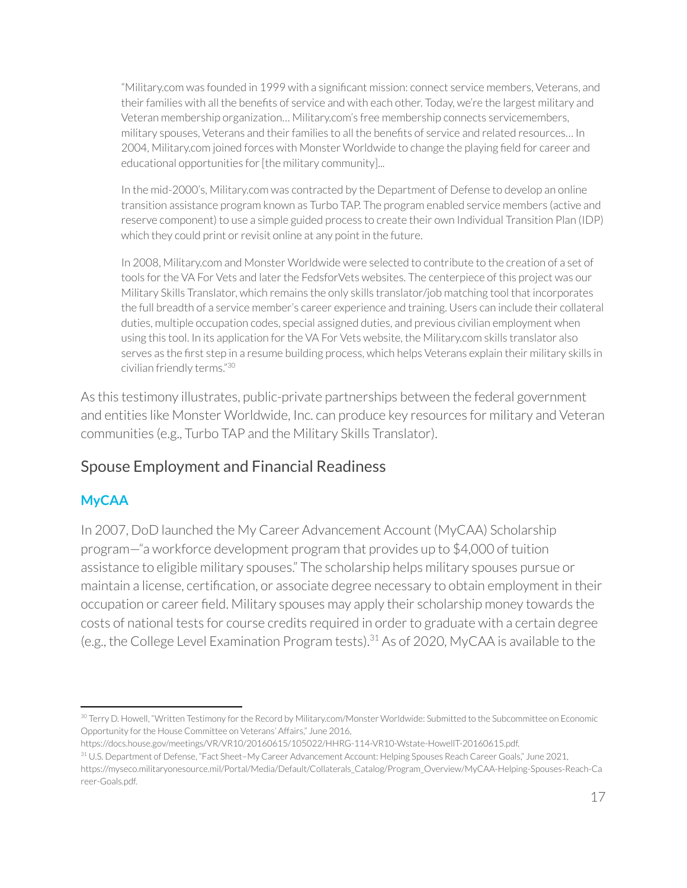> "Military.com was founded in 1999 with a significant mission: connect service members, Veterans, and their families with all the benefits of service and with each other. Today, we're the largest military and Veteran membership organization… Military.com's free membership connects servicemembers, military spouses, Veterans and their families to all the benefits of service and related resources… In 2004, Military.com joined forces with Monster Worldwide to change the playing field for career and educational opportunities for [the military community]...
>
> In the mid-2000's, Military.com was contracted by the Department of Defense to develop an online transition assistance program known as Turbo TAP. The program enabled service members (active and reserve component) to use a simple guided process to create their own Individual Transition Plan (IDP) which they could print or revisit online at any point in the future.
>
> In 2008, Military.com and Monster Worldwide were selected to contribute to the creation of a set of tools for the VA For Vets and later the FedsforVets websites. The centerpiece of this project was our Military Skills Translator, which remains the only skills translator/job matching tool that incorporates the full breadth of a service member's career experience and training. Users can include their collateral duties, multiple occupation codes, special assigned duties, and previous civilian employment when using this tool. In its application for the VA For Vets website, the Military.com skills translator also serves as the first step in a resume building process, which helps Veterans explain their military skills in civilian friendly terms."[30]

As this testimony illustrates, public-private partnerships between the federal government and entities like Monster Worldwide, Inc. can produce key resources for military and Veteran communities (e.g., Turbo TAP and the Military Skills Translator).

## Spouse Employment and Financial Readiness

### MyCAA

In 2007, DoD launched the My Career Advancement Account (MyCAA) Scholarship program—"a workforce development program that provides up to $4,000 of tuition assistance to eligible military spouses." The scholarship helps military spouses pursue or maintain a license, certification, or associate degree necessary to obtain employment in their occupation or career field. Military spouses may apply their scholarship money towards the costs of national tests for course credits required in order to graduate with a certain degree (e.g., the College Level Examination Program tests).[31] As of 2020, MyCAA is available to the

---

[30] Terry D. Howell, "Written Testimony for the Record by Military.com/Monster Worldwide: Submitted to the Subcommittee on Economic Opportunity for the House Committee on Veterans' Affairs," June 2016, https://docs.house.gov/meetings/VR/VR10/20160615/105022/HHRG-114-VR10-Wstate-HowellT-20160615.pdf.

[31] U.S. Department of Defense, "Fact Sheet–My Career Advancement Account: Helping Spouses Reach Career Goals," June 2021, https://myseco.militaryonesource.mil/Portal/Media/Default/Collaterals_Catalog/Program_Overview/MyCAA-Helping-Spouses-Reach-Career-Goals.pdf.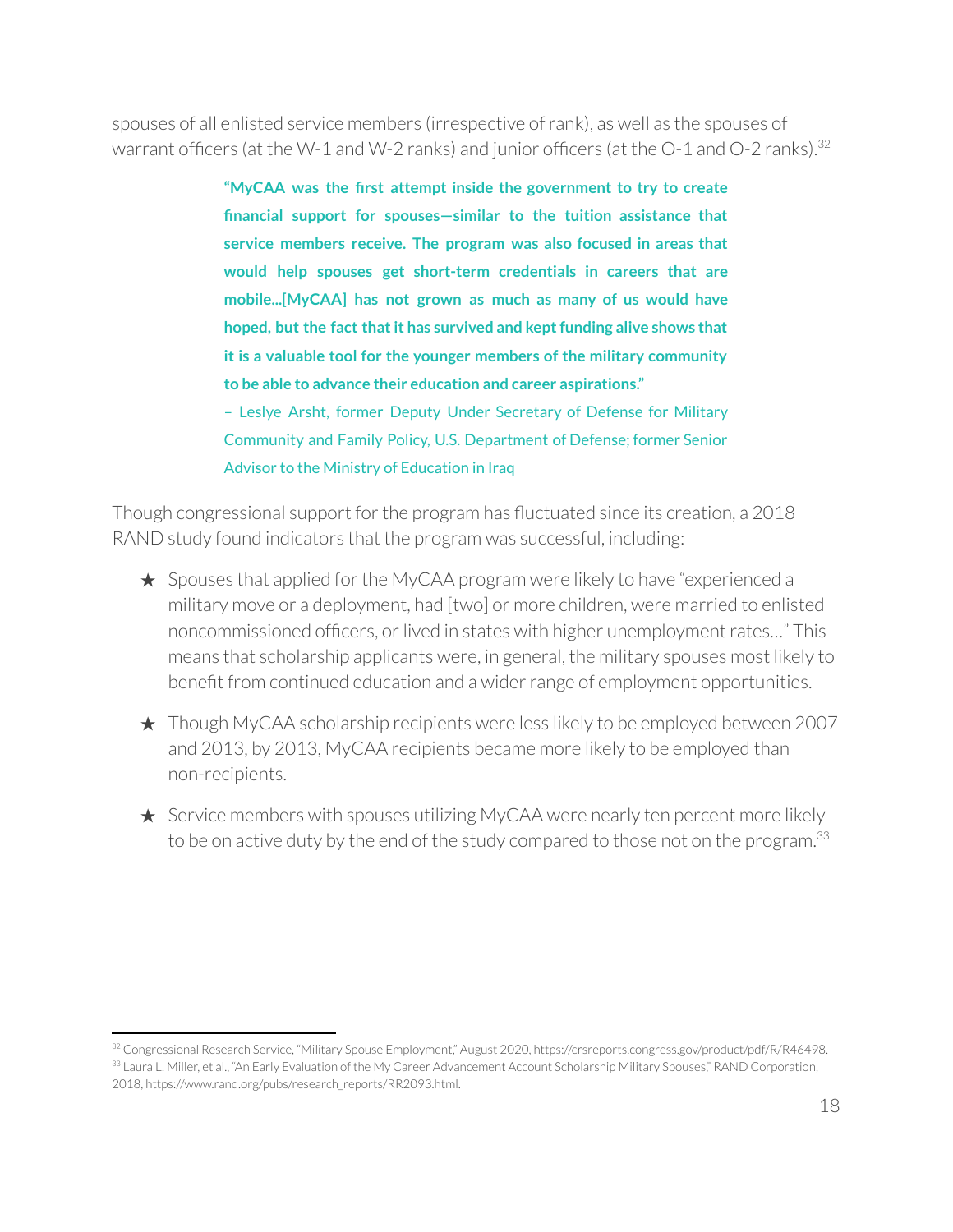spouses of all enlisted service members (irrespective of rank), as well as the spouses of warrant officers (at the W-1 and W-2 ranks) and junior officers (at the O-1 and O-2 ranks).[32]

> **"MyCAA was the first attempt inside the government to try to create financial support for spouses—similar to the tuition assistance that service members receive. The program was also focused in areas that would help spouses get short-term credentials in careers that are mobile...[MyCAA] has not grown as much as many of us would have hoped, but the fact that it has survived and kept funding alive shows that it is a valuable tool for the younger members of the military community to be able to advance their education and career aspirations."**
>
> – Leslye Arsht, former Deputy Under Secretary of Defense for Military Community and Family Policy, U.S. Department of Defense; former Senior Advisor to the Ministry of Education in Iraq

Though congressional support for the program has fluctuated since its creation, a 2018 RAND study found indicators that the program was successful, including:

- ★ Spouses that applied for the MyCAA program were likely to have "experienced a military move or a deployment, had [two] or more children, were married to enlisted noncommissioned officers, or lived in states with higher unemployment rates…" This means that scholarship applicants were, in general, the military spouses most likely to benefit from continued education and a wider range of employment opportunities.
- ★ Though MyCAA scholarship recipients were less likely to be employed between 2007 and 2013, by 2013, MyCAA recipients became more likely to be employed than non-recipients.
- ★ Service members with spouses utilizing MyCAA were nearly ten percent more likely to be on active duty by the end of the study compared to those not on the program.[33]

---

[32] Congressional Research Service, "Military Spouse Employment," August 2020, https://crsreports.congress.gov/product/pdf/R/R46498.

[33] Laura L. Miller, et al., "An Early Evaluation of the My Career Advancement Account Scholarship Military Spouses," RAND Corporation, 2018, https://www.rand.org/pubs/research_reports/RR2093.html.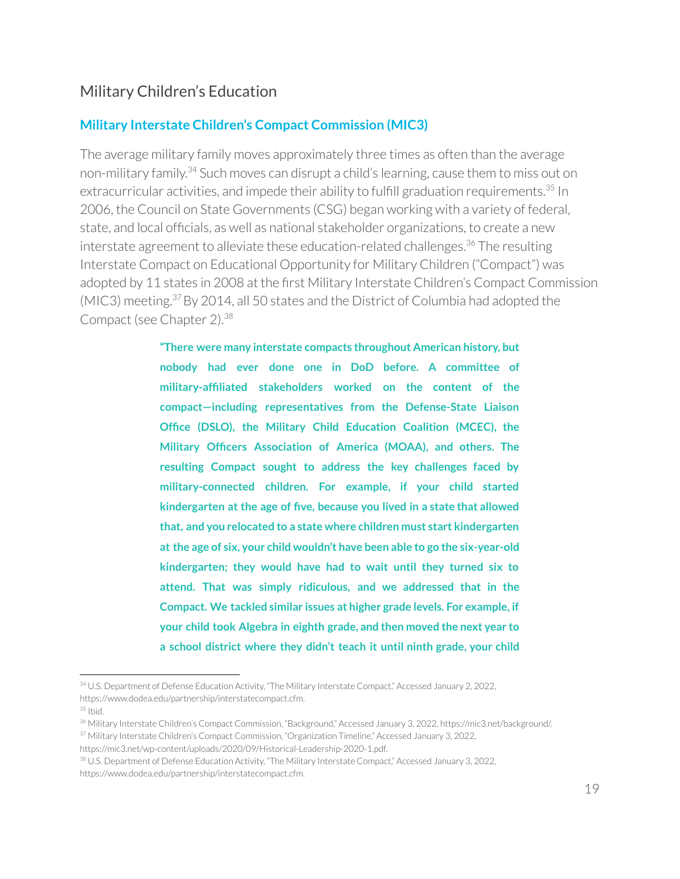## Military Children's Education

### Military Interstate Children's Compact Commission (MIC3)

The average military family moves approximately three times as often than the average non-military family.[34] Such moves can disrupt a child's learning, cause them to miss out on extracurricular activities, and impede their ability to fulfill graduation requirements.[35] In 2006, the Council on State Governments (CSG) began working with a variety of federal, state, and local officials, as well as national stakeholder organizations, to create a new interstate agreement to alleviate these education-related challenges.[36] The resulting Interstate Compact on Educational Opportunity for Military Children ("Compact") was adopted by 11 states in 2008 at the first Military Interstate Children's Compact Commission (MIC3) meeting.[37] By 2014, all 50 states and the District of Columbia had adopted the Compact (see Chapter 2).[38]

> **"There were many interstate compacts throughout American history, but nobody had ever done one in DoD before. A committee of military-affiliated stakeholders worked on the content of the compact—including representatives from the Defense-State Liaison Office (DSLO), the Military Child Education Coalition (MCEC), the Military Officers Association of America (MOAA), and others. The resulting Compact sought to address the key challenges faced by military-connected children. For example, if your child started kindergarten at the age of five, because you lived in a state that allowed that, and you relocated to a state where children must start kindergarten at the age of six, your child wouldn't have been able to go the six-year-old kindergarten; they would have had to wait until they turned six to attend. That was simply ridiculous, and we addressed that in the Compact. We tackled similar issues at higher grade levels. For example, if your child took Algebra in eighth grade, and then moved the next year to a school district where they didn't teach it until ninth grade, your child**

---

[34] U.S. Department of Defense Education Activity, "The Military Interstate Compact," Accessed January 2, 2022, https://www.dodea.edu/partnership/interstatecompact.cfm.

[35] Ibid.

[36] Military Interstate Children's Compact Commission, "Background," Accessed January 3, 2022, https://mic3.net/background/.

[37] Military Interstate Children's Compact Commission, "Organization Timeline," Accessed January 3, 2022, https://mic3.net/wp-content/uploads/2020/09/Historical-Leadership-2020-1.pdf.

[38] U.S. Department of Defense Education Activity, "The Military Interstate Compact," Accessed January 3, 2022, https://www.dodea.edu/partnership/interstatecompact.cfm.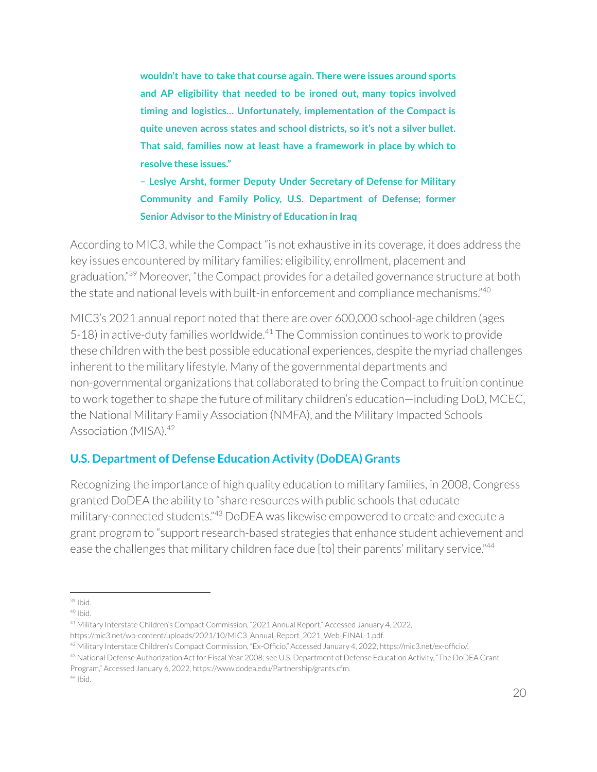**wouldn't have to take that course again. There were issues around sports and AP eligibility that needed to be ironed out, many topics involved timing and logistics… Unfortunately, implementation of the Compact is quite uneven across states and school districts, so it's not a silver bullet. That said, families now at least have a framework in place by which to resolve these issues."**

**– Leslye Arsht, former Deputy Under Secretary of Defense for Military Community and Family Policy, U.S. Department of Defense; former Senior Advisor to the Ministry of Education in Iraq**

According to MIC3, while the Compact "is not exhaustive in its coverage, it does address the key issues encountered by military families: eligibility, enrollment, placement and graduation."[39] Moreover, "the Compact provides for a detailed governance structure at both the state and national levels with built-in enforcement and compliance mechanisms."[40]

MIC3's 2021 annual report noted that there are over 600,000 school-age children (ages 5-18) in active-duty families worldwide.[41] The Commission continues to work to provide these children with the best possible educational experiences, despite the myriad challenges inherent to the military lifestyle. Many of the governmental departments and non-governmental organizations that collaborated to bring the Compact to fruition continue to work together to shape the future of military children's education—including DoD, MCEC, the National Military Family Association (NMFA), and the Military Impacted Schools Association (MISA).[42]

## U.S. Department of Defense Education Activity (DoDEA) Grants

Recognizing the importance of high quality education to military families, in 2008, Congress granted DoDEA the ability to "share resources with public schools that educate military-connected students."[43] DoDEA was likewise empowered to create and execute a grant program to "support research-based strategies that enhance student achievement and ease the challenges that military children face due [to] their parents' military service."[44]

---

[39] Ibid.

[40] Ibid.

[41] Military Interstate Children's Compact Commission, "2021 Annual Report," Accessed January 4, 2022, https://mic3.net/wp-content/uploads/2021/10/MIC3_Annual_Report_2021_Web_FINAL-1.pdf.

[42] Military Interstate Children's Compact Commission, "Ex-Officio," Accessed January 4, 2022, https://mic3.net/ex-officio/.

[43] National Defense Authorization Act for Fiscal Year 2008; see U.S. Department of Defense Education Activity, "The DoDEA Grant Program," Accessed January 6, 2022, https://www.dodea.edu/Partnership/grants.cfm.

[44] Ibid.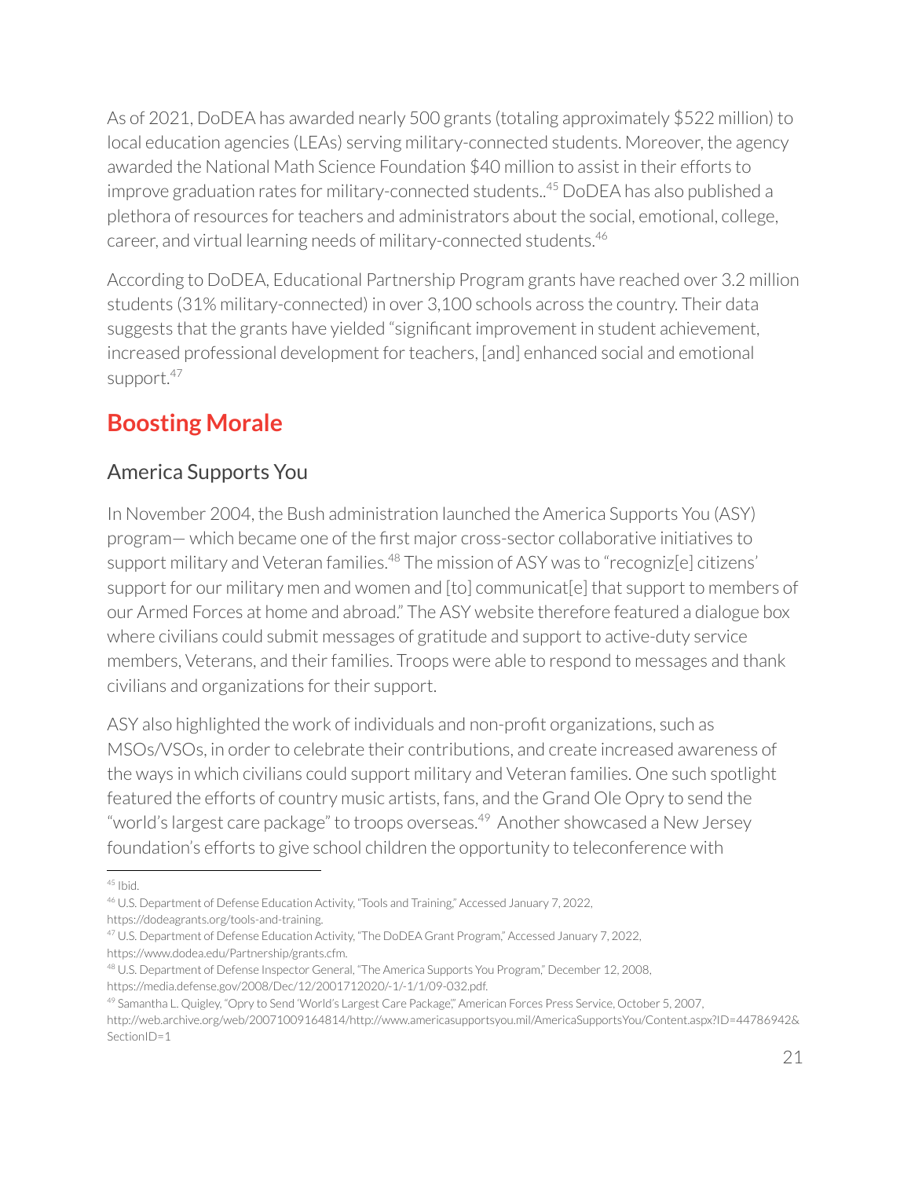As of 2021, DoDEA has awarded nearly 500 grants (totaling approximately $522 million) to local education agencies (LEAs) serving military-connected students. Moreover, the agency awarded the National Math Science Foundation $40 million to assist in their efforts to improve graduation rates for military-connected students..[45] DoDEA has also published a plethora of resources for teachers and administrators about the social, emotional, college, career, and virtual learning needs of military-connected students.[46]

According to DoDEA, Educational Partnership Program grants have reached over 3.2 million students (31% military-connected) in over 3,100 schools across the country. Their data suggests that the grants have yielded "significant improvement in student achievement, increased professional development for teachers, [and] enhanced social and emotional support.[47]

## Boosting Morale

### America Supports You

In November 2004, the Bush administration launched the America Supports You (ASY) program— which became one of the first major cross-sector collaborative initiatives to support military and Veteran families.[48] The mission of ASY was to "recogniz[e] citizens' support for our military men and women and [to] communicat[e] that support to members of our Armed Forces at home and abroad." The ASY website therefore featured a dialogue box where civilians could submit messages of gratitude and support to active-duty service members, Veterans, and their families. Troops were able to respond to messages and thank civilians and organizations for their support.

ASY also highlighted the work of individuals and non-profit organizations, such as MSOs/VSOs, in order to celebrate their contributions, and create increased awareness of the ways in which civilians could support military and Veteran families. One such spotlight featured the efforts of country music artists, fans, and the Grand Ole Opry to send the "world's largest care package" to troops overseas.[49] Another showcased a New Jersey foundation's efforts to give school children the opportunity to teleconference with

---

[45] Ibid.

[46] U.S. Department of Defense Education Activity, "Tools and Training," Accessed January 7, 2022, https://dodeagrants.org/tools-and-training.

[47] U.S. Department of Defense Education Activity, "The DoDEA Grant Program," Accessed January 7, 2022, https://www.dodea.edu/Partnership/grants.cfm.

[48] U.S. Department of Defense Inspector General, "The America Supports You Program," December 12, 2008, https://media.defense.gov/2008/Dec/12/2001712020/-1/-1/1/09-032.pdf.

[49] Samantha L. Quigley, "Opry to Send 'World's Largest Care Package'," American Forces Press Service, October 5, 2007, http://web.archive.org/web/20071009164814/http://www.americasupportsyou.mil/AmericaSupportsYou/Content.aspx?ID=44786942&SectionID=1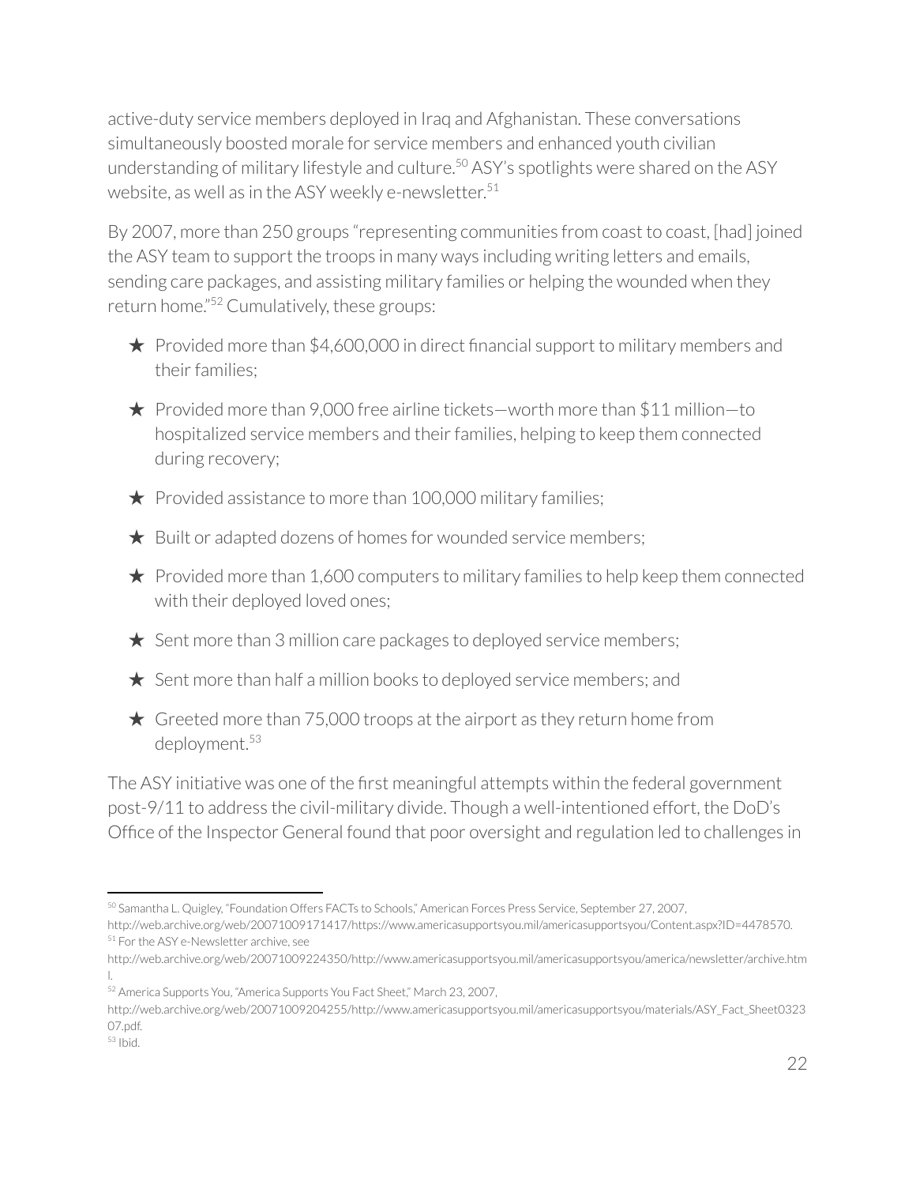active-duty service members deployed in Iraq and Afghanistan. These conversations simultaneously boosted morale for service members and enhanced youth civilian understanding of military lifestyle and culture.[50] ASY's spotlights were shared on the ASY website, as well as in the ASY weekly e-newsletter.[51]

By 2007, more than 250 groups "representing communities from coast to coast, [had] joined the ASY team to support the troops in many ways including writing letters and emails, sending care packages, and assisting military families or helping the wounded when they return home."[52] Cumulatively, these groups:

- ★ Provided more than $4,600,000 in direct financial support to military members and their families;
- ★ Provided more than 9,000 free airline tickets—worth more than $11 million—to hospitalized service members and their families, helping to keep them connected during recovery;
- ★ Provided assistance to more than 100,000 military families;
- ★ Built or adapted dozens of homes for wounded service members;
- ★ Provided more than 1,600 computers to military families to help keep them connected with their deployed loved ones;
- ★ Sent more than 3 million care packages to deployed service members;
- ★ Sent more than half a million books to deployed service members; and
- ★ Greeted more than 75,000 troops at the airport as they return home from deployment.[53]

The ASY initiative was one of the first meaningful attempts within the federal government post-9/11 to address the civil-military divide. Though a well-intentioned effort, the DoD's Office of the Inspector General found that poor oversight and regulation led to challenges in

---

[50] Samantha L. Quigley, "Foundation Offers FACTs to Schools," American Forces Press Service, September 27, 2007, http://web.archive.org/web/20071009171417/https://www.americasupportsyou.mil/americasupportsyou/Content.aspx?ID=4478570.

[51] For the ASY e-Newsletter archive, see http://web.archive.org/web/20071009224350/http://www.americasupportsyou.mil/americasupportsyou/america/newsletter/archive.html.

[52] America Supports You, "America Supports You Fact Sheet," March 23, 2007, http://web.archive.org/web/20071009204255/http://www.americasupportsyou.mil/americasupportsyou/materials/ASY_Fact_Sheet032307.pdf.

[53] Ibid.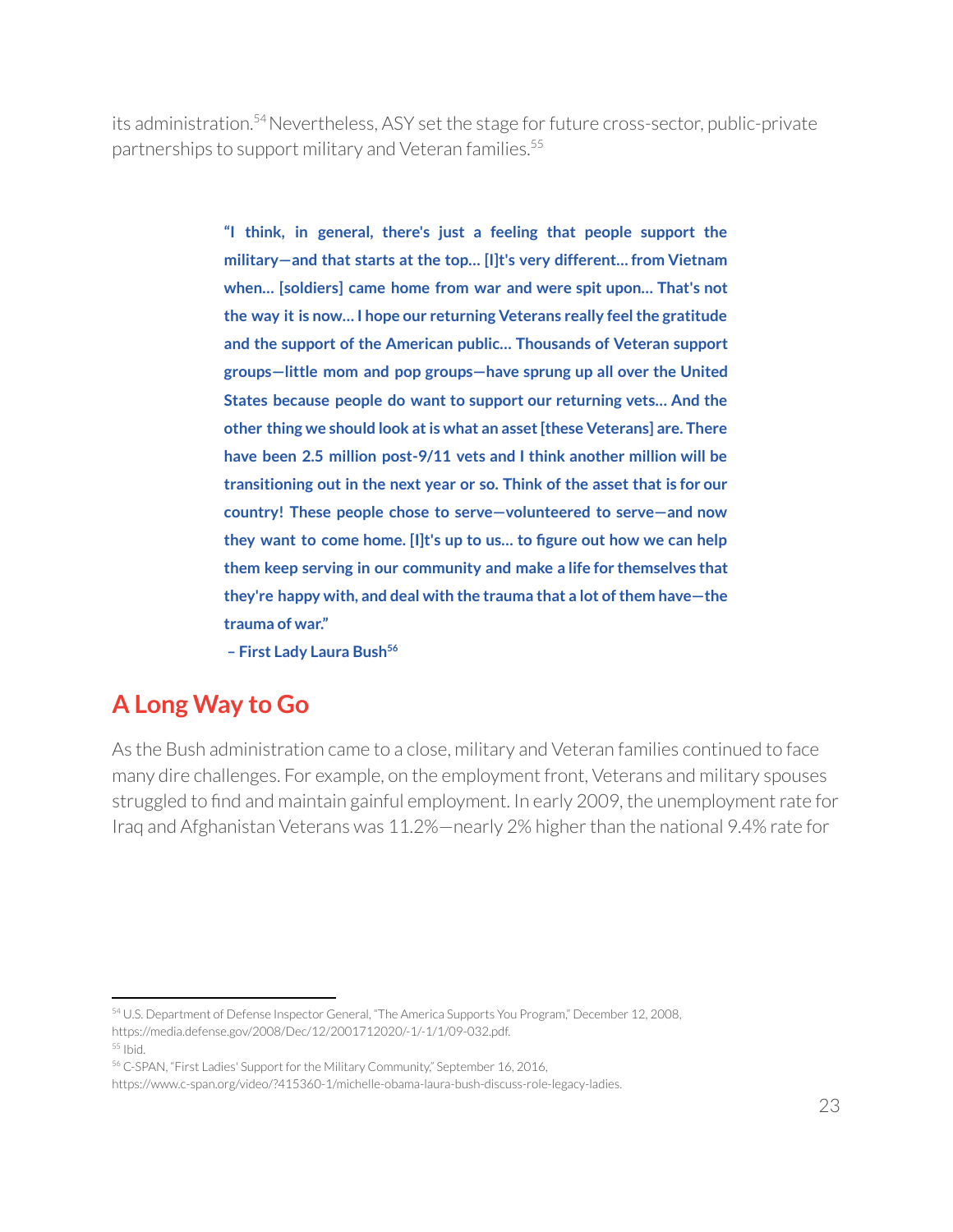its administration.[54] Nevertheless, ASY set the stage for future cross-sector, public-private partnerships to support military and Veteran families.[55]

> **"I think, in general, there's just a feeling that people support the military—and that starts at the top… [I]t's very different… from Vietnam when… [soldiers] came home from war and were spit upon… That's not the way it is now… I hope our returning Veterans really feel the gratitude and the support of the American public… Thousands of Veteran support groups—little mom and pop groups—have sprung up all over the United States because people do want to support our returning vets… And the other thing we should look at is what an asset [these Veterans] are. There have been 2.5 million post-9/11 vets and I think another million will be transitioning out in the next year or so. Think of the asset that is for our country! These people chose to serve—volunteered to serve—and now they want to come home. [I]t's up to us… to figure out how we can help them keep serving in our community and make a life for themselves that they're happy with, and deal with the trauma that a lot of them have—the trauma of war."**
>
> **– First Lady Laura Bush[56]**

## A Long Way to Go

As the Bush administration came to a close, military and Veteran families continued to face many dire challenges. For example, on the employment front, Veterans and military spouses struggled to find and maintain gainful employment. In early 2009, the unemployment rate for Iraq and Afghanistan Veterans was 11.2%—nearly 2% higher than the national 9.4% rate for

---

[54] U.S. Department of Defense Inspector General, "The America Supports You Program," December 12, 2008, https://media.defense.gov/2008/Dec/12/2001712020/-1/-1/1/09-032.pdf.

[55] Ibid.

[56] C-SPAN, "First Ladies' Support for the Military Community," September 16, 2016, https://www.c-span.org/video/?415360-1/michelle-obama-laura-bush-discuss-role-legacy-ladies.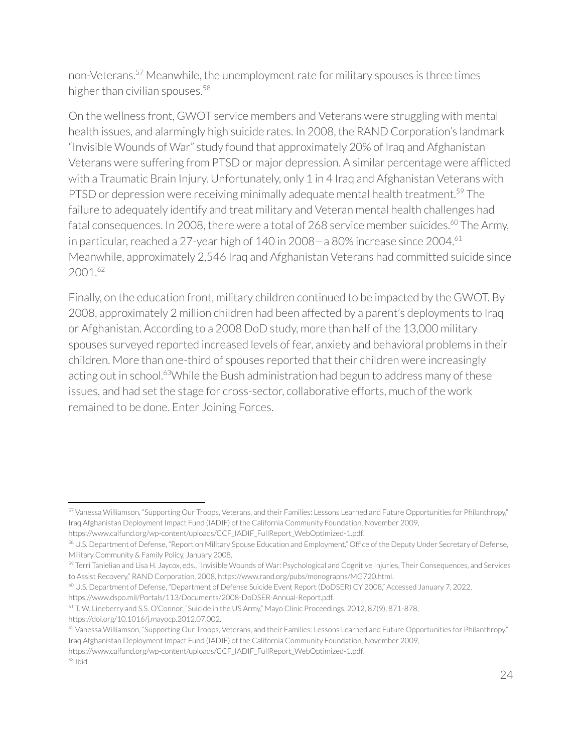non-Veterans.[57] Meanwhile, the unemployment rate for military spouses is three times higher than civilian spouses.[58]

On the wellness front, GWOT service members and Veterans were struggling with mental health issues, and alarmingly high suicide rates. In 2008, the RAND Corporation's landmark "Invisible Wounds of War" study found that approximately 20% of Iraq and Afghanistan Veterans were suffering from PTSD or major depression. A similar percentage were afflicted with a Traumatic Brain Injury. Unfortunately, only 1 in 4 Iraq and Afghanistan Veterans with PTSD or depression were receiving minimally adequate mental health treatment.[59] The failure to adequately identify and treat military and Veteran mental health challenges had fatal consequences. In 2008, there were a total of 268 service member suicides.[60] The Army, in particular, reached a 27-year high of 140 in 2008—a 80% increase since 2004.[61] Meanwhile, approximately 2,546 Iraq and Afghanistan Veterans had committed suicide since 2001.[62]

Finally, on the education front, military children continued to be impacted by the GWOT. By 2008, approximately 2 million children had been affected by a parent's deployments to Iraq or Afghanistan. According to a 2008 DoD study, more than half of the 13,000 military spouses surveyed reported increased levels of fear, anxiety and behavioral problems in their children. More than one-third of spouses reported that their children were increasingly acting out in school.[63]While the Bush administration had begun to address many of these issues, and had set the stage for cross-sector, collaborative efforts, much of the work remained to be done. Enter Joining Forces.

---

[57] Vanessa Williamson, "Supporting Our Troops, Veterans, and their Families: Lessons Learned and Future Opportunities for Philanthropy," Iraq Afghanistan Deployment Impact Fund (IADIF) of the California Community Foundation, November 2009, https://www.calfund.org/wp-content/uploads/CCF_IADIF_FullReport_WebOptimized-1.pdf.

[58] U.S. Department of Defense, "Report on Military Spouse Education and Employment," Office of the Deputy Under Secretary of Defense, Military Community & Family Policy, January 2008.

[59] Terri Tanielian and Lisa H. Jaycox, eds., "Invisible Wounds of War: Psychological and Cognitive Injuries, Their Consequences, and Services to Assist Recovery," RAND Corporation, 2008, https://www.rand.org/pubs/monographs/MG720.html.

[60] U.S. Department of Defense, "Department of Defense Suicide Event Report (DoDSER) CY 2008," Accessed January 7, 2022, https://www.dspo.mil/Portals/113/Documents/2008-DoDSER-Annual-Report.pdf.

[61] T. W. Lineberry and S.S. O'Connor, "Suicide in the US Army," Mayo Clinic Proceedings, 2012, 87(9), 871-878, https://doi.org/10.1016/j.mayocp.2012.07.002.

[62] Vanessa Williamson, "Supporting Our Troops, Veterans, and their Families: Lessons Learned and Future Opportunities for Philanthropy," Iraq Afghanistan Deployment Impact Fund (IADIF) of the California Community Foundation, November 2009, https://www.calfund.org/wp-content/uploads/CCF_IADIF_FullReport_WebOptimized-1.pdf.

[63] Ibid.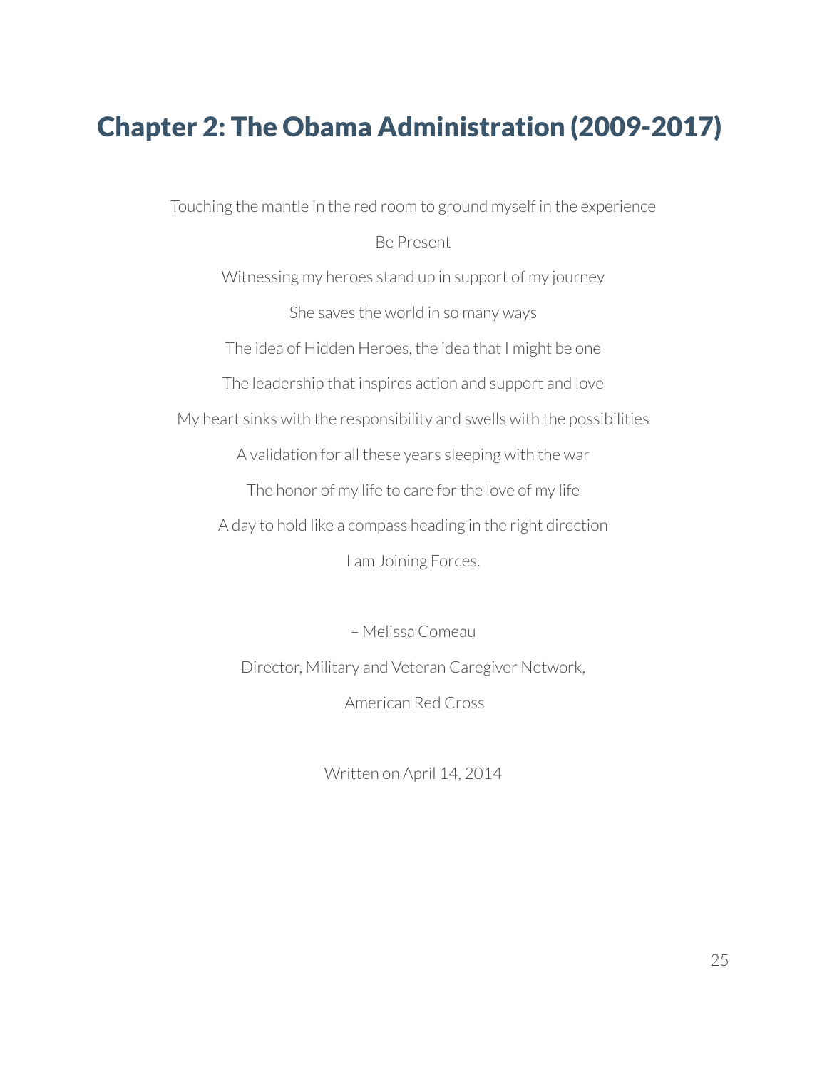# Chapter 2: The Obama Administration (2009-2017)

Touching the mantle in the red room to ground myself in the experience

Be Present

Witnessing my heroes stand up in support of my journey

She saves the world in so many ways

The idea of Hidden Heroes, the idea that I might be one

The leadership that inspires action and support and love

My heart sinks with the responsibility and swells with the possibilities

A validation for all these years sleeping with the war

The honor of my life to care for the love of my life

A day to hold like a compass heading in the right direction

I am Joining Forces.

– Melissa Comeau

Director, Military and Veteran Caregiver Network,

American Red Cross

Written on April 14, 2014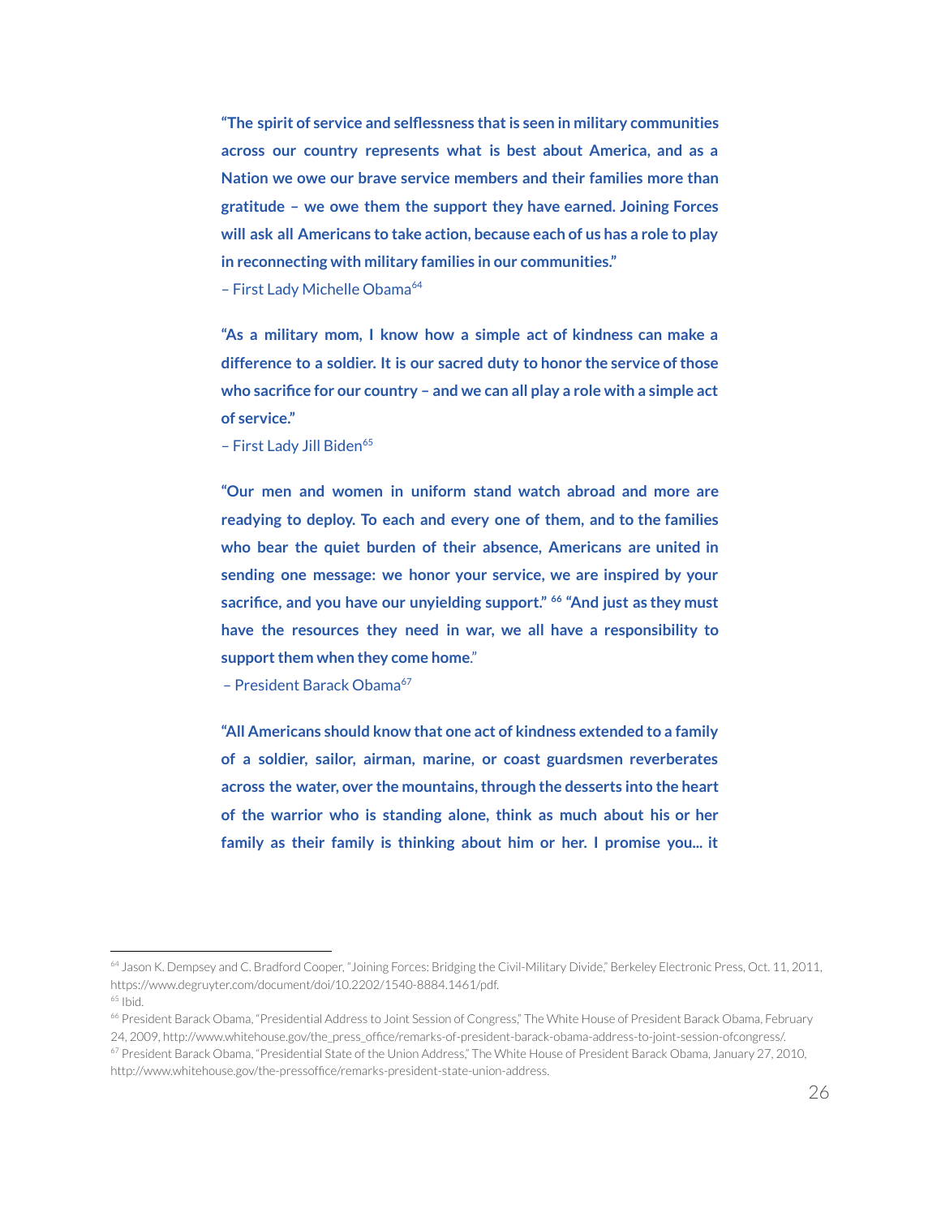**"The spirit of service and selflessness that is seen in military communities across our country represents what is best about America, and as a Nation we owe our brave service members and their families more than gratitude – we owe them the support they have earned. Joining Forces will ask all Americans to take action, because each of us has a role to play in reconnecting with military families in our communities."**

– First Lady Michelle Obama[64]

**"As a military mom, I know how a simple act of kindness can make a difference to a soldier. It is our sacred duty to honor the service of those who sacrifice for our country – and we can all play a role with a simple act of service."**

– First Lady Jill Biden[65]

**"Our men and women in uniform stand watch abroad and more are readying to deploy. To each and every one of them, and to the families who bear the quiet burden of their absence, Americans are united in sending one message: we honor your service, we are inspired by your sacrifice, and you have our unyielding support."** [66] **"And just as they must have the resources they need in war, we all have a responsibility to support them when they come home**."

– President Barack Obama[67]

**"All Americans should know that one act of kindness extended to a family of a soldier, sailor, airman, marine, or coast guardsmen reverberates across the water, over the mountains, through the desserts into the heart of the warrior who is standing alone, think as much about his or her family as their family is thinking about him or her. I promise you... it**

---

[64] Jason K. Dempsey and C. Bradford Cooper, "Joining Forces: Bridging the Civil-Military Divide," Berkeley Electronic Press, Oct. 11, 2011, https://www.degruyter.com/document/doi/10.2202/1540-8884.1461/pdf.

[65] Ibid.

[66] President Barack Obama, "Presidential Address to Joint Session of Congress," The White House of President Barack Obama, February 24, 2009, http://www.whitehouse.gov/the_press_office/remarks-of-president-barack-obama-address-to-joint-session-ofcongress/.

[67] President Barack Obama, "Presidential State of the Union Address," The White House of President Barack Obama, January 27, 2010, http://www.whitehouse.gov/the-pressoffice/remarks-president-state-union-address.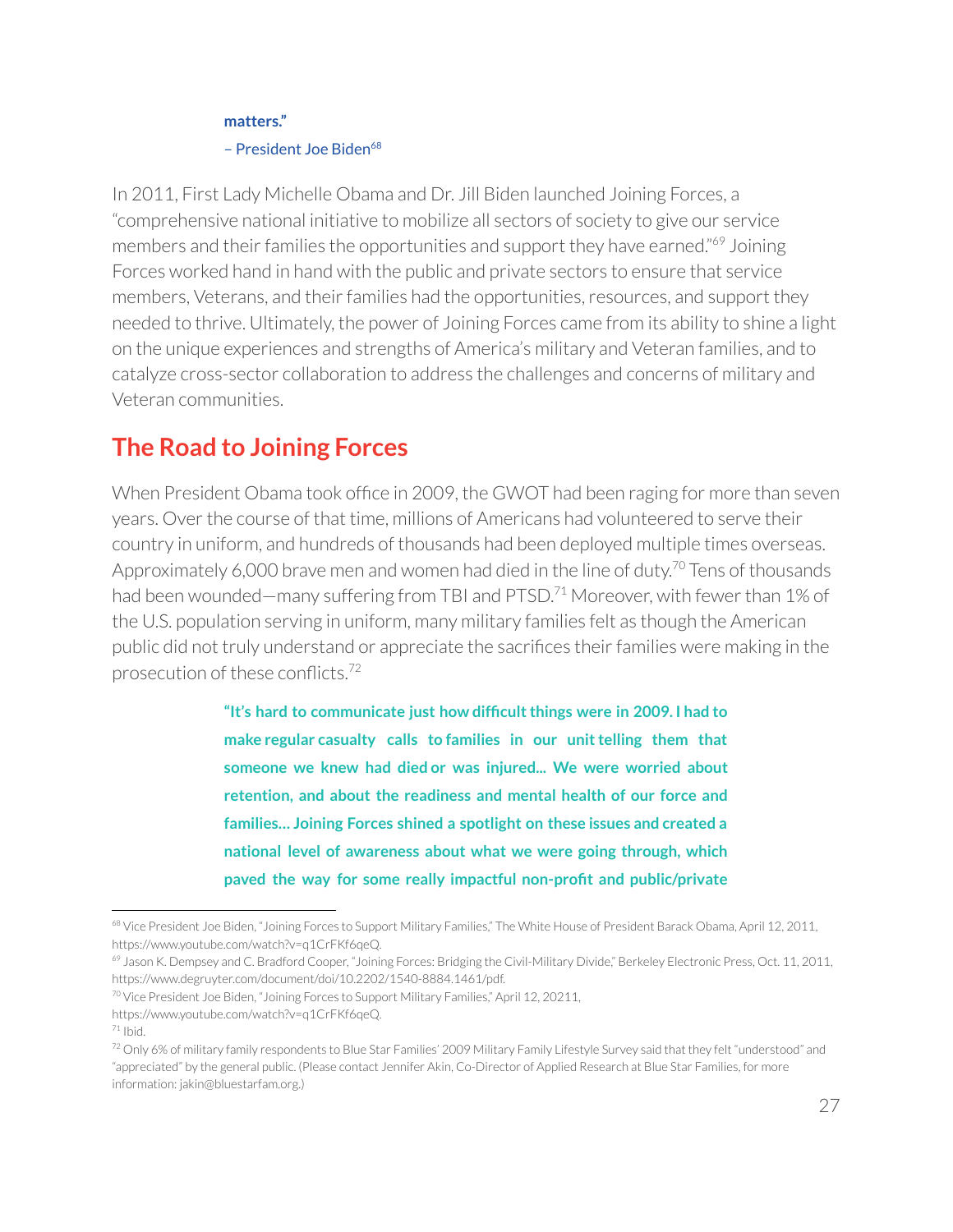**matters."**

– President Joe Biden[68]

In 2011, First Lady Michelle Obama and Dr. Jill Biden launched Joining Forces, a "comprehensive national initiative to mobilize all sectors of society to give our service members and their families the opportunities and support they have earned."[69] Joining Forces worked hand in hand with the public and private sectors to ensure that service members, Veterans, and their families had the opportunities, resources, and support they needed to thrive. Ultimately, the power of Joining Forces came from its ability to shine a light on the unique experiences and strengths of America's military and Veteran families, and to catalyze cross-sector collaboration to address the challenges and concerns of military and Veteran communities.

## The Road to Joining Forces

When President Obama took office in 2009, the GWOT had been raging for more than seven years. Over the course of that time, millions of Americans had volunteered to serve their country in uniform, and hundreds of thousands had been deployed multiple times overseas. Approximately 6,000 brave men and women had died in the line of duty.[70] Tens of thousands had been wounded—many suffering from TBI and PTSD.[71] Moreover, with fewer than 1% of the U.S. population serving in uniform, many military families felt as though the American public did not truly understand or appreciate the sacrifices their families were making in the prosecution of these conflicts.[72]

**"It's hard to communicate just how difficult things were in 2009. I had to make regular casualty calls to families in our unit telling them that someone we knew had died or was injured... We were worried about retention, and about the readiness and mental health of our force and families... Joining Forces shined a spotlight on these issues and created a national level of awareness about what we were going through, which paved the way for some really impactful non-profit and public/private**

---

[68] Vice President Joe Biden, "Joining Forces to Support Military Families," The White House of President Barack Obama, April 12, 2011, https://www.youtube.com/watch?v=q1CrFKf6qeQ.

[69] Jason K. Dempsey and C. Bradford Cooper, "Joining Forces: Bridging the Civil-Military Divide," Berkeley Electronic Press, Oct. 11, 2011, https://www.degruyter.com/document/doi/10.2202/1540-8884.1461/pdf.

[70] Vice President Joe Biden, "Joining Forces to Support Military Families," April 12, 20211, https://www.youtube.com/watch?v=q1CrFKf6qeQ.

[71] Ibid.

[72] Only 6% of military family respondents to Blue Star Families' 2009 Military Family Lifestyle Survey said that they felt "understood" and "appreciated" by the general public. (Please contact Jennifer Akin, Co-Director of Applied Research at Blue Star Families, for more information: jakin@bluestarfam.org.)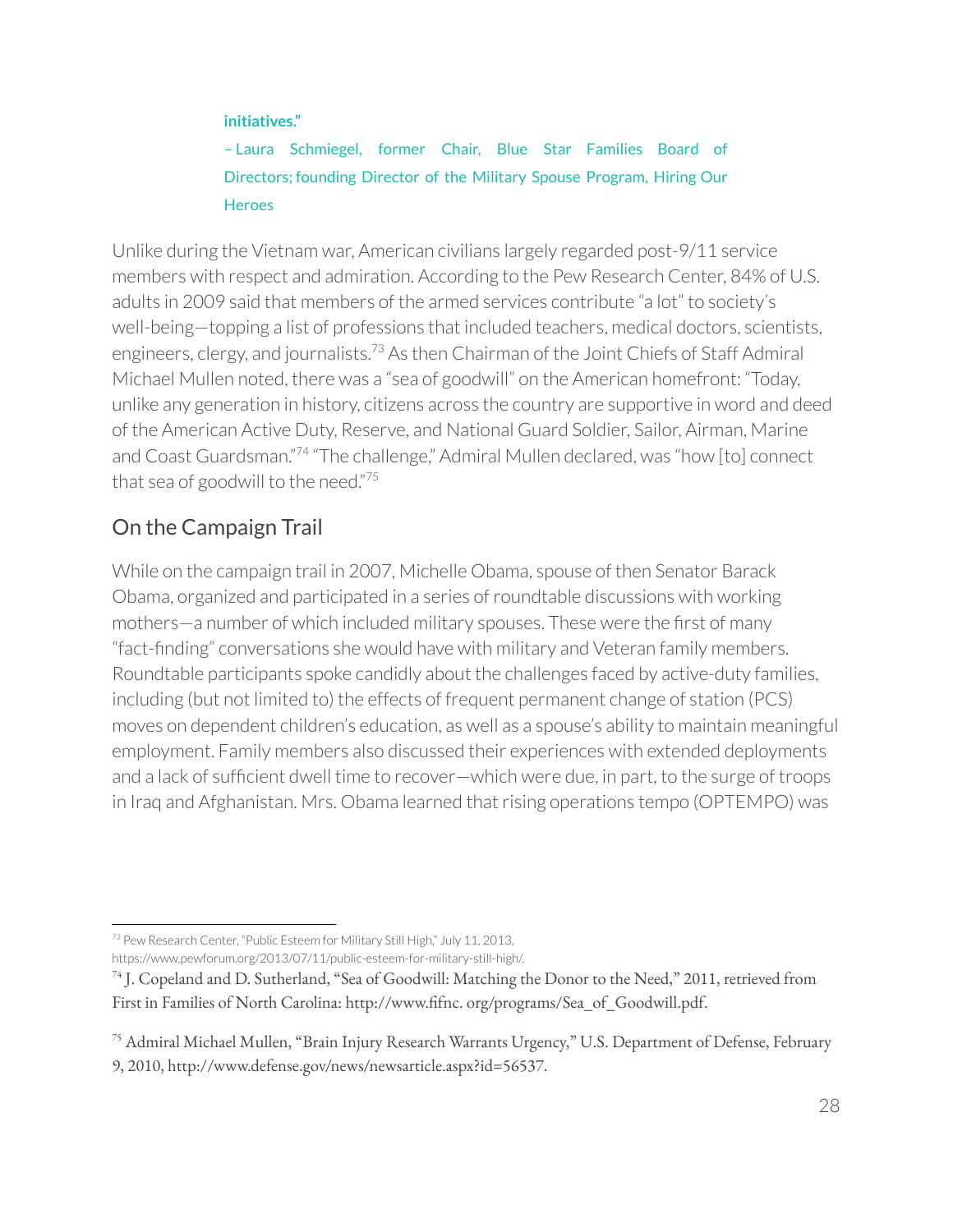**initiatives."**

– Laura Schmiegel, former Chair, Blue Star Families Board of Directors; founding Director of the Military Spouse Program, Hiring Our Heroes

Unlike during the Vietnam war, American civilians largely regarded post-9/11 service members with respect and admiration. According to the Pew Research Center, 84% of U.S. adults in 2009 said that members of the armed services contribute "a lot" to society's well-being—topping a list of professions that included teachers, medical doctors, scientists, engineers, clergy, and journalists.[73] As then Chairman of the Joint Chiefs of Staff Admiral Michael Mullen noted, there was a "sea of goodwill" on the American homefront: "Today, unlike any generation in history, citizens across the country are supportive in word and deed of the American Active Duty, Reserve, and National Guard Soldier, Sailor, Airman, Marine and Coast Guardsman."[74] "The challenge," Admiral Mullen declared, was "how [to] connect that sea of goodwill to the need."[75]

## On the Campaign Trail

While on the campaign trail in 2007, Michelle Obama, spouse of then Senator Barack Obama, organized and participated in a series of roundtable discussions with working mothers—a number of which included military spouses. These were the first of many "fact-finding" conversations she would have with military and Veteran family members. Roundtable participants spoke candidly about the challenges faced by active-duty families, including (but not limited to) the effects of frequent permanent change of station (PCS) moves on dependent children's education, as well as a spouse's ability to maintain meaningful employment. Family members also discussed their experiences with extended deployments and a lack of sufficient dwell time to recover—which were due, in part, to the surge of troops in Iraq and Afghanistan. Mrs. Obama learned that rising operations tempo (OPTEMPO) was

---

[73] Pew Research Center, "Public Esteem for Military Still High," July 11, 2013, https://www.pewforum.org/2013/07/11/public-esteem-for-military-still-high/.

[74] J. Copeland and D. Sutherland, "Sea of Goodwill: Matching the Donor to the Need," 2011, retrieved from First in Families of North Carolina: http://www.fifnc. org/programs/Sea_of_Goodwill.pdf.

[75] Admiral Michael Mullen, "Brain Injury Research Warrants Urgency," U.S. Department of Defense, February 9, 2010, http://www.defense.gov/news/newsarticle.aspx?id=56537.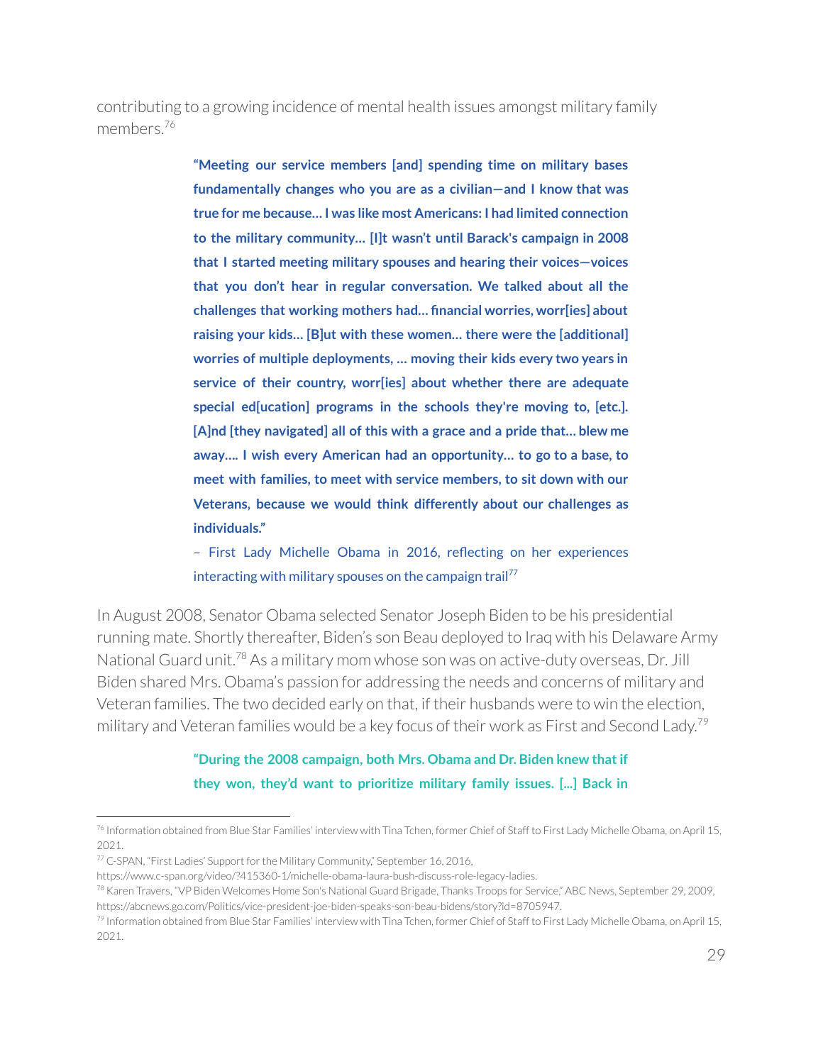contributing to a growing incidence of mental health issues amongst military family members.[76]

> **"Meeting our service members [and] spending time on military bases fundamentally changes who you are as a civilian—and I know that was true for me because… I was like most Americans: I had limited connection to the military community… [I]t wasn't until Barack's campaign in 2008 that I started meeting military spouses and hearing their voices—voices that you don't hear in regular conversation. We talked about all the challenges that working mothers had… financial worries, worr[ies] about raising your kids… [B]ut with these women… there were the [additional] worries of multiple deployments, … moving their kids every two years in service of their country, worr[ies] about whether there are adequate special ed[ucation] programs in the schools they're moving to, [etc.]. [A]nd [they navigated] all of this with a grace and a pride that… blew me away…. I wish every American had an opportunity… to go to a base, to meet with families, to meet with service members, to sit down with our Veterans, because we would think differently about our challenges as individuals."**
>
> – First Lady Michelle Obama in 2016, reflecting on her experiences interacting with military spouses on the campaign trail[77]

In August 2008, Senator Obama selected Senator Joseph Biden to be his presidential running mate. Shortly thereafter, Biden's son Beau deployed to Iraq with his Delaware Army National Guard unit.[78] As a military mom whose son was on active-duty overseas, Dr. Jill Biden shared Mrs. Obama's passion for addressing the needs and concerns of military and Veteran families. The two decided early on that, if their husbands were to win the election, military and Veteran families would be a key focus of their work as First and Second Lady.[79]

> **"During the 2008 campaign, both Mrs. Obama and Dr. Biden knew that if they won, they'd want to prioritize military family issues. [...] Back in**

---

[76] Information obtained from Blue Star Families' interview with Tina Tchen, former Chief of Staff to First Lady Michelle Obama, on April 15, 2021.

[77] C-SPAN, "First Ladies' Support for the Military Community," September 16, 2016, https://www.c-span.org/video/?415360-1/michelle-obama-laura-bush-discuss-role-legacy-ladies.

[78] Karen Travers, "VP Biden Welcomes Home Son's National Guard Brigade, Thanks Troops for Service," ABC News, September 29, 2009, https://abcnews.go.com/Politics/vice-president-joe-biden-speaks-son-beau-bidens/story?id=8705947.

[79] Information obtained from Blue Star Families' interview with Tina Tchen, former Chief of Staff to First Lady Michelle Obama, on April 15, 2021.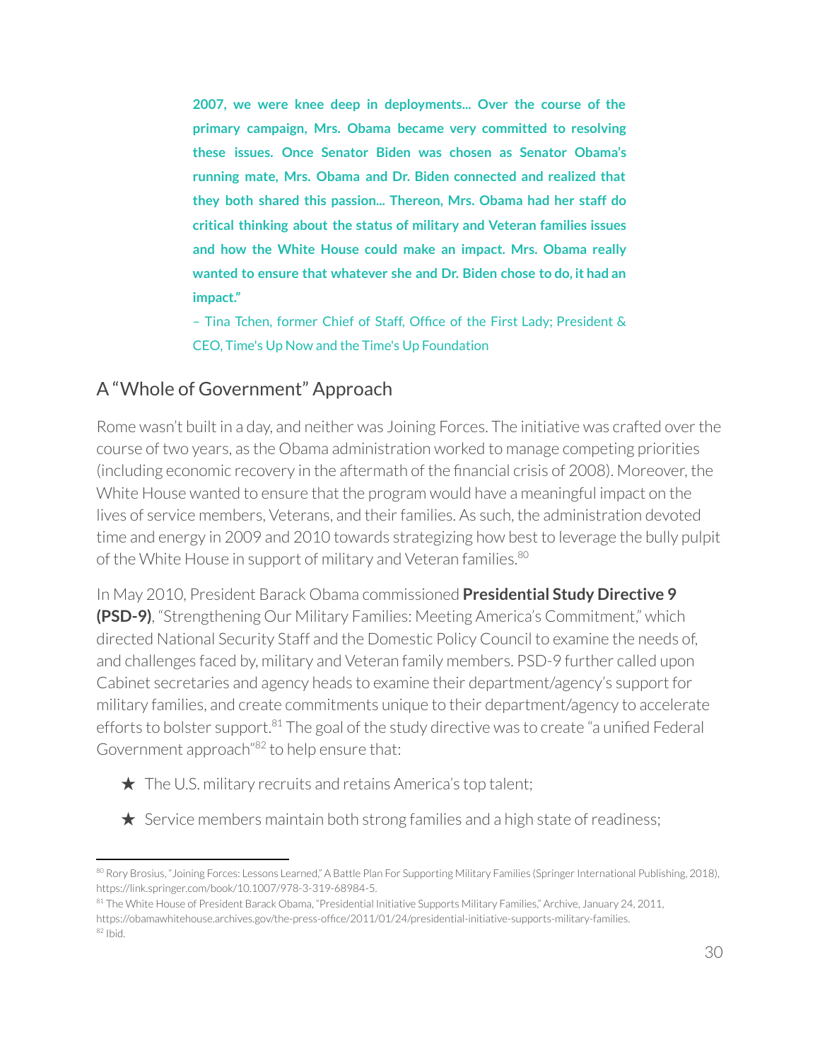**2007, we were knee deep in deployments... Over the course of the primary campaign, Mrs. Obama became very committed to resolving these issues. Once Senator Biden was chosen as Senator Obama's running mate, Mrs. Obama and Dr. Biden connected and realized that they both shared this passion... Thereon, Mrs. Obama had her staff do critical thinking about the status of military and Veteran families issues and how the White House could make an impact. Mrs. Obama really wanted to ensure that whatever she and Dr. Biden chose to do, it had an impact."**

– Tina Tchen, former Chief of Staff, Office of the First Lady; President & CEO, Time's Up Now and the Time's Up Foundation

## A "Whole of Government" Approach

Rome wasn't built in a day, and neither was Joining Forces. The initiative was crafted over the course of two years, as the Obama administration worked to manage competing priorities (including economic recovery in the aftermath of the financial crisis of 2008). Moreover, the White House wanted to ensure that the program would have a meaningful impact on the lives of service members, Veterans, and their families. As such, the administration devoted time and energy in 2009 and 2010 towards strategizing how best to leverage the bully pulpit of the White House in support of military and Veteran families.[80]

In May 2010, President Barack Obama commissioned **Presidential Study Directive 9 (PSD-9)**, "Strengthening Our Military Families: Meeting America's Commitment," which directed National Security Staff and the Domestic Policy Council to examine the needs of, and challenges faced by, military and Veteran family members. PSD-9 further called upon Cabinet secretaries and agency heads to examine their department/agency's support for military families, and create commitments unique to their department/agency to accelerate efforts to bolster support.[81] The goal of the study directive was to create "a unified Federal Government approach"[82] to help ensure that:

- ★ The U.S. military recruits and retains America's top talent;
- ★ Service members maintain both strong families and a high state of readiness;

[80] Rory Brosius, "Joining Forces: Lessons Learned," A Battle Plan For Supporting Military Families (Springer International Publishing, 2018), https://link.springer.com/book/10.1007/978-3-319-68984-5.

[81] The White House of President Barack Obama, "Presidential Initiative Supports Military Families," Archive, January 24, 2011, https://obamawhitehouse.archives.gov/the-press-office/2011/01/24/presidential-initiative-supports-military-families.

[82] Ibid.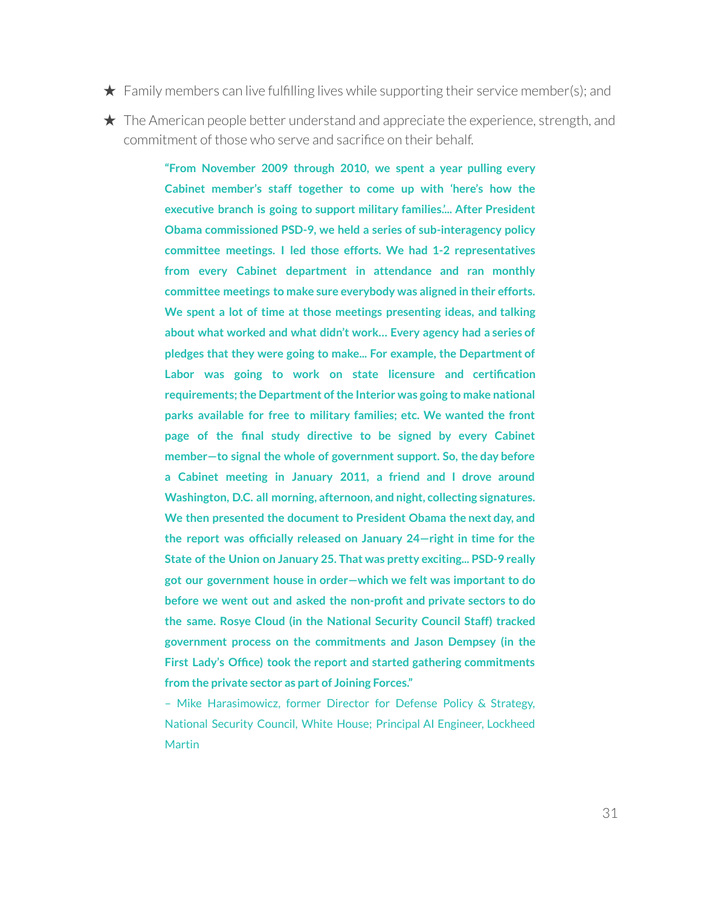- ★ Family members can live fulfilling lives while supporting their service member(s); and
- ★ The American people better understand and appreciate the experience, strength, and commitment of those who serve and sacrifice on their behalf.

> **"From November 2009 through 2010, we spent a year pulling every Cabinet member's staff together to come up with 'here's how the executive branch is going to support military families.'... After President Obama commissioned PSD-9, we held a series of sub-interagency policy committee meetings. I led those efforts. We had 1-2 representatives from every Cabinet department in attendance and ran monthly committee meetings to make sure everybody was aligned in their efforts. We spent a lot of time at those meetings presenting ideas, and talking about what worked and what didn't work… Every agency had a series of pledges that they were going to make... For example, the Department of Labor was going to work on state licensure and certification requirements; the Department of the Interior was going to make national parks available for free to military families; etc. We wanted the front page of the final study directive to be signed by every Cabinet member—to signal the whole of government support. So, the day before a Cabinet meeting in January 2011, a friend and I drove around Washington, D.C. all morning, afternoon, and night, collecting signatures. We then presented the document to President Obama the next day, and the report was officially released on January 24—right in time for the State of the Union on January 25. That was pretty exciting... PSD-9 really got our government house in order—which we felt was important to do before we went out and asked the non-profit and private sectors to do the same. Rosye Cloud (in the National Security Council Staff) tracked government process on the commitments and Jason Dempsey (in the First Lady's Office) took the report and started gathering commitments from the private sector as part of Joining Forces."**
>
> – Mike Harasimowicz, former Director for Defense Policy & Strategy, National Security Council, White House; Principal AI Engineer, Lockheed Martin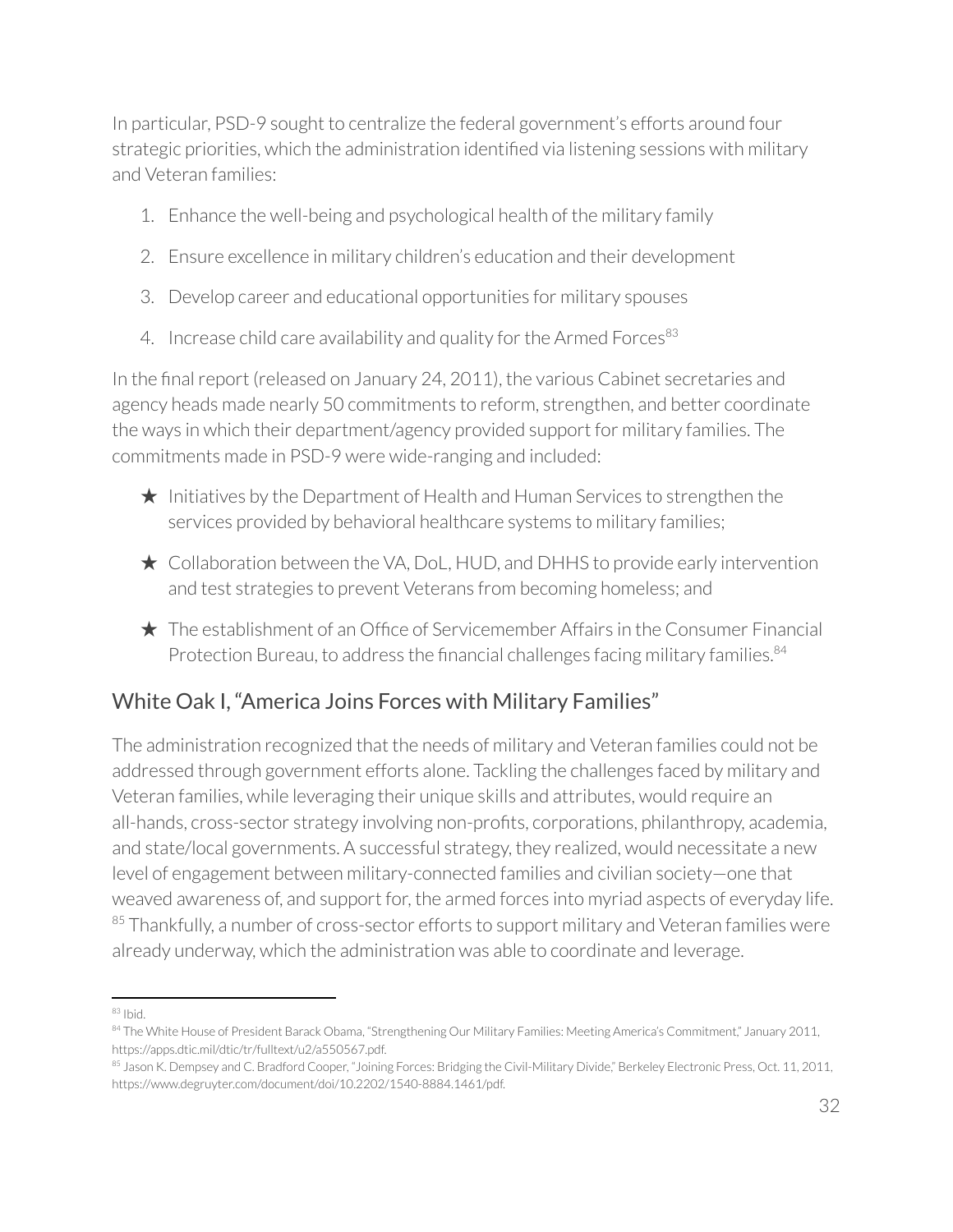In particular, PSD-9 sought to centralize the federal government's efforts around four strategic priorities, which the administration identified via listening sessions with military and Veteran families:

1. Enhance the well-being and psychological health of the military family
2. Ensure excellence in military children's education and their development
3. Develop career and educational opportunities for military spouses
4. Increase child care availability and quality for the Armed Forces[83]

In the final report (released on January 24, 2011), the various Cabinet secretaries and agency heads made nearly 50 commitments to reform, strengthen, and better coordinate the ways in which their department/agency provided support for military families. The commitments made in PSD-9 were wide-ranging and included:

★ Initiatives by the Department of Health and Human Services to strengthen the services provided by behavioral healthcare systems to military families;

★ Collaboration between the VA, DoL, HUD, and DHHS to provide early intervention and test strategies to prevent Veterans from becoming homeless; and

★ The establishment of an Office of Servicemember Affairs in the Consumer Financial Protection Bureau, to address the financial challenges facing military families.[84]

## White Oak I, "America Joins Forces with Military Families"

The administration recognized that the needs of military and Veteran families could not be addressed through government efforts alone. Tackling the challenges faced by military and Veteran families, while leveraging their unique skills and attributes, would require an all-hands, cross-sector strategy involving non-profits, corporations, philanthropy, academia, and state/local governments. A successful strategy, they realized, would necessitate a new level of engagement between military-connected families and civilian society—one that weaved awareness of, and support for, the armed forces into myriad aspects of everyday life.[85] Thankfully, a number of cross-sector efforts to support military and Veteran families were already underway, which the administration was able to coordinate and leverage.

---

[83] Ibid.

[84] The White House of President Barack Obama, "Strengthening Our Military Families: Meeting America's Commitment," January 2011, https://apps.dtic.mil/dtic/tr/fulltext/u2/a550567.pdf.

[85] Jason K. Dempsey and C. Bradford Cooper, "Joining Forces: Bridging the Civil-Military Divide," Berkeley Electronic Press, Oct. 11, 2011, https://www.degruyter.com/document/doi/10.2202/1540-8884.1461/pdf.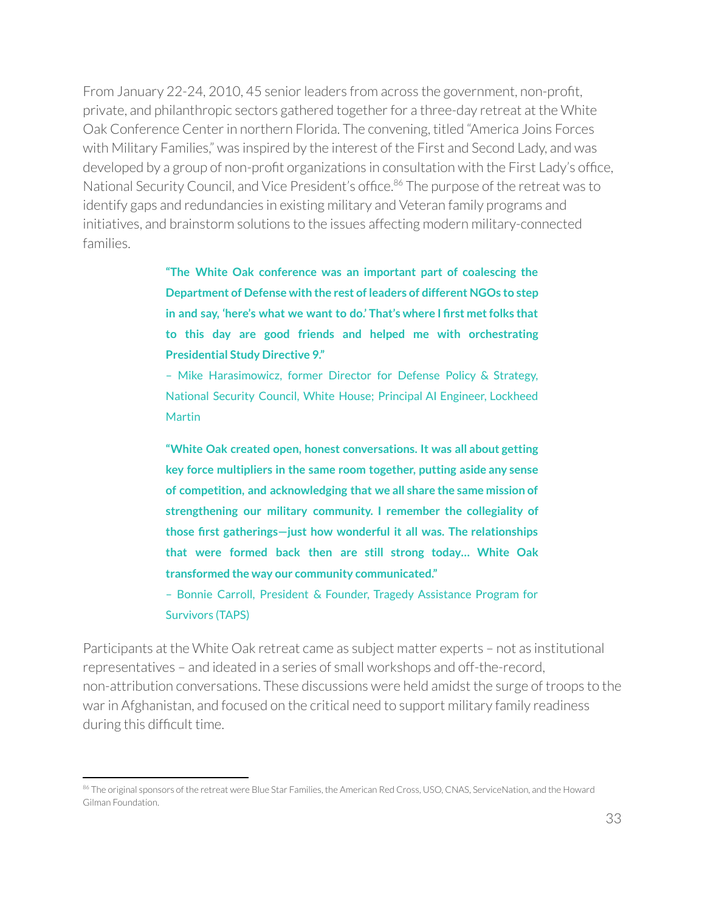From January 22-24, 2010, 45 senior leaders from across the government, non-profit, private, and philanthropic sectors gathered together for a three-day retreat at the White Oak Conference Center in northern Florida. The convening, titled "America Joins Forces with Military Families," was inspired by the interest of the First and Second Lady, and was developed by a group of non-profit organizations in consultation with the First Lady's office, National Security Council, and Vice President's office.[86] The purpose of the retreat was to identify gaps and redundancies in existing military and Veteran family programs and initiatives, and brainstorm solutions to the issues affecting modern military-connected families.

> **"The White Oak conference was an important part of coalescing the Department of Defense with the rest of leaders of different NGOs to step in and say, 'here's what we want to do.' That's where I first met folks that to this day are good friends and helped me with orchestrating Presidential Study Directive 9."**
>
> – Mike Harasimowicz, former Director for Defense Policy & Strategy, National Security Council, White House; Principal AI Engineer, Lockheed Martin

> **"White Oak created open, honest conversations. It was all about getting key force multipliers in the same room together, putting aside any sense of competition, and acknowledging that we all share the same mission of strengthening our military community. I remember the collegiality of those first gatherings—just how wonderful it all was. The relationships that were formed back then are still strong today… White Oak transformed the way our community communicated."**
>
> – Bonnie Carroll, President & Founder, Tragedy Assistance Program for Survivors (TAPS)

Participants at the White Oak retreat came as subject matter experts – not as institutional representatives – and ideated in a series of small workshops and off-the-record, non-attribution conversations. These discussions were held amidst the surge of troops to the war in Afghanistan, and focused on the critical need to support military family readiness during this difficult time.

---

[86] The original sponsors of the retreat were Blue Star Families, the American Red Cross, USO, CNAS, ServiceNation, and the Howard Gilman Foundation.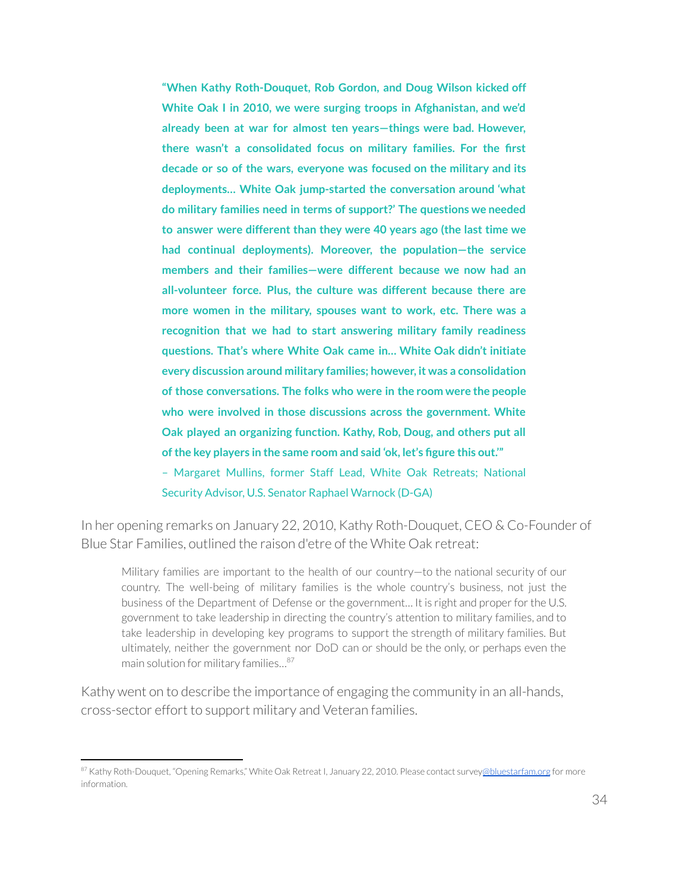**"When Kathy Roth-Douquet, Rob Gordon, and Doug Wilson kicked off White Oak I in 2010, we were surging troops in Afghanistan, and we'd already been at war for almost ten years—things were bad. However, there wasn't a consolidated focus on military families. For the first decade or so of the wars, everyone was focused on the military and its deployments… White Oak jump-started the conversation around 'what do military families need in terms of support?' The questions we needed to answer were different than they were 40 years ago (the last time we had continual deployments). Moreover, the population—the service members and their families—were different because we now had an all-volunteer force. Plus, the culture was different because there are more women in the military, spouses want to work, etc. There was a recognition that we had to start answering military family readiness questions. That's where White Oak came in… White Oak didn't initiate every discussion around military families; however, it was a consolidation of those conversations. The folks who were in the room were the people who were involved in those discussions across the government. White Oak played an organizing function. Kathy, Rob, Doug, and others put all of the key players in the same room and said 'ok, let's figure this out.'"**

– Margaret Mullins, former Staff Lead, White Oak Retreats; National Security Advisor, U.S. Senator Raphael Warnock (D-GA)

In her opening remarks on January 22, 2010, Kathy Roth-Douquet, CEO & Co-Founder of Blue Star Families, outlined the raison d'etre of the White Oak retreat:

> Military families are important to the health of our country—to the national security of our country. The well-being of military families is the whole country's business, not just the business of the Department of Defense or the government… It is right and proper for the U.S. government to take leadership in directing the country's attention to military families, and to take leadership in developing key programs to support the strength of military families. But ultimately, neither the government nor DoD can or should be the only, or perhaps even the main solution for military families…[87]

Kathy went on to describe the importance of engaging the community in an all-hands, cross-sector effort to support military and Veteran families.

---

[87] Kathy Roth-Douquet, "Opening Remarks," White Oak Retreat I, January 22, 2010. Please contact survey@bluestarfam.org for more information.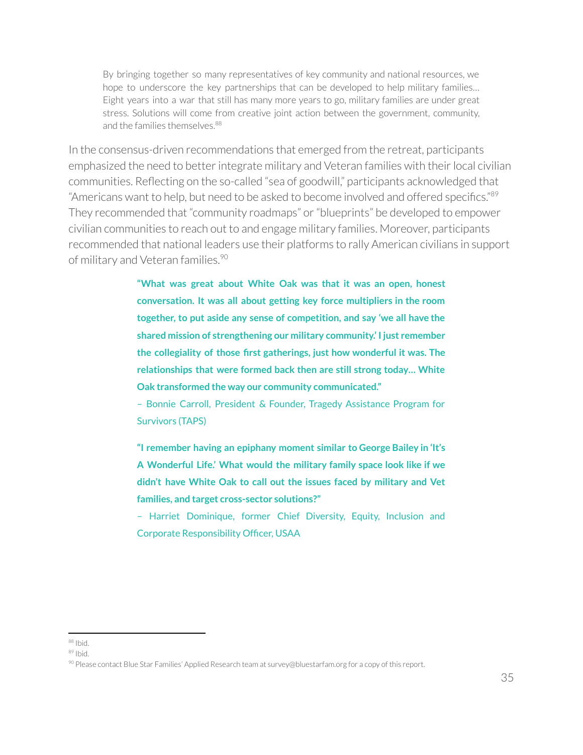> By bringing together so many representatives of key community and national resources, we hope to underscore the key partnerships that can be developed to help military families… Eight years into a war that still has many more years to go, military families are under great stress. Solutions will come from creative joint action between the government, community, and the families themselves.[88]

In the consensus-driven recommendations that emerged from the retreat, participants emphasized the need to better integrate military and Veteran families with their local civilian communities. Reflecting on the so-called "sea of goodwill," participants acknowledged that "Americans want to help, but need to be asked to become involved and offered specifics."[89] They recommended that "community roadmaps" or "blueprints" be developed to empower civilian communities to reach out to and engage military families. Moreover, participants recommended that national leaders use their platforms to rally American civilians in support of military and Veteran families.[90]

> **"What was great about White Oak was that it was an open, honest conversation. It was all about getting key force multipliers in the room together, to put aside any sense of competition, and say 'we all have the shared mission of strengthening our military community.' I just remember the collegiality of those first gatherings, just how wonderful it was. The relationships that were formed back then are still strong today… White Oak transformed the way our community communicated."**
>
> – Bonnie Carroll, President & Founder, Tragedy Assistance Program for Survivors (TAPS)

> **"I remember having an epiphany moment similar to George Bailey in 'It's A Wonderful Life.' What would the military family space look like if we didn't have White Oak to call out the issues faced by military and Vet families, and target cross-sector solutions?"**
>
> – Harriet Dominique, former Chief Diversity, Equity, Inclusion and Corporate Responsibility Officer, USAA

---

[88] Ibid.

[89] Ibid.

[90] Please contact Blue Star Families' Applied Research team at survey@bluestarfam.org for a copy of this report.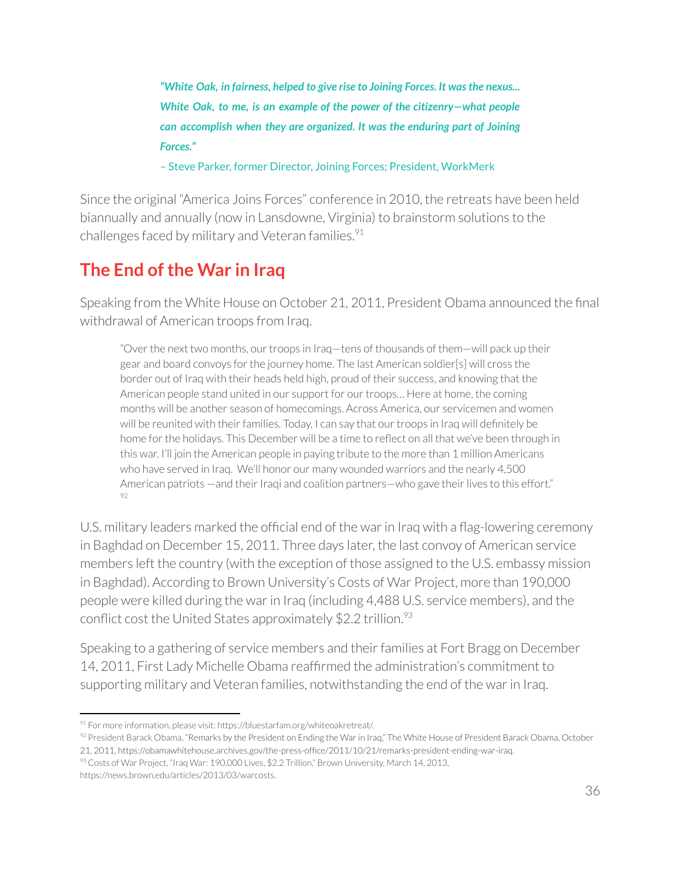> ***"White Oak, in fairness, helped to give rise to Joining Forces. It was the nexus... White Oak, to me, is an example of the power of the citizenry—what people can accomplish when they are organized. It was the enduring part of Joining Forces."***
>
> – Steve Parker, former Director, Joining Forces; President, WorkMerk

Since the original "America Joins Forces" conference in 2010, the retreats have been held biannually and annually (now in Lansdowne, Virginia) to brainstorm solutions to the challenges faced by military and Veteran families.[91]

## The End of the War in Iraq

Speaking from the White House on October 21, 2011, President Obama announced the final withdrawal of American troops from Iraq.

> "Over the next two months, our troops in Iraq—tens of thousands of them—will pack up their gear and board convoys for the journey home. The last American soldier[s] will cross the border out of Iraq with their heads held high, proud of their success, and knowing that the American people stand united in our support for our troops… Here at home, the coming months will be another season of homecomings. Across America, our servicemen and women will be reunited with their families. Today, I can say that our troops in Iraq will definitely be home for the holidays. This December will be a time to reflect on all that we've been through in this war. I'll join the American people in paying tribute to the more than 1 million Americans who have served in Iraq. We'll honor our many wounded warriors and the nearly 4,500 American patriots —and their Iraqi and coalition partners—who gave their lives to this effort."[92]

U.S. military leaders marked the official end of the war in Iraq with a flag-lowering ceremony in Baghdad on December 15, 2011. Three days later, the last convoy of American service members left the country (with the exception of those assigned to the U.S. embassy mission in Baghdad). According to Brown University's Costs of War Project, more than 190,000 people were killed during the war in Iraq (including 4,488 U.S. service members), and the conflict cost the United States approximately $2.2 trillion.[93]

Speaking to a gathering of service members and their families at Fort Bragg on December 14, 2011, First Lady Michelle Obama reaffirmed the administration's commitment to supporting military and Veteran families, notwithstanding the end of the war in Iraq.

---

[91] For more information, please visit: https://bluestarfam.org/whiteoakretreat/.

[92] President Barack Obama, "Remarks by the President on Ending the War in Iraq," The White House of President Barack Obama, October 21, 2011, https://obamawhitehouse.archives.gov/the-press-office/2011/10/21/remarks-president-ending-war-iraq.

[93] Costs of War Project, "Iraq War: 190,000 Lives, $2.2 Trillion," Brown University, March 14, 2013, https://news.brown.edu/articles/2013/03/warcosts.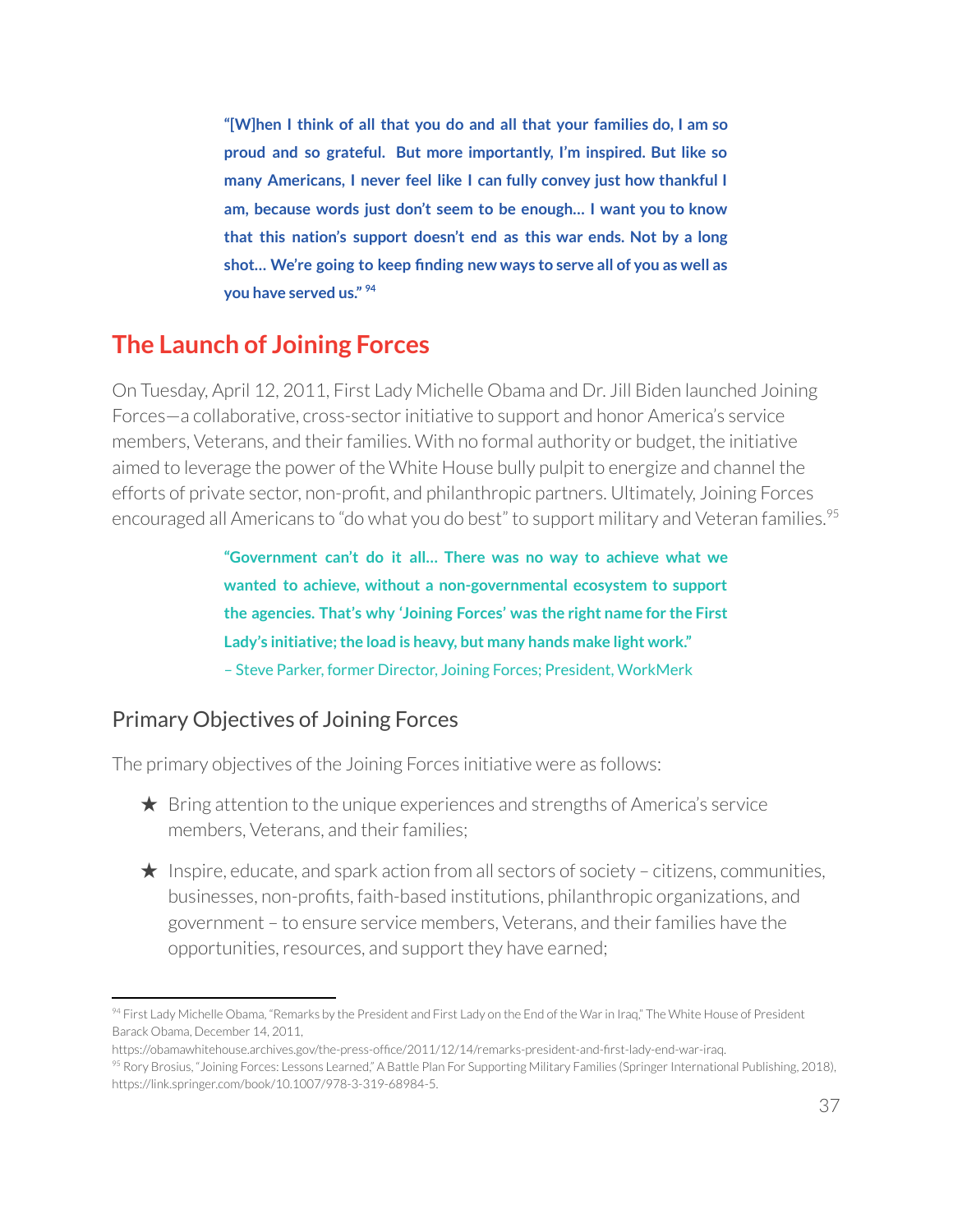**"[W]hen I think of all that you do and all that your families do, I am so proud and so grateful. But more importantly, I'm inspired. But like so many Americans, I never feel like I can fully convey just how thankful I am, because words just don't seem to be enough… I want you to know that this nation's support doesn't end as this war ends. Not by a long shot… We're going to keep finding new ways to serve all of you as well as you have served us."** [94]

## The Launch of Joining Forces

On Tuesday, April 12, 2011, First Lady Michelle Obama and Dr. Jill Biden launched Joining Forces—a collaborative, cross-sector initiative to support and honor America's service members, Veterans, and their families. With no formal authority or budget, the initiative aimed to leverage the power of the White House bully pulpit to energize and channel the efforts of private sector, non-profit, and philanthropic partners. Ultimately, Joining Forces encouraged all Americans to "do what you do best" to support military and Veteran families.[95]

> **"Government can't do it all… There was no way to achieve what we wanted to achieve, without a non-governmental ecosystem to support the agencies. That's why 'Joining Forces' was the right name for the First Lady's initiative; the load is heavy, but many hands make light work."**
>
> – Steve Parker, former Director, Joining Forces; President, WorkMerk

### Primary Objectives of Joining Forces

The primary objectives of the Joining Forces initiative were as follows:

- ★ Bring attention to the unique experiences and strengths of America's service members, Veterans, and their families;
- ★ Inspire, educate, and spark action from all sectors of society – citizens, communities, businesses, non-profits, faith-based institutions, philanthropic organizations, and government – to ensure service members, Veterans, and their families have the opportunities, resources, and support they have earned;

---

[94] First Lady Michelle Obama, "Remarks by the President and First Lady on the End of the War in Iraq," The White House of President Barack Obama, December 14, 2011, https://obamawhitehouse.archives.gov/the-press-office/2011/12/14/remarks-president-and-first-lady-end-war-iraq.

[95] Rory Brosius, "Joining Forces: Lessons Learned," A Battle Plan For Supporting Military Families (Springer International Publishing, 2018), https://link.springer.com/book/10.1007/978-3-319-68984-5.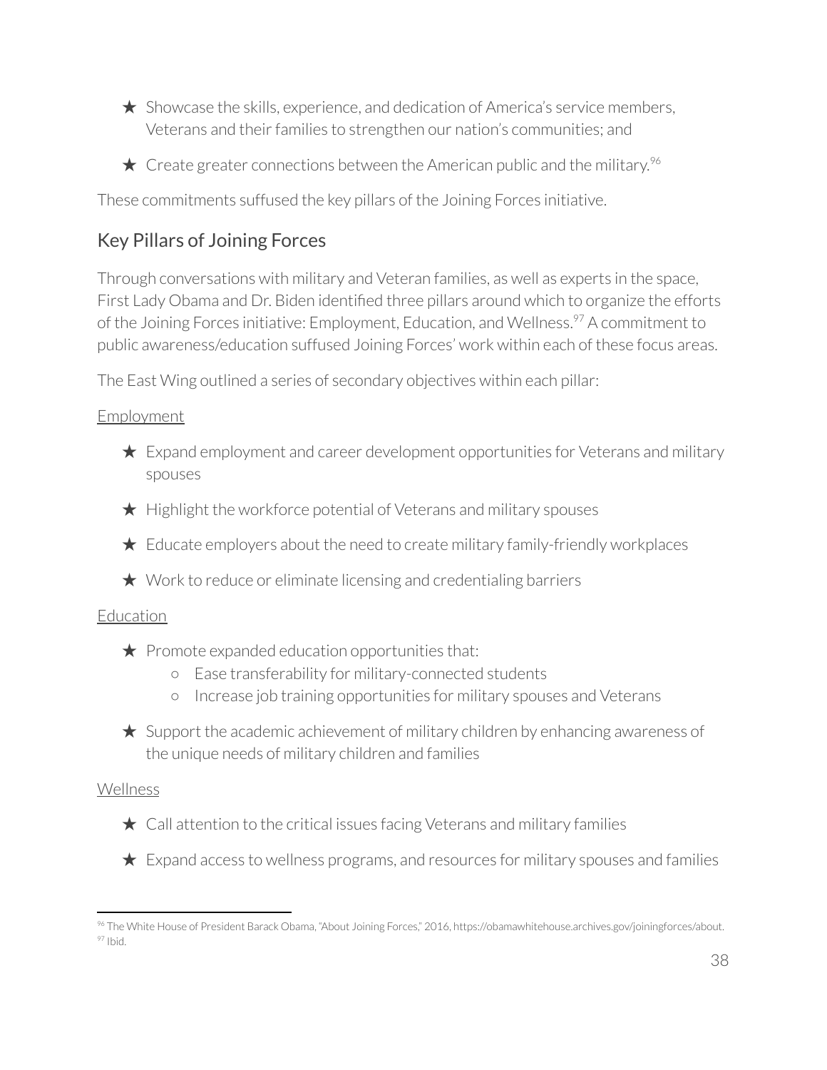- ★ Showcase the skills, experience, and dedication of America's service members, Veterans and their families to strengthen our nation's communities; and
- ★ Create greater connections between the American public and the military.[96]

These commitments suffused the key pillars of the Joining Forces initiative.

## Key Pillars of Joining Forces

Through conversations with military and Veteran families, as well as experts in the space, First Lady Obama and Dr. Biden identified three pillars around which to organize the efforts of the Joining Forces initiative: Employment, Education, and Wellness.[97] A commitment to public awareness/education suffused Joining Forces' work within each of these focus areas.

The East Wing outlined a series of secondary objectives within each pillar:

Employment

- ★ Expand employment and career development opportunities for Veterans and military spouses
- ★ Highlight the workforce potential of Veterans and military spouses
- ★ Educate employers about the need to create military family-friendly workplaces
- ★ Work to reduce or eliminate licensing and credentialing barriers

Education

- ★ Promote expanded education opportunities that:
  - Ease transferability for military-connected students
  - Increase job training opportunities for military spouses and Veterans
- ★ Support the academic achievement of military children by enhancing awareness of the unique needs of military children and families

Wellness

- ★ Call attention to the critical issues facing Veterans and military families
- ★ Expand access to wellness programs, and resources for military spouses and families

---

[96] The White House of President Barack Obama, "About Joining Forces," 2016, https://obamawhitehouse.archives.gov/joiningforces/about.
[97] Ibid.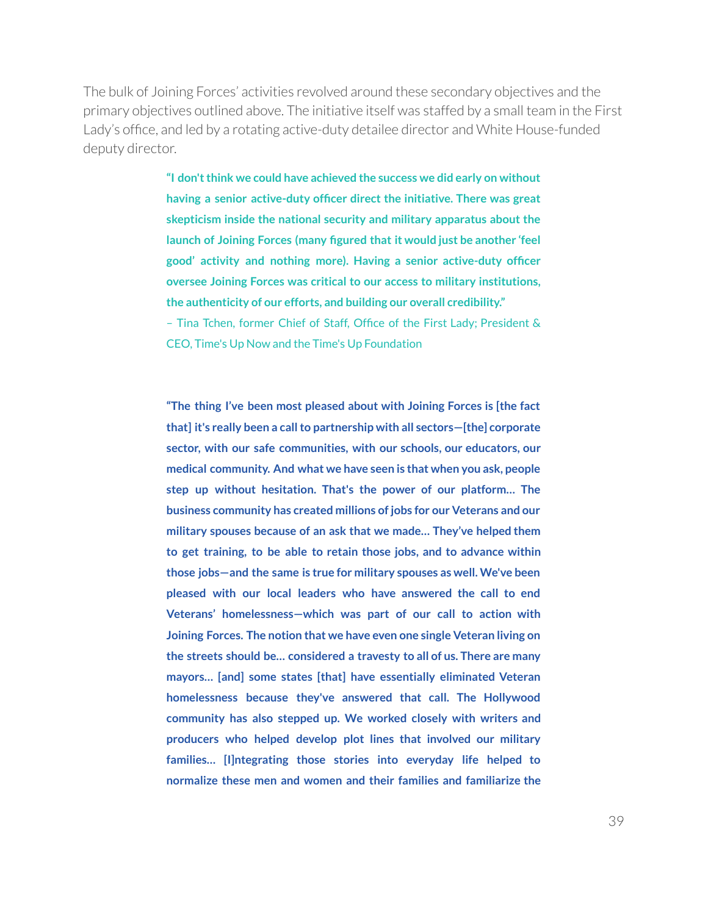The bulk of Joining Forces' activities revolved around these secondary objectives and the primary objectives outlined above. The initiative itself was staffed by a small team in the First Lady's office, and led by a rotating active-duty detailee director and White House-funded deputy director.

> **"I don't think we could have achieved the success we did early on without having a senior active-duty officer direct the initiative. There was great skepticism inside the national security and military apparatus about the launch of Joining Forces (many figured that it would just be another 'feel good' activity and nothing more). Having a senior active-duty officer oversee Joining Forces was critical to our access to military institutions, the authenticity of our efforts, and building our overall credibility."**
> – Tina Tchen, former Chief of Staff, Office of the First Lady; President & CEO, Time's Up Now and the Time's Up Foundation

> **"The thing I've been most pleased about with Joining Forces is [the fact that] it's really been a call to partnership with all sectors—[the] corporate sector, with our safe communities, with our schools, our educators, our medical community. And what we have seen is that when you ask, people step up without hesitation. That's the power of our platform… The business community has created millions of jobs for our Veterans and our military spouses because of an ask that we made… They've helped them to get training, to be able to retain those jobs, and to advance within those jobs—and the same is true for military spouses as well. We've been pleased with our local leaders who have answered the call to end Veterans' homelessness—which was part of our call to action with Joining Forces. The notion that we have even one single Veteran living on the streets should be… considered a travesty to all of us. There are many mayors… [and] some states [that] have essentially eliminated Veteran homelessness because they've answered that call. The Hollywood community has also stepped up. We worked closely with writers and producers who helped develop plot lines that involved our military families… [I]ntegrating those stories into everyday life helped to normalize these men and women and their families and familiarize the**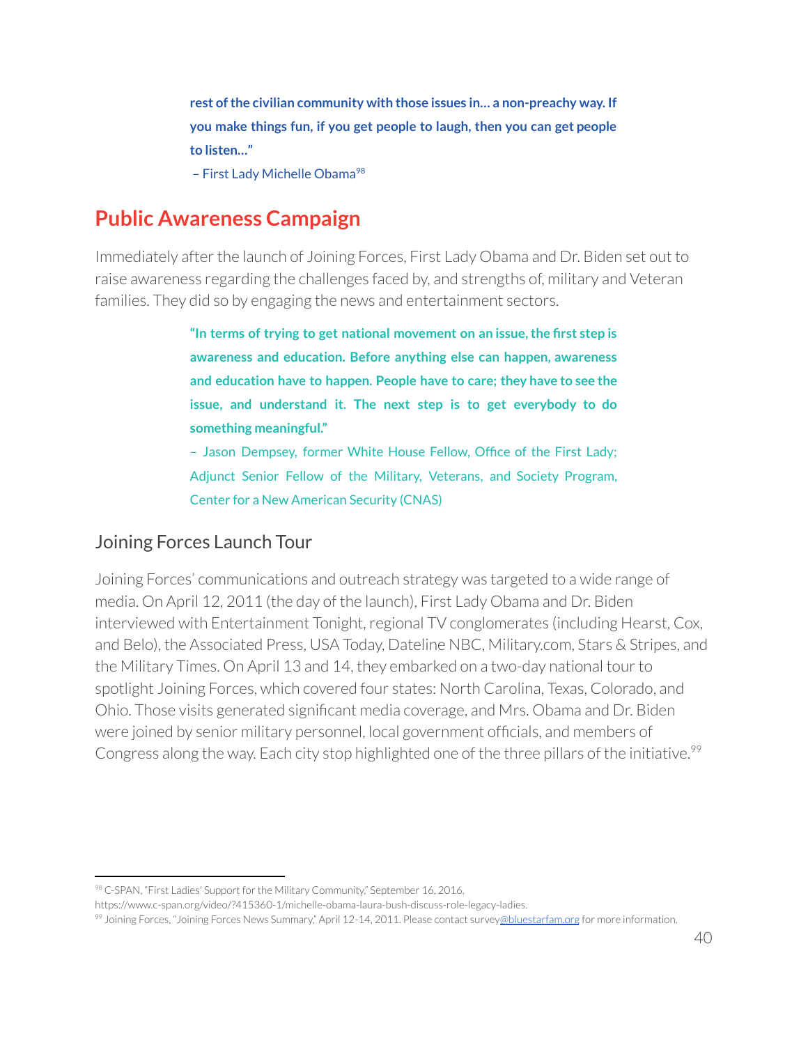**rest of the civilian community with those issues in… a non-preachy way. If you make things fun, if you get people to laugh, then you can get people to listen…"**

– First Lady Michelle Obama[98]

## Public Awareness Campaign

Immediately after the launch of Joining Forces, First Lady Obama and Dr. Biden set out to raise awareness regarding the challenges faced by, and strengths of, military and Veteran families. They did so by engaging the news and entertainment sectors.

> **"In terms of trying to get national movement on an issue, the first step is awareness and education. Before anything else can happen, awareness and education have to happen. People have to care; they have to see the issue, and understand it. The next step is to get everybody to do something meaningful."**
>
> – Jason Dempsey, former White House Fellow, Office of the First Lady; Adjunct Senior Fellow of the Military, Veterans, and Society Program, Center for a New American Security (CNAS)

### Joining Forces Launch Tour

Joining Forces' communications and outreach strategy was targeted to a wide range of media. On April 12, 2011 (the day of the launch), First Lady Obama and Dr. Biden interviewed with Entertainment Tonight, regional TV conglomerates (including Hearst, Cox, and Belo), the Associated Press, USA Today, Dateline NBC, Military.com, Stars & Stripes, and the Military Times. On April 13 and 14, they embarked on a two-day national tour to spotlight Joining Forces, which covered four states: North Carolina, Texas, Colorado, and Ohio. Those visits generated significant media coverage, and Mrs. Obama and Dr. Biden were joined by senior military personnel, local government officials, and members of Congress along the way. Each city stop highlighted one of the three pillars of the initiative.[99]

---

[98] C-SPAN, "First Ladies' Support for the Military Community," September 16, 2016, https://www.c-span.org/video/?415360-1/michelle-obama-laura-bush-discuss-role-legacy-ladies.

[99] Joining Forces, "Joining Forces News Summary," April 12-14, 2011. Please contact survey@bluestarfam.org for more information.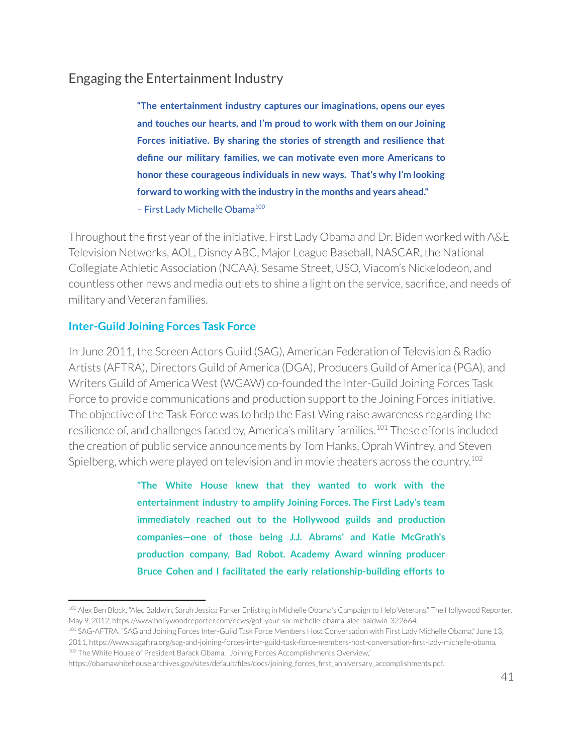## Engaging the Entertainment Industry

> **"The entertainment industry captures our imaginations, opens our eyes and touches our hearts, and I'm proud to work with them on our Joining Forces initiative. By sharing the stories of strength and resilience that define our military families, we can motivate even more Americans to honor these courageous individuals in new ways. That's why I'm looking forward to working with the industry in the months and years ahead."**
>
> – First Lady Michelle Obama[100]

Throughout the first year of the initiative, First Lady Obama and Dr. Biden worked with A&E Television Networks, AOL, Disney ABC, Major League Baseball, NASCAR, the National Collegiate Athletic Association (NCAA), Sesame Street, USO, Viacom's Nickelodeon, and countless other news and media outlets to shine a light on the service, sacrifice, and needs of military and Veteran families.

### Inter-Guild Joining Forces Task Force

In June 2011, the Screen Actors Guild (SAG), American Federation of Television & Radio Artists (AFTRA), Directors Guild of America (DGA), Producers Guild of America (PGA), and Writers Guild of America West (WGAW) co-founded the Inter-Guild Joining Forces Task Force to provide communications and production support to the Joining Forces initiative. The objective of the Task Force was to help the East Wing raise awareness regarding the resilience of, and challenges faced by, America's military families.[101] These efforts included the creation of public service announcements by Tom Hanks, Oprah Winfrey, and Steven Spielberg, which were played on television and in movie theaters across the country.[102]

> **"The White House knew that they wanted to work with the entertainment industry to amplify Joining Forces. The First Lady's team immediately reached out to the Hollywood guilds and production companies—one of those being J.J. Abrams' and Katie McGrath's production company, Bad Robot. Academy Award winning producer Bruce Cohen and I facilitated the early relationship-building efforts to**

---

[100] Alex Ben Block, "Alec Baldwin, Sarah Jessica Parker Enlisting in Michelle Obama's Campaign to Help Veterans," The Hollywood Reporter, May 9, 2012, https://www.hollywoodreporter.com/news/got-your-six-michelle-obama-alec-baldwin-322664.

[101] SAG-AFTRA, "SAG and Joining Forces Inter-Guild Task Force Members Host Conversation with First Lady Michelle Obama," June 13, 2011, https://www.sagaftra.org/sag-and-joining-forces-inter-guild-task-force-members-host-conversation-first-lady-michelle-obama.

[102] The White House of President Barack Obama, "Joining Forces Accomplishments Overview," https://obamawhitehouse.archives.gov/sites/default/files/docs/joining_forces_first_anniversary_accomplishments.pdf.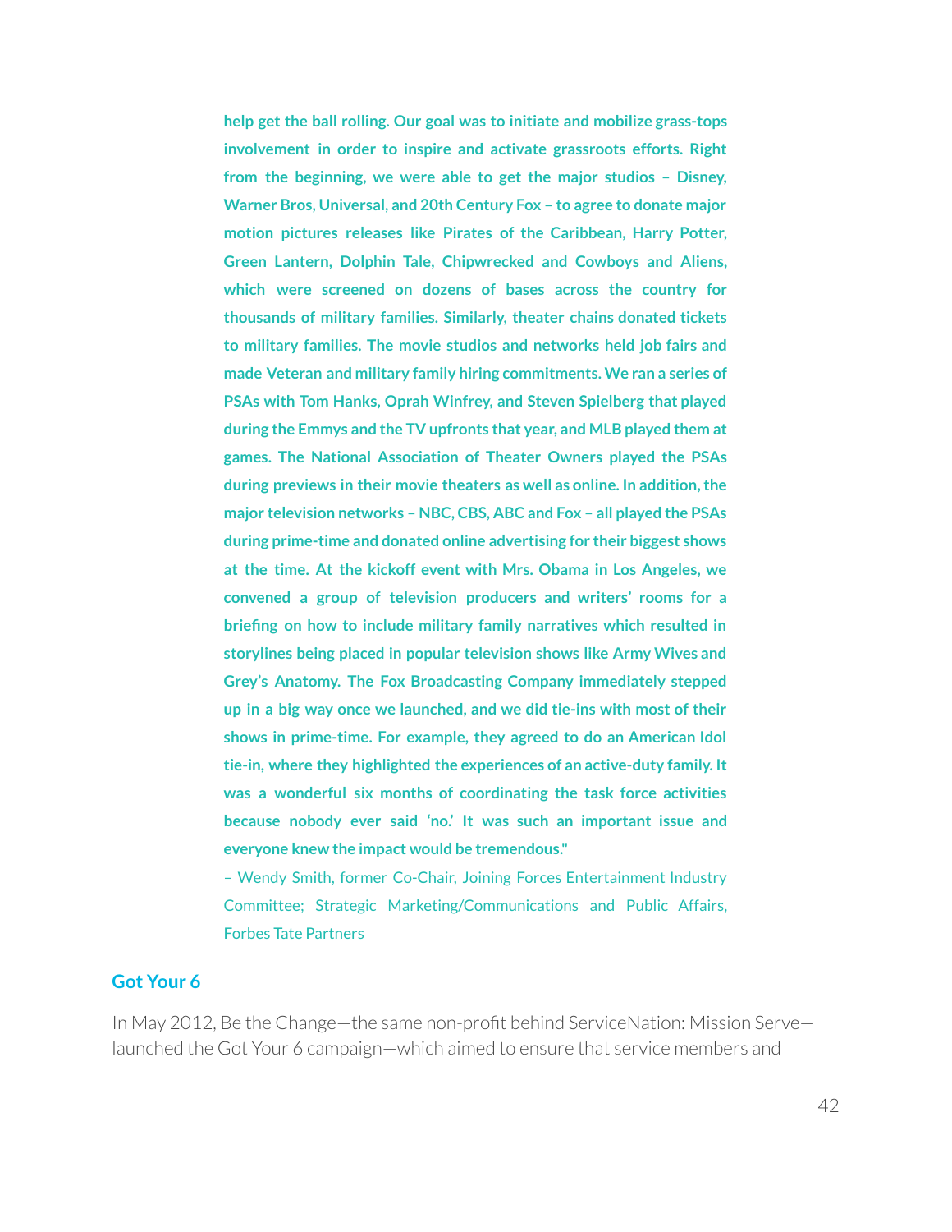**help get the ball rolling. Our goal was to initiate and mobilize grass-tops involvement in order to inspire and activate grassroots efforts. Right from the beginning, we were able to get the major studios – Disney, Warner Bros, Universal, and 20th Century Fox – to agree to donate major motion pictures releases like Pirates of the Caribbean, Harry Potter, Green Lantern, Dolphin Tale, Chipwrecked and Cowboys and Aliens, which were screened on dozens of bases across the country for thousands of military families. Similarly, theater chains donated tickets to military families. The movie studios and networks held job fairs and made Veteran and military family hiring commitments. We ran a series of PSAs with Tom Hanks, Oprah Winfrey, and Steven Spielberg that played during the Emmys and the TV upfronts that year, and MLB played them at games. The National Association of Theater Owners played the PSAs during previews in their movie theaters as well as online. In addition, the major television networks – NBC, CBS, ABC and Fox – all played the PSAs during prime-time and donated online advertising for their biggest shows at the time. At the kickoff event with Mrs. Obama in Los Angeles, we convened a group of television producers and writers' rooms for a briefing on how to include military family narratives which resulted in storylines being placed in popular television shows like Army Wives and Grey's Anatomy. The Fox Broadcasting Company immediately stepped up in a big way once we launched, and we did tie-ins with most of their shows in prime-time. For example, they agreed to do an American Idol tie-in, where they highlighted the experiences of an active-duty family. It was a wonderful six months of coordinating the task force activities because nobody ever said 'no.' It was such an important issue and everyone knew the impact would be tremendous."**

– Wendy Smith, former Co-Chair, Joining Forces Entertainment Industry Committee; Strategic Marketing/Communications and Public Affairs, Forbes Tate Partners

### Got Your 6

In May 2012, Be the Change—the same non-profit behind ServiceNation: Mission Serve—launched the Got Your 6 campaign—which aimed to ensure that service members and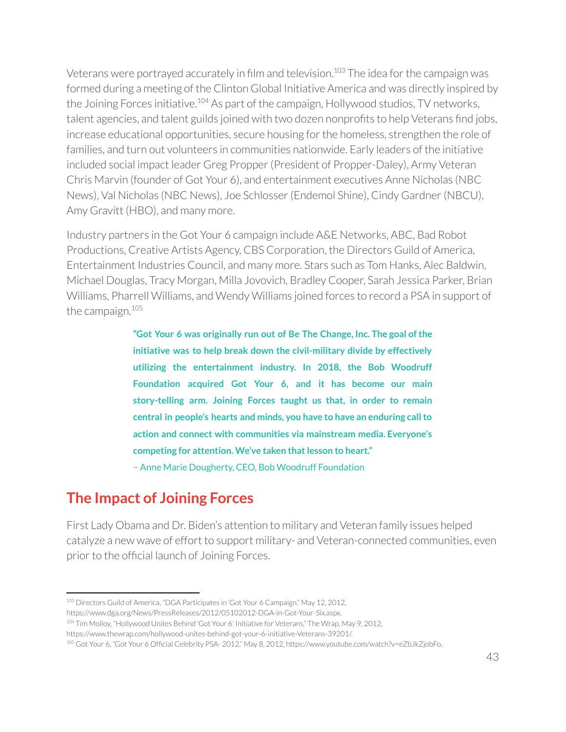Veterans were portrayed accurately in film and television.[103] The idea for the campaign was formed during a meeting of the Clinton Global Initiative America and was directly inspired by the Joining Forces initiative.[104] As part of the campaign, Hollywood studios, TV networks, talent agencies, and talent guilds joined with two dozen nonprofits to help Veterans find jobs, increase educational opportunities, secure housing for the homeless, strengthen the role of families, and turn out volunteers in communities nationwide. Early leaders of the initiative included social impact leader Greg Propper (President of Propper-Daley), Army Veteran Chris Marvin (founder of Got Your 6), and entertainment executives Anne Nicholas (NBC News), Val Nicholas (NBC News), Joe Schlosser (Endemol Shine), Cindy Gardner (NBCU), Amy Gravitt (HBO), and many more.

Industry partners in the Got Your 6 campaign include A&E Networks, ABC, Bad Robot Productions, Creative Artists Agency, CBS Corporation, the Directors Guild of America, Entertainment Industries Council, and many more. Stars such as Tom Hanks, Alec Baldwin, Michael Douglas, Tracy Morgan, Milla Jovovich, Bradley Cooper, Sarah Jessica Parker, Brian Williams, Pharrell Williams, and Wendy Williams joined forces to record a PSA in support of the campaign.[105]

> **"Got Your 6 was originally run out of Be The Change, Inc. The goal of the initiative was to help break down the civil-military divide by effectively utilizing the entertainment industry. In 2018, the Bob Woodruff Foundation acquired Got Your 6, and it has become our main story-telling arm. Joining Forces taught us that, in order to remain central in people's hearts and minds, you have to have an enduring call to action and connect with communities via mainstream media. Everyone's competing for attention. We've taken that lesson to heart."**
>
> – Anne Marie Dougherty, CEO, Bob Woodruff Foundation

## The Impact of Joining Forces

First Lady Obama and Dr. Biden's attention to military and Veteran family issues helped catalyze a new wave of effort to support military- and Veteran-connected communities, even prior to the official launch of Joining Forces.

---

[103] Directors Guild of America, "DGA Participates in 'Got Your 6 Campaign," May 12, 2012, https://www.dga.org/News/PressReleases/2012/05102012-DGA-in-Got-Your-Six.aspx.

[104] Tim Molloy, "Hollywood Unites Behind 'Got Your 6' Initiative for Veterans," The Wrap, May 9, 2012, https://www.thewrap.com/hollywood-unites-behind-got-your-6-initiative-Veterans-39201/.

[105] Got Your 6, "Got Your 6 Official Celebrity PSA- 2012," May 8, 2012, https://www.youtube.com/watch?v=eZbJkZjobFo.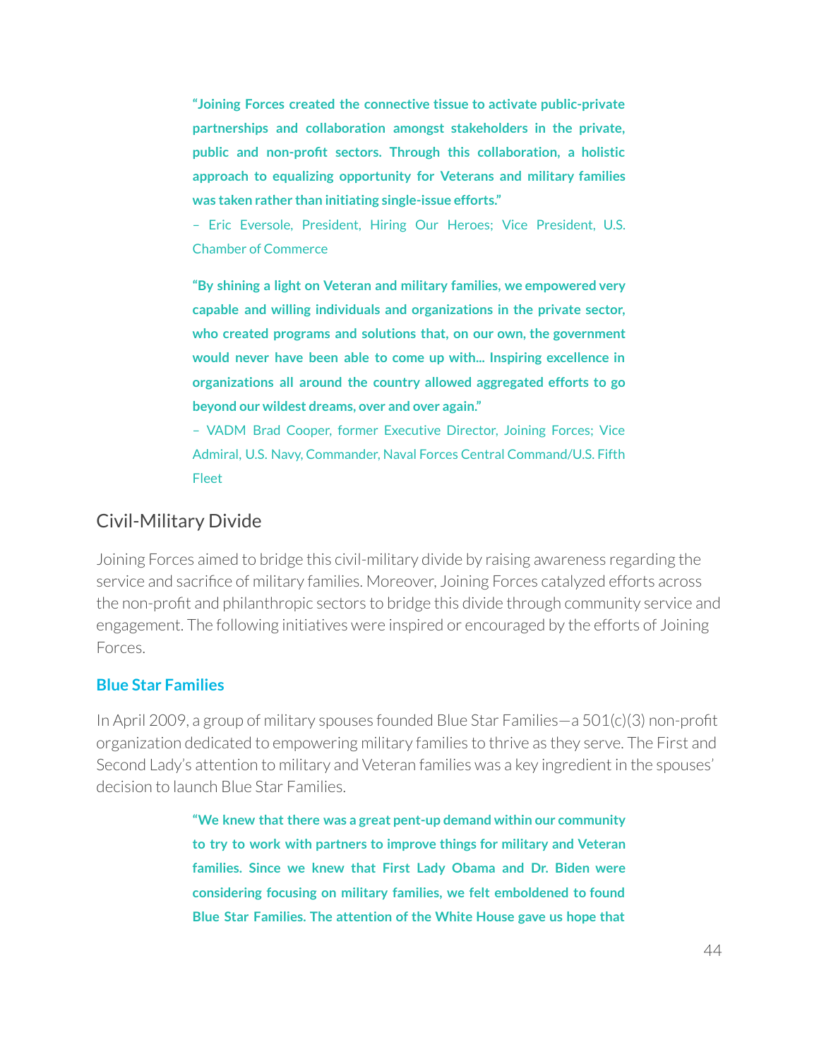> **"Joining Forces created the connective tissue to activate public-private partnerships and collaboration amongst stakeholders in the private, public and non-profit sectors. Through this collaboration, a holistic approach to equalizing opportunity for Veterans and military families was taken rather than initiating single-issue efforts."**
> – Eric Eversole, President, Hiring Our Heroes; Vice President, U.S. Chamber of Commerce

> **"By shining a light on Veteran and military families, we empowered very capable and willing individuals and organizations in the private sector, who created programs and solutions that, on our own, the government would never have been able to come up with... Inspiring excellence in organizations all around the country allowed aggregated efforts to go beyond our wildest dreams, over and over again."**
> – VADM Brad Cooper, former Executive Director, Joining Forces; Vice Admiral, U.S. Navy, Commander, Naval Forces Central Command/U.S. Fifth Fleet

## Civil-Military Divide

Joining Forces aimed to bridge this civil-military divide by raising awareness regarding the service and sacrifice of military families. Moreover, Joining Forces catalyzed efforts across the non-profit and philanthropic sectors to bridge this divide through community service and engagement. The following initiatives were inspired or encouraged by the efforts of Joining Forces.

### Blue Star Families

In April 2009, a group of military spouses founded Blue Star Families—a 501(c)(3) non-profit organization dedicated to empowering military families to thrive as they serve. The First and Second Lady's attention to military and Veteran families was a key ingredient in the spouses' decision to launch Blue Star Families.

> **"We knew that there was a great pent-up demand within our community to try to work with partners to improve things for military and Veteran families. Since we knew that First Lady Obama and Dr. Biden were considering focusing on military families, we felt emboldened to found Blue Star Families. The attention of the White House gave us hope that**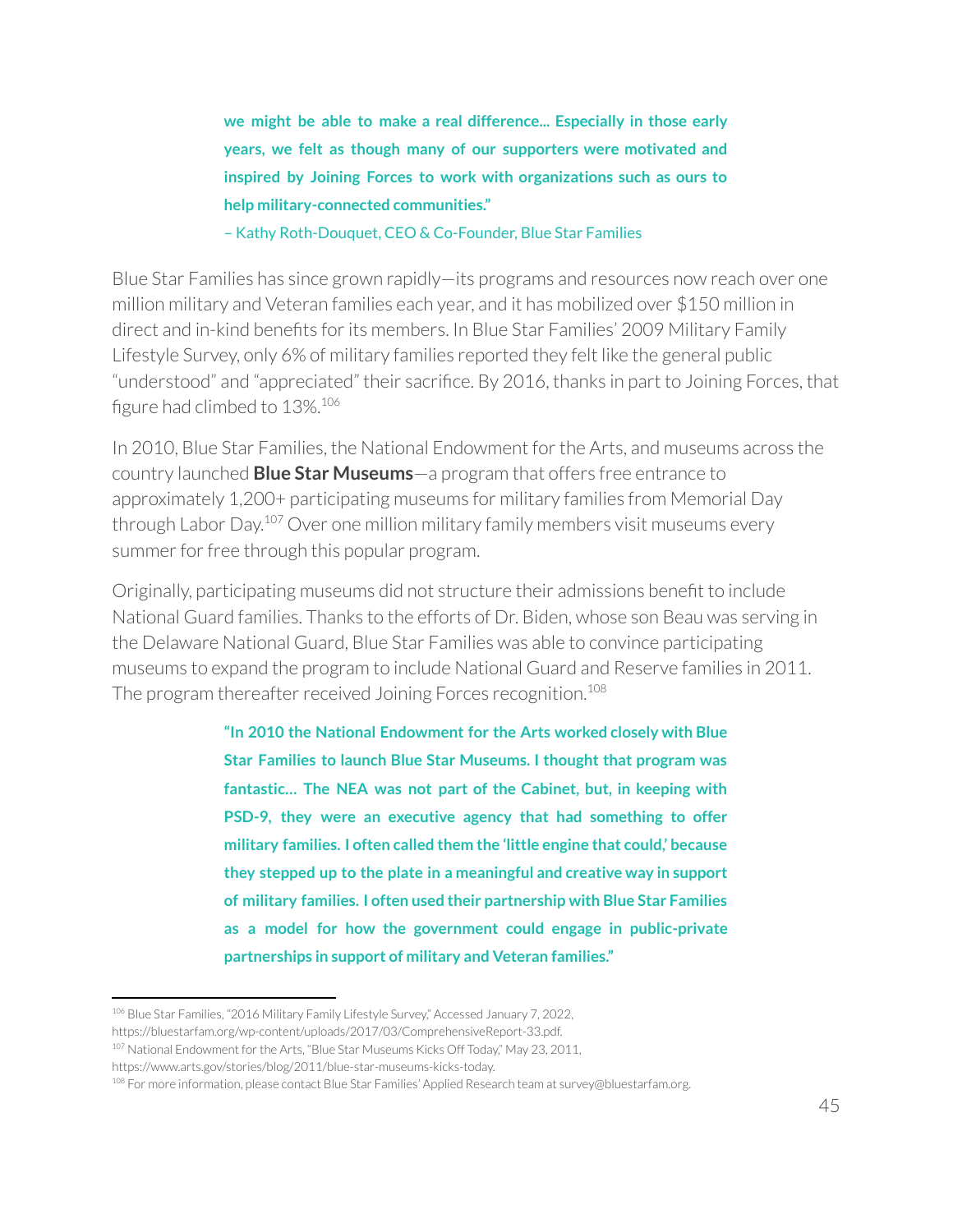**we might be able to make a real difference... Especially in those early years, we felt as though many of our supporters were motivated and inspired by Joining Forces to work with organizations such as ours to help military-connected communities."**

– Kathy Roth-Douquet, CEO & Co-Founder, Blue Star Families

Blue Star Families has since grown rapidly—its programs and resources now reach over one million military and Veteran families each year, and it has mobilized over $150 million in direct and in-kind benefits for its members. In Blue Star Families' 2009 Military Family Lifestyle Survey, only 6% of military families reported they felt like the general public "understood" and "appreciated" their sacrifice. By 2016, thanks in part to Joining Forces, that figure had climbed to 13%.[106]

In 2010, Blue Star Families, the National Endowment for the Arts, and museums across the country launched **Blue Star Museums**—a program that offers free entrance to approximately 1,200+ participating museums for military families from Memorial Day through Labor Day.[107] Over one million military family members visit museums every summer for free through this popular program.

Originally, participating museums did not structure their admissions benefit to include National Guard families. Thanks to the efforts of Dr. Biden, whose son Beau was serving in the Delaware National Guard, Blue Star Families was able to convince participating museums to expand the program to include National Guard and Reserve families in 2011. The program thereafter received Joining Forces recognition.[108]

**"In 2010 the National Endowment for the Arts worked closely with Blue Star Families to launch Blue Star Museums. I thought that program was fantastic... The NEA was not part of the Cabinet, but, in keeping with PSD-9, they were an executive agency that had something to offer military families. I often called them the 'little engine that could,' because they stepped up to the plate in a meaningful and creative way in support of military families. I often used their partnership with Blue Star Families as a model for how the government could engage in public-private partnerships in support of military and Veteran families."**

---

[106] Blue Star Families, "2016 Military Family Lifestyle Survey," Accessed January 7, 2022, https://bluestarfam.org/wp-content/uploads/2017/03/ComprehensiveReport-33.pdf.

[107] National Endowment for the Arts, "Blue Star Museums Kicks Off Today," May 23, 2011, https://www.arts.gov/stories/blog/2011/blue-star-museums-kicks-today.

[108] For more information, please contact Blue Star Families' Applied Research team at survey@bluestarfam.org.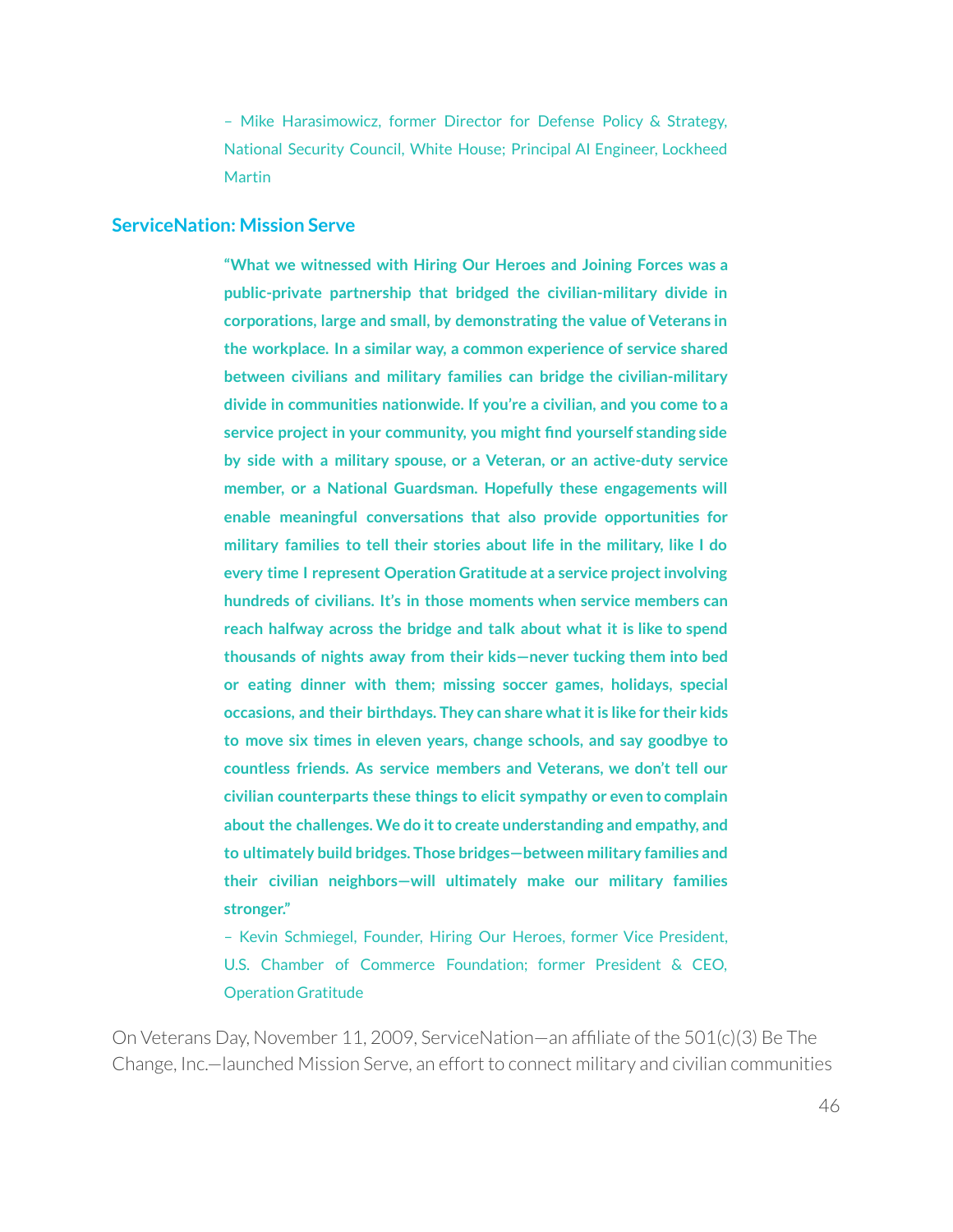– Mike Harasimowicz, former Director for Defense Policy & Strategy, National Security Council, White House; Principal AI Engineer, Lockheed Martin

## ServiceNation: Mission Serve

> **"What we witnessed with Hiring Our Heroes and Joining Forces was a public-private partnership that bridged the civilian-military divide in corporations, large and small, by demonstrating the value of Veterans in the workplace. In a similar way, a common experience of service shared between civilians and military families can bridge the civilian-military divide in communities nationwide. If you're a civilian, and you come to a service project in your community, you might find yourself standing side by side with a military spouse, or a Veteran, or an active-duty service member, or a National Guardsman. Hopefully these engagements will enable meaningful conversations that also provide opportunities for military families to tell their stories about life in the military, like I do every time I represent Operation Gratitude at a service project involving hundreds of civilians. It's in those moments when service members can reach halfway across the bridge and talk about what it is like to spend thousands of nights away from their kids—never tucking them into bed or eating dinner with them; missing soccer games, holidays, special occasions, and their birthdays. They can share what it is like for their kids to move six times in eleven years, change schools, and say goodbye to countless friends. As service members and Veterans, we don't tell our civilian counterparts these things to elicit sympathy or even to complain about the challenges. We do it to create understanding and empathy, and to ultimately build bridges. Those bridges—between military families and their civilian neighbors—will ultimately make our military families stronger."**
>
> – Kevin Schmiegel, Founder, Hiring Our Heroes, former Vice President, U.S. Chamber of Commerce Foundation; former President & CEO, Operation Gratitude

On Veterans Day, November 11, 2009, ServiceNation—an affiliate of the 501(c)(3) Be The Change, Inc.—launched Mission Serve, an effort to connect military and civilian communities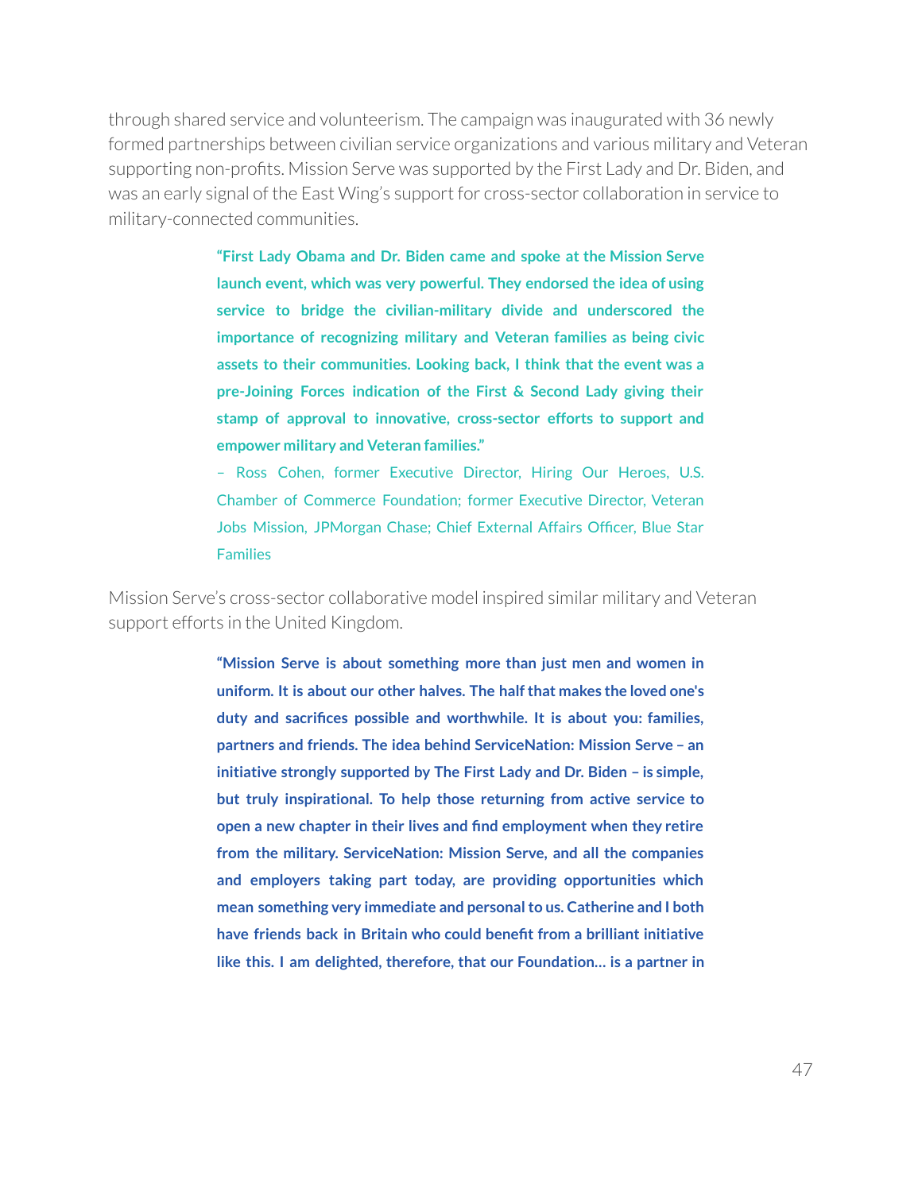through shared service and volunteerism. The campaign was inaugurated with 36 newly formed partnerships between civilian service organizations and various military and Veteran supporting non-profits. Mission Serve was supported by the First Lady and Dr. Biden, and was an early signal of the East Wing's support for cross-sector collaboration in service to military-connected communities.

> **"First Lady Obama and Dr. Biden came and spoke at the Mission Serve launch event, which was very powerful. They endorsed the idea of using service to bridge the civilian-military divide and underscored the importance of recognizing military and Veteran families as being civic assets to their communities. Looking back, I think that the event was a pre-Joining Forces indication of the First & Second Lady giving their stamp of approval to innovative, cross-sector efforts to support and empower military and Veteran families."**
>
> – Ross Cohen, former Executive Director, Hiring Our Heroes, U.S. Chamber of Commerce Foundation; former Executive Director, Veteran Jobs Mission, JPMorgan Chase; Chief External Affairs Officer, Blue Star Families

Mission Serve's cross-sector collaborative model inspired similar military and Veteran support efforts in the United Kingdom.

> **"Mission Serve is about something more than just men and women in uniform. It is about our other halves. The half that makes the loved one's duty and sacrifices possible and worthwhile. It is about you: families, partners and friends. The idea behind ServiceNation: Mission Serve – an initiative strongly supported by The First Lady and Dr. Biden – is simple, but truly inspirational. To help those returning from active service to open a new chapter in their lives and find employment when they retire from the military. ServiceNation: Mission Serve, and all the companies and employers taking part today, are providing opportunities which mean something very immediate and personal to us. Catherine and I both have friends back in Britain who could benefit from a brilliant initiative like this. I am delighted, therefore, that our Foundation… is a partner in**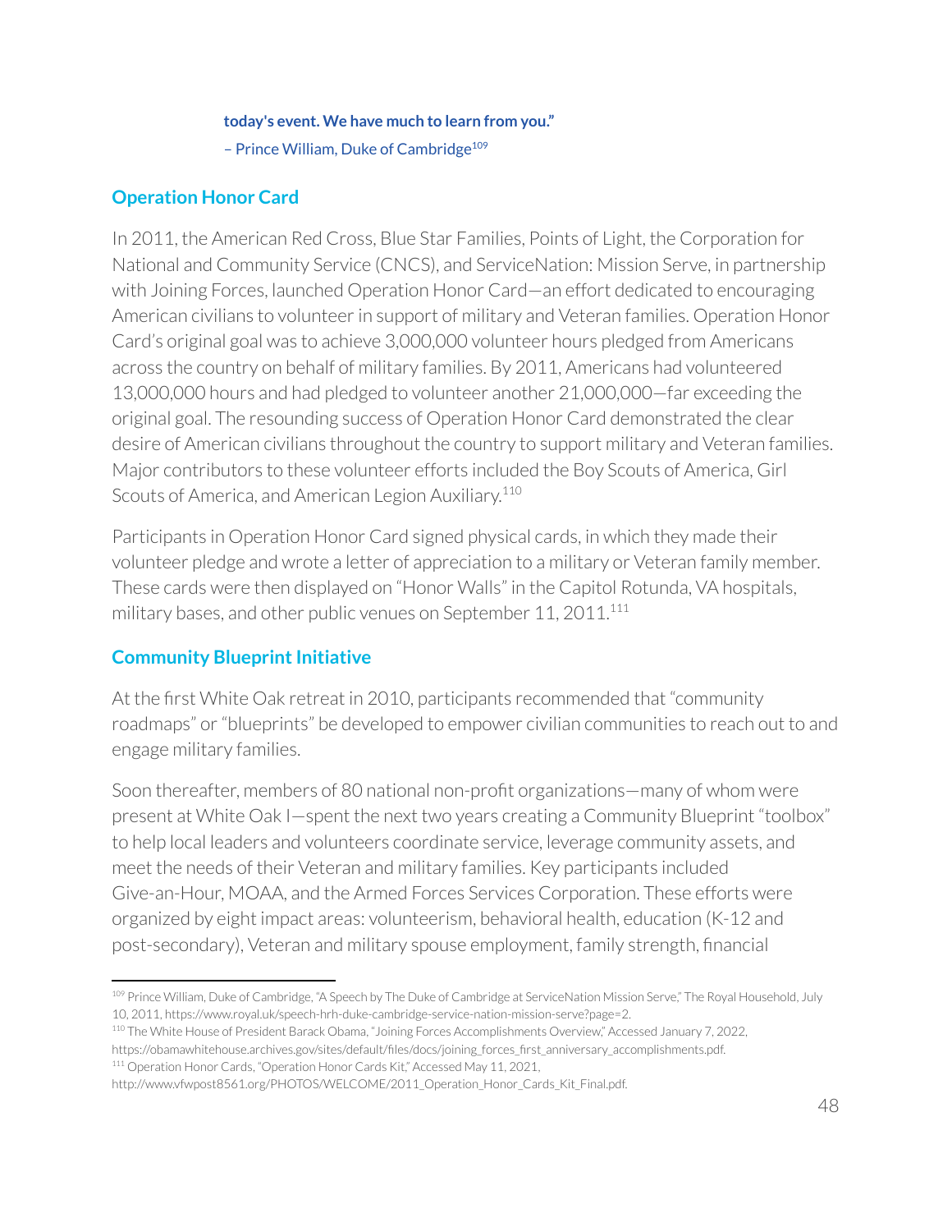**today's event. We have much to learn from you."**

– Prince William, Duke of Cambridge[109]

## Operation Honor Card

In 2011, the American Red Cross, Blue Star Families, Points of Light, the Corporation for National and Community Service (CNCS), and ServiceNation: Mission Serve, in partnership with Joining Forces, launched Operation Honor Card—an effort dedicated to encouraging American civilians to volunteer in support of military and Veteran families. Operation Honor Card's original goal was to achieve 3,000,000 volunteer hours pledged from Americans across the country on behalf of military families. By 2011, Americans had volunteered 13,000,000 hours and had pledged to volunteer another 21,000,000—far exceeding the original goal. The resounding success of Operation Honor Card demonstrated the clear desire of American civilians throughout the country to support military and Veteran families. Major contributors to these volunteer efforts included the Boy Scouts of America, Girl Scouts of America, and American Legion Auxiliary.[110]

Participants in Operation Honor Card signed physical cards, in which they made their volunteer pledge and wrote a letter of appreciation to a military or Veteran family member. These cards were then displayed on "Honor Walls" in the Capitol Rotunda, VA hospitals, military bases, and other public venues on September 11, 2011.[111]

## Community Blueprint Initiative

At the first White Oak retreat in 2010, participants recommended that "community roadmaps" or "blueprints" be developed to empower civilian communities to reach out to and engage military families.

Soon thereafter, members of 80 national non-profit organizations—many of whom were present at White Oak I—spent the next two years creating a Community Blueprint "toolbox" to help local leaders and volunteers coordinate service, leverage community assets, and meet the needs of their Veteran and military families. Key participants included Give-an-Hour, MOAA, and the Armed Forces Services Corporation. These efforts were organized by eight impact areas: volunteerism, behavioral health, education (K-12 and post-secondary), Veteran and military spouse employment, family strength, financial

---

[109] Prince William, Duke of Cambridge, "A Speech by The Duke of Cambridge at ServiceNation Mission Serve," The Royal Household, July 10, 2011, https://www.royal.uk/speech-hrh-duke-cambridge-service-nation-mission-serve?page=2.

[110] The White House of President Barack Obama, "Joining Forces Accomplishments Overview," Accessed January 7, 2022, https://obamawhitehouse.archives.gov/sites/default/files/docs/joining_forces_first_anniversary_accomplishments.pdf.

[111] Operation Honor Cards, "Operation Honor Cards Kit," Accessed May 11, 2021, http://www.vfwpost8561.org/PHOTOS/WELCOME/2011_Operation_Honor_Cards_Kit_Final.pdf.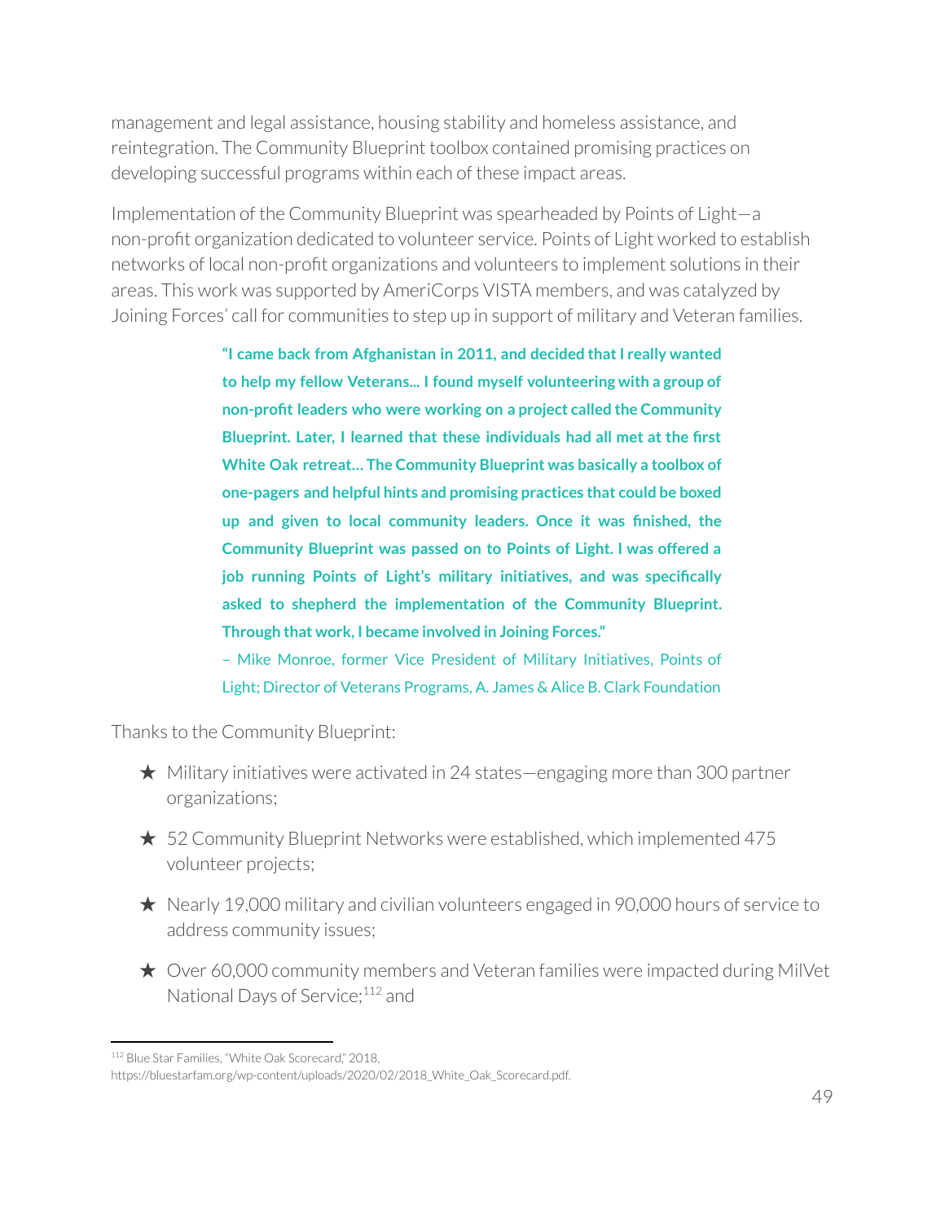management and legal assistance, housing stability and homeless assistance, and reintegration. The Community Blueprint toolbox contained promising practices on developing successful programs within each of these impact areas.

Implementation of the Community Blueprint was spearheaded by Points of Light—a non-profit organization dedicated to volunteer service. Points of Light worked to establish networks of local non-profit organizations and volunteers to implement solutions in their areas. This work was supported by AmeriCorps VISTA members, and was catalyzed by Joining Forces' call for communities to step up in support of military and Veteran families.

> **"I came back from Afghanistan in 2011, and decided that I really wanted to help my fellow Veterans... I found myself volunteering with a group of non-profit leaders who were working on a project called the Community Blueprint. Later, I learned that these individuals had all met at the first White Oak retreat... The Community Blueprint was basically a toolbox of one-pagers and helpful hints and promising practices that could be boxed up and given to local community leaders. Once it was finished, the Community Blueprint was passed on to Points of Light. I was offered a job running Points of Light's military initiatives, and was specifically asked to shepherd the implementation of the Community Blueprint. Through that work, I became involved in Joining Forces."**
>
> – Mike Monroe, former Vice President of Military Initiatives, Points of Light; Director of Veterans Programs, A. James & Alice B. Clark Foundation

Thanks to the Community Blueprint:

★ Military initiatives were activated in 24 states—engaging more than 300 partner organizations;

★ 52 Community Blueprint Networks were established, which implemented 475 volunteer projects;

★ Nearly 19,000 military and civilian volunteers engaged in 90,000 hours of service to address community issues;

★ Over 60,000 community members and Veteran families were impacted during MilVet National Days of Service;[112] and

---

[112] Blue Star Families, "White Oak Scorecard," 2018, https://bluestarfam.org/wp-content/uploads/2020/02/2018_White_Oak_Scorecard.pdf.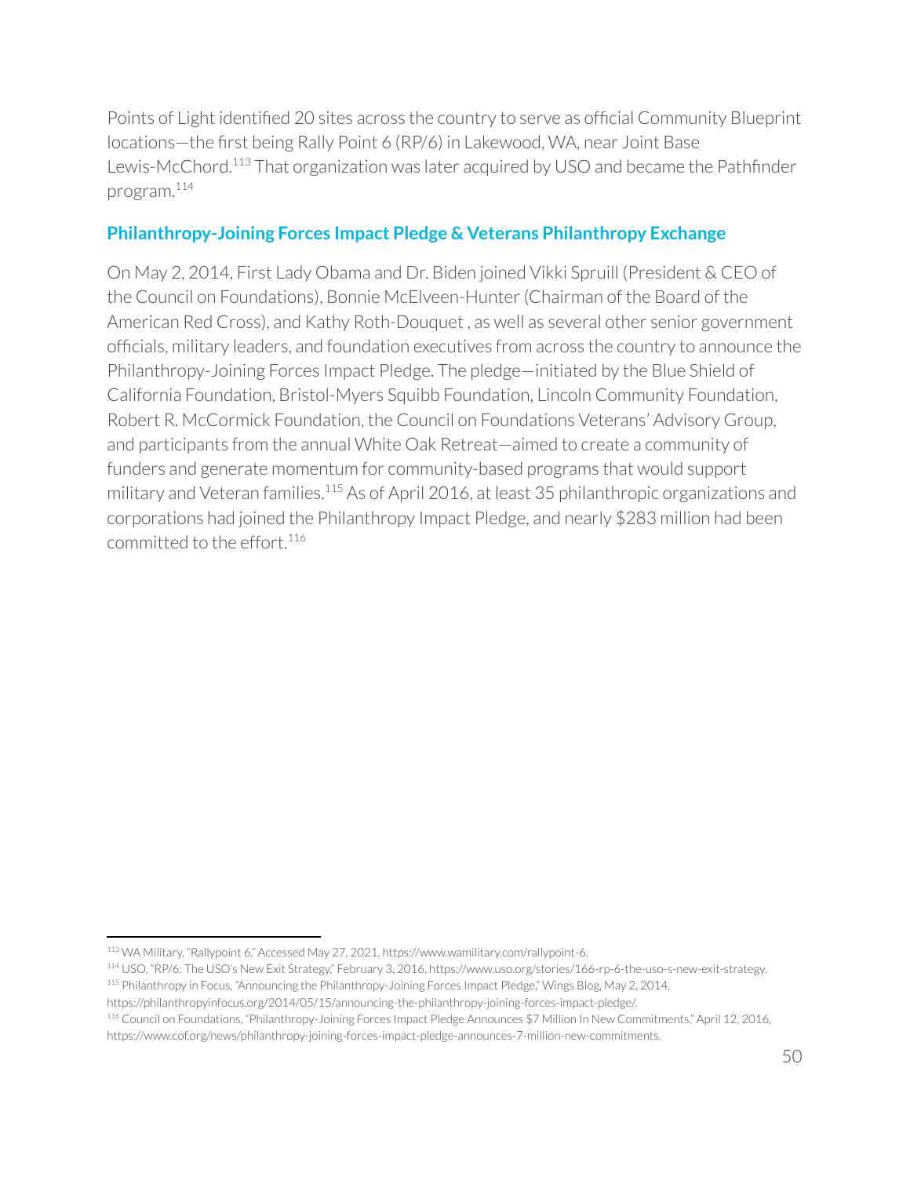Points of Light identified 20 sites across the country to serve as official Community Blueprint locations—the first being Rally Point 6 (RP/6) in Lakewood, WA, near Joint Base Lewis-McChord.[113] That organization was later acquired by USO and became the Pathfinder program.[114]

### Philanthropy-Joining Forces Impact Pledge & Veterans Philanthropy Exchange

On May 2, 2014, First Lady Obama and Dr. Biden joined Vikki Spruill (President & CEO of the Council on Foundations), Bonnie McElveen-Hunter (Chairman of the Board of the American Red Cross), and Kathy Roth-Douquet , as well as several other senior government officials, military leaders, and foundation executives from across the country to announce the Philanthropy-Joining Forces Impact Pledge. The pledge—initiated by the Blue Shield of California Foundation, Bristol-Myers Squibb Foundation, Lincoln Community Foundation, Robert R. McCormick Foundation, the Council on Foundations Veterans' Advisory Group, and participants from the annual White Oak Retreat—aimed to create a community of funders and generate momentum for community-based programs that would support military and Veteran families.[115] As of April 2016, at least 35 philanthropic organizations and corporations had joined the Philanthropy Impact Pledge, and nearly $283 million had been committed to the effort.[116]

---

[113] WA Military, "Rallypoint 6," Accessed May 27, 2021, https://www.wamilitary.com/rallypoint-6.

[114] USO, "RP/6: The USO's New Exit Strategy," February 3, 2016, https://www.uso.org/stories/166-rp-6-the-uso-s-new-exit-strategy.

[115] Philanthropy in Focus, "Announcing the Philanthropy-Joining Forces Impact Pledge," Wings Blog, May 2, 2014, https://philanthropyinfocus.org/2014/05/15/announcing-the-philanthropy-joining-forces-impact-pledge/.

[116] Council on Foundations, "Philanthropy-Joining Forces Impact Pledge Announces $7 Million In New Commitments," April 12, 2016, https://www.cof.org/news/philanthropy-joining-forces-impact-pledge-announces-7-million-new-commitments.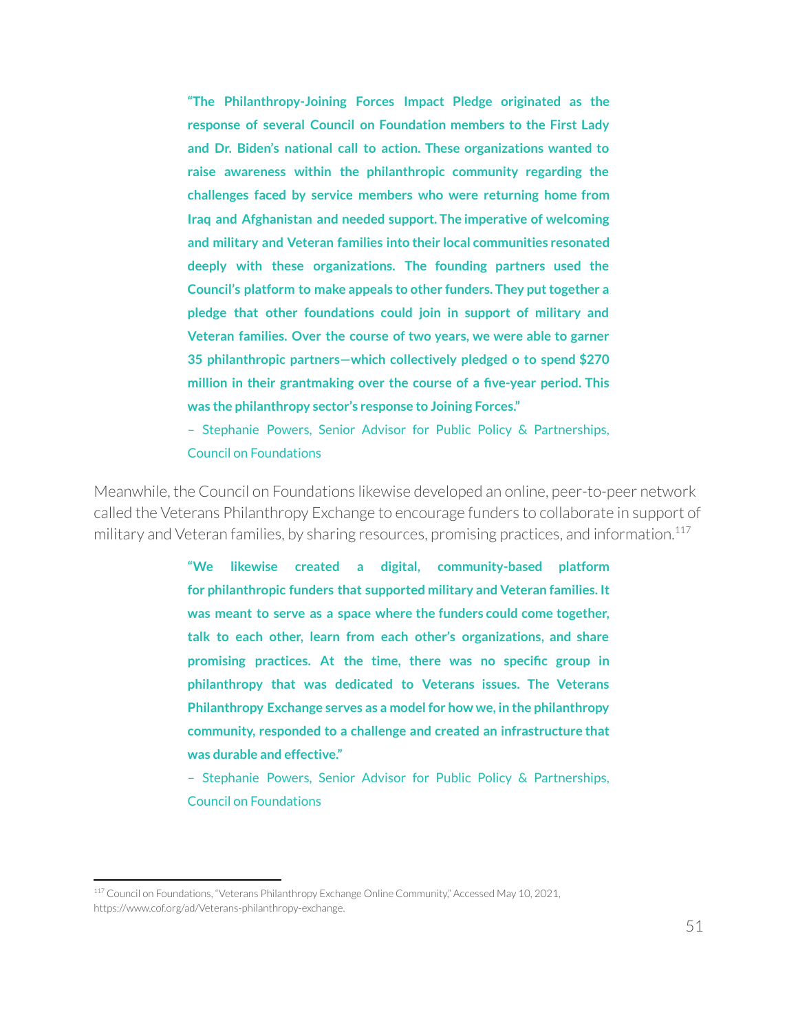**"The Philanthropy-Joining Forces Impact Pledge originated as the response of several Council on Foundation members to the First Lady and Dr. Biden's national call to action. These organizations wanted to raise awareness within the philanthropic community regarding the challenges faced by service members who were returning home from Iraq and Afghanistan and needed support. The imperative of welcoming and military and Veteran families into their local communities resonated deeply with these organizations. The founding partners used the Council's platform to make appeals to other funders. They put together a pledge that other foundations could join in support of military and Veteran families. Over the course of two years, we were able to garner 35 philanthropic partners—which collectively pledged o to spend $270 million in their grantmaking over the course of a five-year period. This was the philanthropy sector's response to Joining Forces."**

– Stephanie Powers, Senior Advisor for Public Policy & Partnerships, Council on Foundations

Meanwhile, the Council on Foundations likewise developed an online, peer-to-peer network called the Veterans Philanthropy Exchange to encourage funders to collaborate in support of military and Veteran families, by sharing resources, promising practices, and information.[117]

**"We likewise created a digital, community-based platform for philanthropic funders that supported military and Veteran families. It was meant to serve as a space where the funders could come together, talk to each other, learn from each other's organizations, and share promising practices. At the time, there was no specific group in philanthropy that was dedicated to Veterans issues. The Veterans Philanthropy Exchange serves as a model for how we, in the philanthropy community, responded to a challenge and created an infrastructure that was durable and effective."**

– Stephanie Powers, Senior Advisor for Public Policy & Partnerships, Council on Foundations

[117] Council on Foundations, "Veterans Philanthropy Exchange Online Community," Accessed May 10, 2021, https://www.cof.org/ad/Veterans-philanthropy-exchange.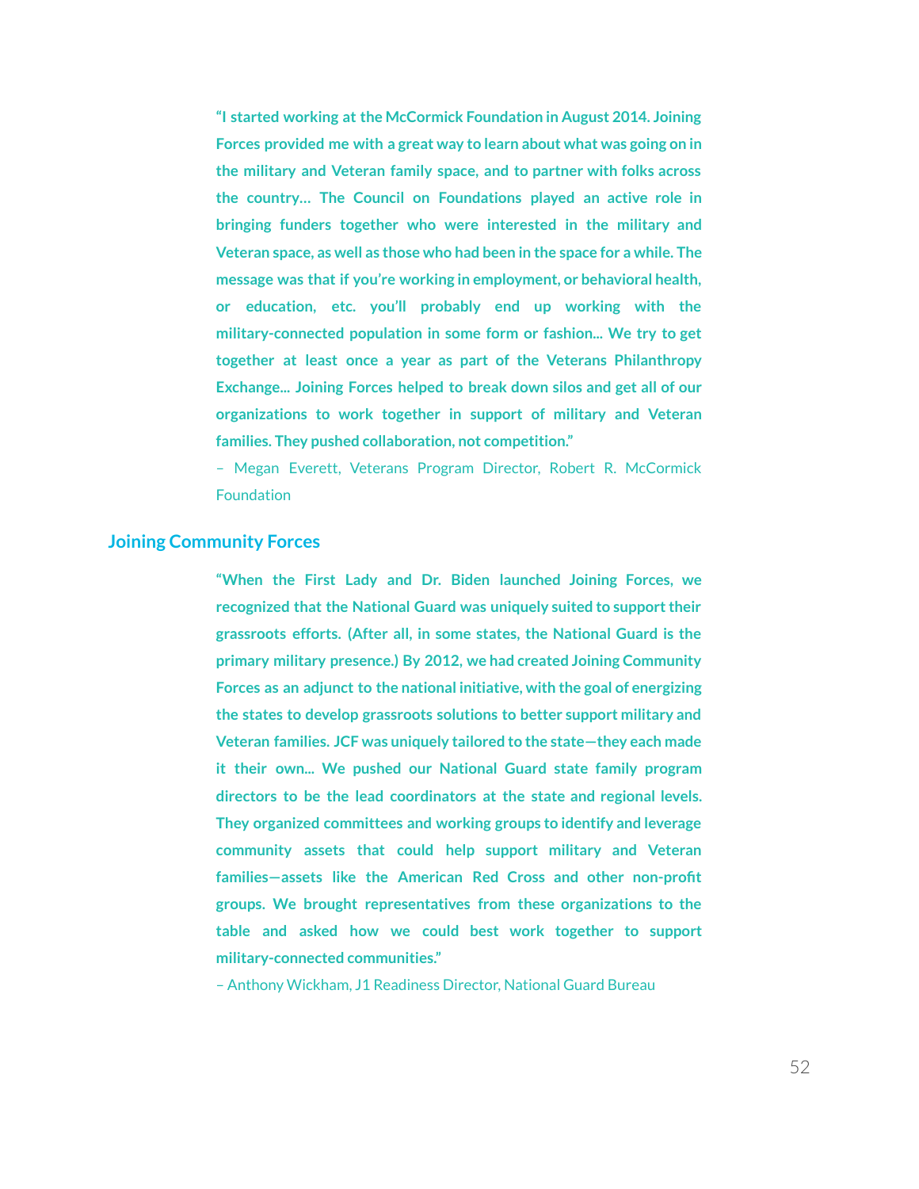**"I started working at the McCormick Foundation in August 2014. Joining Forces provided me with a great way to learn about what was going on in the military and Veteran family space, and to partner with folks across the country… The Council on Foundations played an active role in bringing funders together who were interested in the military and Veteran space, as well as those who had been in the space for a while. The message was that if you're working in employment, or behavioral health, or education, etc. you'll probably end up working with the military-connected population in some form or fashion... We try to get together at least once a year as part of the Veterans Philanthropy Exchange... Joining Forces helped to break down silos and get all of our organizations to work together in support of military and Veteran families. They pushed collaboration, not competition."**

– Megan Everett, Veterans Program Director, Robert R. McCormick Foundation

## Joining Community Forces

**"When the First Lady and Dr. Biden launched Joining Forces, we recognized that the National Guard was uniquely suited to support their grassroots efforts. (After all, in some states, the National Guard is the primary military presence.) By 2012, we had created Joining Community Forces as an adjunct to the national initiative, with the goal of energizing the states to develop grassroots solutions to better support military and Veteran families. JCF was uniquely tailored to the state—they each made it their own... We pushed our National Guard state family program directors to be the lead coordinators at the state and regional levels. They organized committees and working groups to identify and leverage community assets that could help support military and Veteran families—assets like the American Red Cross and other non-profit groups. We brought representatives from these organizations to the table and asked how we could best work together to support military-connected communities."**

– Anthony Wickham, J1 Readiness Director, National Guard Bureau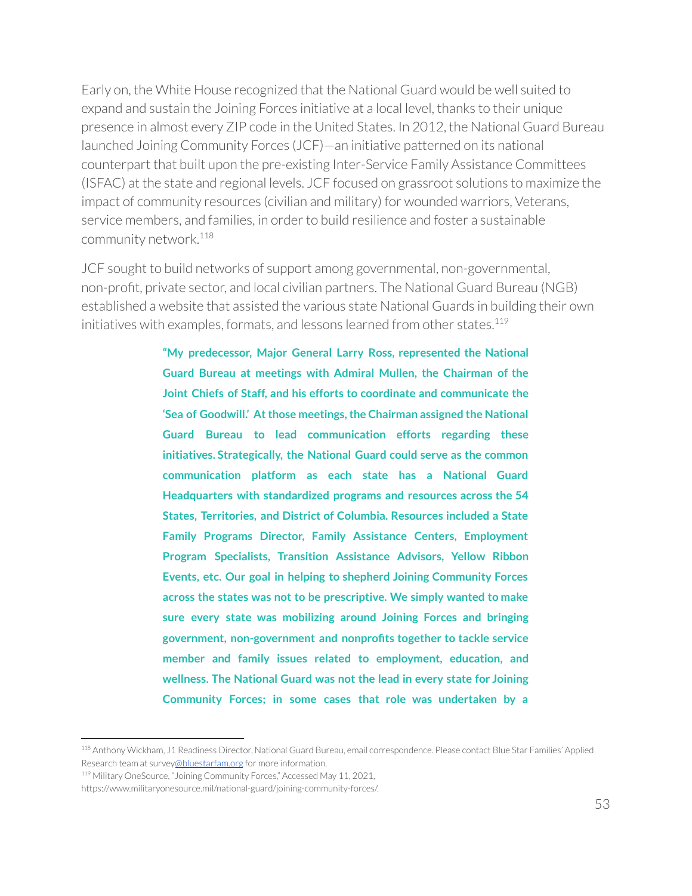Early on, the White House recognized that the National Guard would be well suited to expand and sustain the Joining Forces initiative at a local level, thanks to their unique presence in almost every ZIP code in the United States. In 2012, the National Guard Bureau launched Joining Community Forces (JCF)—an initiative patterned on its national counterpart that built upon the pre-existing Inter-Service Family Assistance Committees (ISFAC) at the state and regional levels. JCF focused on grassroot solutions to maximize the impact of community resources (civilian and military) for wounded warriors, Veterans, service members, and families, in order to build resilience and foster a sustainable community network.[118]

JCF sought to build networks of support among governmental, non-governmental, non-profit, private sector, and local civilian partners. The National Guard Bureau (NGB) established a website that assisted the various state National Guards in building their own initiatives with examples, formats, and lessons learned from other states.[119]

> **"My predecessor, Major General Larry Ross, represented the National Guard Bureau at meetings with Admiral Mullen, the Chairman of the Joint Chiefs of Staff, and his efforts to coordinate and communicate the 'Sea of Goodwill.' At those meetings, the Chairman assigned the National Guard Bureau to lead communication efforts regarding these initiatives. Strategically, the National Guard could serve as the common communication platform as each state has a National Guard Headquarters with standardized programs and resources across the 54 States, Territories, and District of Columbia. Resources included a State Family Programs Director, Family Assistance Centers, Employment Program Specialists, Transition Assistance Advisors, Yellow Ribbon Events, etc. Our goal in helping to shepherd Joining Community Forces across the states was not to be prescriptive. We simply wanted to make sure every state was mobilizing around Joining Forces and bringing government, non-government and nonprofits together to tackle service member and family issues related to employment, education, and wellness. The National Guard was not the lead in every state for Joining Community Forces; in some cases that role was undertaken by a**

---

[118] Anthony Wickham, J1 Readiness Director, National Guard Bureau, email correspondence. Please contact Blue Star Families' Applied Research team at survey@bluestarfam.org for more information.

[119] Military OneSource, "Joining Community Forces," Accessed May 11, 2021, https://www.militaryonesource.mil/national-guard/joining-community-forces/.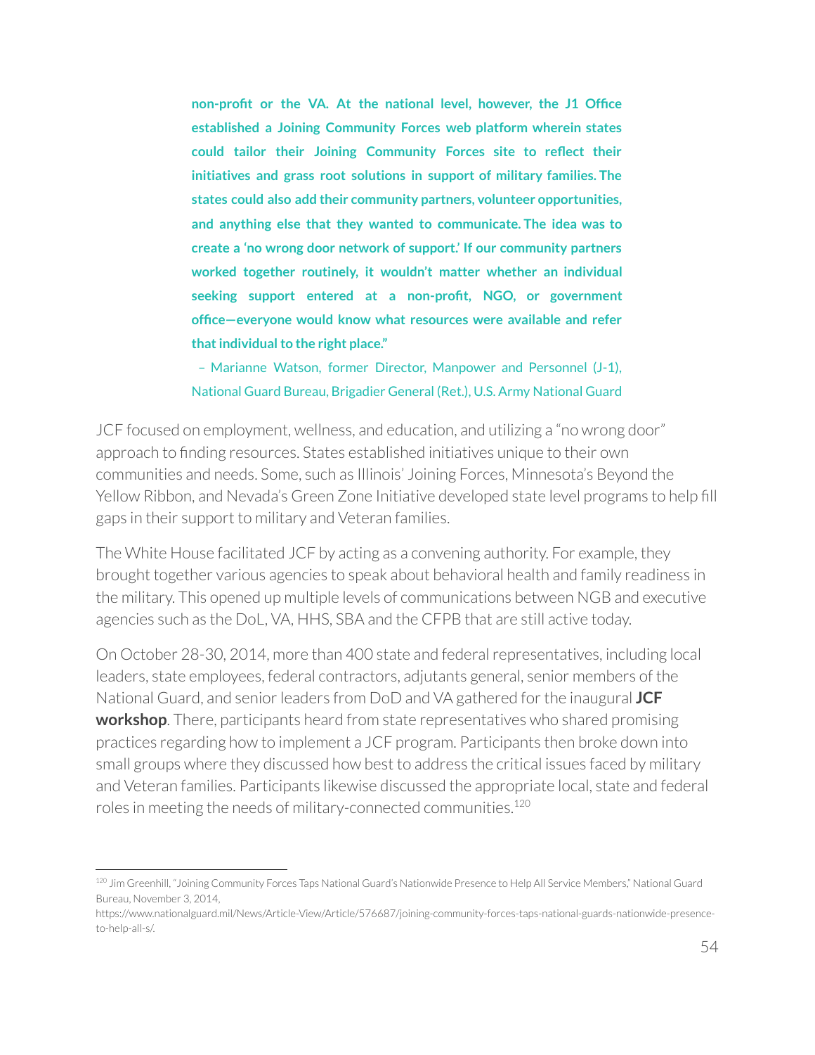**non-profit or the VA. At the national level, however, the J1 Office established a Joining Community Forces web platform wherein states could tailor their Joining Community Forces site to reflect their initiatives and grass root solutions in support of military families. The states could also add their community partners, volunteer opportunities, and anything else that they wanted to communicate. The idea was to create a 'no wrong door network of support.' If our community partners worked together routinely, it wouldn't matter whether an individual seeking support entered at a non-profit, NGO, or government office—everyone would know what resources were available and refer that individual to the right place."**

– Marianne Watson, former Director, Manpower and Personnel (J-1), National Guard Bureau, Brigadier General (Ret.), U.S. Army National Guard

JCF focused on employment, wellness, and education, and utilizing a "no wrong door" approach to finding resources. States established initiatives unique to their own communities and needs. Some, such as Illinois' Joining Forces, Minnesota's Beyond the Yellow Ribbon, and Nevada's Green Zone Initiative developed state level programs to help fill gaps in their support to military and Veteran families.

The White House facilitated JCF by acting as a convening authority. For example, they brought together various agencies to speak about behavioral health and family readiness in the military. This opened up multiple levels of communications between NGB and executive agencies such as the DoL, VA, HHS, SBA and the CFPB that are still active today.

On October 28-30, 2014, more than 400 state and federal representatives, including local leaders, state employees, federal contractors, adjutants general, senior members of the National Guard, and senior leaders from DoD and VA gathered for the inaugural **JCF workshop**. There, participants heard from state representatives who shared promising practices regarding how to implement a JCF program. Participants then broke down into small groups where they discussed how best to address the critical issues faced by military and Veteran families. Participants likewise discussed the appropriate local, state and federal roles in meeting the needs of military-connected communities.[120]

[120] Jim Greenhill, "Joining Community Forces Taps National Guard's Nationwide Presence to Help All Service Members," National Guard Bureau, November 3, 2014, https://www.nationalguard.mil/News/Article-View/Article/576687/joining-community-forces-taps-national-guards-nationwide-presence-to-help-all-s/.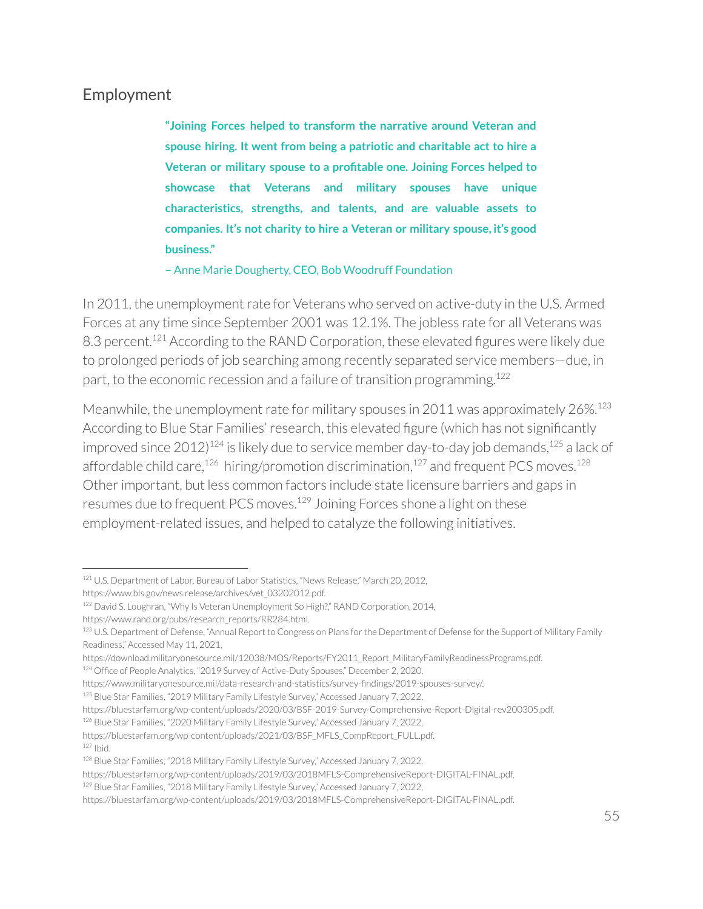## Employment

> **"Joining Forces helped to transform the narrative around Veteran and spouse hiring. It went from being a patriotic and charitable act to hire a Veteran or military spouse to a profitable one. Joining Forces helped to showcase that Veterans and military spouses have unique characteristics, strengths, and talents, and are valuable assets to companies. It's not charity to hire a Veteran or military spouse, it's good business."**
>
> – Anne Marie Dougherty, CEO, Bob Woodruff Foundation

In 2011, the unemployment rate for Veterans who served on active-duty in the U.S. Armed Forces at any time since September 2001 was 12.1%. The jobless rate for all Veterans was 8.3 percent.[121] According to the RAND Corporation, these elevated figures were likely due to prolonged periods of job searching among recently separated service members—due, in part, to the economic recession and a failure of transition programming.[122]

Meanwhile, the unemployment rate for military spouses in 2011 was approximately 26%.[123] According to Blue Star Families' research, this elevated figure (which has not significantly improved since 2012)[124] is likely due to service member day-to-day job demands,[125] a lack of affordable child care,[126] hiring/promotion discrimination,[127] and frequent PCS moves.[128] Other important, but less common factors include state licensure barriers and gaps in resumes due to frequent PCS moves.[129] Joining Forces shone a light on these employment-related issues, and helped to catalyze the following initiatives.

---

[121] U.S. Department of Labor, Bureau of Labor Statistics, "News Release," March 20, 2012, https://www.bls.gov/news.release/archives/vet_03202012.pdf.

[122] David S. Loughran, "Why Is Veteran Unemployment So High?," RAND Corporation, 2014, https://www.rand.org/pubs/research_reports/RR284.html.

[123] U.S. Department of Defense, "Annual Report to Congress on Plans for the Department of Defense for the Support of Military Family Readiness," Accessed May 11, 2021, https://download.militaryonesource.mil/12038/MOS/Reports/FY2011_Report_MilitaryFamilyReadinessPrograms.pdf.

[124] Office of People Analytics, "2019 Survey of Active-Duty Spouses," December 2, 2020, https://www.militaryonesource.mil/data-research-and-statistics/survey-findings/2019-spouses-survey/.

[125] Blue Star Families, "2019 Military Family Lifestyle Survey," Accessed January 7, 2022, https://bluestarfam.org/wp-content/uploads/2020/03/BSF-2019-Survey-Comprehensive-Report-Digital-rev200305.pdf.

[126] Blue Star Families, "2020 Military Family Lifestyle Survey," Accessed January 7, 2022, https://bluestarfam.org/wp-content/uploads/2021/03/BSF_MFLS_CompReport_FULL.pdf.

[127] Ibid.

[128] Blue Star Families, "2018 Military Family Lifestyle Survey," Accessed January 7, 2022, https://bluestarfam.org/wp-content/uploads/2019/03/2018MFLS-ComprehensiveReport-DIGITAL-FINAL.pdf.

[129] Blue Star Families, "2018 Military Family Lifestyle Survey," Accessed January 7, 2022, https://bluestarfam.org/wp-content/uploads/2019/03/2018MFLS-ComprehensiveReport-DIGITAL-FINAL.pdf.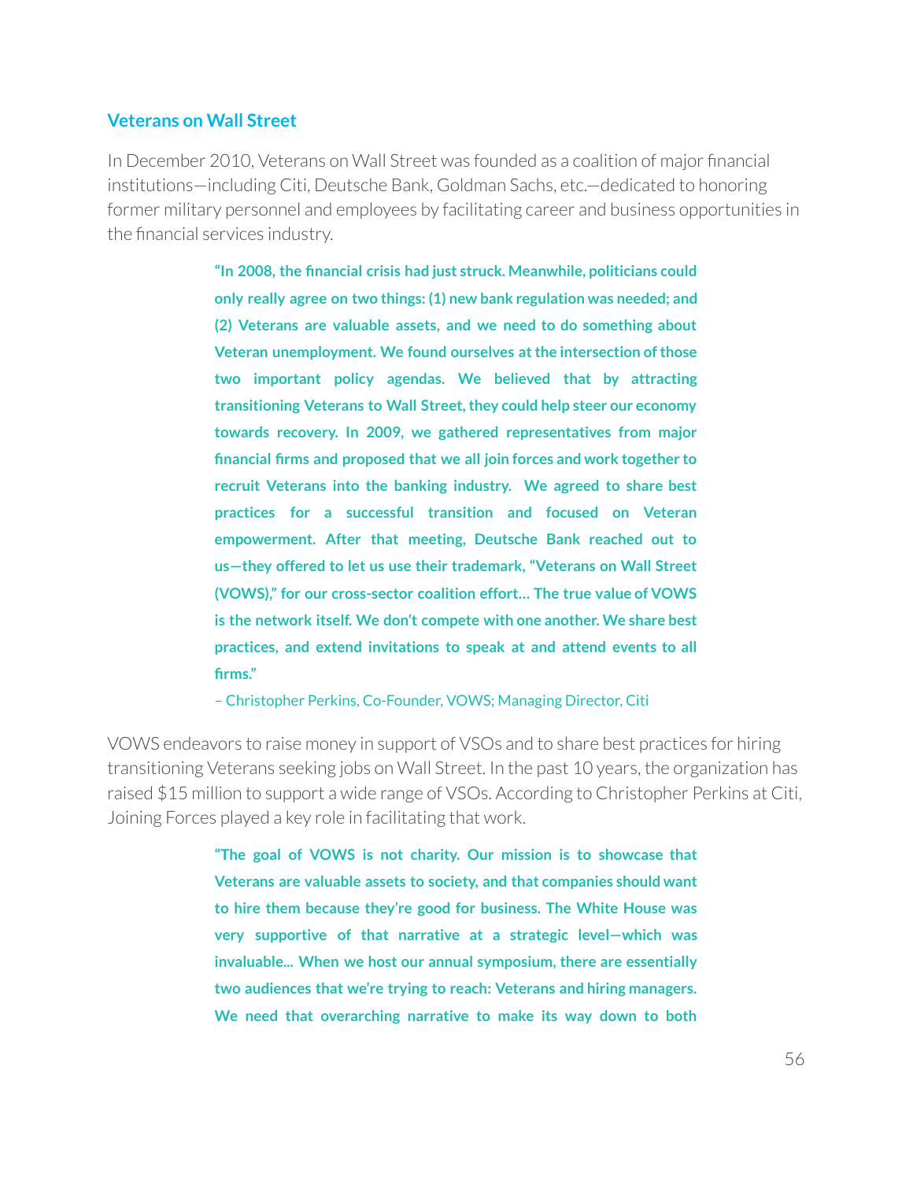### Veterans on Wall Street

In December 2010, Veterans on Wall Street was founded as a coalition of major financial institutions—including Citi, Deutsche Bank, Goldman Sachs, etc.—dedicated to honoring former military personnel and employees by facilitating career and business opportunities in the financial services industry.

> **"In 2008, the financial crisis had just struck. Meanwhile, politicians could only really agree on two things: (1) new bank regulation was needed; and (2) Veterans are valuable assets, and we need to do something about Veteran unemployment. We found ourselves at the intersection of those two important policy agendas. We believed that by attracting transitioning Veterans to Wall Street, they could help steer our economy towards recovery. In 2009, we gathered representatives from major financial firms and proposed that we all join forces and work together to recruit Veterans into the banking industry. We agreed to share best practices for a successful transition and focused on Veteran empowerment. After that meeting, Deutsche Bank reached out to us—they offered to let us use their trademark, "Veterans on Wall Street (VOWS)," for our cross-sector coalition effort... The true value of VOWS is the network itself. We don't compete with one another. We share best practices, and extend invitations to speak at and attend events to all firms."**
>
> – Christopher Perkins, Co-Founder, VOWS; Managing Director, Citi

VOWS endeavors to raise money in support of VSOs and to share best practices for hiring transitioning Veterans seeking jobs on Wall Street. In the past 10 years, the organization has raised $15 million to support a wide range of VSOs. According to Christopher Perkins at Citi, Joining Forces played a key role in facilitating that work.

> **"The goal of VOWS is not charity. Our mission is to showcase that Veterans are valuable assets to society, and that companies should want to hire them because they're good for business. The White House was very supportive of that narrative at a strategic level—which was invaluable... When we host our annual symposium, there are essentially two audiences that we're trying to reach: Veterans and hiring managers. We need that overarching narrative to make its way down to both**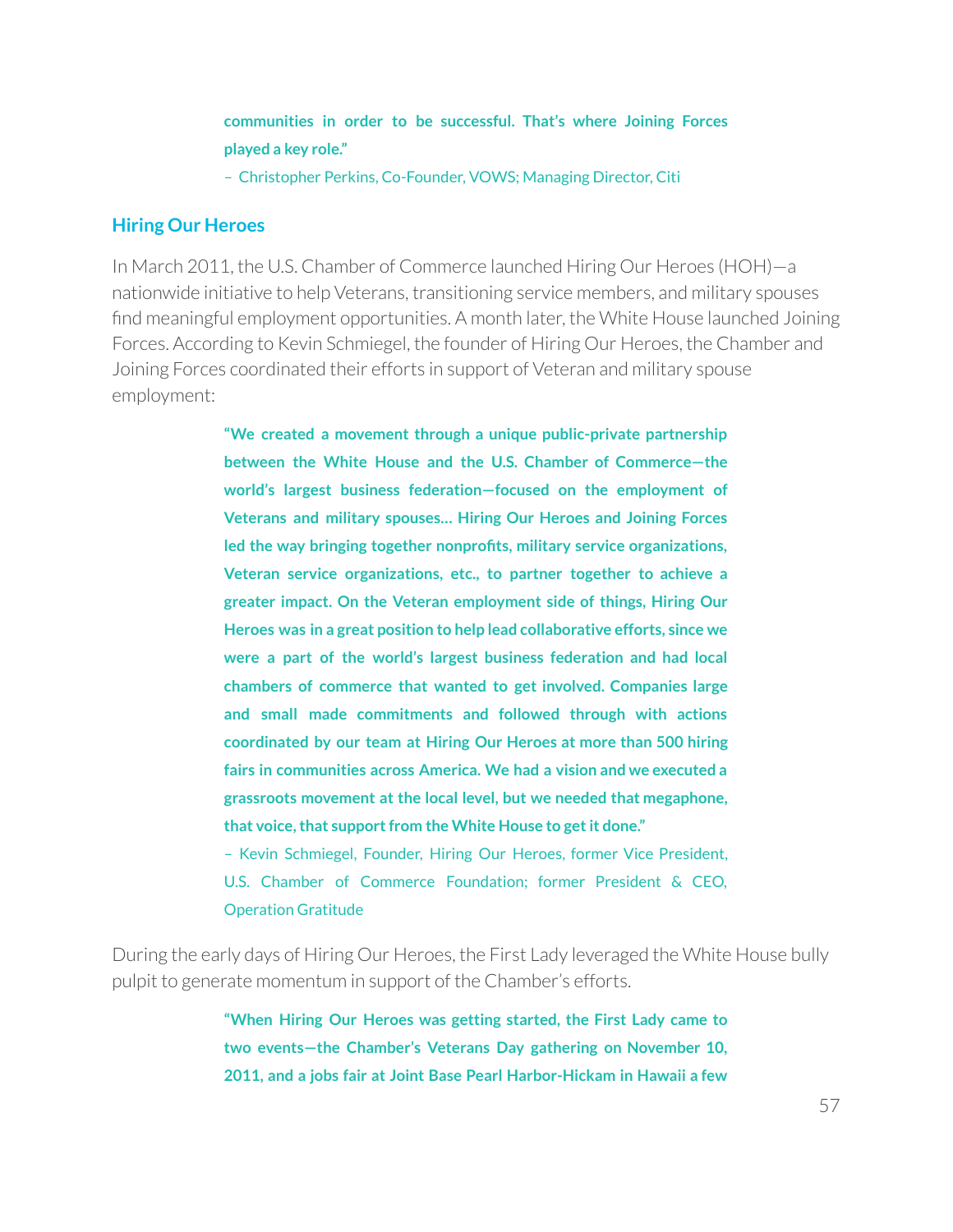**communities in order to be successful. That's where Joining Forces played a key role."**

– Christopher Perkins, Co-Founder, VOWS; Managing Director, Citi

## Hiring Our Heroes

In March 2011, the U.S. Chamber of Commerce launched Hiring Our Heroes (HOH)—a nationwide initiative to help Veterans, transitioning service members, and military spouses find meaningful employment opportunities. A month later, the White House launched Joining Forces. According to Kevin Schmiegel, the founder of Hiring Our Heroes, the Chamber and Joining Forces coordinated their efforts in support of Veteran and military spouse employment:

> **"We created a movement through a unique public-private partnership between the White House and the U.S. Chamber of Commerce—the world's largest business federation—focused on the employment of Veterans and military spouses… Hiring Our Heroes and Joining Forces led the way bringing together nonprofits, military service organizations, Veteran service organizations, etc., to partner together to achieve a greater impact. On the Veteran employment side of things, Hiring Our Heroes was in a great position to help lead collaborative efforts, since we were a part of the world's largest business federation and had local chambers of commerce that wanted to get involved. Companies large and small made commitments and followed through with actions coordinated by our team at Hiring Our Heroes at more than 500 hiring fairs in communities across America. We had a vision and we executed a grassroots movement at the local level, but we needed that megaphone, that voice, that support from the White House to get it done."**
>
> – Kevin Schmiegel, Founder, Hiring Our Heroes, former Vice President, U.S. Chamber of Commerce Foundation; former President & CEO, Operation Gratitude

During the early days of Hiring Our Heroes, the First Lady leveraged the White House bully pulpit to generate momentum in support of the Chamber's efforts.

> **"When Hiring Our Heroes was getting started, the First Lady came to two events—the Chamber's Veterans Day gathering on November 10, 2011, and a jobs fair at Joint Base Pearl Harbor-Hickam in Hawaii a few**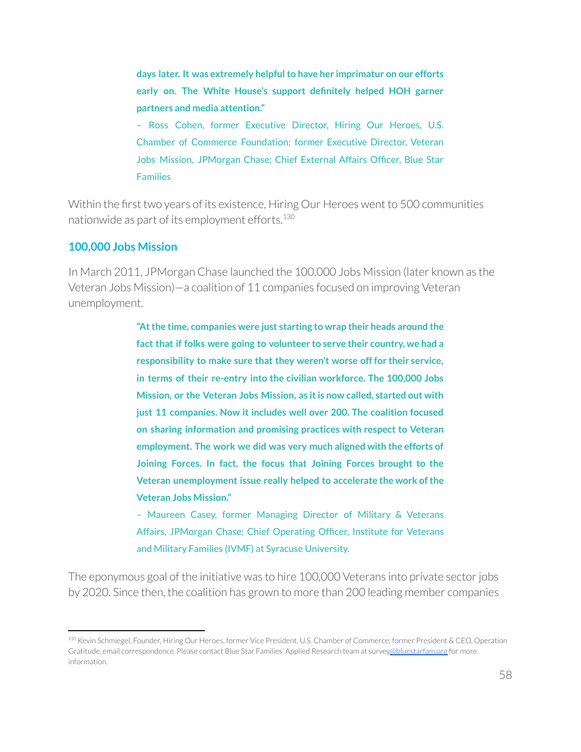**days later. It was extremely helpful to have her imprimatur on our efforts early on. The White House's support definitely helped HOH garner partners and media attention."**

– Ross Cohen, former Executive Director, Hiring Our Heroes, U.S. Chamber of Commerce Foundation; former Executive Director, Veteran Jobs Mission, JPMorgan Chase; Chief External Affairs Officer, Blue Star Families

Within the first two years of its existence, Hiring Our Heroes went to 500 communities nationwide as part of its employment efforts.[130]

### 100,000 Jobs Mission

In March 2011, JPMorgan Chase launched the 100,000 Jobs Mission (later known as the Veteran Jobs Mission)—a coalition of 11 companies focused on improving Veteran unemployment.

**"At the time, companies were just starting to wrap their heads around the fact that if folks were going to volunteer to serve their country, we had a responsibility to make sure that they weren't worse off for their service, in terms of their re-entry into the civilian workforce. The 100,000 Jobs Mission, or the Veteran Jobs Mission, as it is now called, started out with just 11 companies. Now it includes well over 200. The coalition focused on sharing information and promising practices with respect to Veteran employment. The work we did was very much aligned with the efforts of Joining Forces. In fact, the focus that Joining Forces brought to the Veteran unemployment issue really helped to accelerate the work of the Veteran Jobs Mission."**

– Maureen Casey, former Managing Director of Military & Veterans Affairs, JPMorgan Chase; Chief Operating Officer, Institute for Veterans and Military Families (IVMF) at Syracuse University.

The eponymous goal of the initiative was to hire 100,000 Veterans into private sector jobs by 2020. Since then, the coalition has grown to more than 200 leading member companies

---

[130] Kevin Schmiegel, Founder, Hiring Our Heroes, former Vice President, U.S. Chamber of Commerce; former President & CEO, Operation Gratitude, email correspondence. Please contact Blue Star Families' Applied Research team at survey@bluestarfam.org for more information.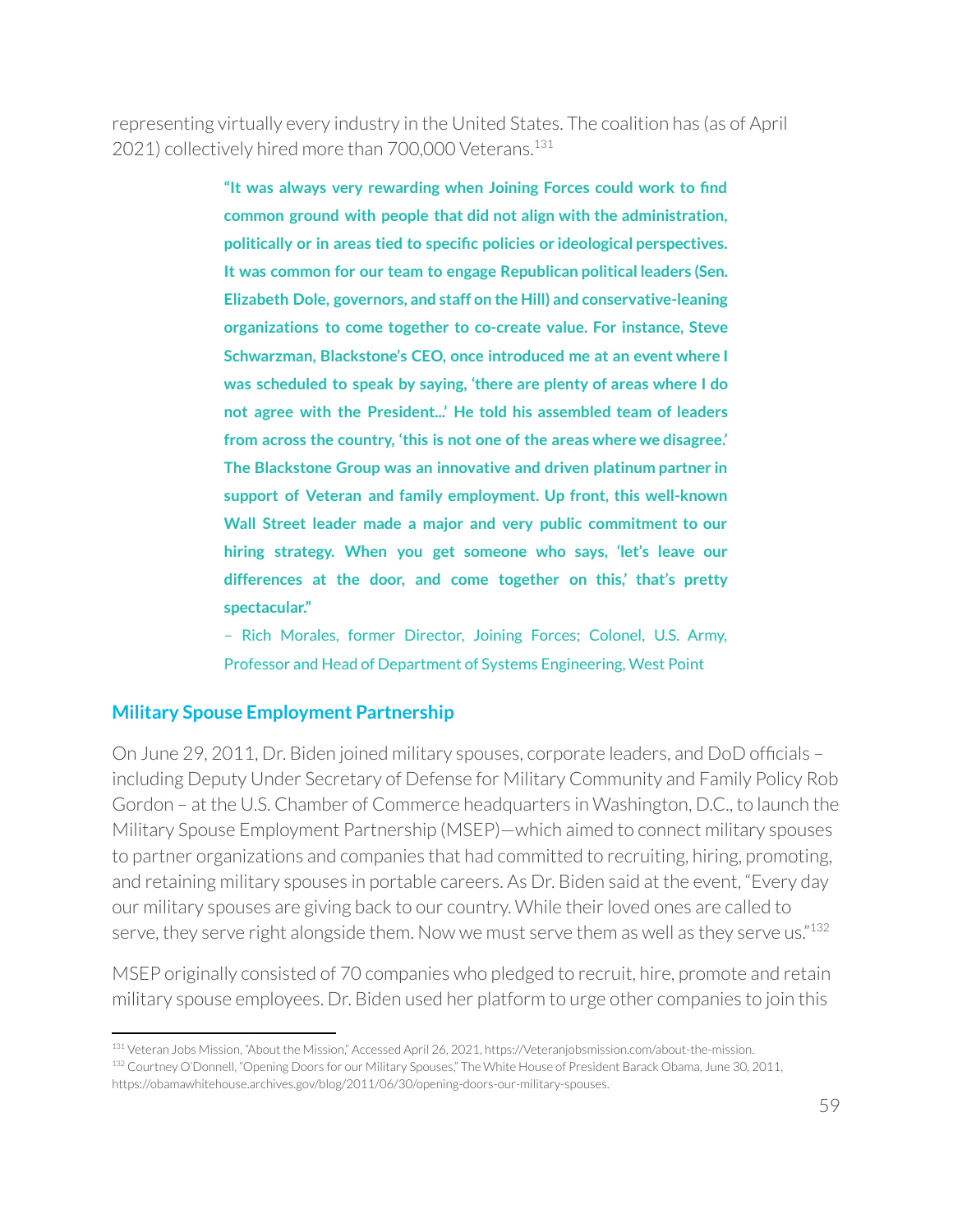representing virtually every industry in the United States. The coalition has (as of April 2021) collectively hired more than 700,000 Veterans.[131]

> **"It was always very rewarding when Joining Forces could work to find common ground with people that did not align with the administration, politically or in areas tied to specific policies or ideological perspectives. It was common for our team to engage Republican political leaders (Sen. Elizabeth Dole, governors, and staff on the Hill) and conservative-leaning organizations to come together to co-create value. For instance, Steve Schwarzman, Blackstone's CEO, once introduced me at an event where I was scheduled to speak by saying, 'there are plenty of areas where I do not agree with the President...' He told his assembled team of leaders from across the country, 'this is not one of the areas where we disagree.' The Blackstone Group was an innovative and driven platinum partner in support of Veteran and family employment. Up front, this well-known Wall Street leader made a major and very public commitment to our hiring strategy. When you get someone who says, 'let's leave our differences at the door, and come together on this,' that's pretty spectacular."**
>
> – Rich Morales, former Director, Joining Forces; Colonel, U.S. Army, Professor and Head of Department of Systems Engineering, West Point

## Military Spouse Employment Partnership

On June 29, 2011, Dr. Biden joined military spouses, corporate leaders, and DoD officials – including Deputy Under Secretary of Defense for Military Community and Family Policy Rob Gordon – at the U.S. Chamber of Commerce headquarters in Washington, D.C., to launch the Military Spouse Employment Partnership (MSEP)—which aimed to connect military spouses to partner organizations and companies that had committed to recruiting, hiring, promoting, and retaining military spouses in portable careers. As Dr. Biden said at the event, "Every day our military spouses are giving back to our country. While their loved ones are called to serve, they serve right alongside them. Now we must serve them as well as they serve us."[132]

MSEP originally consisted of 70 companies who pledged to recruit, hire, promote and retain military spouse employees. Dr. Biden used her platform to urge other companies to join this

[131] Veteran Jobs Mission, "About the Mission," Accessed April 26, 2021, https://Veteranjobsmission.com/about-the-mission.

[132] Courtney O'Donnell, "Opening Doors for our Military Spouses," The White House of President Barack Obama, June 30, 2011, https://obamawhitehouse.archives.gov/blog/2011/06/30/opening-doors-our-military-spouses.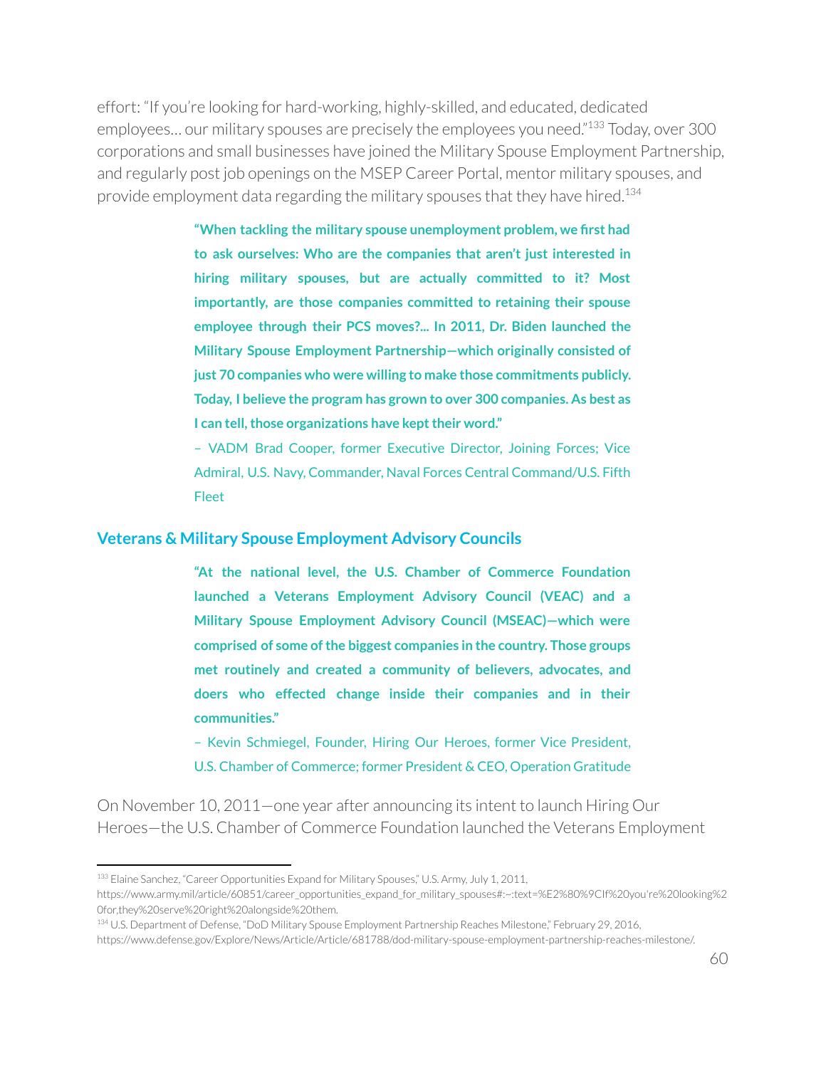effort: "If you're looking for hard-working, highly-skilled, and educated, dedicated employees… our military spouses are precisely the employees you need."[133] Today, over 300 corporations and small businesses have joined the Military Spouse Employment Partnership, and regularly post job openings on the MSEP Career Portal, mentor military spouses, and provide employment data regarding the military spouses that they have hired.[134]

> **"When tackling the military spouse unemployment problem, we first had to ask ourselves: Who are the companies that aren't just interested in hiring military spouses, but are actually committed to it? Most importantly, are those companies committed to retaining their spouse employee through their PCS moves?... In 2011, Dr. Biden launched the Military Spouse Employment Partnership—which originally consisted of just 70 companies who were willing to make those commitments publicly. Today, I believe the program has grown to over 300 companies. As best as I can tell, those organizations have kept their word."**
>
> – VADM Brad Cooper, former Executive Director, Joining Forces; Vice Admiral, U.S. Navy, Commander, Naval Forces Central Command/U.S. Fifth Fleet

### Veterans & Military Spouse Employment Advisory Councils

> **"At the national level, the U.S. Chamber of Commerce Foundation launched a Veterans Employment Advisory Council (VEAC) and a Military Spouse Employment Advisory Council (MSEAC)—which were comprised of some of the biggest companies in the country. Those groups met routinely and created a community of believers, advocates, and doers who effected change inside their companies and in their communities."**
>
> – Kevin Schmiegel, Founder, Hiring Our Heroes, former Vice President, U.S. Chamber of Commerce; former President & CEO, Operation Gratitude

On November 10, 2011—one year after announcing its intent to launch Hiring Our Heroes—the U.S. Chamber of Commerce Foundation launched the Veterans Employment

---

[133] Elaine Sanchez, "Career Opportunities Expand for Military Spouses," U.S. Army, July 1, 2011, https://www.army.mil/article/60851/career_opportunities_expand_for_military_spouses#:~:text=%E2%80%9CIf%20you're%20looking%20for,they%20serve%20right%20alongside%20them.

[134] U.S. Department of Defense, "DoD Military Spouse Employment Partnership Reaches Milestone," February 29, 2016, https://www.defense.gov/Explore/News/Article/Article/681788/dod-military-spouse-employment-partnership-reaches-milestone/.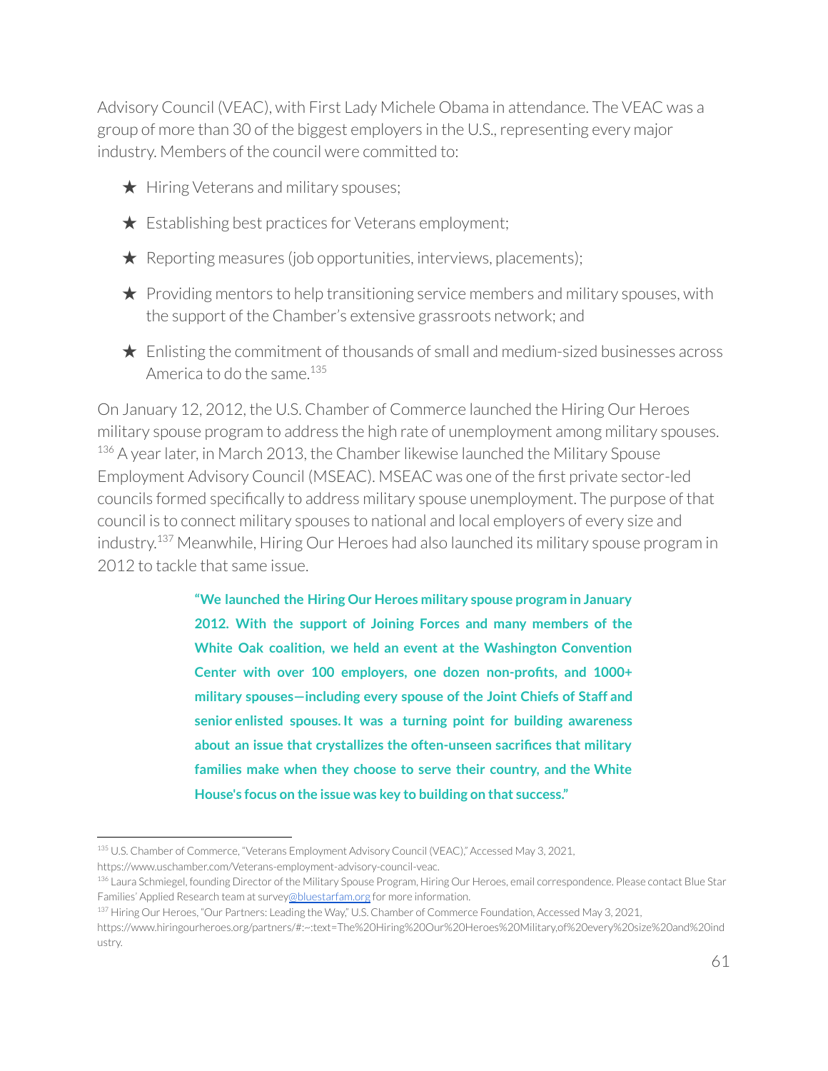Advisory Council (VEAC), with First Lady Michele Obama in attendance. The VEAC was a group of more than 30 of the biggest employers in the U.S., representing every major industry. Members of the council were committed to:

- ★ Hiring Veterans and military spouses;
- ★ Establishing best practices for Veterans employment;
- ★ Reporting measures (job opportunities, interviews, placements);
- ★ Providing mentors to help transitioning service members and military spouses, with the support of the Chamber's extensive grassroots network; and
- ★ Enlisting the commitment of thousands of small and medium-sized businesses across America to do the same.[135]

On January 12, 2012, the U.S. Chamber of Commerce launched the Hiring Our Heroes military spouse program to address the high rate of unemployment among military spouses.[136] A year later, in March 2013, the Chamber likewise launched the Military Spouse Employment Advisory Council (MSEAC). MSEAC was one of the first private sector-led councils formed specifically to address military spouse unemployment. The purpose of that council is to connect military spouses to national and local employers of every size and industry.[137] Meanwhile, Hiring Our Heroes had also launched its military spouse program in 2012 to tackle that same issue.

> **"We launched the Hiring Our Heroes military spouse program in January 2012. With the support of Joining Forces and many members of the White Oak coalition, we held an event at the Washington Convention Center with over 100 employers, one dozen non-profits, and 1000+ military spouses—including every spouse of the Joint Chiefs of Staff and senior enlisted spouses. It was a turning point for building awareness about an issue that crystallizes the often-unseen sacrifices that military families make when they choose to serve their country, and the White House's focus on the issue was key to building on that success."**

---

[135] U.S. Chamber of Commerce, "Veterans Employment Advisory Council (VEAC)," Accessed May 3, 2021, https://www.uschamber.com/Veterans-employment-advisory-council-veac.

[136] Laura Schmiegel, founding Director of the Military Spouse Program, Hiring Our Heroes, email correspondence. Please contact Blue Star Families' Applied Research team at survey@bluestarfam.org for more information.

[137] Hiring Our Heroes, "Our Partners: Leading the Way," U.S. Chamber of Commerce Foundation, Accessed May 3, 2021, https://www.hiringourheroes.org/partners/#:~:text=The%20Hiring%20Our%20Heroes%20Military,of%20every%20size%20and%20industry.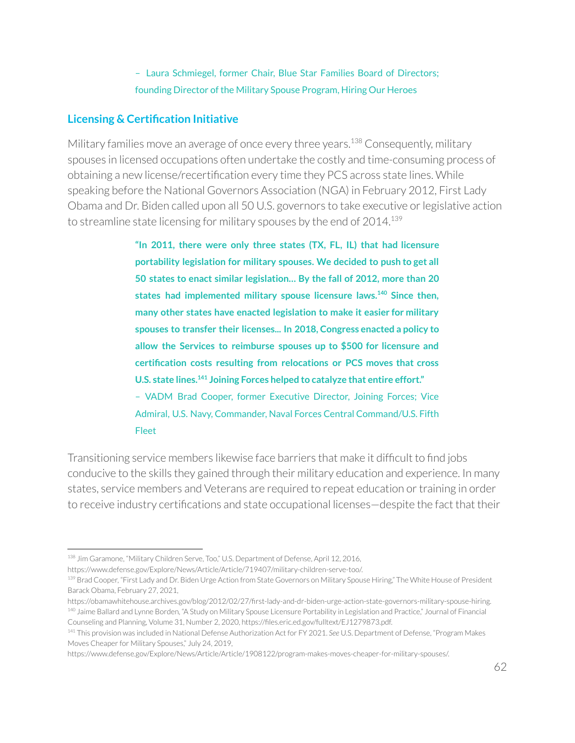– Laura Schmiegel, former Chair, Blue Star Families Board of Directors; founding Director of the Military Spouse Program, Hiring Our Heroes

## Licensing & Certification Initiative

Military families move an average of once every three years.[138] Consequently, military spouses in licensed occupations often undertake the costly and time-consuming process of obtaining a new license/recertification every time they PCS across state lines. While speaking before the National Governors Association (NGA) in February 2012, First Lady Obama and Dr. Biden called upon all 50 U.S. governors to take executive or legislative action to streamline state licensing for military spouses by the end of 2014.[139]

> **"In 2011, there were only three states (TX, FL, IL) that had licensure portability legislation for military spouses. We decided to push to get all 50 states to enact similar legislation… By the fall of 2012, more than 20 states had implemented military spouse licensure laws.[140] Since then, many other states have enacted legislation to make it easier for military spouses to transfer their licenses... In 2018, Congress enacted a policy to allow the Services to reimburse spouses up to $500 for licensure and certification costs resulting from relocations or PCS moves that cross U.S. state lines.[141] Joining Forces helped to catalyze that entire effort."**
>
> – VADM Brad Cooper, former Executive Director, Joining Forces; Vice Admiral, U.S. Navy, Commander, Naval Forces Central Command/U.S. Fifth Fleet

Transitioning service members likewise face barriers that make it difficult to find jobs conducive to the skills they gained through their military education and experience. In many states, service members and Veterans are required to repeat education or training in order to receive industry certifications and state occupational licenses—despite the fact that their

---

[138] Jim Garamone, "Military Children Serve, Too," U.S. Department of Defense, April 12, 2016, https://www.defense.gov/Explore/News/Article/Article/719407/military-children-serve-too/.

[139] Brad Cooper, "First Lady and Dr. Biden Urge Action from State Governors on Military Spouse Hiring," The White House of President Barack Obama, February 27, 2021, https://obamawhitehouse.archives.gov/blog/2012/02/27/first-lady-and-dr-biden-urge-action-state-governors-military-spouse-hiring.

[140] Jaime Ballard and Lynne Borden, "A Study on Military Spouse Licensure Portability in Legislation and Practice," Journal of Financial Counseling and Planning, Volume 31, Number 2, 2020, https://files.eric.ed.gov/fulltext/EJ1279873.pdf.

[141] This provision was included in National Defense Authorization Act for FY 2021. *See* U.S. Department of Defense, "Program Makes Moves Cheaper for Military Spouses," July 24, 2019, https://www.defense.gov/Explore/News/Article/Article/1908122/program-makes-moves-cheaper-for-military-spouses/.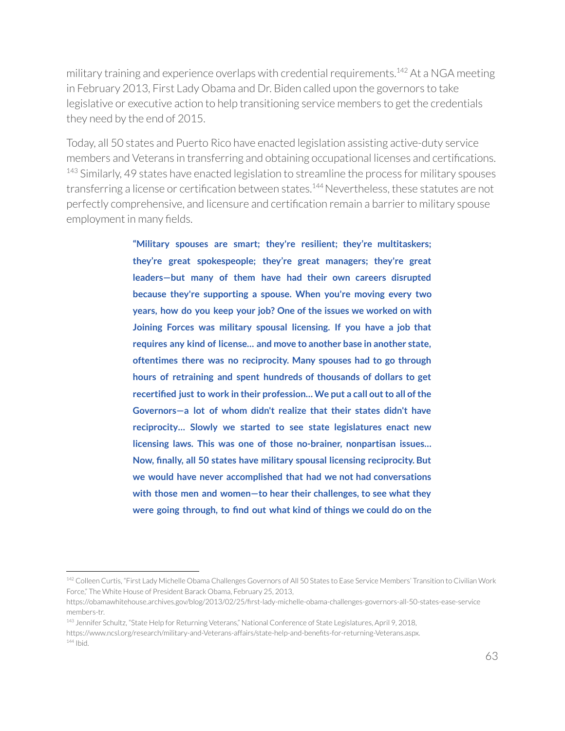military training and experience overlaps with credential requirements.[142] At a NGA meeting in February 2013, First Lady Obama and Dr. Biden called upon the governors to take legislative or executive action to help transitioning service members to get the credentials they need by the end of 2015.

Today, all 50 states and Puerto Rico have enacted legislation assisting active-duty service members and Veterans in transferring and obtaining occupational licenses and certifications.[143] Similarly, 49 states have enacted legislation to streamline the process for military spouses transferring a license or certification between states.[144] Nevertheless, these statutes are not perfectly comprehensive, and licensure and certification remain a barrier to military spouse employment in many fields.

> **"Military spouses are smart; they're resilient; they're multitaskers; they're great spokespeople; they're great managers; they're great leaders—but many of them have had their own careers disrupted because they're supporting a spouse. When you're moving every two years, how do you keep your job? One of the issues we worked on with Joining Forces was military spousal licensing. If you have a job that requires any kind of license… and move to another base in another state, oftentimes there was no reciprocity. Many spouses had to go through hours of retraining and spent hundreds of thousands of dollars to get recertified just to work in their profession… We put a call out to all of the Governors—a lot of whom didn't realize that their states didn't have reciprocity… Slowly we started to see state legislatures enact new licensing laws. This was one of those no-brainer, nonpartisan issues… Now, finally, all 50 states have military spousal licensing reciprocity. But we would have never accomplished that had we not had conversations with those men and women—to hear their challenges, to see what they were going through, to find out what kind of things we could do on the**

---

[142] Colleen Curtis, "First Lady Michelle Obama Challenges Governors of All 50 States to Ease Service Members' Transition to Civilian Work Force," The White House of President Barack Obama, February 25, 2013, https://obamawhitehouse.archives.gov/blog/2013/02/25/first-lady-michelle-obama-challenges-governors-all-50-states-ease-service members-tr.

[143] Jennifer Schultz, "State Help for Returning Veterans," National Conference of State Legislatures, April 9, 2018, https://www.ncsl.org/research/military-and-Veterans-affairs/state-help-and-benefits-for-returning-Veterans.aspx.

[144] Ibid.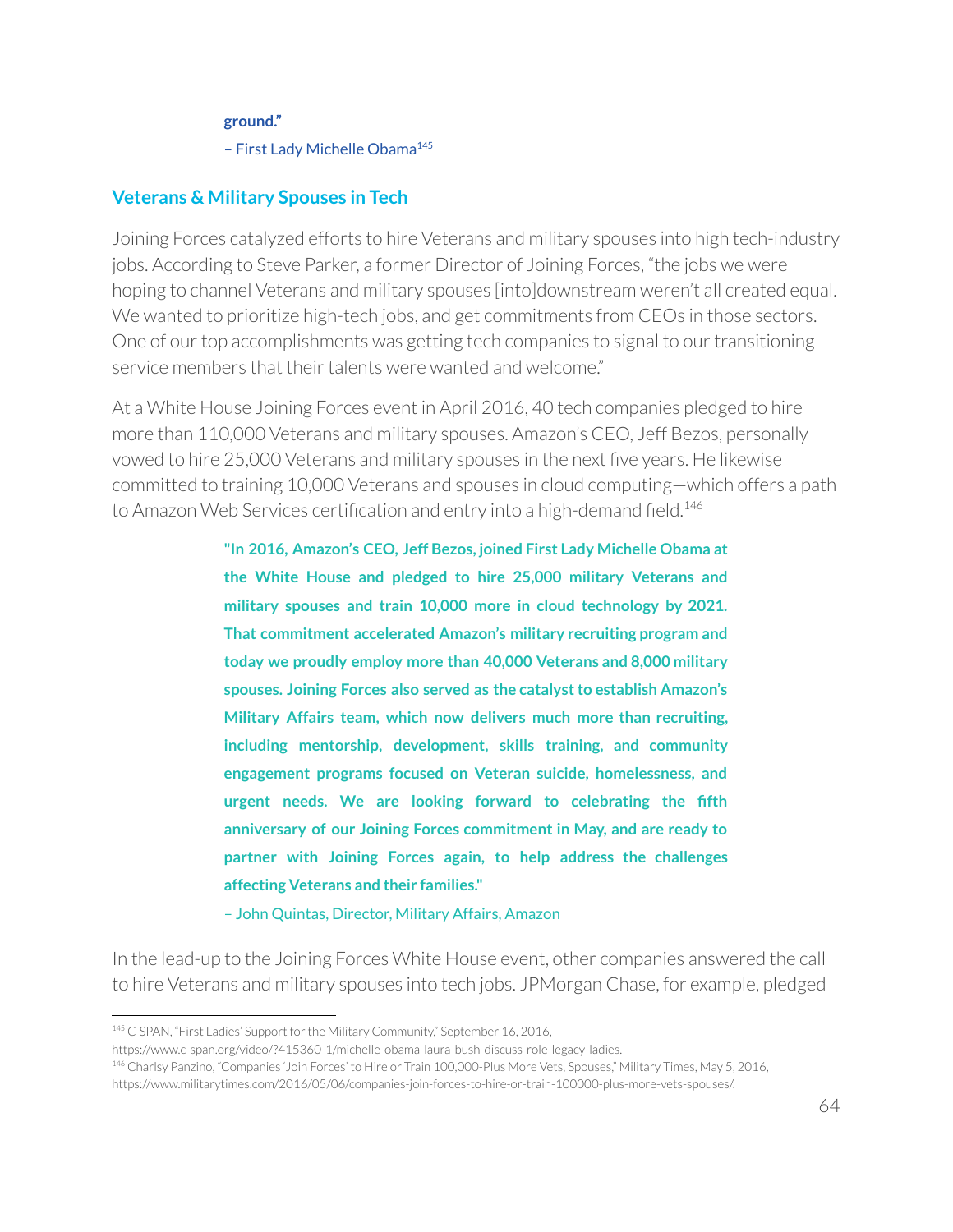**ground."**

– First Lady Michelle Obama[145]

## Veterans & Military Spouses in Tech

Joining Forces catalyzed efforts to hire Veterans and military spouses into high tech-industry jobs. According to Steve Parker, a former Director of Joining Forces, "the jobs we were hoping to channel Veterans and military spouses [into]downstream weren't all created equal. We wanted to prioritize high-tech jobs, and get commitments from CEOs in those sectors. One of our top accomplishments was getting tech companies to signal to our transitioning service members that their talents were wanted and welcome."

At a White House Joining Forces event in April 2016, 40 tech companies pledged to hire more than 110,000 Veterans and military spouses. Amazon's CEO, Jeff Bezos, personally vowed to hire 25,000 Veterans and military spouses in the next five years. He likewise committed to training 10,000 Veterans and spouses in cloud computing—which offers a path to Amazon Web Services certification and entry into a high-demand field.[146]

> **"In 2016, Amazon's CEO, Jeff Bezos, joined First Lady Michelle Obama at the White House and pledged to hire 25,000 military Veterans and military spouses and train 10,000 more in cloud technology by 2021. That commitment accelerated Amazon's military recruiting program and today we proudly employ more than 40,000 Veterans and 8,000 military spouses. Joining Forces also served as the catalyst to establish Amazon's Military Affairs team, which now delivers much more than recruiting, including mentorship, development, skills training, and community engagement programs focused on Veteran suicide, homelessness, and urgent needs. We are looking forward to celebrating the fifth anniversary of our Joining Forces commitment in May, and are ready to partner with Joining Forces again, to help address the challenges affecting Veterans and their families."**
>
> – John Quintas, Director, Military Affairs, Amazon

In the lead-up to the Joining Forces White House event, other companies answered the call to hire Veterans and military spouses into tech jobs. JPMorgan Chase, for example, pledged

---

[145] C-SPAN, "First Ladies' Support for the Military Community," September 16, 2016, https://www.c-span.org/video/?415360-1/michelle-obama-laura-bush-discuss-role-legacy-ladies.

[146] Charlsy Panzino, "Companies 'Join Forces' to Hire or Train 100,000-Plus More Vets, Spouses," Military Times, May 5, 2016, https://www.militarytimes.com/2016/05/06/companies-join-forces-to-hire-or-train-100000-plus-more-vets-spouses/.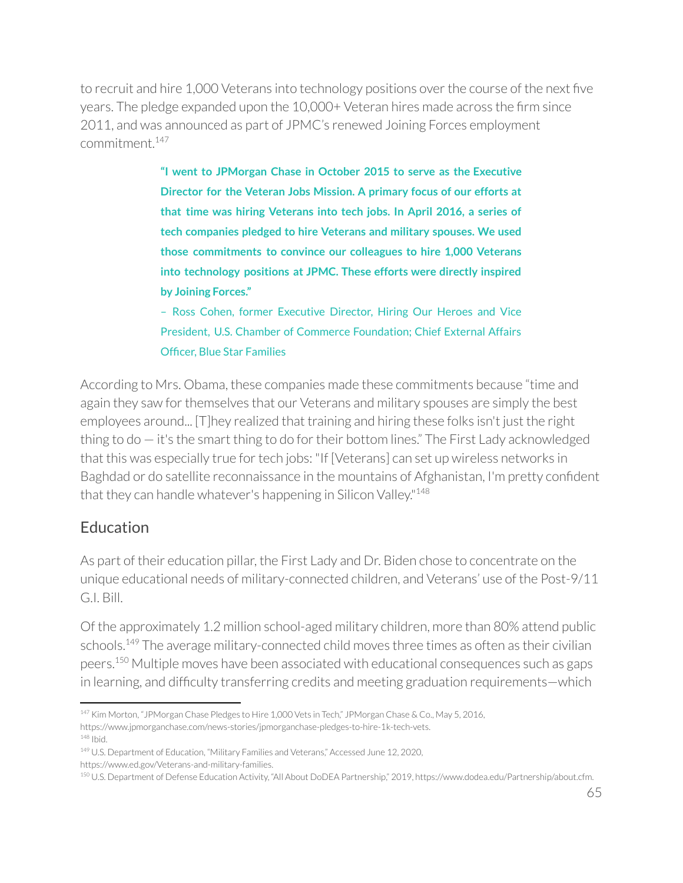to recruit and hire 1,000 Veterans into technology positions over the course of the next five years. The pledge expanded upon the 10,000+ Veteran hires made across the firm since 2011, and was announced as part of JPMC's renewed Joining Forces employment commitment.[147]

> **"I went to JPMorgan Chase in October 2015 to serve as the Executive Director for the Veteran Jobs Mission. A primary focus of our efforts at that time was hiring Veterans into tech jobs. In April 2016, a series of tech companies pledged to hire Veterans and military spouses. We used those commitments to convince our colleagues to hire 1,000 Veterans into technology positions at JPMC. These efforts were directly inspired by Joining Forces."**
>
> – Ross Cohen, former Executive Director, Hiring Our Heroes and Vice President, U.S. Chamber of Commerce Foundation; Chief External Affairs Officer, Blue Star Families

According to Mrs. Obama, these companies made these commitments because "time and again they saw for themselves that our Veterans and military spouses are simply the best employees around... [T]hey realized that training and hiring these folks isn't just the right thing to do — it's the smart thing to do for their bottom lines." The First Lady acknowledged that this was especially true for tech jobs: "If [Veterans] can set up wireless networks in Baghdad or do satellite reconnaissance in the mountains of Afghanistan, I'm pretty confident that they can handle whatever's happening in Silicon Valley."[148]

## Education

As part of their education pillar, the First Lady and Dr. Biden chose to concentrate on the unique educational needs of military-connected children, and Veterans' use of the Post-9/11 G.I. Bill.

Of the approximately 1.2 million school-aged military children, more than 80% attend public schools.[149] The average military-connected child moves three times as often as their civilian peers.[150] Multiple moves have been associated with educational consequences such as gaps in learning, and difficulty transferring credits and meeting graduation requirements—which

---

[147] Kim Morton, "JPMorgan Chase Pledges to Hire 1,000 Vets in Tech," JPMorgan Chase & Co., May 5, 2016, https://www.jpmorganchase.com/news-stories/jpmorganchase-pledges-to-hire-1k-tech-vets.
[148] Ibid.
[149] U.S. Department of Education, "Military Families and Veterans," Accessed June 12, 2020, https://www.ed.gov/Veterans-and-military-families.
[150] U.S. Department of Defense Education Activity, "All About DoDEA Partnership," 2019, https://www.dodea.edu/Partnership/about.cfm.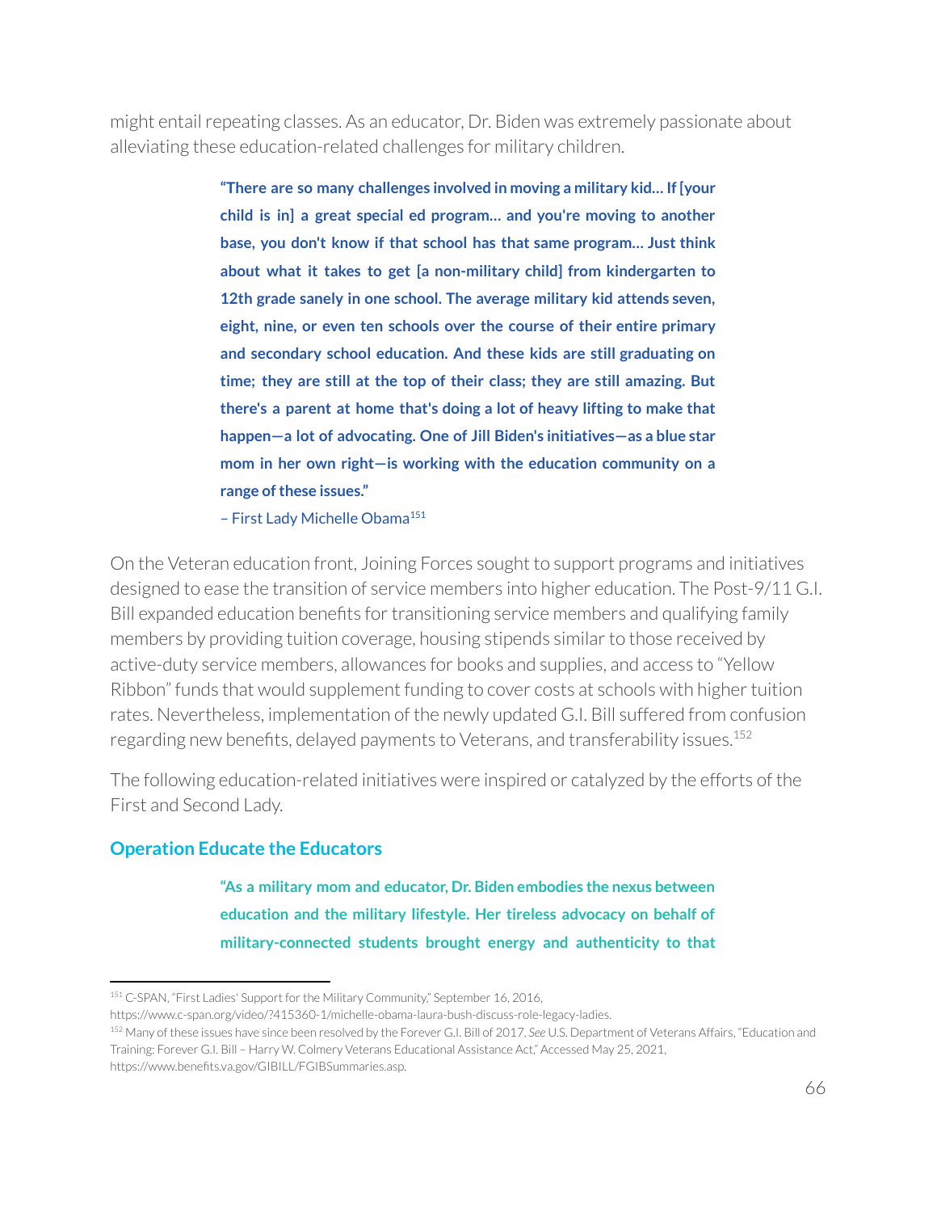might entail repeating classes. As an educator, Dr. Biden was extremely passionate about alleviating these education-related challenges for military children.

> **"There are so many challenges involved in moving a military kid… If [your child is in] a great special ed program… and you're moving to another base, you don't know if that school has that same program… Just think about what it takes to get [a non-military child] from kindergarten to 12th grade sanely in one school. The average military kid attends seven, eight, nine, or even ten schools over the course of their entire primary and secondary school education. And these kids are still graduating on time; they are still at the top of their class; they are still amazing. But there's a parent at home that's doing a lot of heavy lifting to make that happen—a lot of advocating. One of Jill Biden's initiatives—as a blue star mom in her own right—is working with the education community on a range of these issues."**
>
> – First Lady Michelle Obama[151]

On the Veteran education front, Joining Forces sought to support programs and initiatives designed to ease the transition of service members into higher education. The Post-9/11 G.I. Bill expanded education benefits for transitioning service members and qualifying family members by providing tuition coverage, housing stipends similar to those received by active-duty service members, allowances for books and supplies, and access to "Yellow Ribbon" funds that would supplement funding to cover costs at schools with higher tuition rates. Nevertheless, implementation of the newly updated G.I. Bill suffered from confusion regarding new benefits, delayed payments to Veterans, and transferability issues.[152]

The following education-related initiatives were inspired or catalyzed by the efforts of the First and Second Lady.

### Operation Educate the Educators

> **"As a military mom and educator, Dr. Biden embodies the nexus between education and the military lifestyle. Her tireless advocacy on behalf of military-connected students brought energy and authenticity to that**

---

[151] C-SPAN, "First Ladies' Support for the Military Community," September 16, 2016, https://www.c-span.org/video/?415360-1/michelle-obama-laura-bush-discuss-role-legacy-ladies.

[152] Many of these issues have since been resolved by the Forever G.I. Bill of 2017. *See* U.S. Department of Veterans Affairs, "Education and Training: Forever G.I. Bill – Harry W. Colmery Veterans Educational Assistance Act," Accessed May 25, 2021, https://www.benefits.va.gov/GIBILL/FGIBSummaries.asp.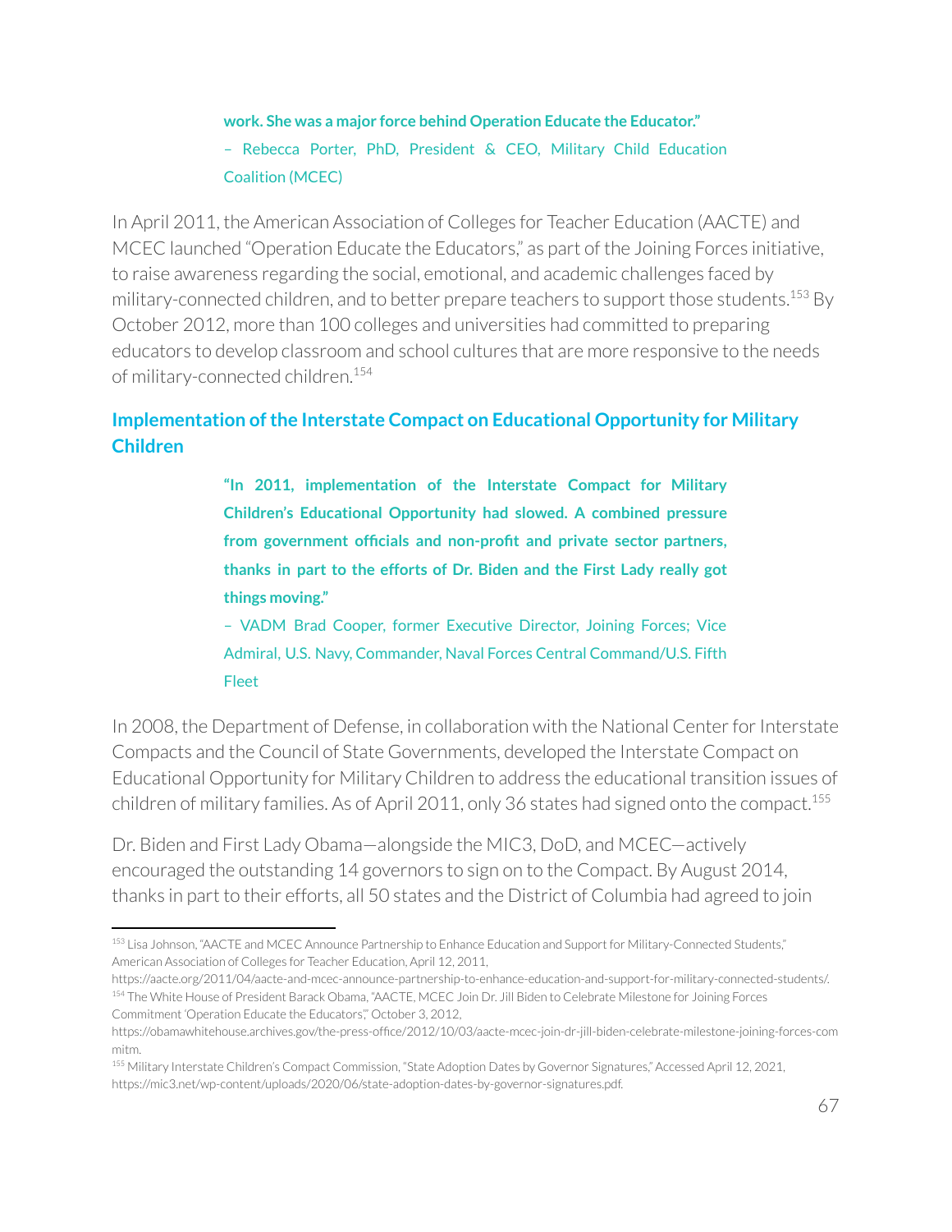**work. She was a major force behind Operation Educate the Educator."**

– Rebecca Porter, PhD, President & CEO, Military Child Education Coalition (MCEC)

In April 2011, the American Association of Colleges for Teacher Education (AACTE) and MCEC launched "Operation Educate the Educators," as part of the Joining Forces initiative, to raise awareness regarding the social, emotional, and academic challenges faced by military-connected children, and to better prepare teachers to support those students.[153] By October 2012, more than 100 colleges and universities had committed to preparing educators to develop classroom and school cultures that are more responsive to the needs of military-connected children.[154]

## Implementation of the Interstate Compact on Educational Opportunity for Military Children

> **"In 2011, implementation of the Interstate Compact for Military Children's Educational Opportunity had slowed. A combined pressure from government officials and non-profit and private sector partners, thanks in part to the efforts of Dr. Biden and the First Lady really got things moving."**
>
> – VADM Brad Cooper, former Executive Director, Joining Forces; Vice Admiral, U.S. Navy, Commander, Naval Forces Central Command/U.S. Fifth Fleet

In 2008, the Department of Defense, in collaboration with the National Center for Interstate Compacts and the Council of State Governments, developed the Interstate Compact on Educational Opportunity for Military Children to address the educational transition issues of children of military families. As of April 2011, only 36 states had signed onto the compact.[155]

Dr. Biden and First Lady Obama—alongside the MIC3, DoD, and MCEC—actively encouraged the outstanding 14 governors to sign on to the Compact. By August 2014, thanks in part to their efforts, all 50 states and the District of Columbia had agreed to join

---

[153] Lisa Johnson, "AACTE and MCEC Announce Partnership to Enhance Education and Support for Military-Connected Students," American Association of Colleges for Teacher Education, April 12, 2011, https://aacte.org/2011/04/aacte-and-mcec-announce-partnership-to-enhance-education-and-support-for-military-connected-students/.

[154] The White House of President Barack Obama, "AACTE, MCEC Join Dr. Jill Biden to Celebrate Milestone for Joining Forces Commitment 'Operation Educate the Educators'," October 3, 2012, https://obamawhitehouse.archives.gov/the-press-office/2012/10/03/aacte-mcec-join-dr-jill-biden-celebrate-milestone-joining-forces-commitm.

[155] Military Interstate Children's Compact Commission, "State Adoption Dates by Governor Signatures," Accessed April 12, 2021, https://mic3.net/wp-content/uploads/2020/06/state-adoption-dates-by-governor-signatures.pdf.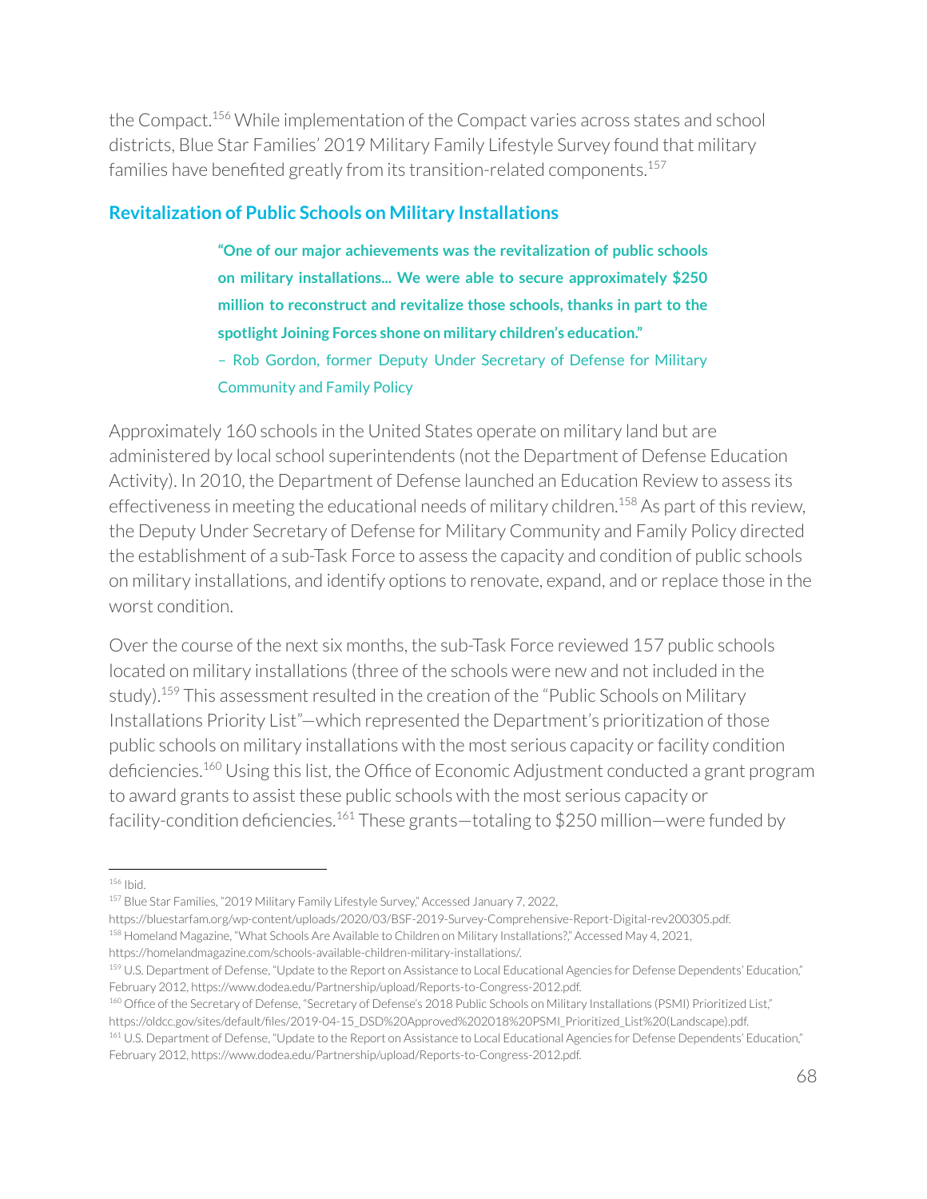the Compact.[156] While implementation of the Compact varies across states and school districts, Blue Star Families' 2019 Military Family Lifestyle Survey found that military families have benefited greatly from its transition-related components.[157]

### Revitalization of Public Schools on Military Installations

> **"One of our major achievements was the revitalization of public schools on military installations... We were able to secure approximately $250 million to reconstruct and revitalize those schools, thanks in part to the spotlight Joining Forces shone on military children's education."**
>
> – Rob Gordon, former Deputy Under Secretary of Defense for Military Community and Family Policy

Approximately 160 schools in the United States operate on military land but are administered by local school superintendents (not the Department of Defense Education Activity). In 2010, the Department of Defense launched an Education Review to assess its effectiveness in meeting the educational needs of military children.[158] As part of this review, the Deputy Under Secretary of Defense for Military Community and Family Policy directed the establishment of a sub-Task Force to assess the capacity and condition of public schools on military installations, and identify options to renovate, expand, and or replace those in the worst condition.

Over the course of the next six months, the sub-Task Force reviewed 157 public schools located on military installations (three of the schools were new and not included in the study).[159] This assessment resulted in the creation of the "Public Schools on Military Installations Priority List"—which represented the Department's prioritization of those public schools on military installations with the most serious capacity or facility condition deficiencies.[160] Using this list, the Office of Economic Adjustment conducted a grant program to award grants to assist these public schools with the most serious capacity or facility-condition deficiencies.[161] These grants—totaling to $250 million—were funded by

---

[156] Ibid.

[157] Blue Star Families, "2019 Military Family Lifestyle Survey," Accessed January 7, 2022, https://bluestarfam.org/wp-content/uploads/2020/03/BSF-2019-Survey-Comprehensive-Report-Digital-rev200305.pdf.

[158] Homeland Magazine, "What Schools Are Available to Children on Military Installations?," Accessed May 4, 2021, https://homelandmagazine.com/schools-available-children-military-installations/.

[159] U.S. Department of Defense, "Update to the Report on Assistance to Local Educational Agencies for Defense Dependents' Education," February 2012, https://www.dodea.edu/Partnership/upload/Reports-to-Congress-2012.pdf.

[160] Office of the Secretary of Defense, "Secretary of Defense's 2018 Public Schools on Military Installations (PSMI) Prioritized List," https://oldcc.gov/sites/default/files/2019-04-15_DSD%20Approved%202018%20PSMI_Prioritized_List%20(Landscape).pdf.

[161] U.S. Department of Defense, "Update to the Report on Assistance to Local Educational Agencies for Defense Dependents' Education," February 2012, https://www.dodea.edu/Partnership/upload/Reports-to-Congress-2012.pdf.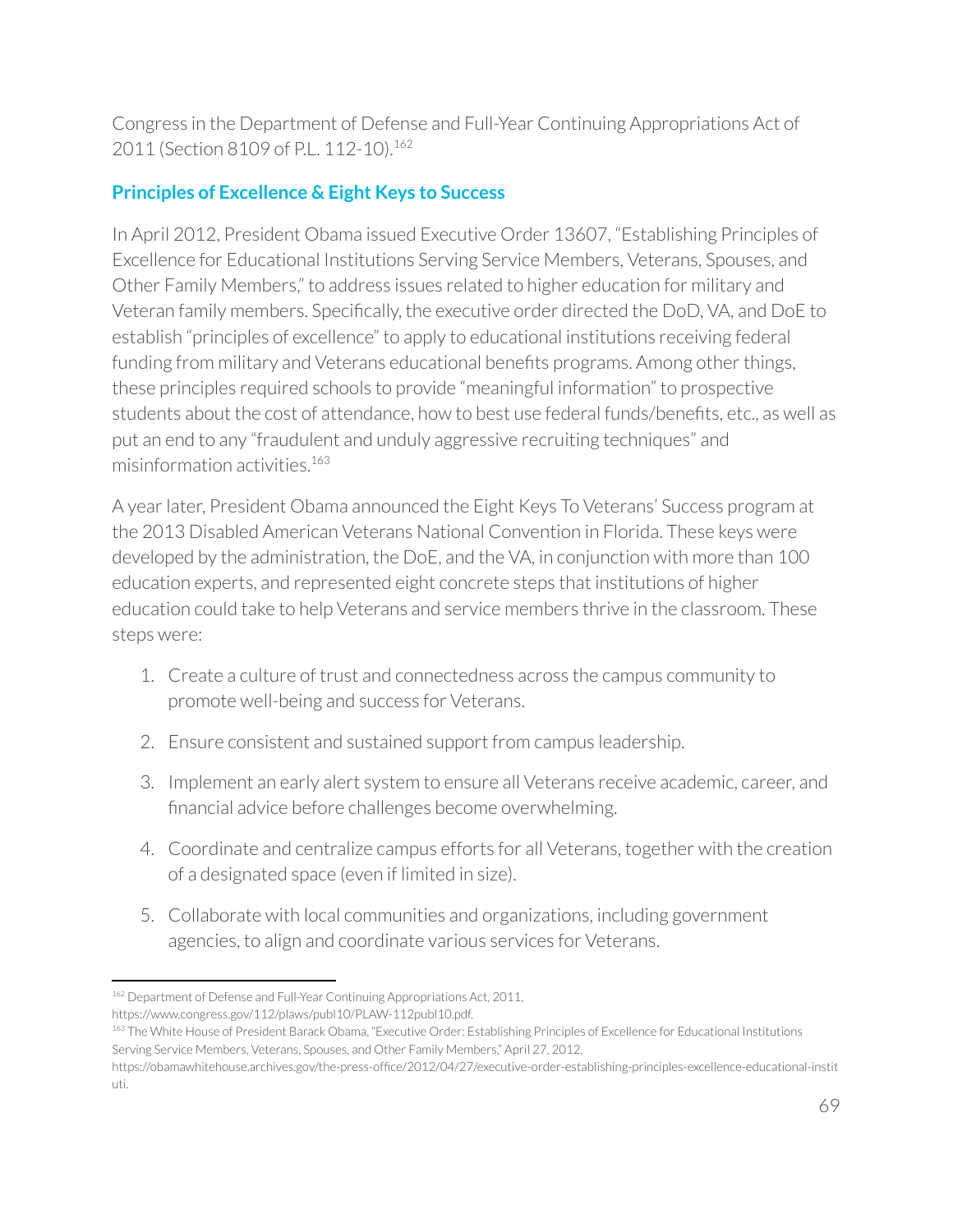Congress in the Department of Defense and Full-Year Continuing Appropriations Act of 2011 (Section 8109 of P.L. 112-10).[162]

### Principles of Excellence & Eight Keys to Success

In April 2012, President Obama issued Executive Order 13607, "Establishing Principles of Excellence for Educational Institutions Serving Service Members, Veterans, Spouses, and Other Family Members," to address issues related to higher education for military and Veteran family members. Specifically, the executive order directed the DoD, VA, and DoE to establish "principles of excellence" to apply to educational institutions receiving federal funding from military and Veterans educational benefits programs. Among other things, these principles required schools to provide "meaningful information" to prospective students about the cost of attendance, how to best use federal funds/benefits, etc., as well as put an end to any "fraudulent and unduly aggressive recruiting techniques" and misinformation activities.[163]

A year later, President Obama announced the Eight Keys To Veterans' Success program at the 2013 Disabled American Veterans National Convention in Florida. These keys were developed by the administration, the DoE, and the VA, in conjunction with more than 100 education experts, and represented eight concrete steps that institutions of higher education could take to help Veterans and service members thrive in the classroom. These steps were:

1. Create a culture of trust and connectedness across the campus community to promote well-being and success for Veterans.
2. Ensure consistent and sustained support from campus leadership.
3. Implement an early alert system to ensure all Veterans receive academic, career, and financial advice before challenges become overwhelming.
4. Coordinate and centralize campus efforts for all Veterans, together with the creation of a designated space (even if limited in size).
5. Collaborate with local communities and organizations, including government agencies, to align and coordinate various services for Veterans.

---

[162] Department of Defense and Full-Year Continuing Appropriations Act, 2011, https://www.congress.gov/112/plaws/publ10/PLAW-112publ10.pdf.

[163] The White House of President Barack Obama, "Executive Order: Establishing Principles of Excellence for Educational Institutions Serving Service Members, Veterans, Spouses, and Other Family Members," April 27, 2012, https://obamawhitehouse.archives.gov/the-press-office/2012/04/27/executive-order-establishing-principles-excellence-educational-instituti.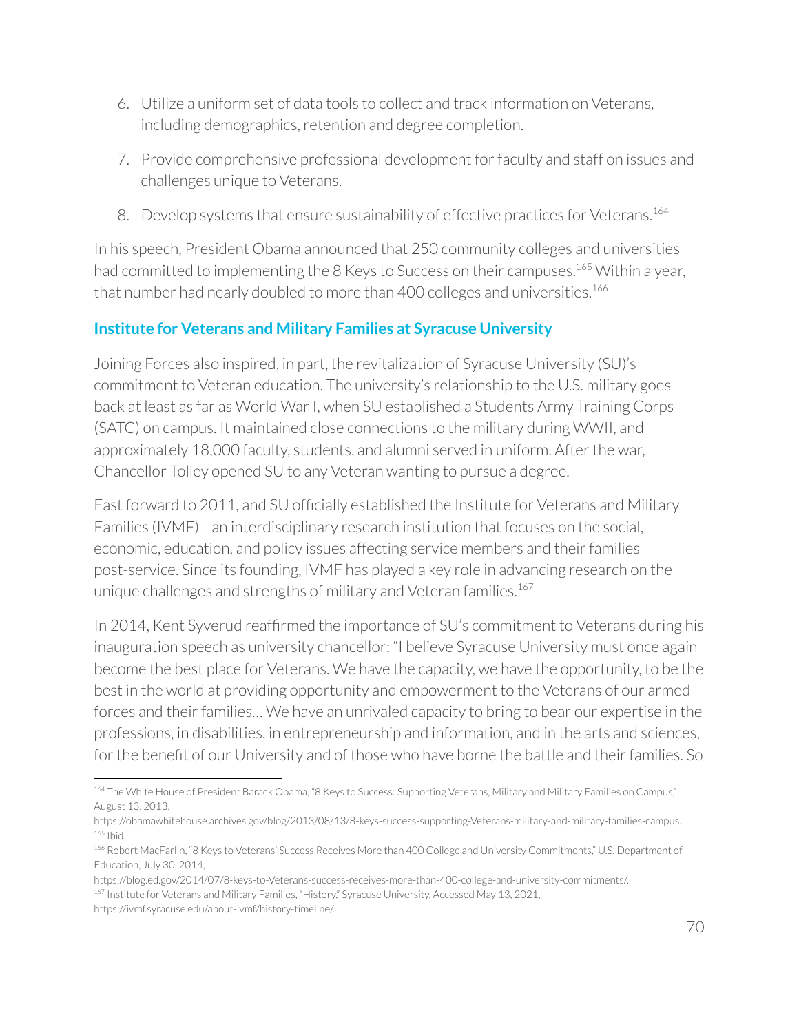6. Utilize a uniform set of data tools to collect and track information on Veterans, including demographics, retention and degree completion.
7. Provide comprehensive professional development for faculty and staff on issues and challenges unique to Veterans.
8. Develop systems that ensure sustainability of effective practices for Veterans.[164]

In his speech, President Obama announced that 250 community colleges and universities had committed to implementing the 8 Keys to Success on their campuses.[165] Within a year, that number had nearly doubled to more than 400 colleges and universities.[166]

### Institute for Veterans and Military Families at Syracuse University

Joining Forces also inspired, in part, the revitalization of Syracuse University (SU)'s commitment to Veteran education. The university's relationship to the U.S. military goes back at least as far as World War I, when SU established a Students Army Training Corps (SATC) on campus. It maintained close connections to the military during WWII, and approximately 18,000 faculty, students, and alumni served in uniform. After the war, Chancellor Tolley opened SU to any Veteran wanting to pursue a degree.

Fast forward to 2011, and SU officially established the Institute for Veterans and Military Families (IVMF)—an interdisciplinary research institution that focuses on the social, economic, education, and policy issues affecting service members and their families post-service. Since its founding, IVMF has played a key role in advancing research on the unique challenges and strengths of military and Veteran families.[167]

In 2014, Kent Syverud reaffirmed the importance of SU's commitment to Veterans during his inauguration speech as university chancellor: "I believe Syracuse University must once again become the best place for Veterans. We have the capacity, we have the opportunity, to be the best in the world at providing opportunity and empowerment to the Veterans of our armed forces and their families… We have an unrivaled capacity to bring to bear our expertise in the professions, in disabilities, in entrepreneurship and information, and in the arts and sciences, for the benefit of our University and of those who have borne the battle and their families. So

---

[164] The White House of President Barack Obama, "8 Keys to Success: Supporting Veterans, Military and Military Families on Campus," August 13, 2013, https://obamawhitehouse.archives.gov/blog/2013/08/13/8-keys-success-supporting-Veterans-military-and-military-families-campus.

[165] Ibid.

[166] Robert MacFarlin, "8 Keys to Veterans' Success Receives More than 400 College and University Commitments," U.S. Department of Education, July 30, 2014, https://blog.ed.gov/2014/07/8-keys-to-Veterans-success-receives-more-than-400-college-and-university-commitments/.

[167] Institute for Veterans and Military Families, "History," Syracuse University, Accessed May 13, 2021, https://ivmf.syracuse.edu/about-ivmf/history-timeline/.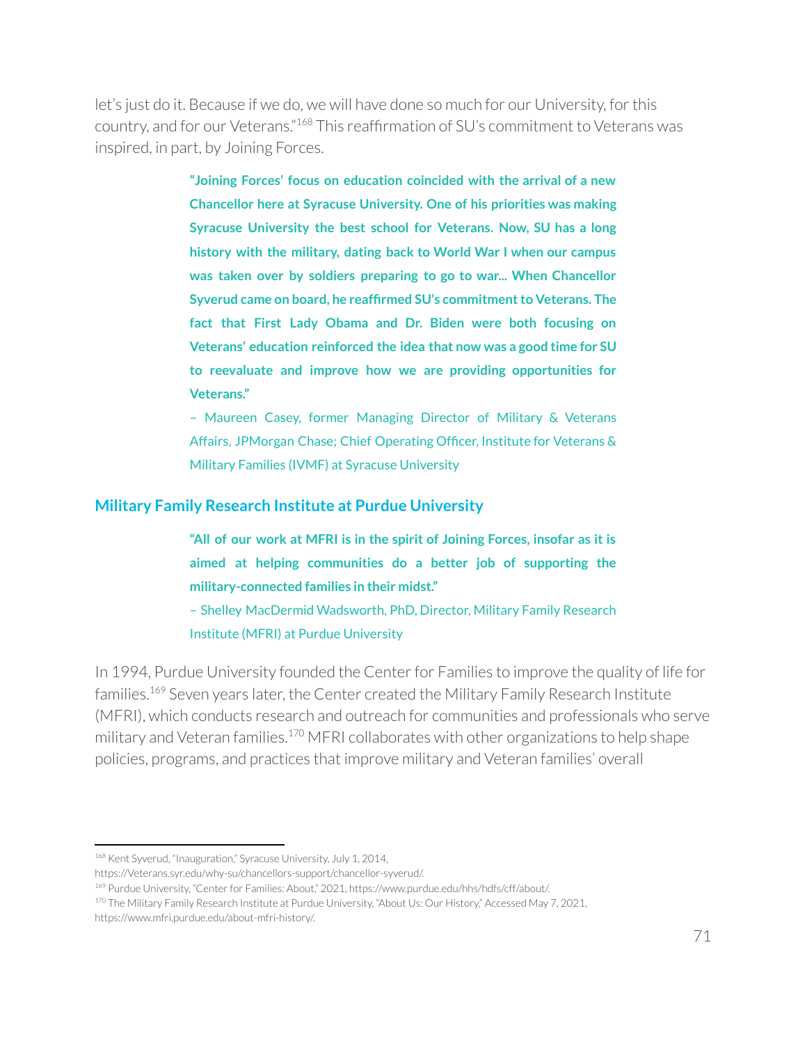let's just do it. Because if we do, we will have done so much for our University, for this country, and for our Veterans."[168] This reaffirmation of SU's commitment to Veterans was inspired, in part, by Joining Forces.

> **"Joining Forces' focus on education coincided with the arrival of a new Chancellor here at Syracuse University. One of his priorities was making Syracuse University the best school for Veterans. Now, SU has a long history with the military, dating back to World War I when our campus was taken over by soldiers preparing to go to war... When Chancellor Syverud came on board, he reaffirmed SU's commitment to Veterans. The fact that First Lady Obama and Dr. Biden were both focusing on Veterans' education reinforced the idea that now was a good time for SU to reevaluate and improve how we are providing opportunities for Veterans."**
>
> – Maureen Casey, former Managing Director of Military & Veterans Affairs, JPMorgan Chase; Chief Operating Officer, Institute for Veterans & Military Families (IVMF) at Syracuse University

## Military Family Research Institute at Purdue University

> **"All of our work at MFRI is in the spirit of Joining Forces, insofar as it is aimed at helping communities do a better job of supporting the military-connected families in their midst."**
>
> – Shelley MacDermid Wadsworth, PhD, Director, Military Family Research Institute (MFRI) at Purdue University

In 1994, Purdue University founded the Center for Families to improve the quality of life for families.[169] Seven years later, the Center created the Military Family Research Institute (MFRI), which conducts research and outreach for communities and professionals who serve military and Veteran families.[170] MFRI collaborates with other organizations to help shape policies, programs, and practices that improve military and Veteran families' overall

---

[168] Kent Syverud, "Inauguration," Syracuse University, July 1, 2014, https://Veterans.syr.edu/why-su/chancellors-support/chancellor-syverud/.

[169] Purdue University, "Center for Families: About," 2021, https://www.purdue.edu/hhs/hdfs/cff/about/.

[170] The Military Family Research Institute at Purdue University, "About Us: Our History," Accessed May 7, 2021, https://www.mfri.purdue.edu/about-mfri-history/.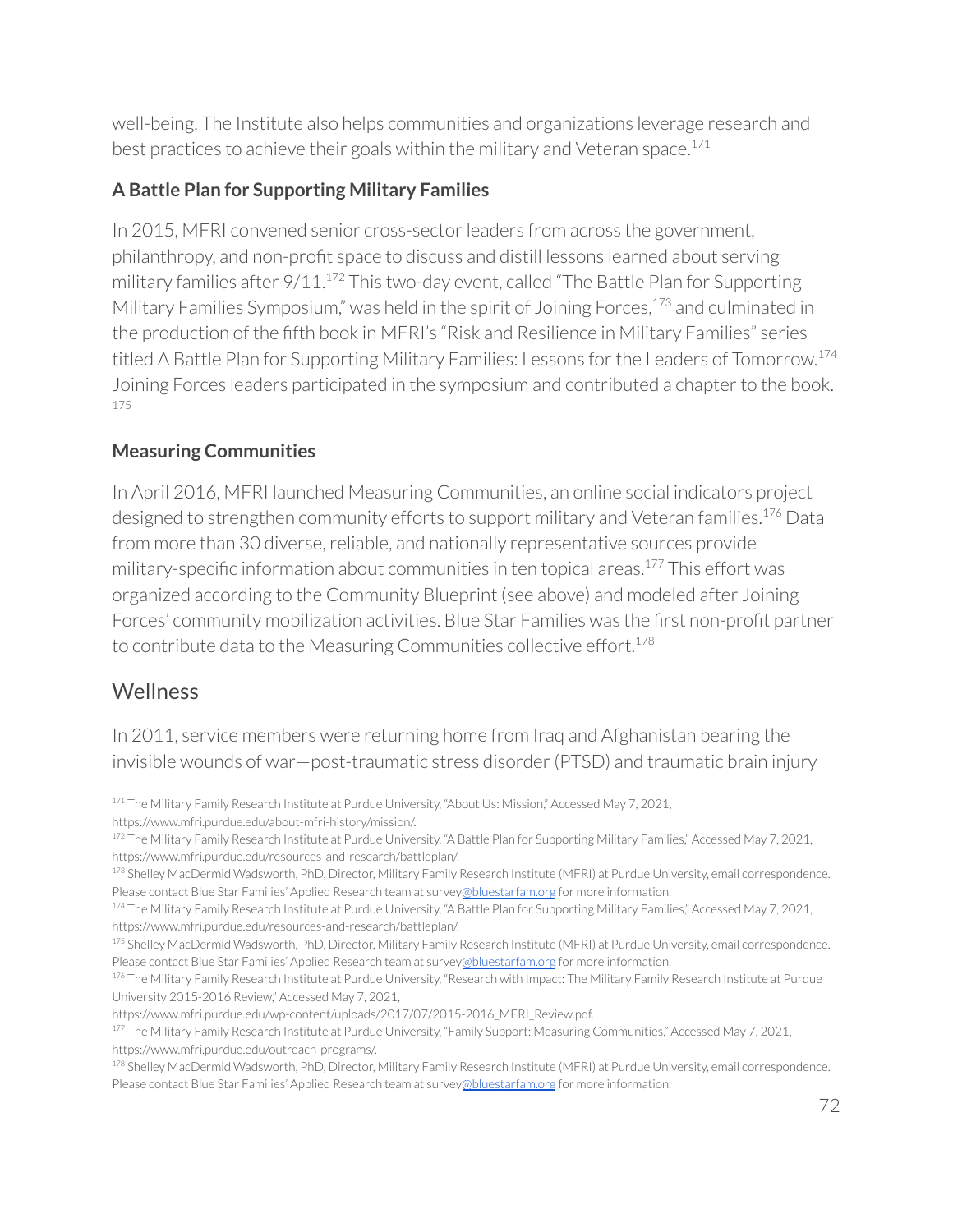well-being. The Institute also helps communities and organizations leverage research and best practices to achieve their goals within the military and Veteran space.[171]

### A Battle Plan for Supporting Military Families

In 2015, MFRI convened senior cross-sector leaders from across the government, philanthropy, and non-profit space to discuss and distill lessons learned about serving military families after 9/11.[172] This two-day event, called "The Battle Plan for Supporting Military Families Symposium," was held in the spirit of Joining Forces,[173] and culminated in the production of the fifth book in MFRI's "Risk and Resilience in Military Families" series titled A Battle Plan for Supporting Military Families: Lessons for the Leaders of Tomorrow.[174] Joining Forces leaders participated in the symposium and contributed a chapter to the book.[175]

### Measuring Communities

In April 2016, MFRI launched Measuring Communities, an online social indicators project designed to strengthen community efforts to support military and Veteran families.[176] Data from more than 30 diverse, reliable, and nationally representative sources provide military-specific information about communities in ten topical areas.[177] This effort was organized according to the Community Blueprint (see above) and modeled after Joining Forces' community mobilization activities. Blue Star Families was the first non-profit partner to contribute data to the Measuring Communities collective effort.[178]

## Wellness

In 2011, service members were returning home from Iraq and Afghanistan bearing the invisible wounds of war—post-traumatic stress disorder (PTSD) and traumatic brain injury

---

[171] The Military Family Research Institute at Purdue University, "About Us: Mission," Accessed May 7, 2021, https://www.mfri.purdue.edu/about-mfri-history/mission/.

[172] The Military Family Research Institute at Purdue University, "A Battle Plan for Supporting Military Families," Accessed May 7, 2021, https://www.mfri.purdue.edu/resources-and-research/battleplan/.

[173] Shelley MacDermid Wadsworth, PhD, Director, Military Family Research Institute (MFRI) at Purdue University, email correspondence. Please contact Blue Star Families' Applied Research team at survey@bluestarfam.org for more information.

[174] The Military Family Research Institute at Purdue University, "A Battle Plan for Supporting Military Families," Accessed May 7, 2021, https://www.mfri.purdue.edu/resources-and-research/battleplan/.

[175] Shelley MacDermid Wadsworth, PhD, Director, Military Family Research Institute (MFRI) at Purdue University, email correspondence. Please contact Blue Star Families' Applied Research team at survey@bluestarfam.org for more information.

[176] The Military Family Research Institute at Purdue University, "Research with Impact: The Military Family Research Institute at Purdue University 2015-2016 Review," Accessed May 7, 2021, https://www.mfri.purdue.edu/wp-content/uploads/2017/07/2015-2016_MFRI_Review.pdf.

[177] The Military Family Research Institute at Purdue University, "Family Support: Measuring Communities," Accessed May 7, 2021, https://www.mfri.purdue.edu/outreach-programs/.

[178] Shelley MacDermid Wadsworth, PhD, Director, Military Family Research Institute (MFRI) at Purdue University, email correspondence. Please contact Blue Star Families' Applied Research team at survey@bluestarfam.org for more information.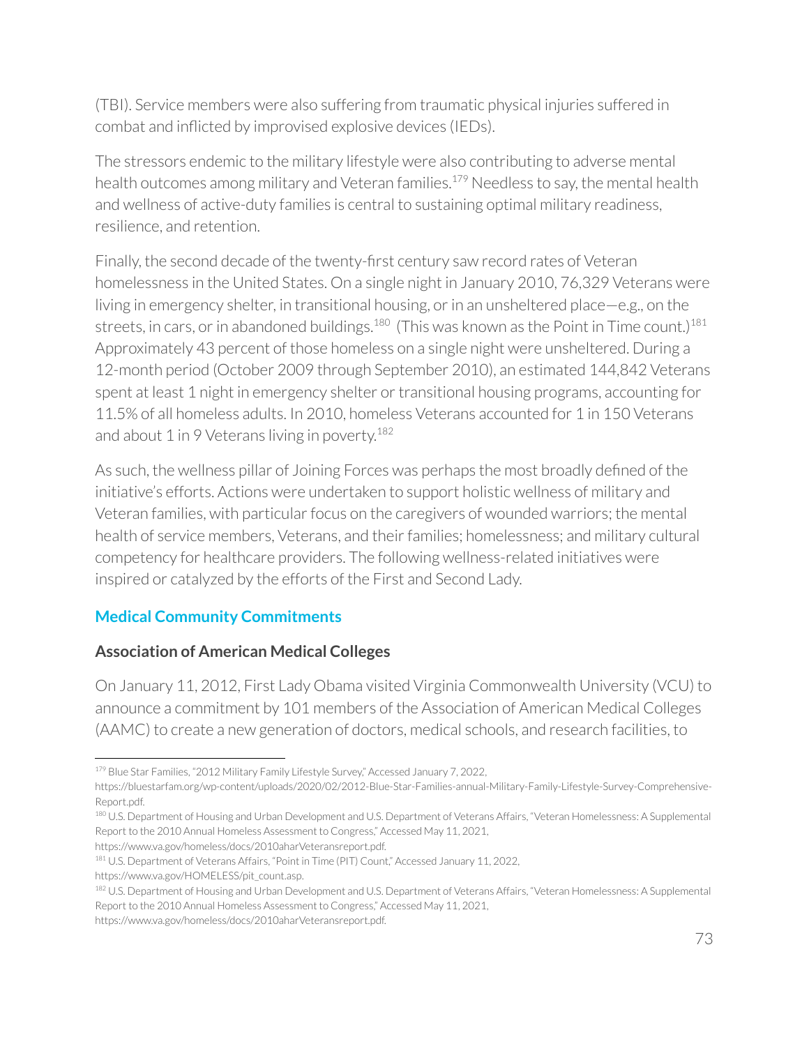(TBI). Service members were also suffering from traumatic physical injuries suffered in combat and inflicted by improvised explosive devices (IEDs).

The stressors endemic to the military lifestyle were also contributing to adverse mental health outcomes among military and Veteran families.[179] Needless to say, the mental health and wellness of active-duty families is central to sustaining optimal military readiness, resilience, and retention.

Finally, the second decade of the twenty-first century saw record rates of Veteran homelessness in the United States. On a single night in January 2010, 76,329 Veterans were living in emergency shelter, in transitional housing, or in an unsheltered place—e.g., on the streets, in cars, or in abandoned buildings.[180] (This was known as the Point in Time count.)[181] Approximately 43 percent of those homeless on a single night were unsheltered. During a 12-month period (October 2009 through September 2010), an estimated 144,842 Veterans spent at least 1 night in emergency shelter or transitional housing programs, accounting for 11.5% of all homeless adults. In 2010, homeless Veterans accounted for 1 in 150 Veterans and about 1 in 9 Veterans living in poverty.[182]

As such, the wellness pillar of Joining Forces was perhaps the most broadly defined of the initiative's efforts. Actions were undertaken to support holistic wellness of military and Veteran families, with particular focus on the caregivers of wounded warriors; the mental health of service members, Veterans, and their families; homelessness; and military cultural competency for healthcare providers. The following wellness-related initiatives were inspired or catalyzed by the efforts of the First and Second Lady.

## Medical Community Commitments

### Association of American Medical Colleges

On January 11, 2012, First Lady Obama visited Virginia Commonwealth University (VCU) to announce a commitment by 101 members of the Association of American Medical Colleges (AAMC) to create a new generation of doctors, medical schools, and research facilities, to

---

[179] Blue Star Families, "2012 Military Family Lifestyle Survey," Accessed January 7, 2022, https://bluestarfam.org/wp-content/uploads/2020/02/2012-Blue-Star-Families-annual-Military-Family-Lifestyle-Survey-Comprehensive-Report.pdf.

[180] U.S. Department of Housing and Urban Development and U.S. Department of Veterans Affairs, "Veteran Homelessness: A Supplemental Report to the 2010 Annual Homeless Assessment to Congress," Accessed May 11, 2021, https://www.va.gov/homeless/docs/2010aharVeteransreport.pdf.

[181] U.S. Department of Veterans Affairs, "Point in Time (PIT) Count," Accessed January 11, 2022, https://www.va.gov/HOMELESS/pit_count.asp.

[182] U.S. Department of Housing and Urban Development and U.S. Department of Veterans Affairs, "Veteran Homelessness: A Supplemental Report to the 2010 Annual Homeless Assessment to Congress," Accessed May 11, 2021, https://www.va.gov/homeless/docs/2010aharVeteransreport.pdf.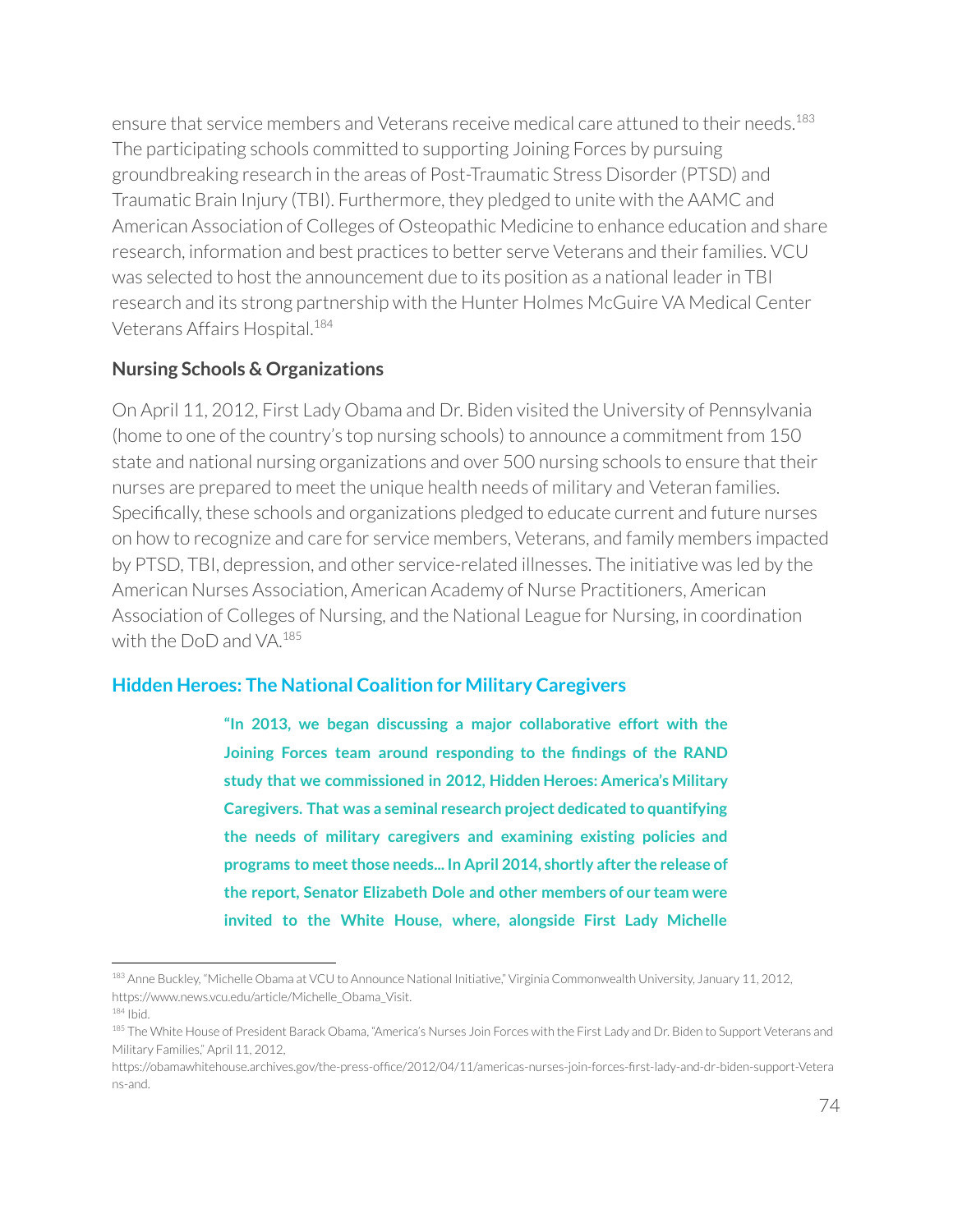ensure that service members and Veterans receive medical care attuned to their needs.[183] The participating schools committed to supporting Joining Forces by pursuing groundbreaking research in the areas of Post-Traumatic Stress Disorder (PTSD) and Traumatic Brain Injury (TBI). Furthermore, they pledged to unite with the AAMC and American Association of Colleges of Osteopathic Medicine to enhance education and share research, information and best practices to better serve Veterans and their families. VCU was selected to host the announcement due to its position as a national leader in TBI research and its strong partnership with the Hunter Holmes McGuire VA Medical Center Veterans Affairs Hospital.[184]

### Nursing Schools & Organizations

On April 11, 2012, First Lady Obama and Dr. Biden visited the University of Pennsylvania (home to one of the country's top nursing schools) to announce a commitment from 150 state and national nursing organizations and over 500 nursing schools to ensure that their nurses are prepared to meet the unique health needs of military and Veteran families. Specifically, these schools and organizations pledged to educate current and future nurses on how to recognize and care for service members, Veterans, and family members impacted by PTSD, TBI, depression, and other service-related illnesses. The initiative was led by the American Nurses Association, American Academy of Nurse Practitioners, American Association of Colleges of Nursing, and the National League for Nursing, in coordination with the DoD and VA.[185]

### Hidden Heroes: The National Coalition for Military Caregivers

> **"In 2013, we began discussing a major collaborative effort with the Joining Forces team around responding to the findings of the RAND study that we commissioned in 2012, Hidden Heroes: America's Military Caregivers. That was a seminal research project dedicated to quantifying the needs of military caregivers and examining existing policies and programs to meet those needs... In April 2014, shortly after the release of the report, Senator Elizabeth Dole and other members of our team were invited to the White House, where, alongside First Lady Michelle**

---

[183] Anne Buckley, "Michelle Obama at VCU to Announce National Initiative," Virginia Commonwealth University, January 11, 2012, https://www.news.vcu.edu/article/Michelle_Obama_Visit.

[184] Ibid.

[185] The White House of President Barack Obama, "America's Nurses Join Forces with the First Lady and Dr. Biden to Support Veterans and Military Families," April 11, 2012, https://obamawhitehouse.archives.gov/the-press-office/2012/04/11/americas-nurses-join-forces-first-lady-and-dr-biden-support-veterans-and.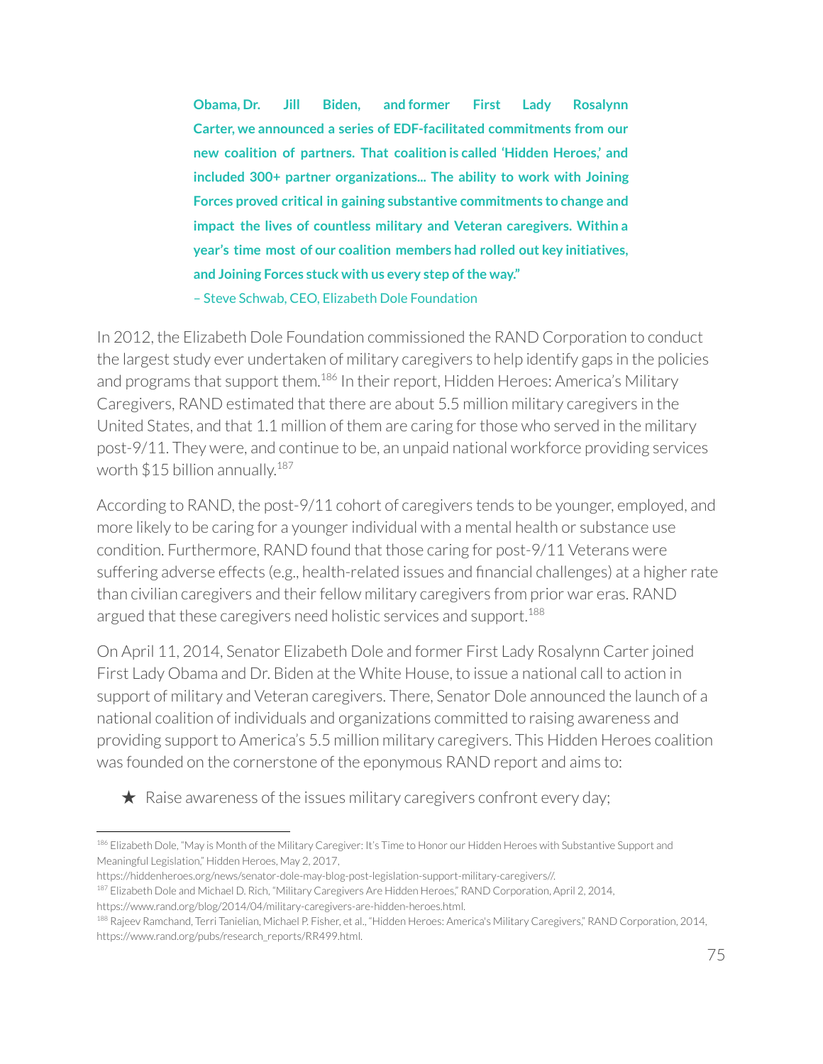**Obama, Dr. Jill Biden, and former First Lady Rosalynn Carter, we announced a series of EDF-facilitated commitments from our new coalition of partners. That coalition is called 'Hidden Heroes,' and included 300+ partner organizations... The ability to work with Joining Forces proved critical in gaining substantive commitments to change and impact the lives of countless military and Veteran caregivers. Within a year's time most of our coalition members had rolled out key initiatives, and Joining Forces stuck with us every step of the way."**

– Steve Schwab, CEO, Elizabeth Dole Foundation

In 2012, the Elizabeth Dole Foundation commissioned the RAND Corporation to conduct the largest study ever undertaken of military caregivers to help identify gaps in the policies and programs that support them.[186] In their report, Hidden Heroes: America's Military Caregivers, RAND estimated that there are about 5.5 million military caregivers in the United States, and that 1.1 million of them are caring for those who served in the military post-9/11. They were, and continue to be, an unpaid national workforce providing services worth $15 billion annually.[187]

According to RAND, the post-9/11 cohort of caregivers tends to be younger, employed, and more likely to be caring for a younger individual with a mental health or substance use condition. Furthermore, RAND found that those caring for post-9/11 Veterans were suffering adverse effects (e.g., health-related issues and financial challenges) at a higher rate than civilian caregivers and their fellow military caregivers from prior war eras. RAND argued that these caregivers need holistic services and support.[188]

On April 11, 2014, Senator Elizabeth Dole and former First Lady Rosalynn Carter joined First Lady Obama and Dr. Biden at the White House, to issue a national call to action in support of military and Veteran caregivers. There, Senator Dole announced the launch of a national coalition of individuals and organizations committed to raising awareness and providing support to America's 5.5 million military caregivers. This Hidden Heroes coalition was founded on the cornerstone of the eponymous RAND report and aims to:

- ★ Raise awareness of the issues military caregivers confront every day;

---

[186] Elizabeth Dole, "May is Month of the Military Caregiver: It's Time to Honor our Hidden Heroes with Substantive Support and Meaningful Legislation," Hidden Heroes, May 2, 2017, https://hiddenheroes.org/news/senator-dole-may-blog-post-legislation-support-military-caregivers//.

[187] Elizabeth Dole and Michael D. Rich, "Military Caregivers Are Hidden Heroes," RAND Corporation, April 2, 2014, https://www.rand.org/blog/2014/04/military-caregivers-are-hidden-heroes.html.

[188] Rajeev Ramchand, Terri Tanielian, Michael P. Fisher, et al., "Hidden Heroes: America's Military Caregivers," RAND Corporation, 2014, https://www.rand.org/pubs/research_reports/RR499.html.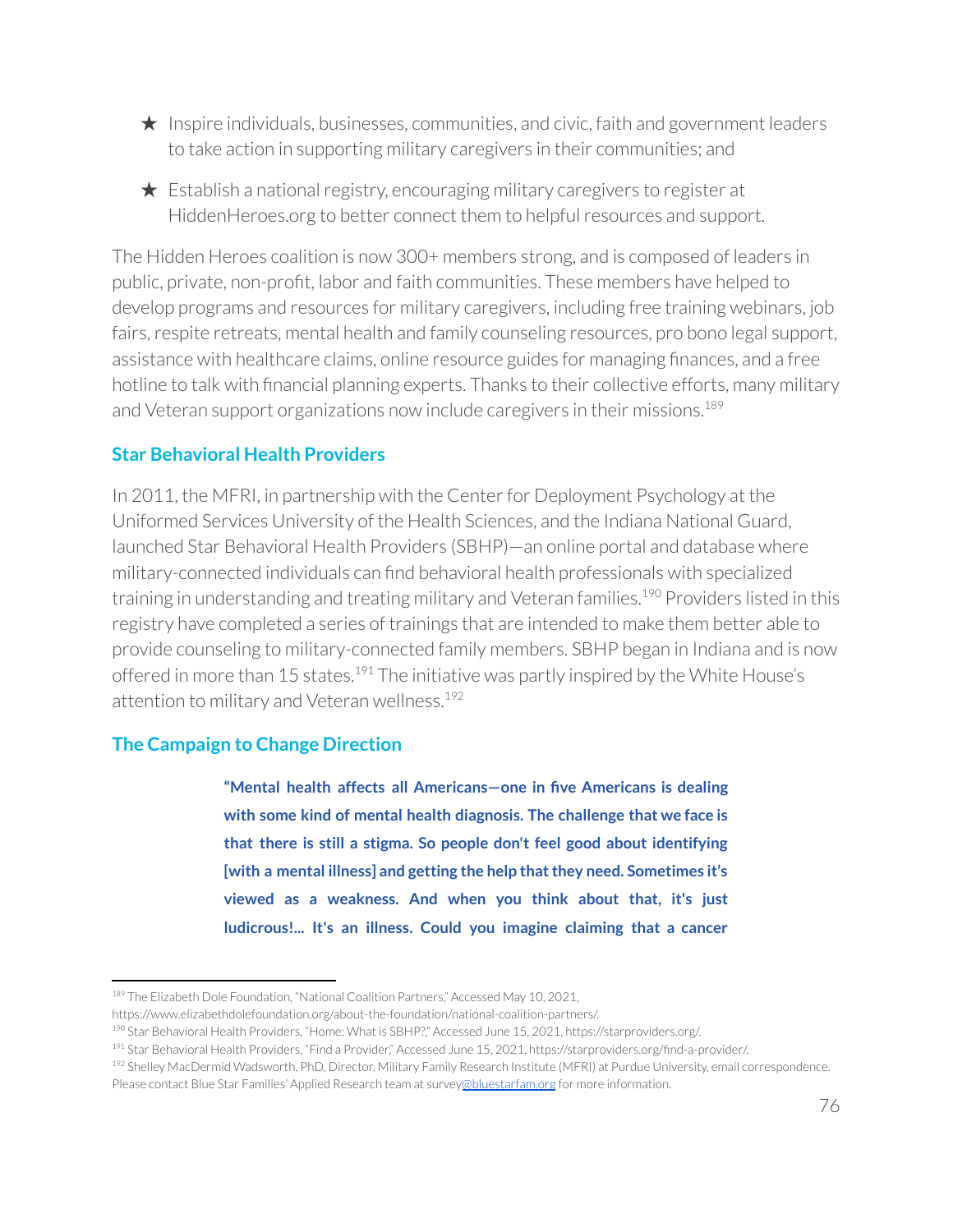★ Inspire individuals, businesses, communities, and civic, faith and government leaders to take action in supporting military caregivers in their communities; and

★ Establish a national registry, encouraging military caregivers to register at HiddenHeroes.org to better connect them to helpful resources and support.

The Hidden Heroes coalition is now 300+ members strong, and is composed of leaders in public, private, non-profit, labor and faith communities. These members have helped to develop programs and resources for military caregivers, including free training webinars, job fairs, respite retreats, mental health and family counseling resources, pro bono legal support, assistance with healthcare claims, online resource guides for managing finances, and a free hotline to talk with financial planning experts. Thanks to their collective efforts, many military and Veteran support organizations now include caregivers in their missions.[189]

### Star Behavioral Health Providers

In 2011, the MFRI, in partnership with the Center for Deployment Psychology at the Uniformed Services University of the Health Sciences, and the Indiana National Guard, launched Star Behavioral Health Providers (SBHP)—an online portal and database where military-connected individuals can find behavioral health professionals with specialized training in understanding and treating military and Veteran families.[190] Providers listed in this registry have completed a series of trainings that are intended to make them better able to provide counseling to military-connected family members. SBHP began in Indiana and is now offered in more than 15 states.[191] The initiative was partly inspired by the White House's attention to military and Veteran wellness.[192]

### The Campaign to Change Direction

> **"Mental health affects all Americans—one in five Americans is dealing with some kind of mental health diagnosis. The challenge that we face is that there is still a stigma. So people don't feel good about identifying [with a mental illness] and getting the help that they need. Sometimes it's viewed as a weakness. And when you think about that, it's just ludicrous!... It's an illness. Could you imagine claiming that a cancer**

---

[189] The Elizabeth Dole Foundation, "National Coalition Partners," Accessed May 10, 2021, https://www.elizabethdolefoundation.org/about-the-foundation/national-coalition-partners/.

[190] Star Behavioral Health Providers, "Home: What is SBHP?," Accessed June 15, 2021, https://starproviders.org/.

[191] Star Behavioral Health Providers, "Find a Provider," Accessed June 15, 2021, https://starproviders.org/find-a-provider/.

[192] Shelley MacDermid Wadsworth, PhD, Director, Military Family Research Institute (MFRI) at Purdue University, email correspondence. Please contact Blue Star Families' Applied Research team at survey@bluestarfam.org for more information.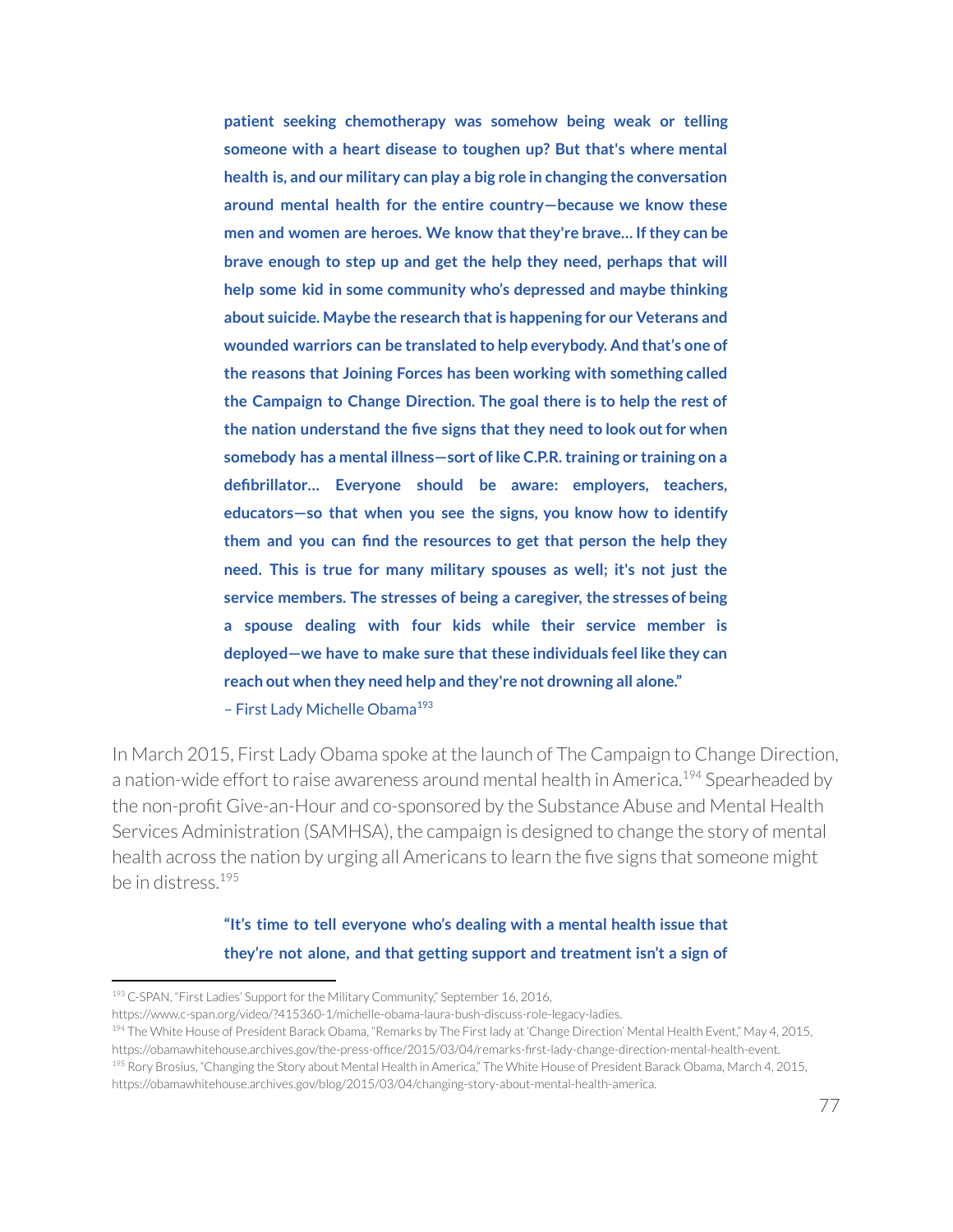**patient seeking chemotherapy was somehow being weak or telling someone with a heart disease to toughen up? But that's where mental health is, and our military can play a big role in changing the conversation around mental health for the entire country—because we know these men and women are heroes. We know that they're brave… If they can be brave enough to step up and get the help they need, perhaps that will help some kid in some community who's depressed and maybe thinking about suicide. Maybe the research that is happening for our Veterans and wounded warriors can be translated to help everybody. And that's one of the reasons that Joining Forces has been working with something called the Campaign to Change Direction. The goal there is to help the rest of the nation understand the five signs that they need to look out for when somebody has a mental illness—sort of like C.P.R. training or training on a defibrillator… Everyone should be aware: employers, teachers, educators—so that when you see the signs, you know how to identify them and you can find the resources to get that person the help they need. This is true for many military spouses as well; it's not just the service members. The stresses of being a caregiver, the stresses of being a spouse dealing with four kids while their service member is deployed—we have to make sure that these individuals feel like they can reach out when they need help and they're not drowning all alone."**

– First Lady Michelle Obama[193]

In March 2015, First Lady Obama spoke at the launch of The Campaign to Change Direction, a nation-wide effort to raise awareness around mental health in America.[194] Spearheaded by the non-profit Give-an-Hour and co-sponsored by the Substance Abuse and Mental Health Services Administration (SAMHSA), the campaign is designed to change the story of mental health across the nation by urging all Americans to learn the five signs that someone might be in distress.[195]

**"It's time to tell everyone who's dealing with a mental health issue that they're not alone, and that getting support and treatment isn't a sign of**

---

[193] C-SPAN, "First Ladies' Support for the Military Community," September 16, 2016, https://www.c-span.org/video/?415360-1/michelle-obama-laura-bush-discuss-role-legacy-ladies.

[194] The White House of President Barack Obama, "Remarks by The First lady at 'Change Direction' Mental Health Event," May 4, 2015, https://obamawhitehouse.archives.gov/the-press-office/2015/03/04/remarks-first-lady-change-direction-mental-health-event.

[195] Rory Brosius, "Changing the Story about Mental Health in America," The White House of President Barack Obama, March 4, 2015, https://obamawhitehouse.archives.gov/blog/2015/03/04/changing-story-about-mental-health-america.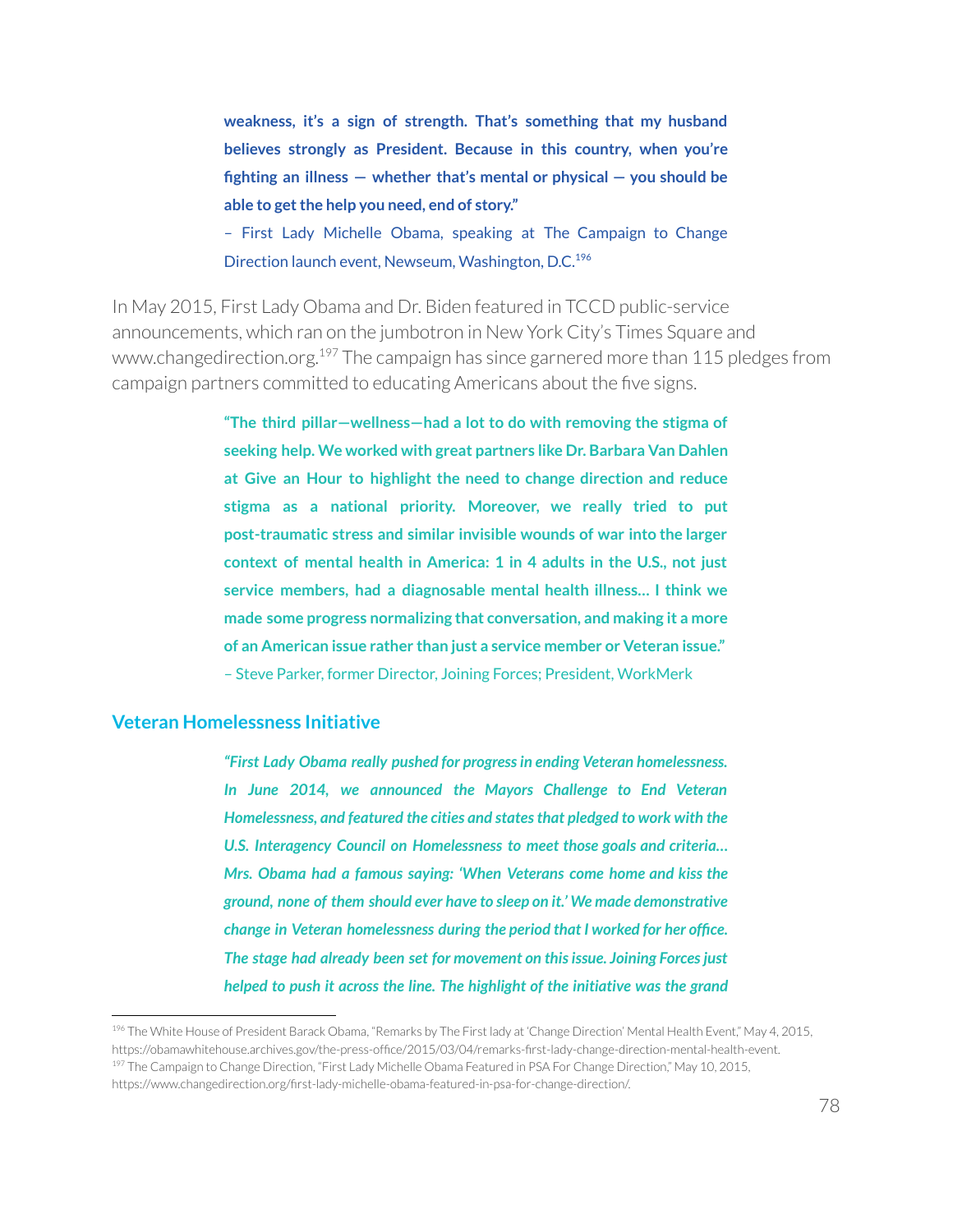**weakness, it's a sign of strength. That's something that my husband believes strongly as President. Because in this country, when you're fighting an illness — whether that's mental or physical — you should be able to get the help you need, end of story."**

– First Lady Michelle Obama, speaking at The Campaign to Change Direction launch event, Newseum, Washington, D.C.[196]

In May 2015, First Lady Obama and Dr. Biden featured in TCCD public-service announcements, which ran on the jumbotron in New York City's Times Square and www.changedirection.org.[197] The campaign has since garnered more than 115 pledges from campaign partners committed to educating Americans about the five signs.

**"The third pillar—wellness—had a lot to do with removing the stigma of seeking help. We worked with great partners like Dr. Barbara Van Dahlen at Give an Hour to highlight the need to change direction and reduce stigma as a national priority. Moreover, we really tried to put post-traumatic stress and similar invisible wounds of war into the larger context of mental health in America: 1 in 4 adults in the U.S., not just service members, had a diagnosable mental health illness... I think we made some progress normalizing that conversation, and making it a more of an American issue rather than just a service member or Veteran issue."**

– Steve Parker, former Director, Joining Forces; President, WorkMerk

## Veteran Homelessness Initiative

***"First Lady Obama really pushed for progress in ending Veteran homelessness. In June 2014, we announced the Mayors Challenge to End Veteran Homelessness, and featured the cities and states that pledged to work with the U.S. Interagency Council on Homelessness to meet those goals and criteria... Mrs. Obama had a famous saying: 'When Veterans come home and kiss the ground, none of them should ever have to sleep on it.' We made demonstrative change in Veteran homelessness during the period that I worked for her office. The stage had already been set for movement on this issue. Joining Forces just helped to push it across the line. The highlight of the initiative was the grand***

---

[196] The White House of President Barack Obama, "Remarks by The First lady at 'Change Direction' Mental Health Event," May 4, 2015, https://obamawhitehouse.archives.gov/the-press-office/2015/03/04/remarks-first-lady-change-direction-mental-health-event.

[197] The Campaign to Change Direction, "First Lady Michelle Obama Featured in PSA For Change Direction," May 10, 2015, https://www.changedirection.org/first-lady-michelle-obama-featured-in-psa-for-change-direction/.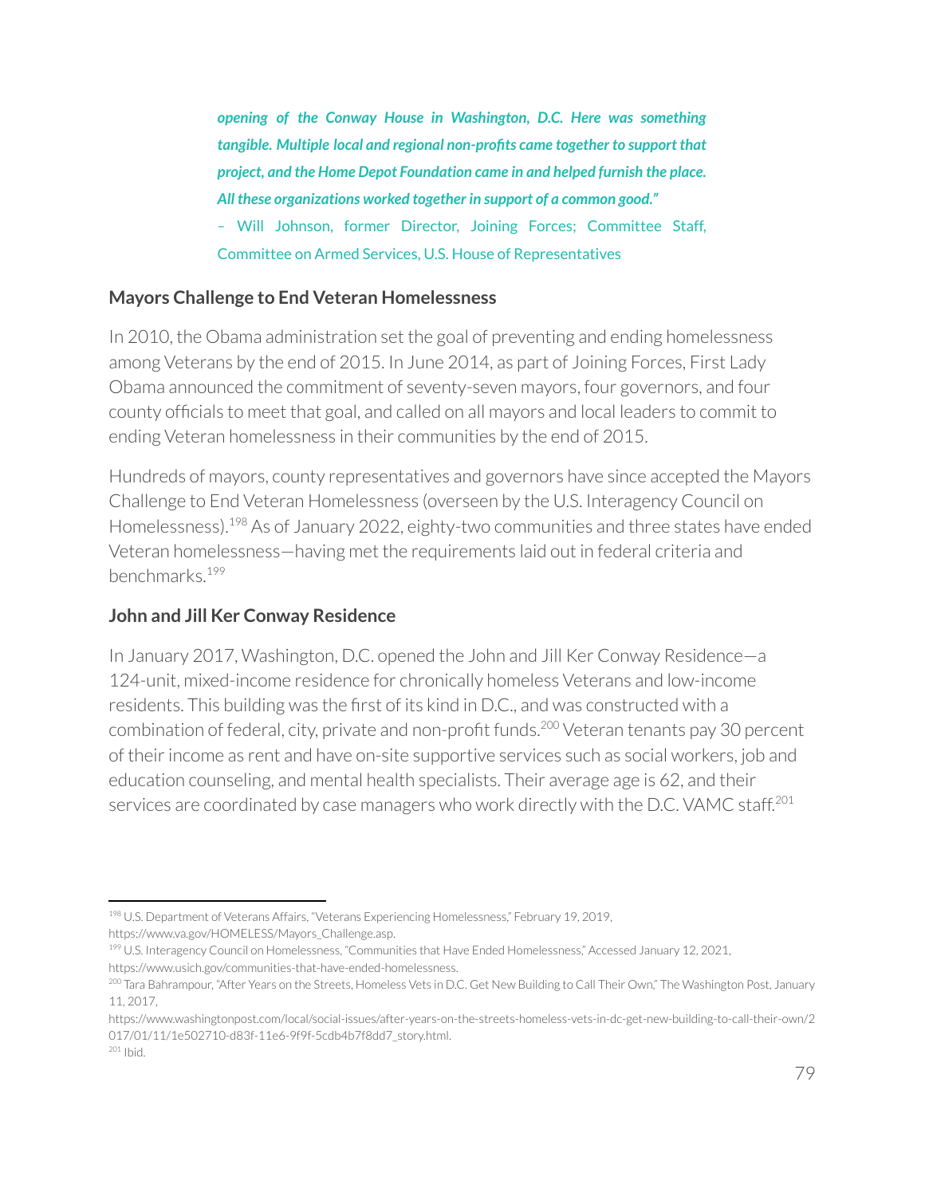***opening of the Conway House in Washington, D.C. Here was something tangible. Multiple local and regional non-profits came together to support that project, and the Home Depot Foundation came in and helped furnish the place. All these organizations worked together in support of a common good."***

– Will Johnson, former Director, Joining Forces; Committee Staff, Committee on Armed Services, U.S. House of Representatives

**Mayors Challenge to End Veteran Homelessness**

In 2010, the Obama administration set the goal of preventing and ending homelessness among Veterans by the end of 2015. In June 2014, as part of Joining Forces, First Lady Obama announced the commitment of seventy-seven mayors, four governors, and four county officials to meet that goal, and called on all mayors and local leaders to commit to ending Veteran homelessness in their communities by the end of 2015.

Hundreds of mayors, county representatives and governors have since accepted the Mayors Challenge to End Veteran Homelessness (overseen by the U.S. Interagency Council on Homelessness).[198] As of January 2022, eighty-two communities and three states have ended Veteran homelessness—having met the requirements laid out in federal criteria and benchmarks.[199]

**John and Jill Ker Conway Residence**

In January 2017, Washington, D.C. opened the John and Jill Ker Conway Residence—a 124-unit, mixed-income residence for chronically homeless Veterans and low-income residents. This building was the first of its kind in D.C., and was constructed with a combination of federal, city, private and non-profit funds.[200] Veteran tenants pay 30 percent of their income as rent and have on-site supportive services such as social workers, job and education counseling, and mental health specialists. Their average age is 62, and their services are coordinated by case managers who work directly with the D.C. VAMC staff.[201]

---

[198] U.S. Department of Veterans Affairs, "Veterans Experiencing Homelessness," February 19, 2019, https://www.va.gov/HOMELESS/Mayors_Challenge.asp.

[199] U.S. Interagency Council on Homelessness, "Communities that Have Ended Homelessness," Accessed January 12, 2021, https://www.usich.gov/communities-that-have-ended-homelessness.

[200] Tara Bahrampour, "After Years on the Streets, Homeless Vets in D.C. Get New Building to Call Their Own," The Washington Post, January 11, 2017, https://www.washingtonpost.com/local/social-issues/after-years-on-the-streets-homeless-vets-in-dc-get-new-building-to-call-their-own/2017/01/11/1e502710-d83f-11e6-9f9f-5cdb4b7f8dd7_story.html.

[201] Ibid.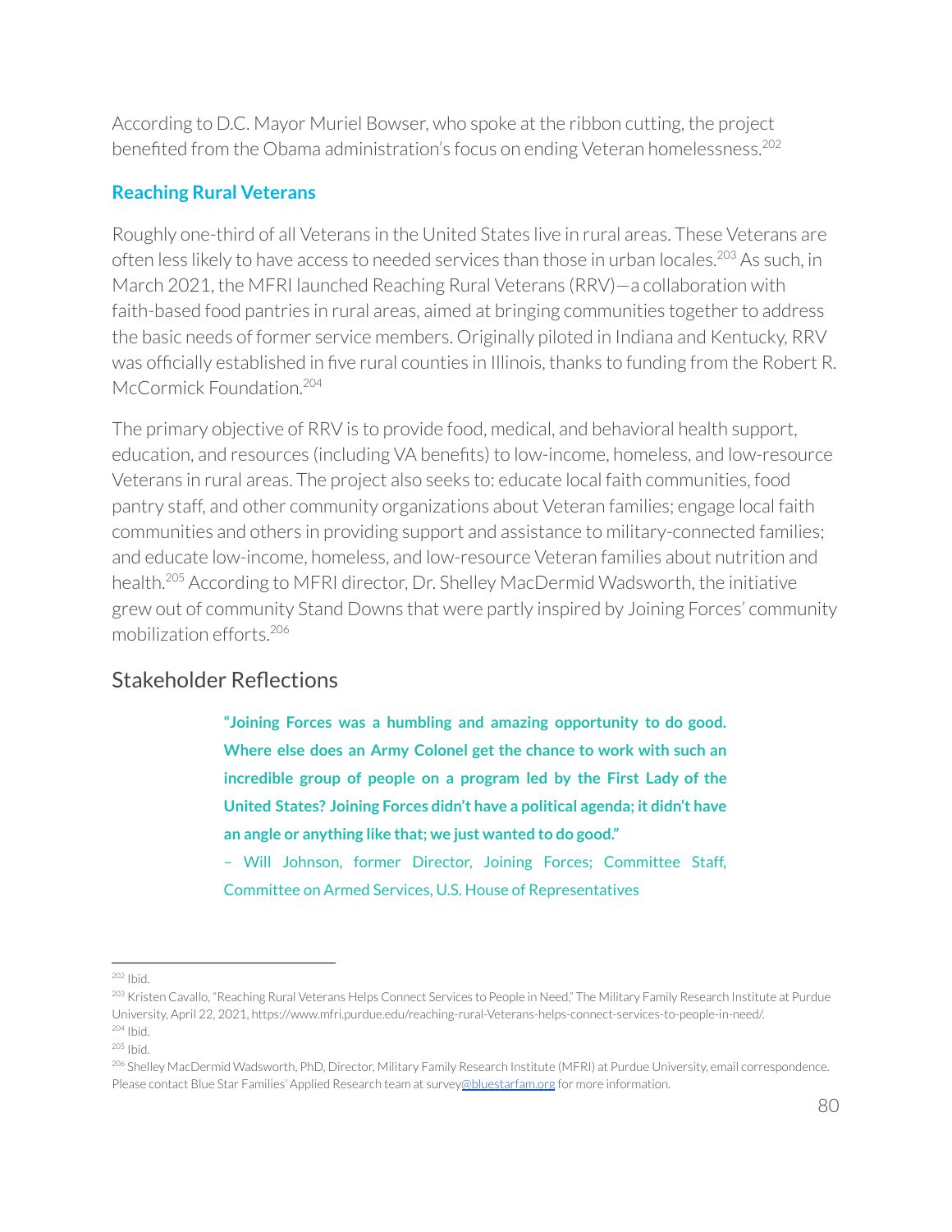According to D.C. Mayor Muriel Bowser, who spoke at the ribbon cutting, the project benefited from the Obama administration's focus on ending Veteran homelessness.[202]

### Reaching Rural Veterans

Roughly one-third of all Veterans in the United States live in rural areas. These Veterans are often less likely to have access to needed services than those in urban locales.[203] As such, in March 2021, the MFRI launched Reaching Rural Veterans (RRV)—a collaboration with faith-based food pantries in rural areas, aimed at bringing communities together to address the basic needs of former service members. Originally piloted in Indiana and Kentucky, RRV was officially established in five rural counties in Illinois, thanks to funding from the Robert R. McCormick Foundation.[204]

The primary objective of RRV is to provide food, medical, and behavioral health support, education, and resources (including VA benefits) to low-income, homeless, and low-resource Veterans in rural areas. The project also seeks to: educate local faith communities, food pantry staff, and other community organizations about Veteran families; engage local faith communities and others in providing support and assistance to military-connected families; and educate low-income, homeless, and low-resource Veteran families about nutrition and health.[205] According to MFRI director, Dr. Shelley MacDermid Wadsworth, the initiative grew out of community Stand Downs that were partly inspired by Joining Forces' community mobilization efforts.[206]

## Stakeholder Reflections

> **"Joining Forces was a humbling and amazing opportunity to do good. Where else does an Army Colonel get the chance to work with such an incredible group of people on a program led by the First Lady of the United States? Joining Forces didn't have a political agenda; it didn't have an angle or anything like that; we just wanted to do good."**
>
> – Will Johnson, former Director, Joining Forces; Committee Staff, Committee on Armed Services, U.S. House of Representatives

---

[202] Ibid.

[203] Kristen Cavallo, "Reaching Rural Veterans Helps Connect Services to People in Need," The Military Family Research Institute at Purdue University, April 22, 2021, https://www.mfri.purdue.edu/reaching-rural-Veterans-helps-connect-services-to-people-in-need/.

[204] Ibid.

[205] Ibid.

[206] Shelley MacDermid Wadsworth, PhD, Director, Military Family Research Institute (MFRI) at Purdue University, email correspondence. Please contact Blue Star Families' Applied Research team at survey@bluestarfam.org for more information.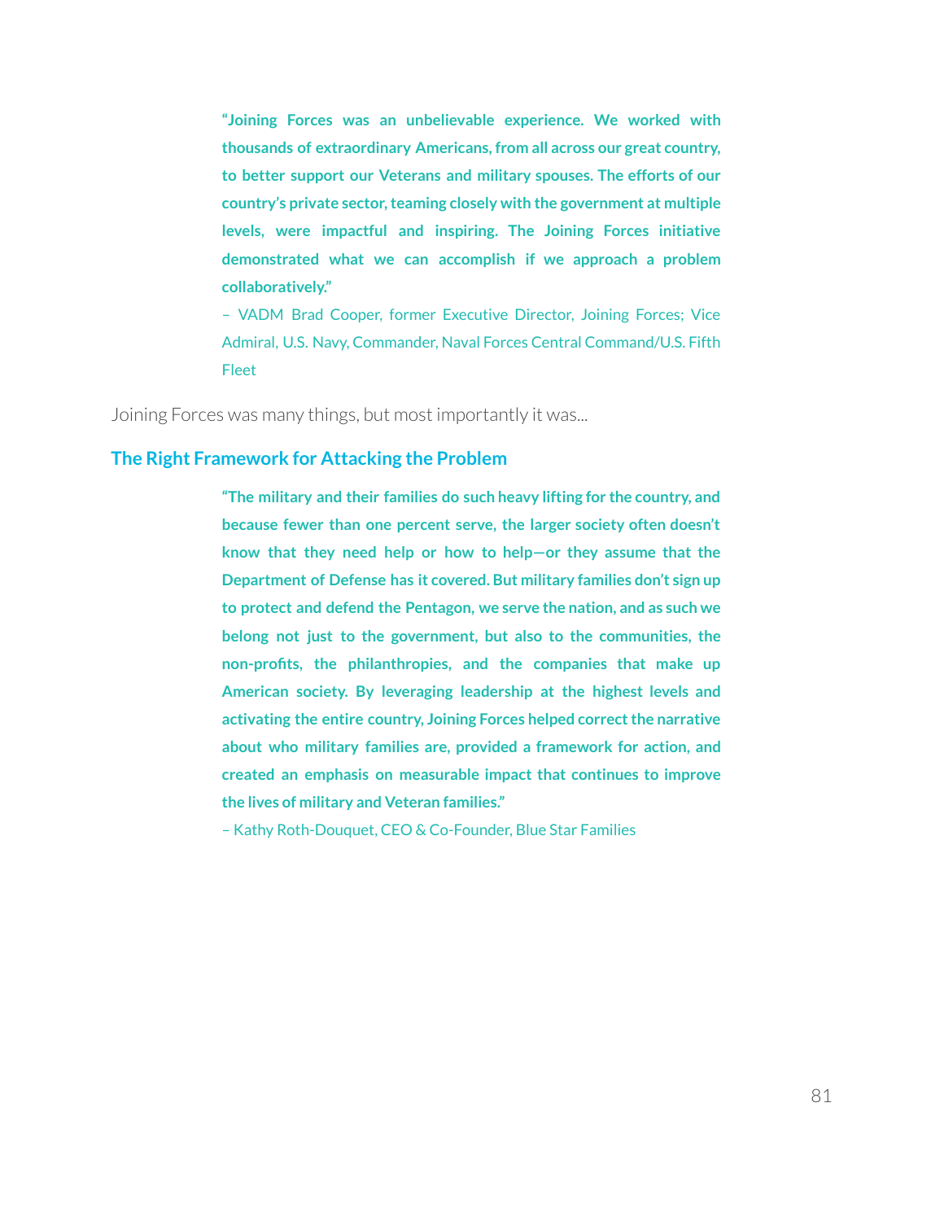> **"Joining Forces was an unbelievable experience. We worked with thousands of extraordinary Americans, from all across our great country, to better support our Veterans and military spouses. The efforts of our country's private sector, teaming closely with the government at multiple levels, were impactful and inspiring. The Joining Forces initiative demonstrated what we can accomplish if we approach a problem collaboratively."**
>
> – VADM Brad Cooper, former Executive Director, Joining Forces; Vice Admiral, U.S. Navy, Commander, Naval Forces Central Command/U.S. Fifth Fleet

Joining Forces was many things, but most importantly it was...

## The Right Framework for Attacking the Problem

> **"The military and their families do such heavy lifting for the country, and because fewer than one percent serve, the larger society often doesn't know that they need help or how to help—or they assume that the Department of Defense has it covered. But military families don't sign up to protect and defend the Pentagon, we serve the nation, and as such we belong not just to the government, but also to the communities, the non-profits, the philanthropies, and the companies that make up American society. By leveraging leadership at the highest levels and activating the entire country, Joining Forces helped correct the narrative about who military families are, provided a framework for action, and created an emphasis on measurable impact that continues to improve the lives of military and Veteran families."**
>
> – Kathy Roth-Douquet, CEO & Co-Founder, Blue Star Families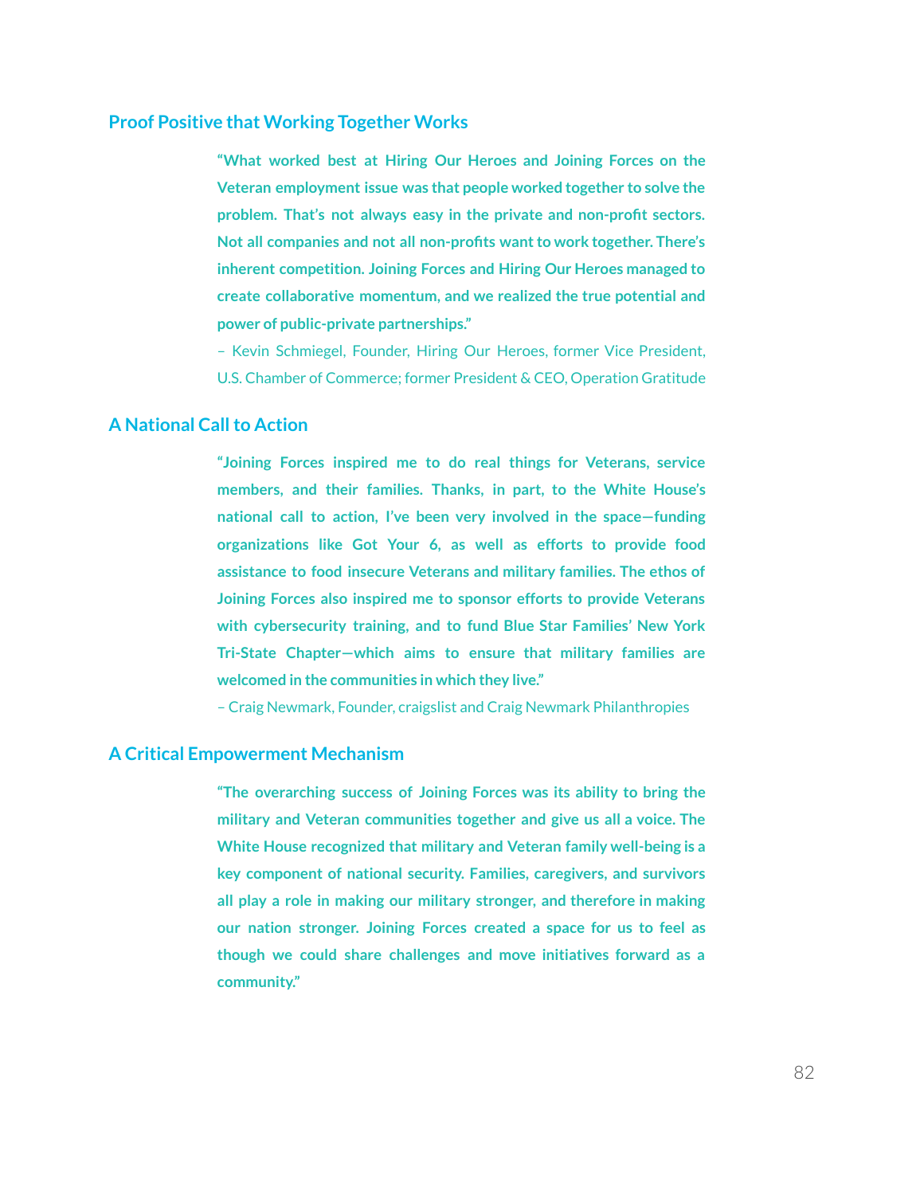### Proof Positive that Working Together Works

**"What worked best at Hiring Our Heroes and Joining Forces on the Veteran employment issue was that people worked together to solve the problem. That's not always easy in the private and non-profit sectors. Not all companies and not all non-profits want to work together. There's inherent competition. Joining Forces and Hiring Our Heroes managed to create collaborative momentum, and we realized the true potential and power of public-private partnerships."**

– Kevin Schmiegel, Founder, Hiring Our Heroes, former Vice President, U.S. Chamber of Commerce; former President & CEO, Operation Gratitude

### A National Call to Action

**"Joining Forces inspired me to do real things for Veterans, service members, and their families. Thanks, in part, to the White House's national call to action, I've been very involved in the space—funding organizations like Got Your 6, as well as efforts to provide food assistance to food insecure Veterans and military families. The ethos of Joining Forces also inspired me to sponsor efforts to provide Veterans with cybersecurity training, and to fund Blue Star Families' New York Tri-State Chapter—which aims to ensure that military families are welcomed in the communities in which they live."**

– Craig Newmark, Founder, craigslist and Craig Newmark Philanthropies

### A Critical Empowerment Mechanism

**"The overarching success of Joining Forces was its ability to bring the military and Veteran communities together and give us all a voice. The White House recognized that military and Veteran family well-being is a key component of national security. Families, caregivers, and survivors all play a role in making our military stronger, and therefore in making our nation stronger. Joining Forces created a space for us to feel as though we could share challenges and move initiatives forward as a community."**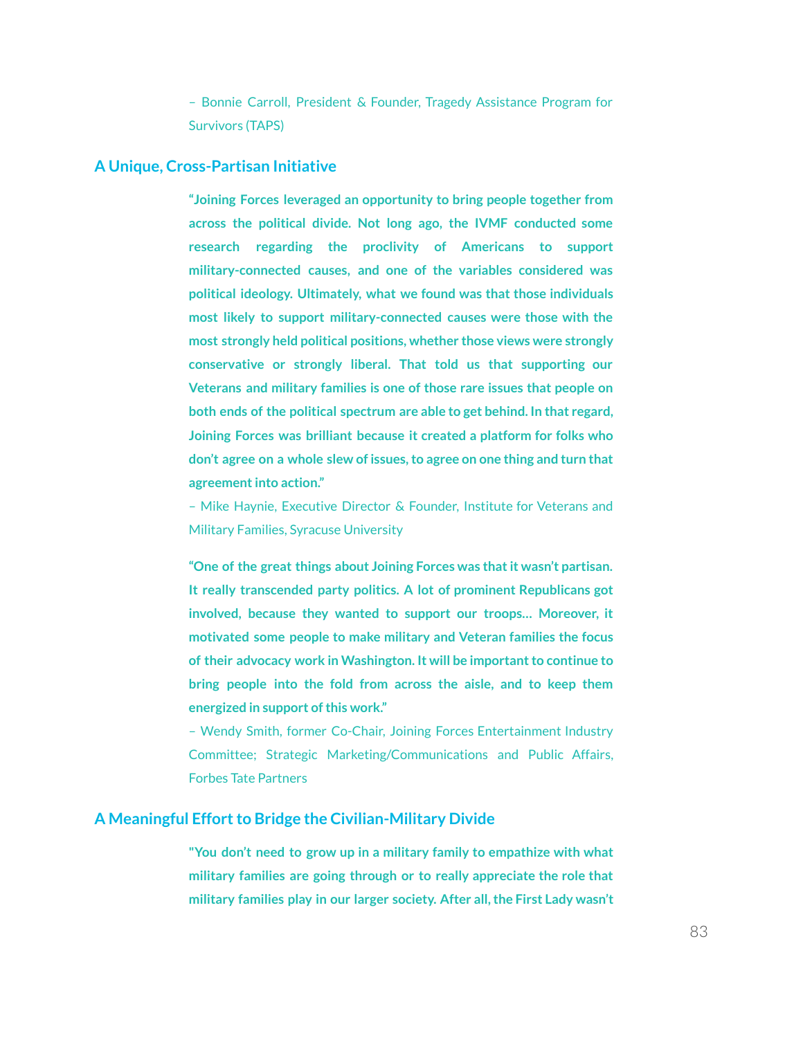– Bonnie Carroll, President & Founder, Tragedy Assistance Program for Survivors (TAPS)

## A Unique, Cross-Partisan Initiative

**"Joining Forces leveraged an opportunity to bring people together from across the political divide. Not long ago, the IVMF conducted some research regarding the proclivity of Americans to support military-connected causes, and one of the variables considered was political ideology. Ultimately, what we found was that those individuals most likely to support military-connected causes were those with the most strongly held political positions, whether those views were strongly conservative or strongly liberal. That told us that supporting our Veterans and military families is one of those rare issues that people on both ends of the political spectrum are able to get behind. In that regard, Joining Forces was brilliant because it created a platform for folks who don't agree on a whole slew of issues, to agree on one thing and turn that agreement into action."**

– Mike Haynie, Executive Director & Founder, Institute for Veterans and Military Families, Syracuse University

**"One of the great things about Joining Forces was that it wasn't partisan. It really transcended party politics. A lot of prominent Republicans got involved, because they wanted to support our troops… Moreover, it motivated some people to make military and Veteran families the focus of their advocacy work in Washington. It will be important to continue to bring people into the fold from across the aisle, and to keep them energized in support of this work."**

– Wendy Smith, former Co-Chair, Joining Forces Entertainment Industry Committee; Strategic Marketing/Communications and Public Affairs, Forbes Tate Partners

## A Meaningful Effort to Bridge the Civilian-Military Divide

**"You don't need to grow up in a military family to empathize with what military families are going through or to really appreciate the role that military families play in our larger society. After all, the First Lady wasn't**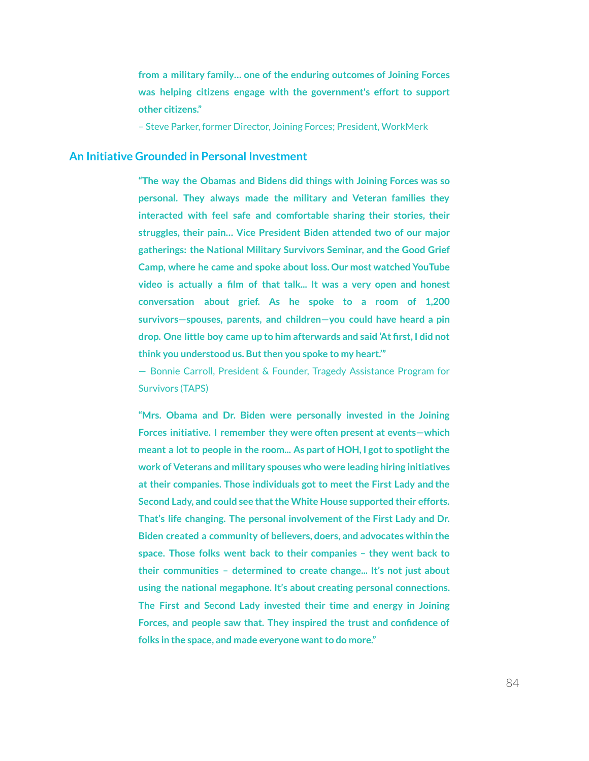**from a military family… one of the enduring outcomes of Joining Forces was helping citizens engage with the government's effort to support other citizens."**

– Steve Parker, former Director, Joining Forces; President, WorkMerk

## An Initiative Grounded in Personal Investment

**"The way the Obamas and Bidens did things with Joining Forces was so personal. They always made the military and Veteran families they interacted with feel safe and comfortable sharing their stories, their struggles, their pain… Vice President Biden attended two of our major gatherings: the National Military Survivors Seminar, and the Good Grief Camp, where he came and spoke about loss. Our most watched YouTube video is actually a film of that talk... It was a very open and honest conversation about grief. As he spoke to a room of 1,200 survivors—spouses, parents, and children—you could have heard a pin drop. One little boy came up to him afterwards and said 'At first, I did not think you understood us. But then you spoke to my heart.'"**

— Bonnie Carroll, President & Founder, Tragedy Assistance Program for Survivors (TAPS)

**"Mrs. Obama and Dr. Biden were personally invested in the Joining Forces initiative. I remember they were often present at events—which meant a lot to people in the room... As part of HOH, I got to spotlight the work of Veterans and military spouses who were leading hiring initiatives at their companies. Those individuals got to meet the First Lady and the Second Lady, and could see that the White House supported their efforts. That's life changing. The personal involvement of the First Lady and Dr. Biden created a community of believers, doers, and advocates within the space. Those folks went back to their companies – they went back to their communities – determined to create change... It's not just about using the national megaphone. It's about creating personal connections. The First and Second Lady invested their time and energy in Joining Forces, and people saw that. They inspired the trust and confidence of folks in the space, and made everyone want to do more."**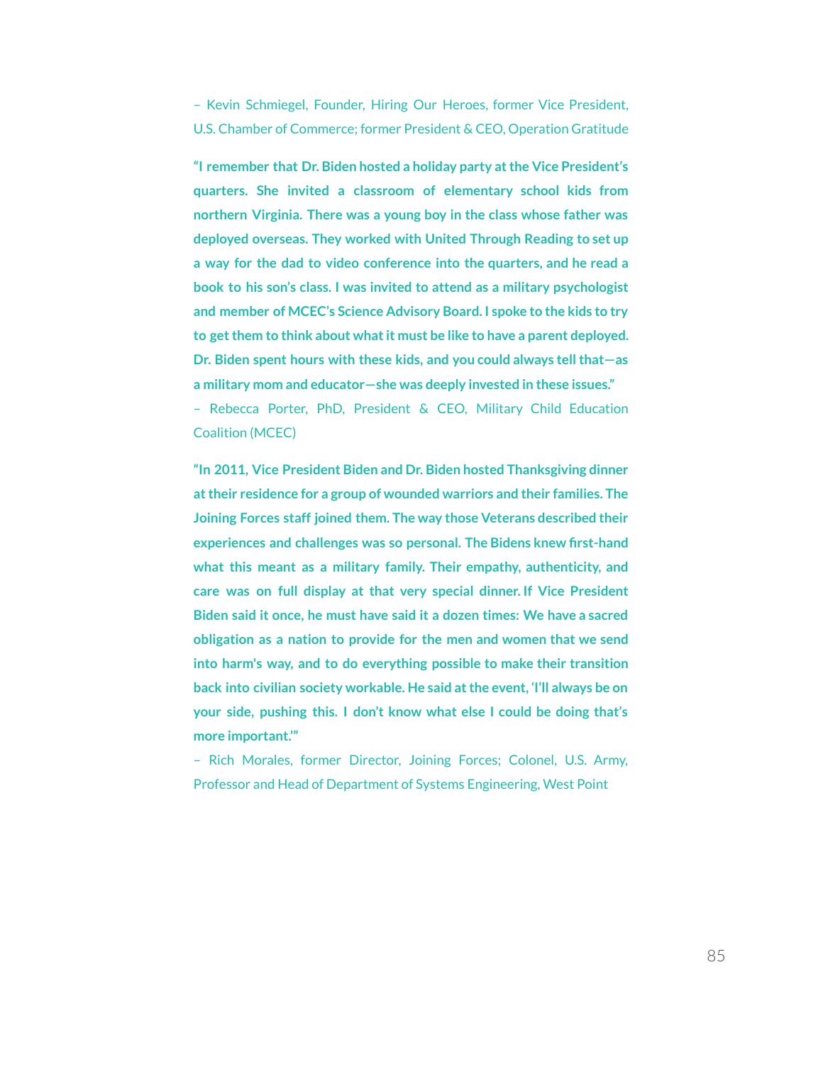– Kevin Schmiegel, Founder, Hiring Our Heroes, former Vice President, U.S. Chamber of Commerce; former President & CEO, Operation Gratitude

**"I remember that Dr. Biden hosted a holiday party at the Vice President's quarters. She invited a classroom of elementary school kids from northern Virginia. There was a young boy in the class whose father was deployed overseas. They worked with United Through Reading to set up a way for the dad to video conference into the quarters, and he read a book to his son's class. I was invited to attend as a military psychologist and member of MCEC's Science Advisory Board. I spoke to the kids to try to get them to think about what it must be like to have a parent deployed. Dr. Biden spent hours with these kids, and you could always tell that—as a military mom and educator—she was deeply invested in these issues."**

– Rebecca Porter, PhD, President & CEO, Military Child Education Coalition (MCEC)

**"In 2011, Vice President Biden and Dr. Biden hosted Thanksgiving dinner at their residence for a group of wounded warriors and their families. The Joining Forces staff joined them. The way those Veterans described their experiences and challenges was so personal. The Bidens knew first-hand what this meant as a military family. Their empathy, authenticity, and care was on full display at that very special dinner. If Vice President Biden said it once, he must have said it a dozen times: We have a sacred obligation as a nation to provide for the men and women that we send into harm's way, and to do everything possible to make their transition back into civilian society workable. He said at the event, 'I'll always be on your side, pushing this. I don't know what else I could be doing that's more important.'"**

– Rich Morales, former Director, Joining Forces; Colonel, U.S. Army, Professor and Head of Department of Systems Engineering, West Point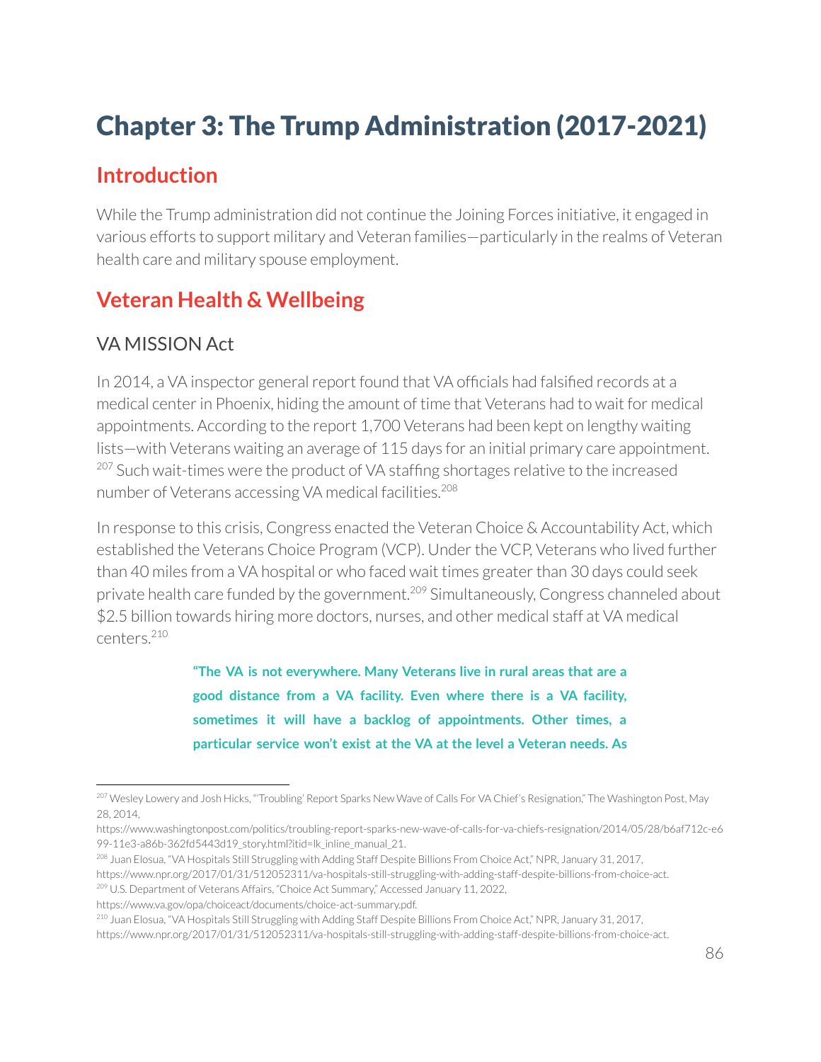# Chapter 3: The Trump Administration (2017-2021)

## Introduction

While the Trump administration did not continue the Joining Forces initiative, it engaged in various efforts to support military and Veteran families—particularly in the realms of Veteran health care and military spouse employment.

## Veteran Health & Wellbeing

### VA MISSION Act

In 2014, a VA inspector general report found that VA officials had falsified records at a medical center in Phoenix, hiding the amount of time that Veterans had to wait for medical appointments. According to the report 1,700 Veterans had been kept on lengthy waiting lists—with Veterans waiting an average of 115 days for an initial primary care appointment.[207] Such wait-times were the product of VA staffing shortages relative to the increased number of Veterans accessing VA medical facilities.[208]

In response to this crisis, Congress enacted the Veteran Choice & Accountability Act, which established the Veterans Choice Program (VCP). Under the VCP, Veterans who lived further than 40 miles from a VA hospital or who faced wait times greater than 30 days could seek private health care funded by the government.[209] Simultaneously, Congress channeled about $2.5 billion towards hiring more doctors, nurses, and other medical staff at VA medical centers.[210]

> **"The VA is not everywhere. Many Veterans live in rural areas that are a good distance from a VA facility. Even where there is a VA facility, sometimes it will have a backlog of appointments. Other times, a particular service won't exist at the VA at the level a Veteran needs. As**

---

[207] Wesley Lowery and Josh Hicks, "'Troubling' Report Sparks New Wave of Calls For VA Chief's Resignation," The Washington Post, May 28, 2014, https://www.washingtonpost.com/politics/troubling-report-sparks-new-wave-of-calls-for-va-chiefs-resignation/2014/05/28/b6af712c-e699-11e3-a86b-362fd5443d19_story.html?itid=lk_inline_manual_21.

[208] Juan Elosua, "VA Hospitals Still Struggling with Adding Staff Despite Billions From Choice Act," NPR, January 31, 2017, https://www.npr.org/2017/01/31/512052311/va-hospitals-still-struggling-with-adding-staff-despite-billions-from-choice-act.

[209] U.S. Department of Veterans Affairs, "Choice Act Summary," Accessed January 11, 2022, https://www.va.gov/opa/choiceact/documents/choice-act-summary.pdf.

[210] Juan Elosua, "VA Hospitals Still Struggling with Adding Staff Despite Billions From Choice Act," NPR, January 31, 2017, https://www.npr.org/2017/01/31/512052311/va-hospitals-still-struggling-with-adding-staff-despite-billions-from-choice-act.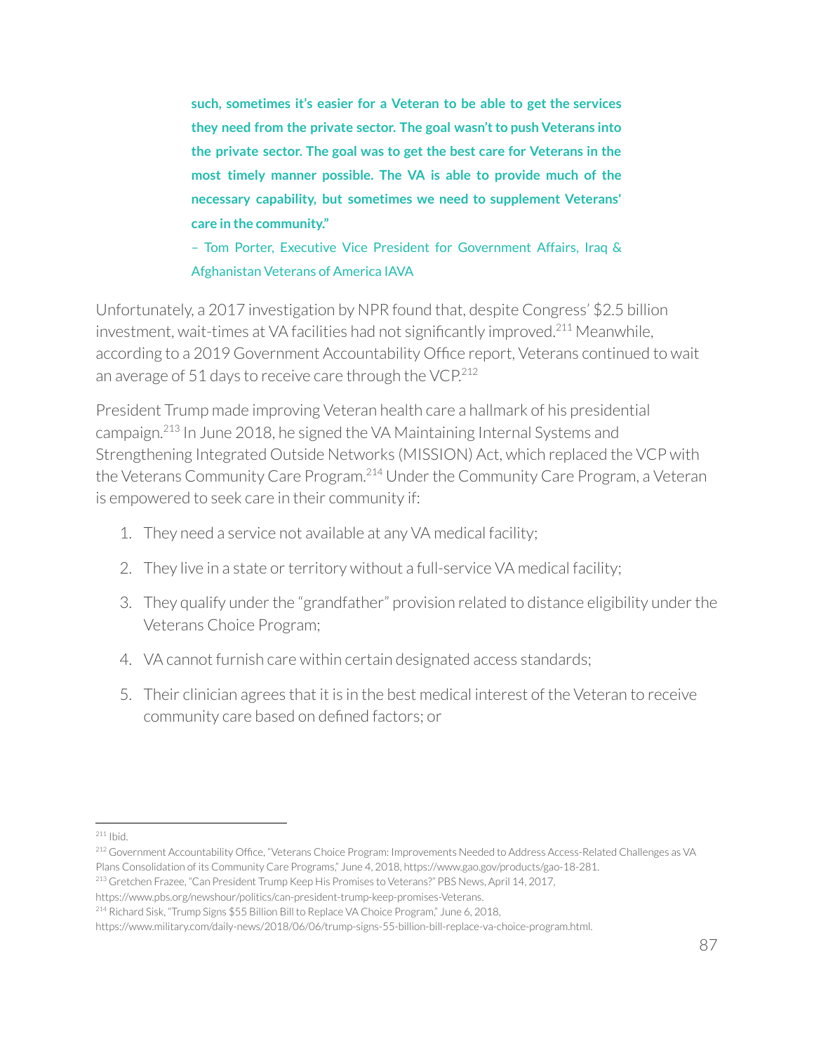**such, sometimes it's easier for a Veteran to be able to get the services they need from the private sector. The goal wasn't to push Veterans into the private sector. The goal was to get the best care for Veterans in the most timely manner possible. The VA is able to provide much of the necessary capability, but sometimes we need to supplement Veterans' care in the community."**

– Tom Porter, Executive Vice President for Government Affairs, Iraq & Afghanistan Veterans of America IAVA

Unfortunately, a 2017 investigation by NPR found that, despite Congress' $2.5 billion investment, wait-times at VA facilities had not significantly improved.[211] Meanwhile, according to a 2019 Government Accountability Office report, Veterans continued to wait an average of 51 days to receive care through the VCP.[212]

President Trump made improving Veteran health care a hallmark of his presidential campaign.[213] In June 2018, he signed the VA Maintaining Internal Systems and Strengthening Integrated Outside Networks (MISSION) Act, which replaced the VCP with the Veterans Community Care Program.[214] Under the Community Care Program, a Veteran is empowered to seek care in their community if:

1. They need a service not available at any VA medical facility;
2. They live in a state or territory without a full-service VA medical facility;
3. They qualify under the "grandfather" provision related to distance eligibility under the Veterans Choice Program;
4. VA cannot furnish care within certain designated access standards;
5. Their clinician agrees that it is in the best medical interest of the Veteran to receive community care based on defined factors; or

---

[211] Ibid.

[212] Government Accountability Office, "Veterans Choice Program: Improvements Needed to Address Access-Related Challenges as VA Plans Consolidation of its Community Care Programs," June 4, 2018, https://www.gao.gov/products/gao-18-281.

[213] Gretchen Frazee, "Can President Trump Keep His Promises to Veterans?" PBS News, April 14, 2017, https://www.pbs.org/newshour/politics/can-president-trump-keep-promises-Veterans.

[214] Richard Sisk, "Trump Signs $55 Billion Bill to Replace VA Choice Program," June 6, 2018, https://www.military.com/daily-news/2018/06/06/trump-signs-55-billion-bill-replace-va-choice-program.html.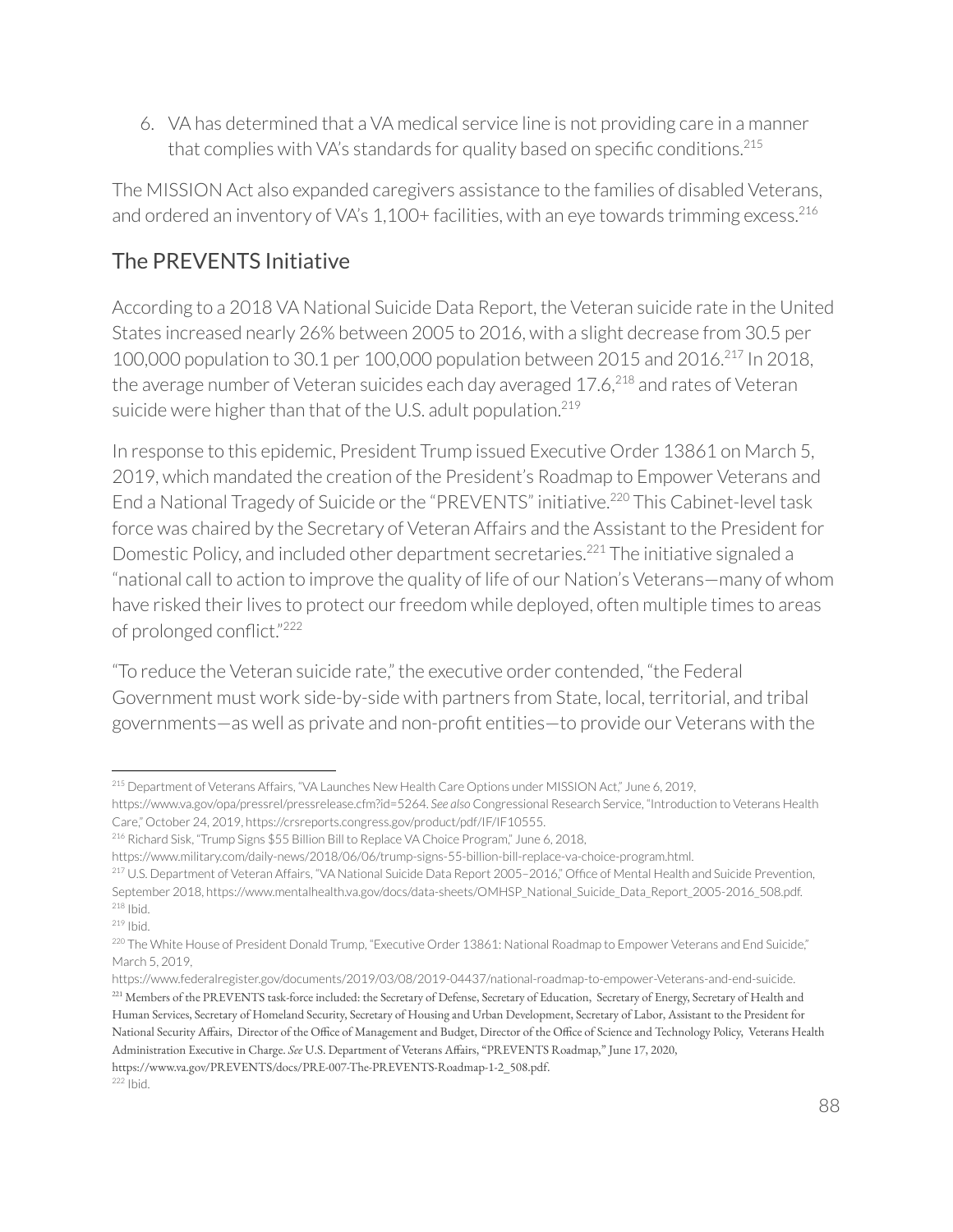6. VA has determined that a VA medical service line is not providing care in a manner that complies with VA's standards for quality based on specific conditions.[215]

The MISSION Act also expanded caregivers assistance to the families of disabled Veterans, and ordered an inventory of VA's 1,100+ facilities, with an eye towards trimming excess.[216]

## The PREVENTS Initiative

According to a 2018 VA National Suicide Data Report, the Veteran suicide rate in the United States increased nearly 26% between 2005 to 2016, with a slight decrease from 30.5 per 100,000 population to 30.1 per 100,000 population between 2015 and 2016.[217] In 2018, the average number of Veteran suicides each day averaged 17.6,[218] and rates of Veteran suicide were higher than that of the U.S. adult population.[219]

In response to this epidemic, President Trump issued Executive Order 13861 on March 5, 2019, which mandated the creation of the President's Roadmap to Empower Veterans and End a National Tragedy of Suicide or the "PREVENTS" initiative.[220] This Cabinet-level task force was chaired by the Secretary of Veteran Affairs and the Assistant to the President for Domestic Policy, and included other department secretaries.[221] The initiative signaled a "national call to action to improve the quality of life of our Nation's Veterans—many of whom have risked their lives to protect our freedom while deployed, often multiple times to areas of prolonged conflict."[222]

"To reduce the Veteran suicide rate," the executive order contended, "the Federal Government must work side-by-side with partners from State, local, territorial, and tribal governments—as well as private and non-profit entities—to provide our Veterans with the

---

[215] Department of Veterans Affairs, "VA Launches New Health Care Options under MISSION Act," June 6, 2019, https://www.va.gov/opa/pressrel/pressrelease.cfm?id=5264. *See also* Congressional Research Service, "Introduction to Veterans Health Care," October 24, 2019, https://crsreports.congress.gov/product/pdf/IF/IF10555.

[216] Richard Sisk, "Trump Signs $55 Billion Bill to Replace VA Choice Program," June 6, 2018, https://www.military.com/daily-news/2018/06/06/trump-signs-55-billion-bill-replace-va-choice-program.html.

[217] U.S. Department of Veteran Affairs, "VA National Suicide Data Report 2005–2016," Office of Mental Health and Suicide Prevention, September 2018, https://www.mentalhealth.va.gov/docs/data-sheets/OMHSP_National_Suicide_Data_Report_2005-2016_508.pdf.

[218] Ibid.

[219] Ibid.

[220] The White House of President Donald Trump, "Executive Order 13861: National Roadmap to Empower Veterans and End Suicide," March 5, 2019, https://www.federalregister.gov/documents/2019/03/08/2019-04437/national-roadmap-to-empower-Veterans-and-end-suicide.

[221] Members of the PREVENTS task-force included: the Secretary of Defense, Secretary of Education, Secretary of Energy, Secretary of Health and Human Services, Secretary of Homeland Security, Secretary of Housing and Urban Development, Secretary of Labor, Assistant to the President for National Security Affairs, Director of the Office of Management and Budget, Director of the Office of Science and Technology Policy, Veterans Health Administration Executive in Charge. *See* U.S. Department of Veterans Affairs, "PREVENTS Roadmap," June 17, 2020, https://www.va.gov/PREVENTS/docs/PRE-007-The-PREVENTS-Roadmap-1-2_508.pdf.

[222] Ibid.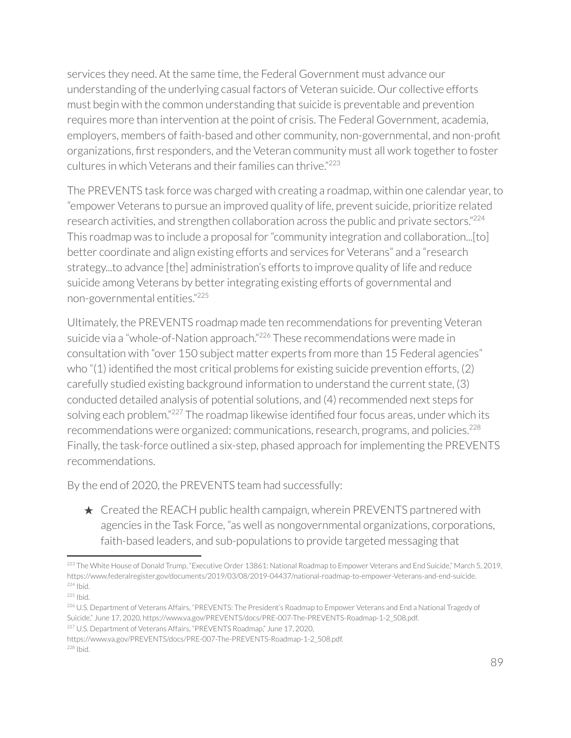services they need. At the same time, the Federal Government must advance our understanding of the underlying casual factors of Veteran suicide. Our collective efforts must begin with the common understanding that suicide is preventable and prevention requires more than intervention at the point of crisis. The Federal Government, academia, employers, members of faith-based and other community, non-governmental, and non-profit organizations, first responders, and the Veteran community must all work together to foster cultures in which Veterans and their families can thrive."[223]

The PREVENTS task force was charged with creating a roadmap, within one calendar year, to "empower Veterans to pursue an improved quality of life, prevent suicide, prioritize related research activities, and strengthen collaboration across the public and private sectors."[224] This roadmap was to include a proposal for "community integration and collaboration...[to] better coordinate and align existing efforts and services for Veterans" and a "research strategy...to advance [the] administration's efforts to improve quality of life and reduce suicide among Veterans by better integrating existing efforts of governmental and non-governmental entities."[225]

Ultimately, the PREVENTS roadmap made ten recommendations for preventing Veteran suicide via a "whole-of-Nation approach."[226] These recommendations were made in consultation with "over 150 subject matter experts from more than 15 Federal agencies" who "(1) identified the most critical problems for existing suicide prevention efforts, (2) carefully studied existing background information to understand the current state, (3) conducted detailed analysis of potential solutions, and (4) recommended next steps for solving each problem."[227] The roadmap likewise identified four focus areas, under which its recommendations were organized: communications, research, programs, and policies.[228] Finally, the task-force outlined a six-step, phased approach for implementing the PREVENTS recommendations.

By the end of 2020, the PREVENTS team had successfully:

- ★ Created the REACH public health campaign, wherein PREVENTS partnered with agencies in the Task Force, "as well as nongovernmental organizations, corporations, faith-based leaders, and sub-populations to provide targeted messaging that

---

[223] The White House of Donald Trump, "Executive Order 13861: National Roadmap to Empower Veterans and End Suicide," March 5, 2019, https://www.federalregister.gov/documents/2019/03/08/2019-04437/national-roadmap-to-empower-Veterans-and-end-suicide.
[224] Ibid.
[225] Ibid.
[226] U.S. Department of Veterans Affairs, "PREVENTS: The President's Roadmap to Empower Veterans and End a National Tragedy of Suicide," June 17, 2020, https://www.va.gov/PREVENTS/docs/PRE-007-The-PREVENTS-Roadmap-1-2_508.pdf.
[227] U.S. Department of Veterans Affairs, "PREVENTS Roadmap," June 17, 2020, https://www.va.gov/PREVENTS/docs/PRE-007-The-PREVENTS-Roadmap-1-2_508.pdf.
[228] Ibid.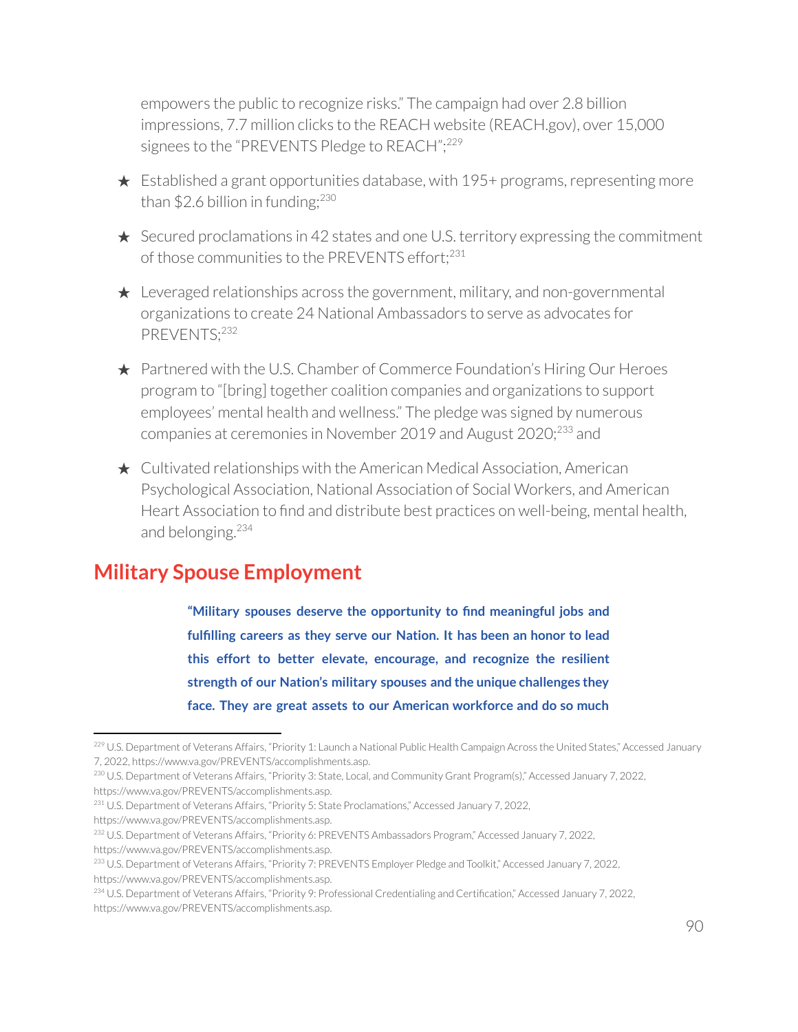empowers the public to recognize risks." The campaign had over 2.8 billion impressions, 7.7 million clicks to the REACH website (REACH.gov), over 15,000 signees to the "PREVENTS Pledge to REACH";[229]

★ Established a grant opportunities database, with 195+ programs, representing more than $2.6 billion in funding;[230]

★ Secured proclamations in 42 states and one U.S. territory expressing the commitment of those communities to the PREVENTS effort;[231]

★ Leveraged relationships across the government, military, and non-governmental organizations to create 24 National Ambassadors to serve as advocates for PREVENTS;[232]

★ Partnered with the U.S. Chamber of Commerce Foundation's Hiring Our Heroes program to "[bring] together coalition companies and organizations to support employees' mental health and wellness." The pledge was signed by numerous companies at ceremonies in November 2019 and August 2020;[233] and

★ Cultivated relationships with the American Medical Association, American Psychological Association, National Association of Social Workers, and American Heart Association to find and distribute best practices on well-being, mental health, and belonging.[234]

## Military Spouse Employment

**"Military spouses deserve the opportunity to find meaningful jobs and fulfilling careers as they serve our Nation. It has been an honor to lead this effort to better elevate, encourage, and recognize the resilient strength of our Nation's military spouses and the unique challenges they face. They are great assets to our American workforce and do so much**

---

[229] U.S. Department of Veterans Affairs, "Priority 1: Launch a National Public Health Campaign Across the United States," Accessed January 7, 2022, https://www.va.gov/PREVENTS/accomplishments.asp.

[230] U.S. Department of Veterans Affairs, "Priority 3: State, Local, and Community Grant Program(s)," Accessed January 7, 2022, https://www.va.gov/PREVENTS/accomplishments.asp.

[231] U.S. Department of Veterans Affairs, "Priority 5: State Proclamations," Accessed January 7, 2022, https://www.va.gov/PREVENTS/accomplishments.asp.

[232] U.S. Department of Veterans Affairs, "Priority 6: PREVENTS Ambassadors Program," Accessed January 7, 2022, https://www.va.gov/PREVENTS/accomplishments.asp.

[233] U.S. Department of Veterans Affairs, "Priority 7: PREVENTS Employer Pledge and Toolkit," Accessed January 7, 2022, https://www.va.gov/PREVENTS/accomplishments.asp.

[234] U.S. Department of Veterans Affairs, "Priority 9: Professional Credentialing and Certification," Accessed January 7, 2022, https://www.va.gov/PREVENTS/accomplishments.asp.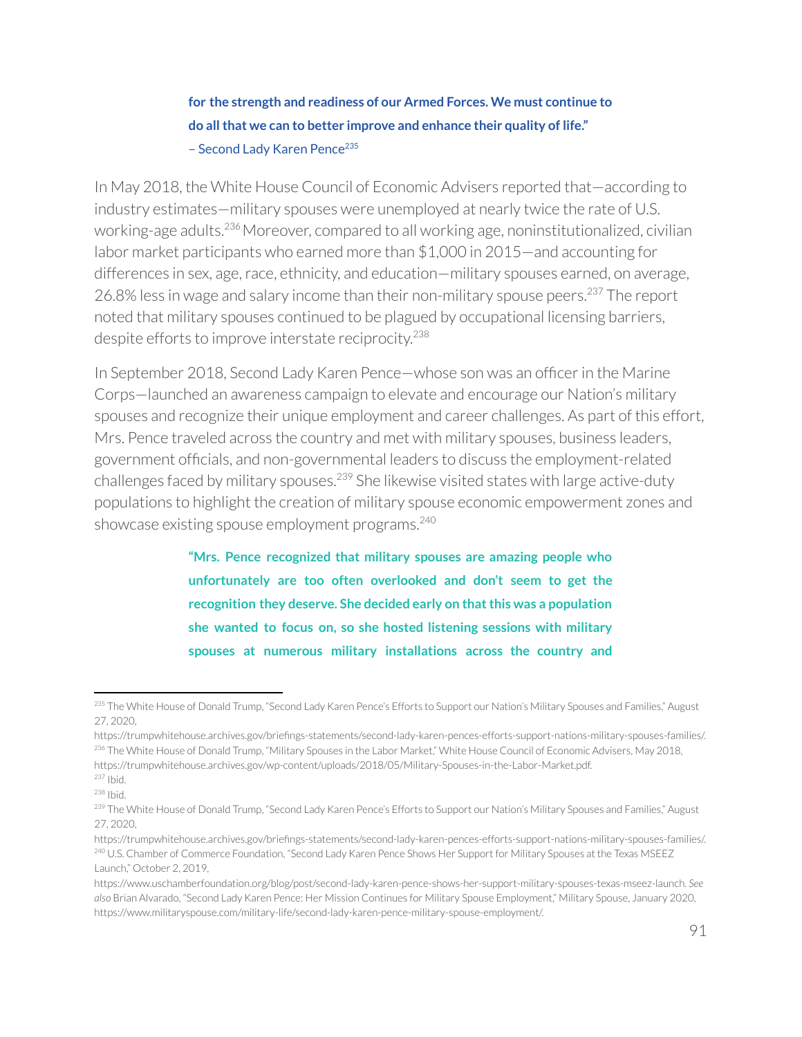**for the strength and readiness of our Armed Forces. We must continue to do all that we can to better improve and enhance their quality of life."**
– Second Lady Karen Pence[235]

In May 2018, the White House Council of Economic Advisers reported that—according to industry estimates—military spouses were unemployed at nearly twice the rate of U.S. working-age adults.[236] Moreover, compared to all working age, noninstitutionalized, civilian labor market participants who earned more than $1,000 in 2015—and accounting for differences in sex, age, race, ethnicity, and education—military spouses earned, on average, 26.8% less in wage and salary income than their non-military spouse peers.[237] The report noted that military spouses continued to be plagued by occupational licensing barriers, despite efforts to improve interstate reciprocity.[238]

In September 2018, Second Lady Karen Pence—whose son was an officer in the Marine Corps—launched an awareness campaign to elevate and encourage our Nation's military spouses and recognize their unique employment and career challenges. As part of this effort, Mrs. Pence traveled across the country and met with military spouses, business leaders, government officials, and non-governmental leaders to discuss the employment-related challenges faced by military spouses.[239] She likewise visited states with large active-duty populations to highlight the creation of military spouse economic empowerment zones and showcase existing spouse employment programs.[240]

**"Mrs. Pence recognized that military spouses are amazing people who unfortunately are too often overlooked and don't seem to get the recognition they deserve. She decided early on that this was a population she wanted to focus on, so she hosted listening sessions with military spouses at numerous military installations across the country and**

---

[235] The White House of Donald Trump, "Second Lady Karen Pence's Efforts to Support our Nation's Military Spouses and Families," August 27, 2020, https://trumpwhitehouse.archives.gov/briefings-statements/second-lady-karen-pences-efforts-support-nations-military-spouses-families/.
[236] The White House of Donald Trump, "Military Spouses in the Labor Market," White House Council of Economic Advisers, May 2018, https://trumpwhitehouse.archives.gov/wp-content/uploads/2018/05/Military-Spouses-in-the-Labor-Market.pdf.
[237] Ibid.
[238] Ibid.
[239] The White House of Donald Trump, "Second Lady Karen Pence's Efforts to Support our Nation's Military Spouses and Families," August 27, 2020, https://trumpwhitehouse.archives.gov/briefings-statements/second-lady-karen-pences-efforts-support-nations-military-spouses-families/.
[240] U.S. Chamber of Commerce Foundation, "Second Lady Karen Pence Shows Her Support for Military Spouses at the Texas MSEEZ Launch," October 2, 2019, https://www.uschamberfoundation.org/blog/post/second-lady-karen-pence-shows-her-support-military-spouses-texas-mseez-launch. *See also* Brian Alvarado, "Second Lady Karen Pence: Her Mission Continues for Military Spouse Employment," Military Spouse, January 2020, https://www.militaryspouse.com/military-life/second-lady-karen-pence-military-spouse-employment/.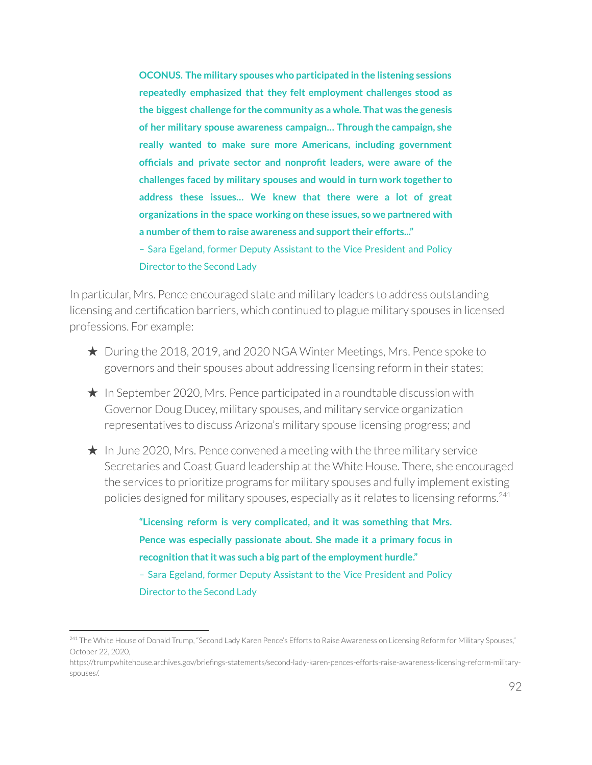**OCONUS. The military spouses who participated in the listening sessions repeatedly emphasized that they felt employment challenges stood as the biggest challenge for the community as a whole. That was the genesis of her military spouse awareness campaign… Through the campaign, she really wanted to make sure more Americans, including government officials and private sector and nonprofit leaders, were aware of the challenges faced by military spouses and would in turn work together to address these issues… We knew that there were a lot of great organizations in the space working on these issues, so we partnered with a number of them to raise awareness and support their efforts..."**

– Sara Egeland, former Deputy Assistant to the Vice President and Policy Director to the Second Lady

In particular, Mrs. Pence encouraged state and military leaders to address outstanding licensing and certification barriers, which continued to plague military spouses in licensed professions. For example:

★ During the 2018, 2019, and 2020 NGA Winter Meetings, Mrs. Pence spoke to governors and their spouses about addressing licensing reform in their states;

★ In September 2020, Mrs. Pence participated in a roundtable discussion with Governor Doug Ducey, military spouses, and military service organization representatives to discuss Arizona's military spouse licensing progress; and

★ In June 2020, Mrs. Pence convened a meeting with the three military service Secretaries and Coast Guard leadership at the White House. There, she encouraged the services to prioritize programs for military spouses and fully implement existing policies designed for military spouses, especially as it relates to licensing reforms.[241]

**"Licensing reform is very complicated, and it was something that Mrs. Pence was especially passionate about. She made it a primary focus in recognition that it was such a big part of the employment hurdle."**

– Sara Egeland, former Deputy Assistant to the Vice President and Policy Director to the Second Lady

---

[241] The White House of Donald Trump, "Second Lady Karen Pence's Efforts to Raise Awareness on Licensing Reform for Military Spouses," October 22, 2020, https://trumpwhitehouse.archives.gov/briefings-statements/second-lady-karen-pences-efforts-raise-awareness-licensing-reform-military-spouses/.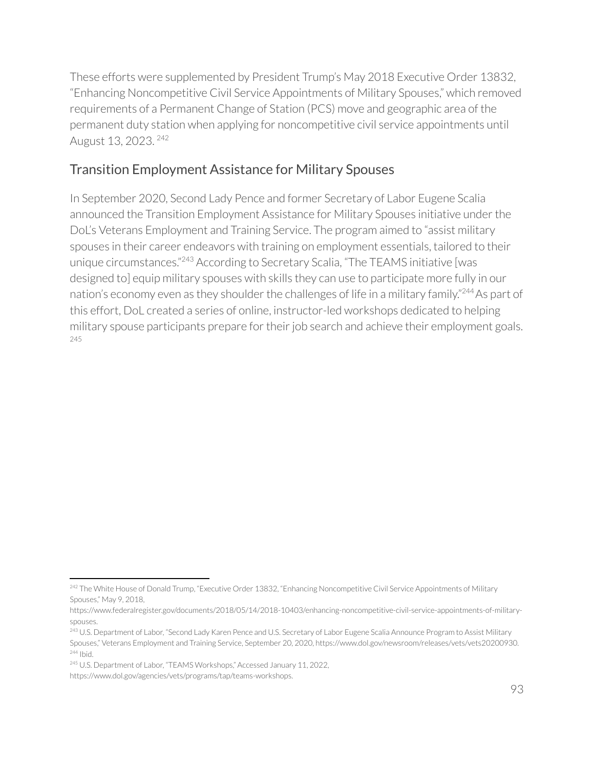These efforts were supplemented by President Trump's May 2018 Executive Order 13832, "Enhancing Noncompetitive Civil Service Appointments of Military Spouses," which removed requirements of a Permanent Change of Station (PCS) move and geographic area of the permanent duty station when applying for noncompetitive civil service appointments until August 13, 2023. [242]

## Transition Employment Assistance for Military Spouses

In September 2020, Second Lady Pence and former Secretary of Labor Eugene Scalia announced the Transition Employment Assistance for Military Spouses initiative under the DoL's Veterans Employment and Training Service. The program aimed to "assist military spouses in their career endeavors with training on employment essentials, tailored to their unique circumstances."[243] According to Secretary Scalia, "The TEAMS initiative [was designed to] equip military spouses with skills they can use to participate more fully in our nation's economy even as they shoulder the challenges of life in a military family."[244] As part of this effort, DoL created a series of online, instructor-led workshops dedicated to helping military spouse participants prepare for their job search and achieve their employment goals. [245]

---

[242] The White House of Donald Trump, "Executive Order 13832, "Enhancing Noncompetitive Civil Service Appointments of Military Spouses," May 9, 2018, https://www.federalregister.gov/documents/2018/05/14/2018-10403/enhancing-noncompetitive-civil-service-appointments-of-military-spouses.

[243] U.S. Department of Labor, "Second Lady Karen Pence and U.S. Secretary of Labor Eugene Scalia Announce Program to Assist Military Spouses," Veterans Employment and Training Service, September 20, 2020, https://www.dol.gov/newsroom/releases/vets/vets20200930.

[244] Ibid.

[245] U.S. Department of Labor, "TEAMS Workshops," Accessed January 11, 2022, https://www.dol.gov/agencies/vets/programs/tap/teams-workshops.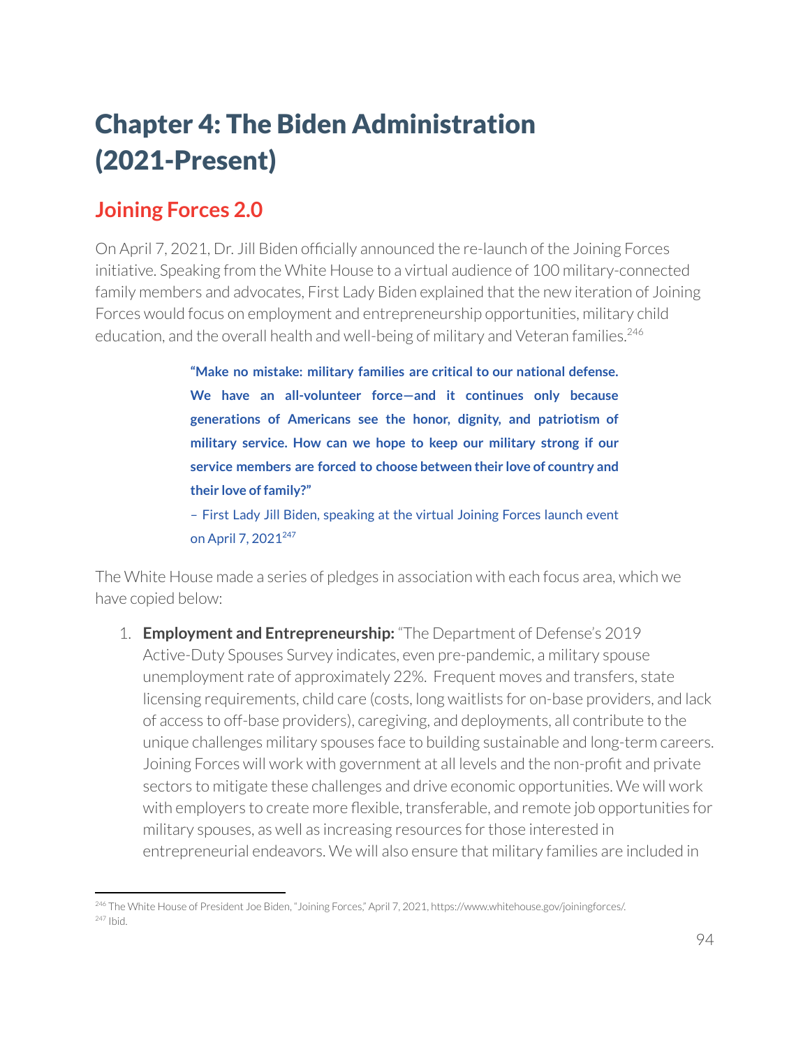# Chapter 4: The Biden Administration (2021-Present)

## Joining Forces 2.0

On April 7, 2021, Dr. Jill Biden officially announced the re-launch of the Joining Forces initiative. Speaking from the White House to a virtual audience of 100 military-connected family members and advocates, First Lady Biden explained that the new iteration of Joining Forces would focus on employment and entrepreneurship opportunities, military child education, and the overall health and well-being of military and Veteran families.[246]

> **"Make no mistake: military families are critical to our national defense. We have an all-volunteer force—and it continues only because generations of Americans see the honor, dignity, and patriotism of military service. How can we hope to keep our military strong if our service members are forced to choose between their love of country and their love of family?"**
>
> – First Lady Jill Biden, speaking at the virtual Joining Forces launch event on April 7, 2021[247]

The White House made a series of pledges in association with each focus area, which we have copied below:

1. **Employment and Entrepreneurship:** "The Department of Defense's 2019 Active-Duty Spouses Survey indicates, even pre-pandemic, a military spouse unemployment rate of approximately 22%. Frequent moves and transfers, state licensing requirements, child care (costs, long waitlists for on-base providers, and lack of access to off-base providers), caregiving, and deployments, all contribute to the unique challenges military spouses face to building sustainable and long-term careers. Joining Forces will work with government at all levels and the non-profit and private sectors to mitigate these challenges and drive economic opportunities. We will work with employers to create more flexible, transferable, and remote job opportunities for military spouses, as well as increasing resources for those interested in entrepreneurial endeavors. We will also ensure that military families are included in

---

[246] The White House of President Joe Biden, "Joining Forces," April 7, 2021, https://www.whitehouse.gov/joiningforces/.

[247] Ibid.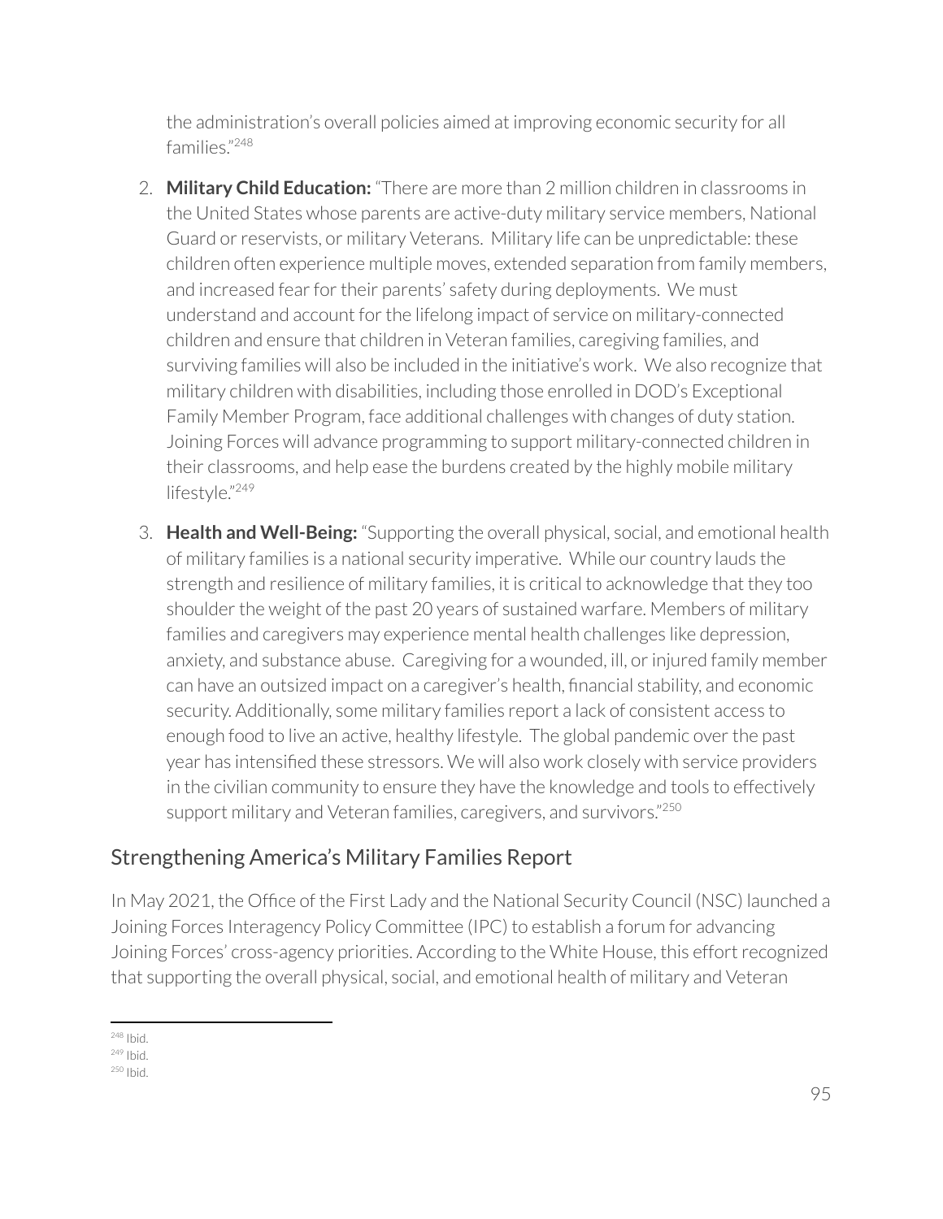the administration's overall policies aimed at improving economic security for all families."[248]

2. **Military Child Education:** "There are more than 2 million children in classrooms in the United States whose parents are active-duty military service members, National Guard or reservists, or military Veterans. Military life can be unpredictable: these children often experience multiple moves, extended separation from family members, and increased fear for their parents' safety during deployments. We must understand and account for the lifelong impact of service on military-connected children and ensure that children in Veteran families, caregiving families, and surviving families will also be included in the initiative's work. We also recognize that military children with disabilities, including those enrolled in DOD's Exceptional Family Member Program, face additional challenges with changes of duty station. Joining Forces will advance programming to support military-connected children in their classrooms, and help ease the burdens created by the highly mobile military lifestyle."[249]

3. **Health and Well-Being:** "Supporting the overall physical, social, and emotional health of military families is a national security imperative. While our country lauds the strength and resilience of military families, it is critical to acknowledge that they too shoulder the weight of the past 20 years of sustained warfare. Members of military families and caregivers may experience mental health challenges like depression, anxiety, and substance abuse. Caregiving for a wounded, ill, or injured family member can have an outsized impact on a caregiver's health, financial stability, and economic security. Additionally, some military families report a lack of consistent access to enough food to live an active, healthy lifestyle. The global pandemic over the past year has intensified these stressors. We will also work closely with service providers in the civilian community to ensure they have the knowledge and tools to effectively support military and Veteran families, caregivers, and survivors."[250]

## Strengthening America's Military Families Report

In May 2021, the Office of the First Lady and the National Security Council (NSC) launched a Joining Forces Interagency Policy Committee (IPC) to establish a forum for advancing Joining Forces' cross-agency priorities. According to the White House, this effort recognized that supporting the overall physical, social, and emotional health of military and Veteran

---

[248] Ibid.
[249] Ibid.
[250] Ibid.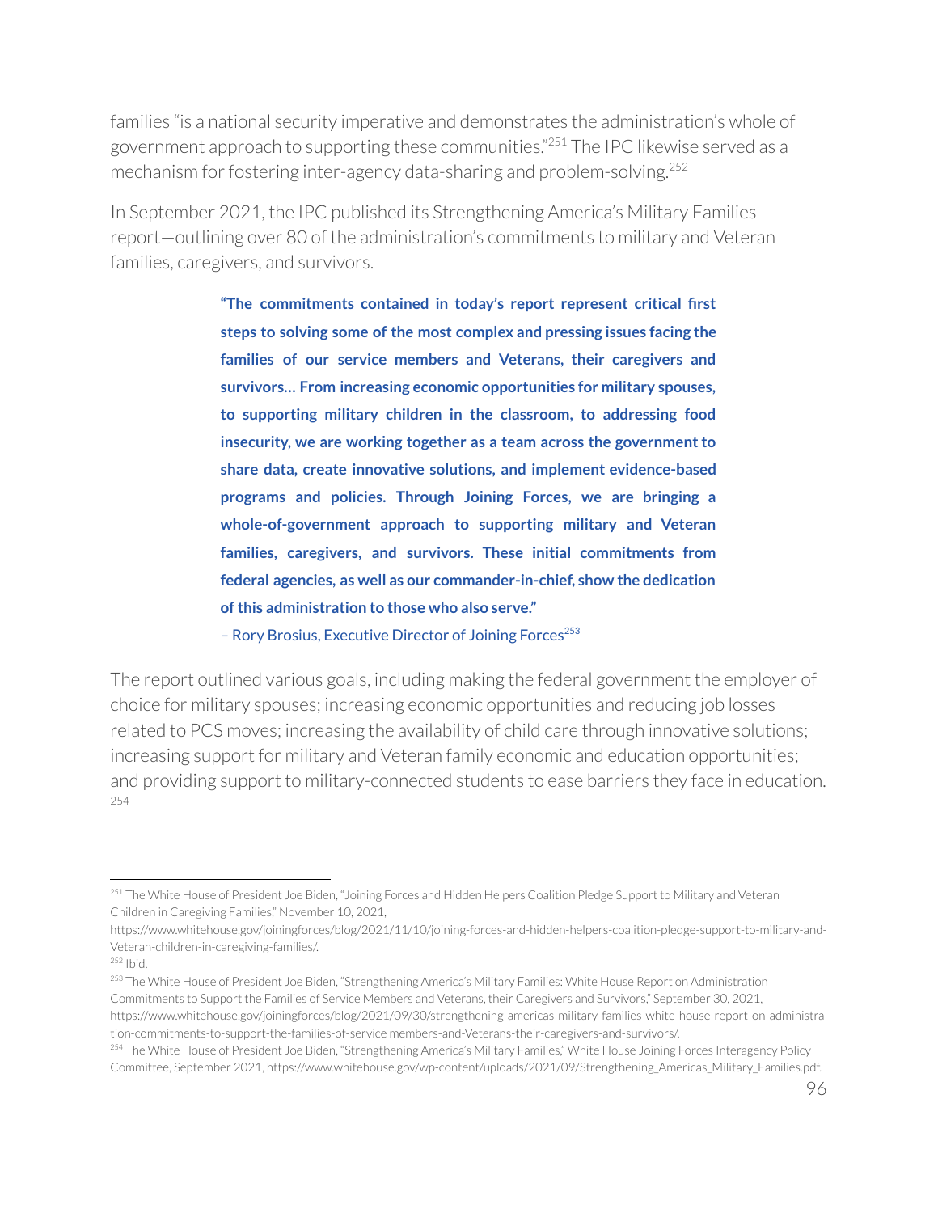families "is a national security imperative and demonstrates the administration's whole of government approach to supporting these communities."[251] The IPC likewise served as a mechanism for fostering inter-agency data-sharing and problem-solving.[252]

In September 2021, the IPC published its Strengthening America's Military Families report—outlining over 80 of the administration's commitments to military and Veteran families, caregivers, and survivors.

> **"The commitments contained in today's report represent critical first steps to solving some of the most complex and pressing issues facing the families of our service members and Veterans, their caregivers and survivors… From increasing economic opportunities for military spouses, to supporting military children in the classroom, to addressing food insecurity, we are working together as a team across the government to share data, create innovative solutions, and implement evidence-based programs and policies. Through Joining Forces, we are bringing a whole-of-government approach to supporting military and Veteran families, caregivers, and survivors. These initial commitments from federal agencies, as well as our commander-in-chief, show the dedication of this administration to those who also serve."**
>
> – Rory Brosius, Executive Director of Joining Forces[253]

The report outlined various goals, including making the federal government the employer of choice for military spouses; increasing economic opportunities and reducing job losses related to PCS moves; increasing the availability of child care through innovative solutions; increasing support for military and Veteran family economic and education opportunities; and providing support to military-connected students to ease barriers they face in education.[254]

---

[251] The White House of President Joe Biden, "Joining Forces and Hidden Helpers Coalition Pledge Support to Military and Veteran Children in Caregiving Families," November 10, 2021, https://www.whitehouse.gov/joiningforces/blog/2021/11/10/joining-forces-and-hidden-helpers-coalition-pledge-support-to-military-and-Veteran-children-in-caregiving-families/.

[252] Ibid.

[253] The White House of President Joe Biden, "Strengthening America's Military Families: White House Report on Administration Commitments to Support the Families of Service Members and Veterans, their Caregivers and Survivors," September 30, 2021, https://www.whitehouse.gov/joiningforces/blog/2021/09/30/strengthening-americas-military-families-white-house-report-on-administration-commitments-to-support-the-families-of-service members-and-Veterans-their-caregivers-and-survivors/.

[254] The White House of President Joe Biden, "Strengthening America's Military Families," White House Joining Forces Interagency Policy Committee, September 2021, https://www.whitehouse.gov/wp-content/uploads/2021/09/Strengthening_Americas_Military_Families.pdf.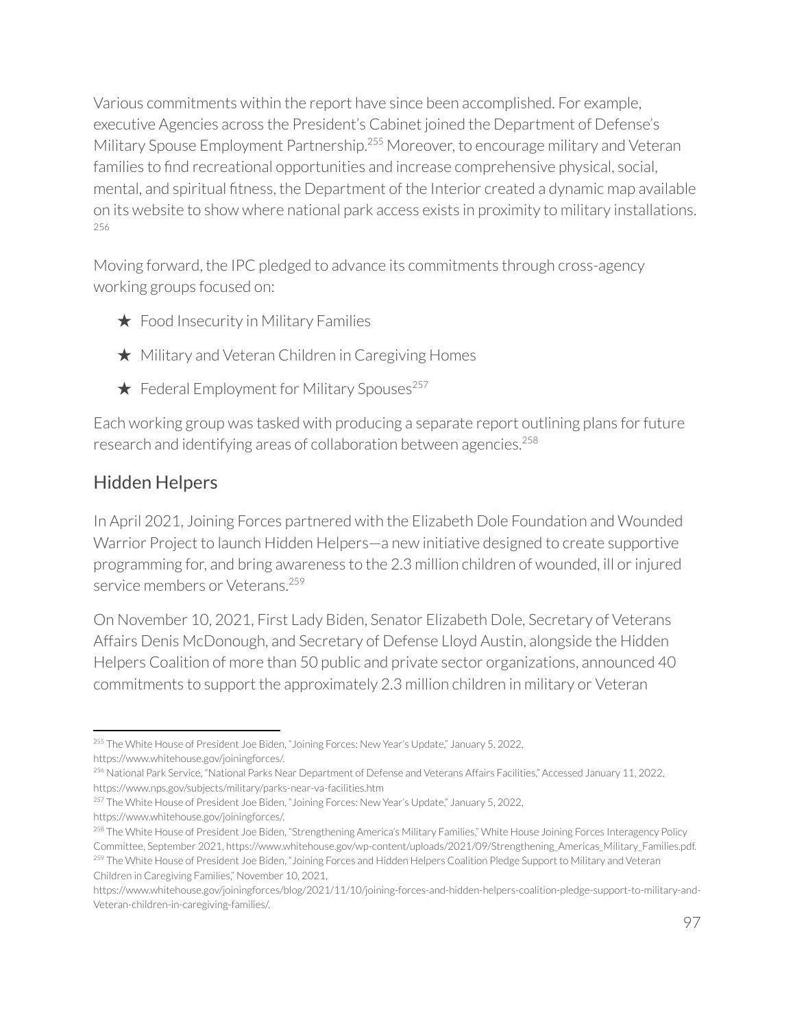Various commitments within the report have since been accomplished. For example, executive Agencies across the President's Cabinet joined the Department of Defense's Military Spouse Employment Partnership.[255] Moreover, to encourage military and Veteran families to find recreational opportunities and increase comprehensive physical, social, mental, and spiritual fitness, the Department of the Interior created a dynamic map available on its website to show where national park access exists in proximity to military installations.[256]

Moving forward, the IPC pledged to advance its commitments through cross-agency working groups focused on:

★ Food Insecurity in Military Families

★ Military and Veteran Children in Caregiving Homes

★ Federal Employment for Military Spouses[257]

Each working group was tasked with producing a separate report outlining plans for future research and identifying areas of collaboration between agencies.[258]

## Hidden Helpers

In April 2021, Joining Forces partnered with the Elizabeth Dole Foundation and Wounded Warrior Project to launch Hidden Helpers—a new initiative designed to create supportive programming for, and bring awareness to the 2.3 million children of wounded, ill or injured service members or Veterans.[259]

On November 10, 2021, First Lady Biden, Senator Elizabeth Dole, Secretary of Veterans Affairs Denis McDonough, and Secretary of Defense Lloyd Austin, alongside the Hidden Helpers Coalition of more than 50 public and private sector organizations, announced 40 commitments to support the approximately 2.3 million children in military or Veteran

---

[255] The White House of President Joe Biden, "Joining Forces: New Year's Update," January 5, 2022, https://www.whitehouse.gov/joiningforces/.

[256] National Park Service, "National Parks Near Department of Defense and Veterans Affairs Facilities," Accessed January 11, 2022, https://www.nps.gov/subjects/military/parks-near-va-facilities.htm

[257] The White House of President Joe Biden, "Joining Forces: New Year's Update," January 5, 2022, https://www.whitehouse.gov/joiningforces/.

[258] The White House of President Joe Biden, "Strengthening America's Military Families," White House Joining Forces Interagency Policy Committee, September 2021, https://www.whitehouse.gov/wp-content/uploads/2021/09/Strengthening_Americas_Military_Families.pdf.

[259] The White House of President Joe Biden, "Joining Forces and Hidden Helpers Coalition Pledge Support to Military and Veteran Children in Caregiving Families," November 10, 2021, https://www.whitehouse.gov/joiningforces/blog/2021/11/10/joining-forces-and-hidden-helpers-coalition-pledge-support-to-military-and-Veteran-children-in-caregiving-families/.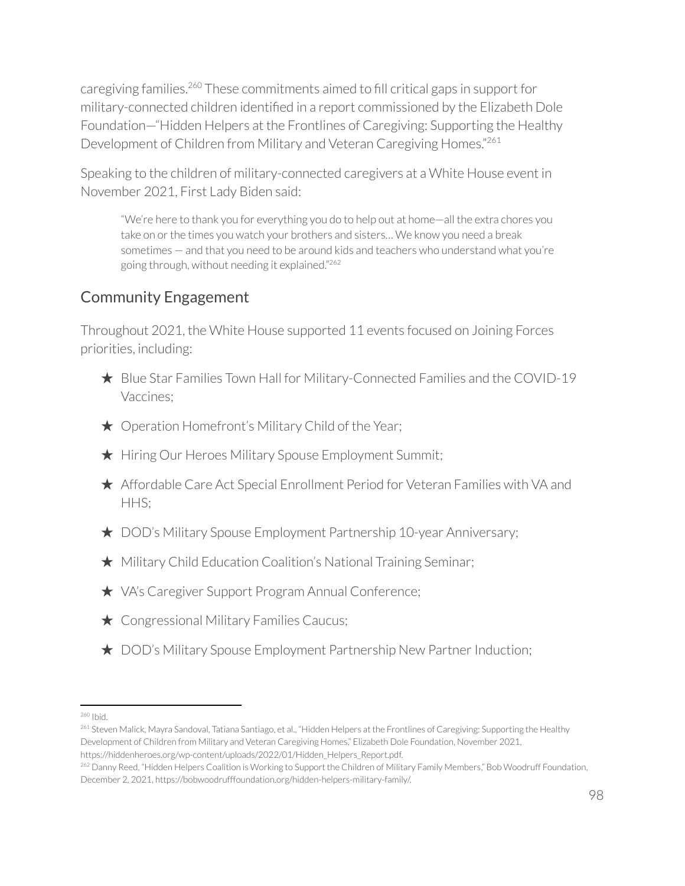caregiving families.[260] These commitments aimed to fill critical gaps in support for military-connected children identified in a report commissioned by the Elizabeth Dole Foundation—"Hidden Helpers at the Frontlines of Caregiving: Supporting the Healthy Development of Children from Military and Veteran Caregiving Homes."[261]

Speaking to the children of military-connected caregivers at a White House event in November 2021, First Lady Biden said:

> "We're here to thank you for everything you do to help out at home—all the extra chores you take on or the times you watch your brothers and sisters… We know you need a break sometimes — and that you need to be around kids and teachers who understand what you're going through, without needing it explained."[262]

## Community Engagement

Throughout 2021, the White House supported 11 events focused on Joining Forces priorities, including:

- ★ Blue Star Families Town Hall for Military-Connected Families and the COVID-19 Vaccines;
- ★ Operation Homefront's Military Child of the Year;
- ★ Hiring Our Heroes Military Spouse Employment Summit;
- ★ Affordable Care Act Special Enrollment Period for Veteran Families with VA and HHS;
- ★ DOD's Military Spouse Employment Partnership 10-year Anniversary;
- ★ Military Child Education Coalition's National Training Seminar;
- ★ VA's Caregiver Support Program Annual Conference;
- ★ Congressional Military Families Caucus;
- ★ DOD's Military Spouse Employment Partnership New Partner Induction;

---

[260] Ibid.

[261] Steven Malick, Mayra Sandoval, Tatiana Santiago, et al., "Hidden Helpers at the Frontlines of Caregiving: Supporting the Healthy Development of Children from Military and Veteran Caregiving Homes," Elizabeth Dole Foundation, November 2021, https://hiddenheroes.org/wp-content/uploads/2022/01/Hidden_Helpers_Report.pdf.

[262] Danny Reed, "Hidden Helpers Coalition is Working to Support the Children of Military Family Members," Bob Woodruff Foundation, December 2, 2021, https://bobwoodrufffoundation.org/hidden-helpers-military-family/.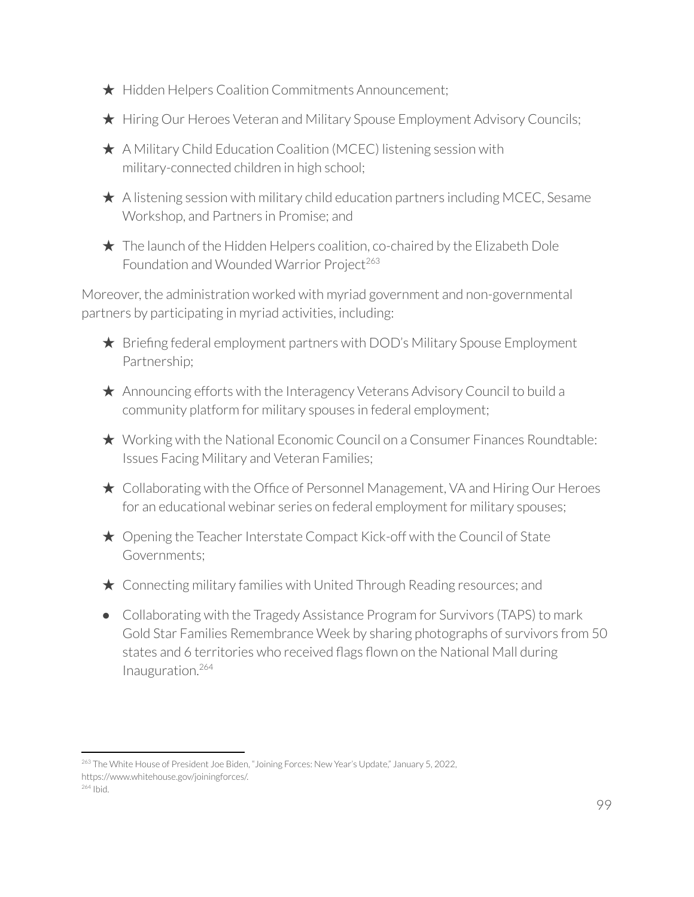★ Hidden Helpers Coalition Commitments Announcement;

★ Hiring Our Heroes Veteran and Military Spouse Employment Advisory Councils;

★ A Military Child Education Coalition (MCEC) listening session with military-connected children in high school;

★ A listening session with military child education partners including MCEC, Sesame Workshop, and Partners in Promise; and

★ The launch of the Hidden Helpers coalition, co-chaired by the Elizabeth Dole Foundation and Wounded Warrior Project[263]

Moreover, the administration worked with myriad government and non-governmental partners by participating in myriad activities, including:

★ Briefing federal employment partners with DOD's Military Spouse Employment Partnership;

★ Announcing efforts with the Interagency Veterans Advisory Council to build a community platform for military spouses in federal employment;

★ Working with the National Economic Council on a Consumer Finances Roundtable: Issues Facing Military and Veteran Families;

★ Collaborating with the Office of Personnel Management, VA and Hiring Our Heroes for an educational webinar series on federal employment for military spouses;

★ Opening the Teacher Interstate Compact Kick-off with the Council of State Governments;

★ Connecting military families with United Through Reading resources; and

- Collaborating with the Tragedy Assistance Program for Survivors (TAPS) to mark Gold Star Families Remembrance Week by sharing photographs of survivors from 50 states and 6 territories who received flags flown on the National Mall during Inauguration.[264]

---

[263] The White House of President Joe Biden, "Joining Forces: New Year's Update," January 5, 2022, https://www.whitehouse.gov/joiningforces/.

[264] Ibid.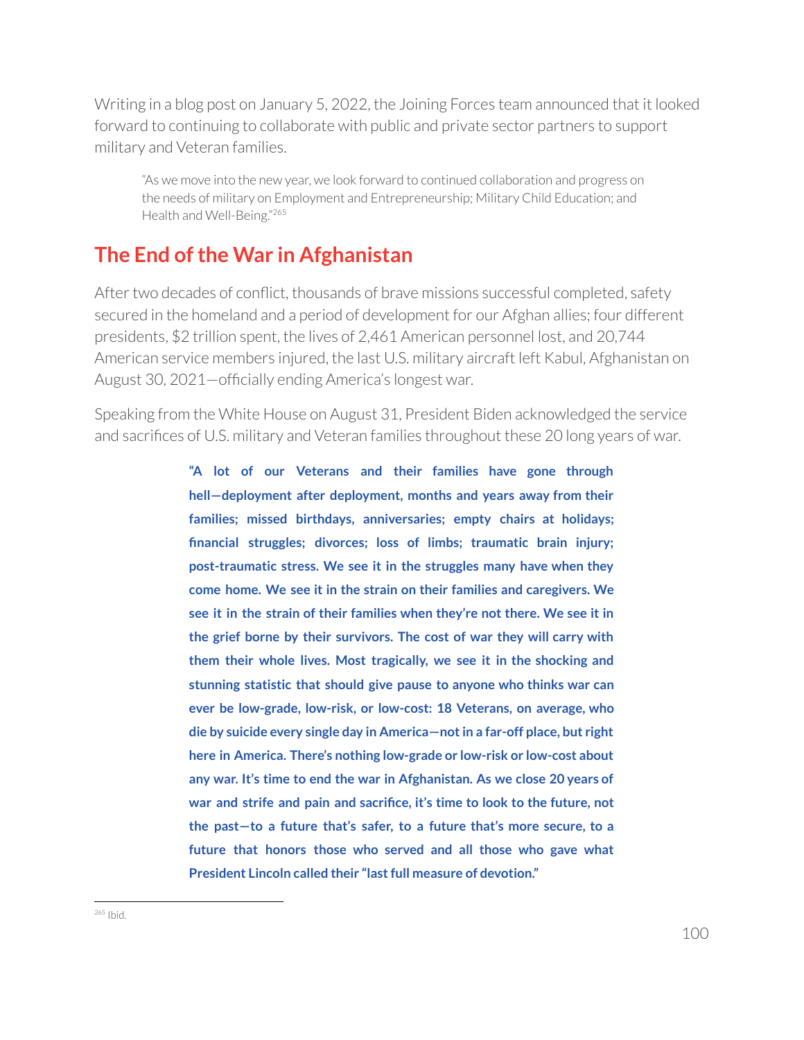Writing in a blog post on January 5, 2022, the Joining Forces team announced that it looked forward to continuing to collaborate with public and private sector partners to support military and Veteran families.

> "As we move into the new year, we look forward to continued collaboration and progress on the needs of military on Employment and Entrepreneurship; Military Child Education; and Health and Well-Being."[265]

## The End of the War in Afghanistan

After two decades of conflict, thousands of brave missions successful completed, safety secured in the homeland and a period of development for our Afghan allies; four different presidents, $2 trillion spent, the lives of 2,461 American personnel lost, and 20,744 American service members injured, the last U.S. military aircraft left Kabul, Afghanistan on August 30, 2021—officially ending America's longest war.

Speaking from the White House on August 31, President Biden acknowledged the service and sacrifices of U.S. military and Veteran families throughout these 20 long years of war.

> **"A lot of our Veterans and their families have gone through hell—deployment after deployment, months and years away from their families; missed birthdays, anniversaries; empty chairs at holidays; financial struggles; divorces; loss of limbs; traumatic brain injury; post-traumatic stress. We see it in the struggles many have when they come home. We see it in the strain on their families and caregivers. We see it in the strain of their families when they're not there. We see it in the grief borne by their survivors. The cost of war they will carry with them their whole lives. Most tragically, we see it in the shocking and stunning statistic that should give pause to anyone who thinks war can ever be low-grade, low-risk, or low-cost: 18 Veterans, on average, who die by suicide every single day in America—not in a far-off place, but right here in America. There's nothing low-grade or low-risk or low-cost about any war. It's time to end the war in Afghanistan. As we close 20 years of war and strife and pain and sacrifice, it's time to look to the future, not the past—to a future that's safer, to a future that's more secure, to a future that honors those who served and all those who gave what President Lincoln called their "last full measure of devotion."**

---

[265] Ibid.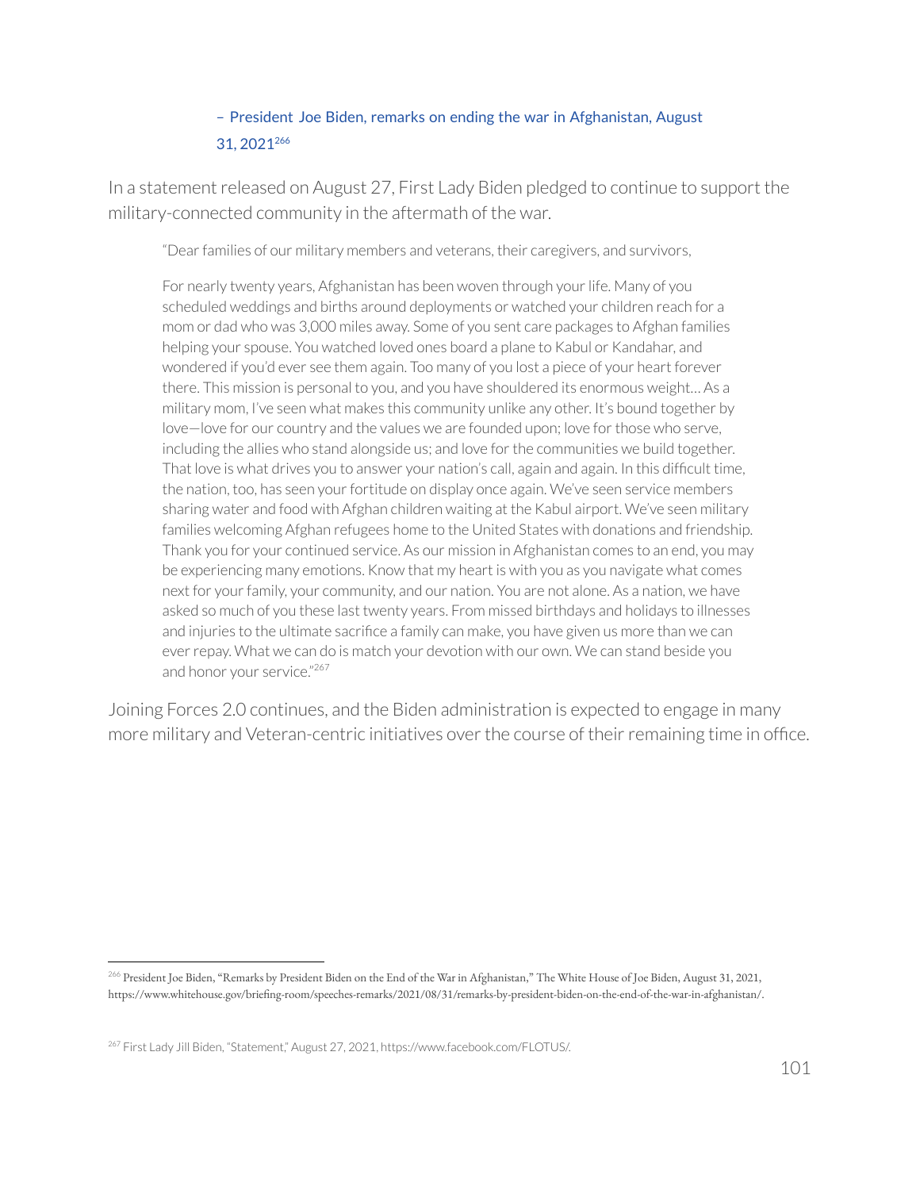– President Joe Biden, remarks on ending the war in Afghanistan, August 31, 2021[266]

In a statement released on August 27, First Lady Biden pledged to continue to support the military-connected community in the aftermath of the war.

> "Dear families of our military members and veterans, their caregivers, and survivors,
>
> For nearly twenty years, Afghanistan has been woven through your life. Many of you scheduled weddings and births around deployments or watched your children reach for a mom or dad who was 3,000 miles away. Some of you sent care packages to Afghan families helping your spouse. You watched loved ones board a plane to Kabul or Kandahar, and wondered if you'd ever see them again. Too many of you lost a piece of your heart forever there. This mission is personal to you, and you have shouldered its enormous weight… As a military mom, I've seen what makes this community unlike any other. It's bound together by love—love for our country and the values we are founded upon; love for those who serve, including the allies who stand alongside us; and love for the communities we build together. That love is what drives you to answer your nation's call, again and again. In this difficult time, the nation, too, has seen your fortitude on display once again. We've seen service members sharing water and food with Afghan children waiting at the Kabul airport. We've seen military families welcoming Afghan refugees home to the United States with donations and friendship. Thank you for your continued service. As our mission in Afghanistan comes to an end, you may be experiencing many emotions. Know that my heart is with you as you navigate what comes next for your family, your community, and our nation. You are not alone. As a nation, we have asked so much of you these last twenty years. From missed birthdays and holidays to illnesses and injuries to the ultimate sacrifice a family can make, you have given us more than we can ever repay. What we can do is match your devotion with our own. We can stand beside you and honor your service."[267]

Joining Forces 2.0 continues, and the Biden administration is expected to engage in many more military and Veteran-centric initiatives over the course of their remaining time in office.

---

[266] President Joe Biden, "Remarks by President Biden on the End of the War in Afghanistan," The White House of Joe Biden, August 31, 2021, https://www.whitehouse.gov/briefing-room/speeches-remarks/2021/08/31/remarks-by-president-biden-on-the-end-of-the-war-in-afghanistan/.

[267] First Lady Jill Biden, "Statement," August 27, 2021, https://www.facebook.com/FLOTUS/.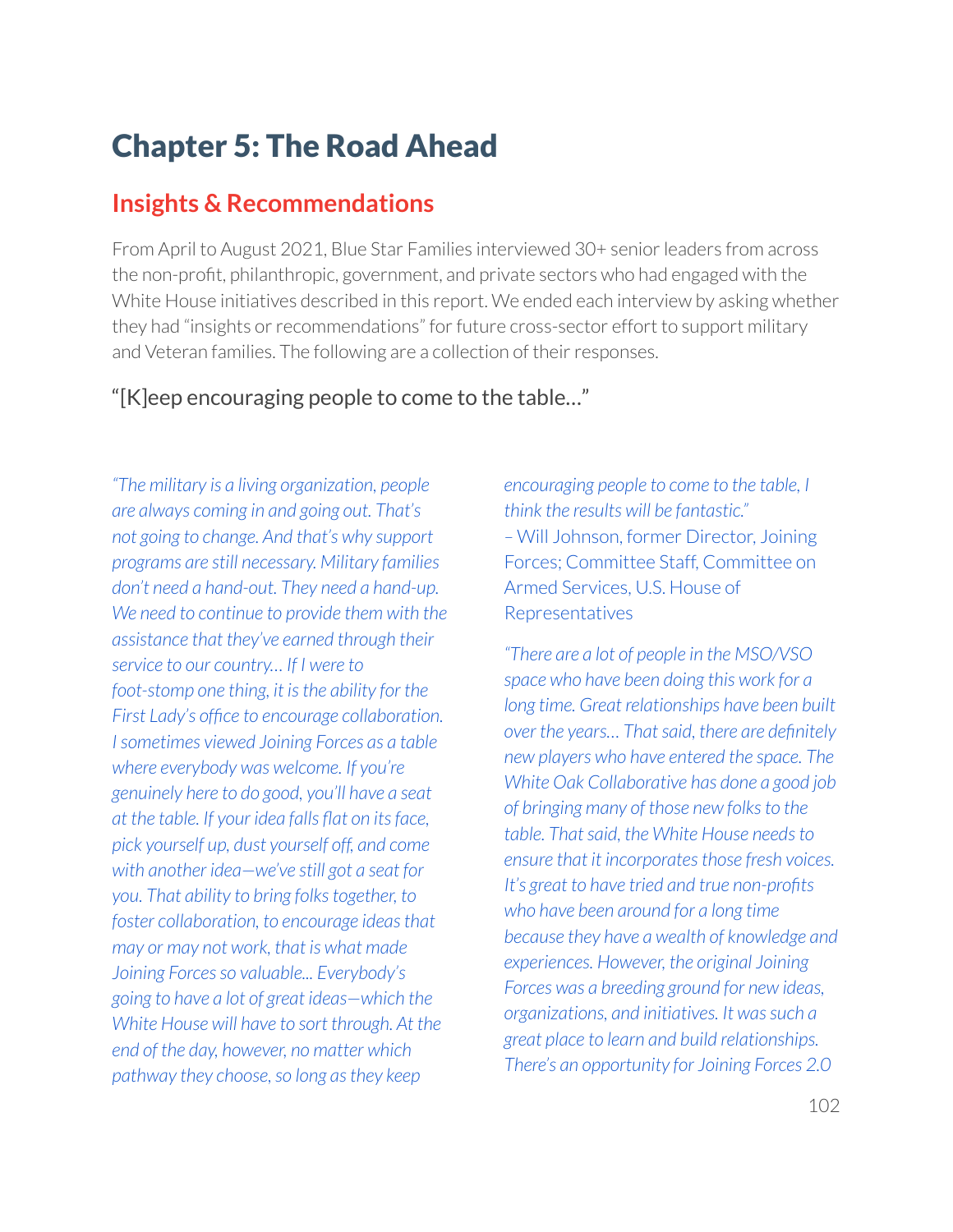# Chapter 5: The Road Ahead

## Insights & Recommendations

From April to August 2021, Blue Star Families interviewed 30+ senior leaders from across the non-profit, philanthropic, government, and private sectors who had engaged with the White House initiatives described in this report. We ended each interview by asking whether they had "insights or recommendations" for future cross-sector effort to support military and Veteran families. The following are a collection of their responses.

### "[K]eep encouraging people to come to the table…"

*"The military is a living organization, people are always coming in and going out. That's not going to change. And that's why support programs are still necessary. Military families don't need a hand-out. They need a hand-up. We need to continue to provide them with the assistance that they've earned through their service to our country… If I were to foot-stomp one thing, it is the ability for the First Lady's office to encourage collaboration. I sometimes viewed Joining Forces as a table where everybody was welcome. If you're genuinely here to do good, you'll have a seat at the table. If your idea falls flat on its face, pick yourself up, dust yourself off, and come with another idea—we've still got a seat for you. That ability to bring folks together, to foster collaboration, to encourage ideas that may or may not work, that is what made Joining Forces so valuable... Everybody's going to have a lot of great ideas—which the White House will have to sort through. At the end of the day, however, no matter which pathway they choose, so long as they keep encouraging people to come to the table, I think the results will be fantastic."*
– Will Johnson, former Director, Joining Forces; Committee Staff, Committee on Armed Services, U.S. House of Representatives

*"There are a lot of people in the MSO/VSO space who have been doing this work for a long time. Great relationships have been built over the years… That said, there are definitely new players who have entered the space. The White Oak Collaborative has done a good job of bringing many of those new folks to the table. That said, the White House needs to ensure that it incorporates those fresh voices. It's great to have tried and true non-profits who have been around for a long time because they have a wealth of knowledge and experiences. However, the original Joining Forces was a breeding ground for new ideas, organizations, and initiatives. It was such a great place to learn and build relationships. There's an opportunity for Joining Forces 2.0*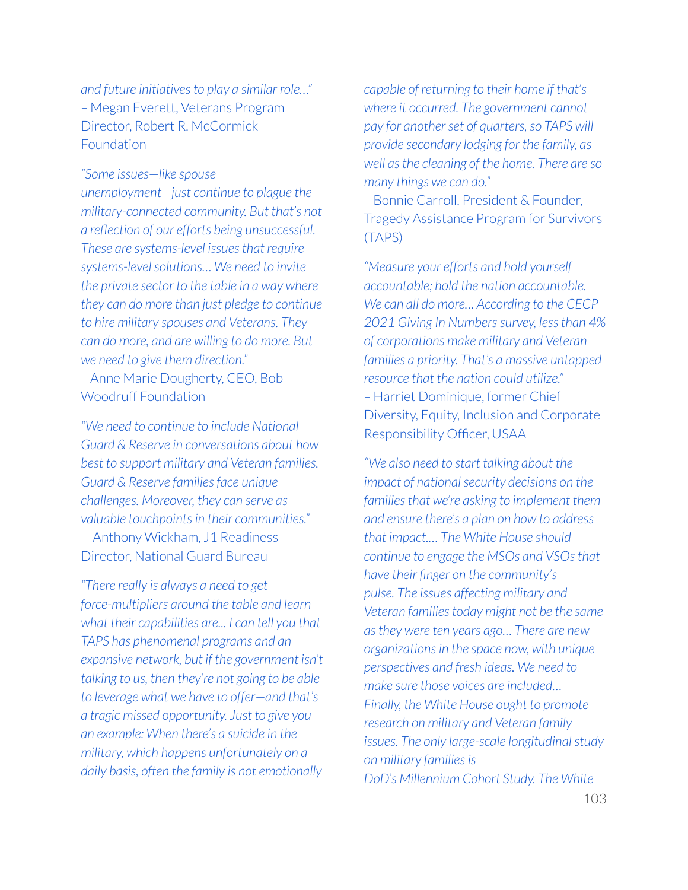*and future initiatives to play a similar role…"*
– Megan Everett, Veterans Program Director, Robert R. McCormick Foundation

*"Some issues—like spouse unemployment—just continue to plague the military-connected community. But that's not a reflection of our efforts being unsuccessful. These are systems-level issues that require systems-level solutions… We need to invite the private sector to the table in a way where they can do more than just pledge to continue to hire military spouses and Veterans. They can do more, and are willing to do more. But we need to give them direction."*
– Anne Marie Dougherty, CEO, Bob Woodruff Foundation

*"We need to continue to include National Guard & Reserve in conversations about how best to support military and Veteran families. Guard & Reserve families face unique challenges. Moreover, they can serve as valuable touchpoints in their communities."*
– Anthony Wickham, J1 Readiness Director, National Guard Bureau

*"There really is always a need to get force-multipliers around the table and learn what their capabilities are... I can tell you that TAPS has phenomenal programs and an expansive network, but if the government isn't talking to us, then they're not going to be able to leverage what we have to offer—and that's a tragic missed opportunity. Just to give you an example: When there's a suicide in the military, which happens unfortunately on a daily basis, often the family is not emotionally capable of returning to their home if that's where it occurred. The government cannot pay for another set of quarters, so TAPS will provide secondary lodging for the family, as well as the cleaning of the home. There are so many things we can do."*
– Bonnie Carroll, President & Founder, Tragedy Assistance Program for Survivors (TAPS)

*"Measure your efforts and hold yourself accountable; hold the nation accountable. We can all do more… According to the CECP 2021 Giving In Numbers survey, less than 4% of corporations make military and Veteran families a priority. That's a massive untapped resource that the nation could utilize."*
– Harriet Dominique, former Chief Diversity, Equity, Inclusion and Corporate Responsibility Officer, USAA

*"We also need to start talking about the impact of national security decisions on the families that we're asking to implement them and ensure there's a plan on how to address that impact.… The White House should continue to engage the MSOs and VSOs that have their finger on the community's pulse. The issues affecting military and Veteran families today might not be the same as they were ten years ago… There are new organizations in the space now, with unique perspectives and fresh ideas. We need to make sure those voices are included… Finally, the White House ought to promote research on military and Veteran family issues. The only large-scale longitudinal study on military families is DoD's Millennium Cohort Study. The White*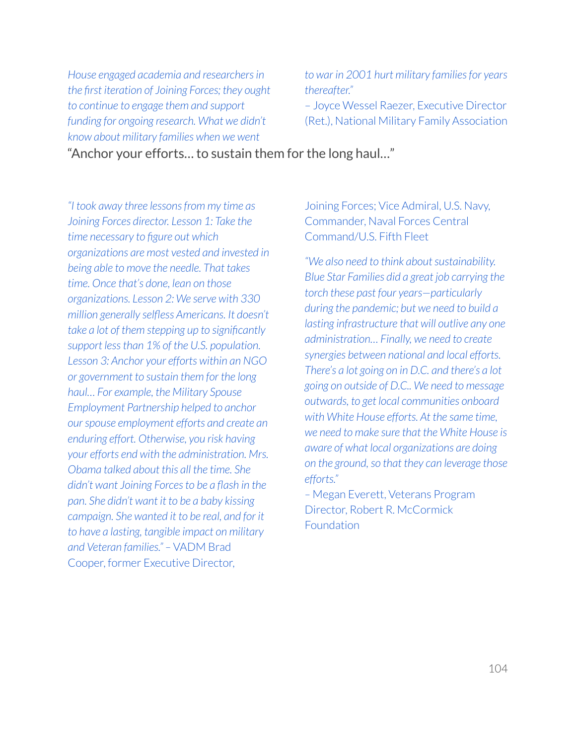*House engaged academia and researchers in the first iteration of Joining Forces; they ought to continue to engage them and support funding for ongoing research. What we didn't know about military families when we went to war in 2001 hurt military families for years thereafter."*

– Joyce Wessel Raezer, Executive Director (Ret.), National Military Family Association

## "Anchor your efforts… to sustain them for the long haul…"

*"I took away three lessons from my time as Joining Forces director. Lesson 1: Take the time necessary to figure out which organizations are most vested and invested in being able to move the needle. That takes time. Once that's done, lean on those organizations. Lesson 2: We serve with 330 million generally selfless Americans. It doesn't take a lot of them stepping up to significantly support less than 1% of the U.S. population. Lesson 3: Anchor your efforts within an NGO or government to sustain them for the long haul… For example, the Military Spouse Employment Partnership helped to anchor our spouse employment efforts and create an enduring effort. Otherwise, you risk having your efforts end with the administration. Mrs. Obama talked about this all the time. She didn't want Joining Forces to be a flash in the pan. She didn't want it to be a baby kissing campaign. She wanted it to be real, and for it to have a lasting, tangible impact on military and Veteran families."* – VADM Brad Cooper, former Executive Director, Joining Forces; Vice Admiral, U.S. Navy, Commander, Naval Forces Central Command/U.S. Fifth Fleet

*"We also need to think about sustainability. Blue Star Families did a great job carrying the torch these past four years—particularly during the pandemic; but we need to build a lasting infrastructure that will outlive any one administration… Finally, we need to create synergies between national and local efforts. There's a lot going on in D.C. and there's a lot going on outside of D.C.. We need to message outwards, to get local communities onboard with White House efforts. At the same time, we need to make sure that the White House is aware of what local organizations are doing on the ground, so that they can leverage those efforts."*

– Megan Everett, Veterans Program Director, Robert R. McCormick Foundation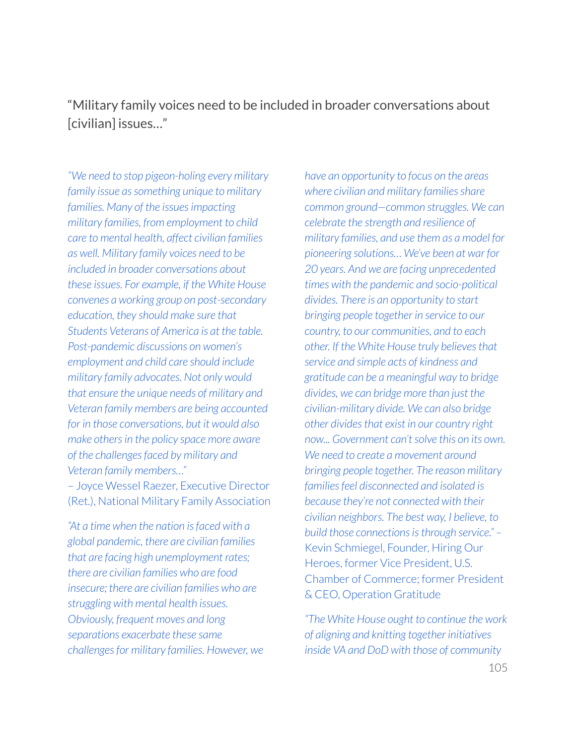## “Military family voices need to be included in broader conversations about [civilian] issues…”

*“We need to stop pigeon-holing every military family issue as something unique to military families. Many of the issues impacting military families, from employment to child care to mental health, affect civilian families as well. Military family voices need to be included in broader conversations about these issues. For example, if the White House convenes a working group on post-secondary education, they should make sure that Students Veterans of America is at the table. Post-pandemic discussions on women’s employment and child care should include military family advocates. Not only would that ensure the unique needs of military and Veteran family members are being accounted for in those conversations, but it would also make others in the policy space more aware of the challenges faced by military and Veteran family members…”*
– Joyce Wessel Raezer, Executive Director (Ret.), National Military Family Association

*“At a time when the nation is faced with a global pandemic, there are civilian families that are facing high unemployment rates; there are civilian families who are food insecure; there are civilian families who are struggling with mental health issues. Obviously, frequent moves and long separations exacerbate these same challenges for military families. However, we have an opportunity to focus on the areas where civilian and military families share common ground—common struggles. We can celebrate the strength and resilience of military families, and use them as a model for pioneering solutions… We’ve been at war for 20 years. And we are facing unprecedented times with the pandemic and socio-political divides. There is an opportunity to start bringing people together in service to our country, to our communities, and to each other. If the White House truly believes that service and simple acts of kindness and gratitude can be a meaningful way to bridge divides, we can bridge more than just the civilian-military divide. We can also bridge other divides that exist in our country right now... Government can’t solve this on its own. We need to create a movement around bringing people together. The reason military families feel disconnected and isolated is because they’re not connected with their civilian neighbors. The best way, I believe, to build those connections is through service.”* – Kevin Schmiegel, Founder, Hiring Our Heroes, former Vice President, U.S. Chamber of Commerce; former President & CEO, Operation Gratitude

*“The White House ought to continue the work of aligning and knitting together initiatives inside VA and DoD with those of community*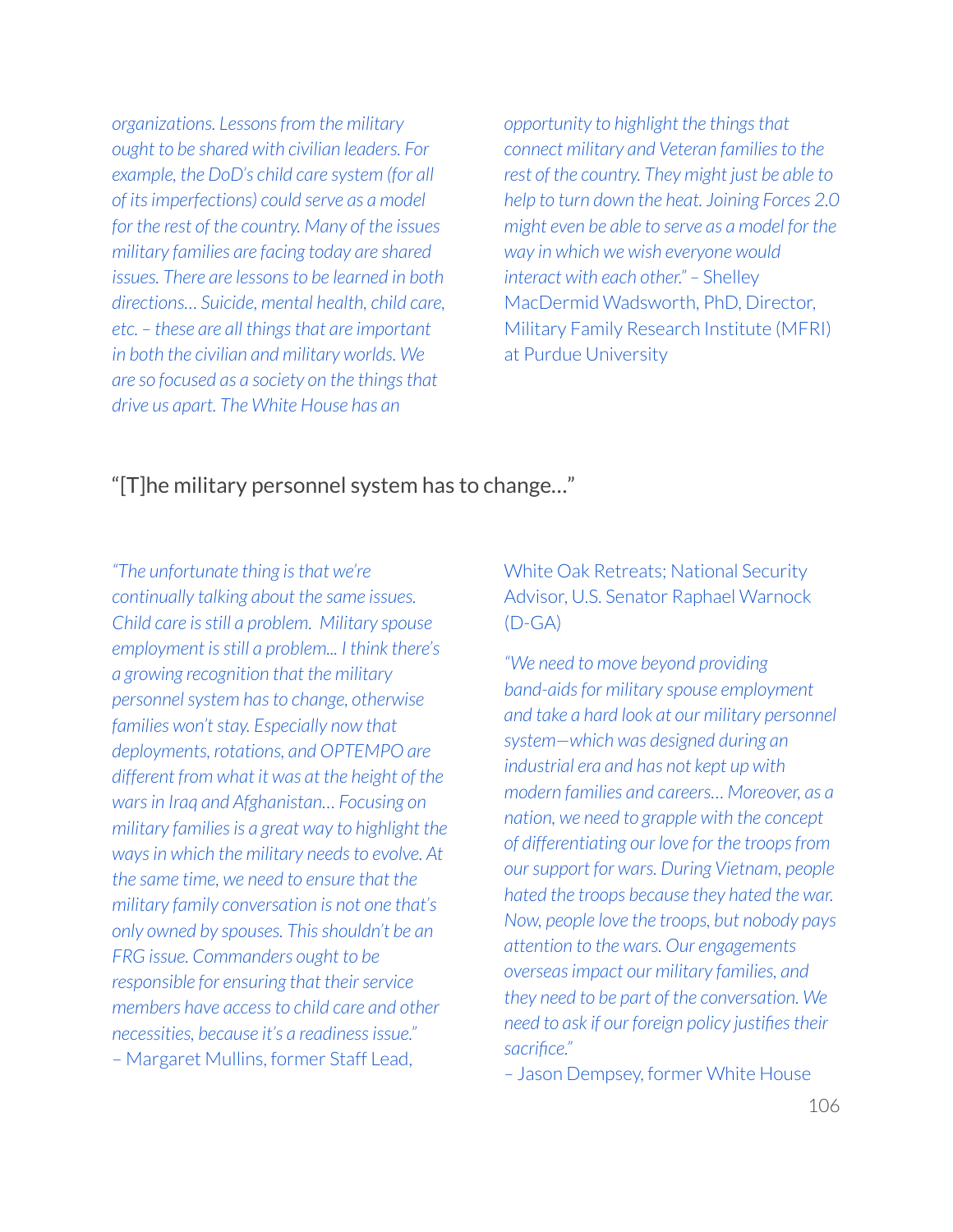*organizations. Lessons from the military ought to be shared with civilian leaders. For example, the DoD's child care system (for all of its imperfections) could serve as a model for the rest of the country. Many of the issues military families are facing today are shared issues. There are lessons to be learned in both directions… Suicide, mental health, child care, etc. – these are all things that are important in both the civilian and military worlds. We are so focused as a society on the things that drive us apart. The White House has an opportunity to highlight the things that connect military and Veteran families to the rest of the country. They might just be able to help to turn down the heat. Joining Forces 2.0 might even be able to serve as a model for the way in which we wish everyone would interact with each other."* – Shelley MacDermid Wadsworth, PhD, Director, Military Family Research Institute (MFRI) at Purdue University

## "[T]he military personnel system has to change…"

*"The unfortunate thing is that we're continually talking about the same issues. Child care is still a problem. Military spouse employment is still a problem... I think there's a growing recognition that the military personnel system has to change, otherwise families won't stay. Especially now that deployments, rotations, and OPTEMPO are different from what it was at the height of the wars in Iraq and Afghanistan… Focusing on military families is a great way to highlight the ways in which the military needs to evolve. At the same time, we need to ensure that the military family conversation is not one that's only owned by spouses. This shouldn't be an FRG issue. Commanders ought to be responsible for ensuring that their service members have access to child care and other necessities, because it's a readiness issue."*
– Margaret Mullins, former Staff Lead, White Oak Retreats; National Security Advisor, U.S. Senator Raphael Warnock (D-GA)

*"We need to move beyond providing band-aids for military spouse employment and take a hard look at our military personnel system—which was designed during an industrial era and has not kept up with modern families and careers… Moreover, as a nation, we need to grapple with the concept of differentiating our love for the troops from our support for wars. During Vietnam, people hated the troops because they hated the war. Now, people love the troops, but nobody pays attention to the wars. Our engagements overseas impact our military families, and they need to be part of the conversation. We need to ask if our foreign policy justifies their sacrifice."*
– Jason Dempsey, former White House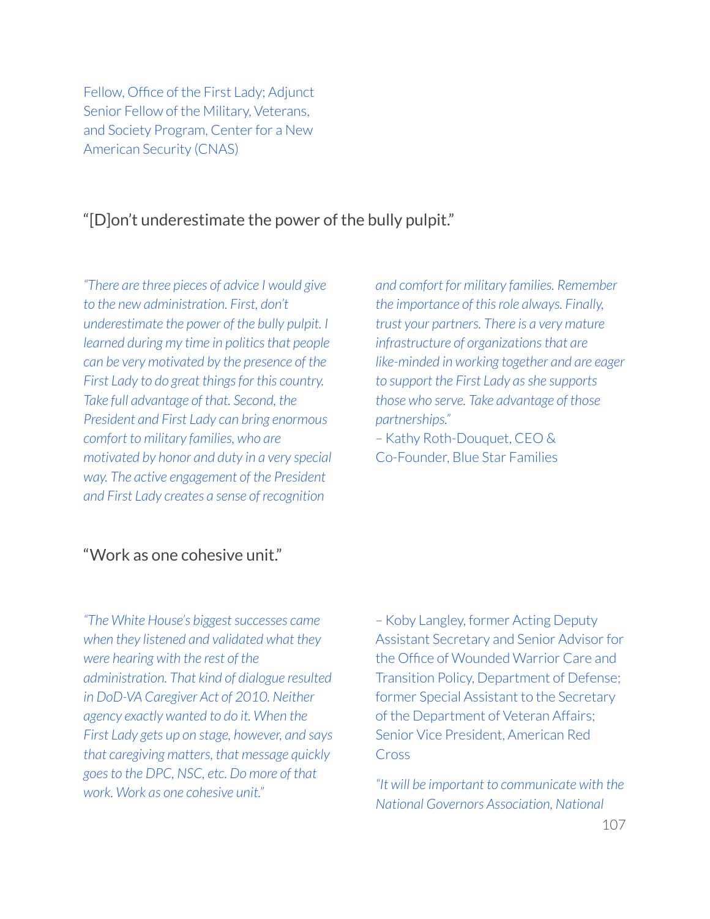Fellow, Office of the First Lady; Adjunct Senior Fellow of the Military, Veterans, and Society Program, Center for a New American Security (CNAS)

## "[D]on't underestimate the power of the bully pulpit."

*"There are three pieces of advice I would give to the new administration. First, don't underestimate the power of the bully pulpit. I learned during my time in politics that people can be very motivated by the presence of the First Lady to do great things for this country. Take full advantage of that. Second, the President and First Lady can bring enormous comfort to military families, who are motivated by honor and duty in a very special way. The active engagement of the President and First Lady creates a sense of recognition and comfort for military families. Remember the importance of this role always. Finally, trust your partners. There is a very mature infrastructure of organizations that are like-minded in working together and are eager to support the First Lady as she supports those who serve. Take advantage of those partnerships."*

– Kathy Roth-Douquet, CEO & Co-Founder, Blue Star Families

## "Work as one cohesive unit."

*"The White House's biggest successes came when they listened and validated what they were hearing with the rest of the administration. That kind of dialogue resulted in DoD-VA Caregiver Act of 2010. Neither agency exactly wanted to do it. When the First Lady gets up on stage, however, and says that caregiving matters, that message quickly goes to the DPC, NSC, etc. Do more of that work. Work as one cohesive unit."*

– Koby Langley, former Acting Deputy Assistant Secretary and Senior Advisor for the Office of Wounded Warrior Care and Transition Policy, Department of Defense; former Special Assistant to the Secretary of the Department of Veteran Affairs; Senior Vice President, American Red Cross

*"It will be important to communicate with the National Governors Association, National*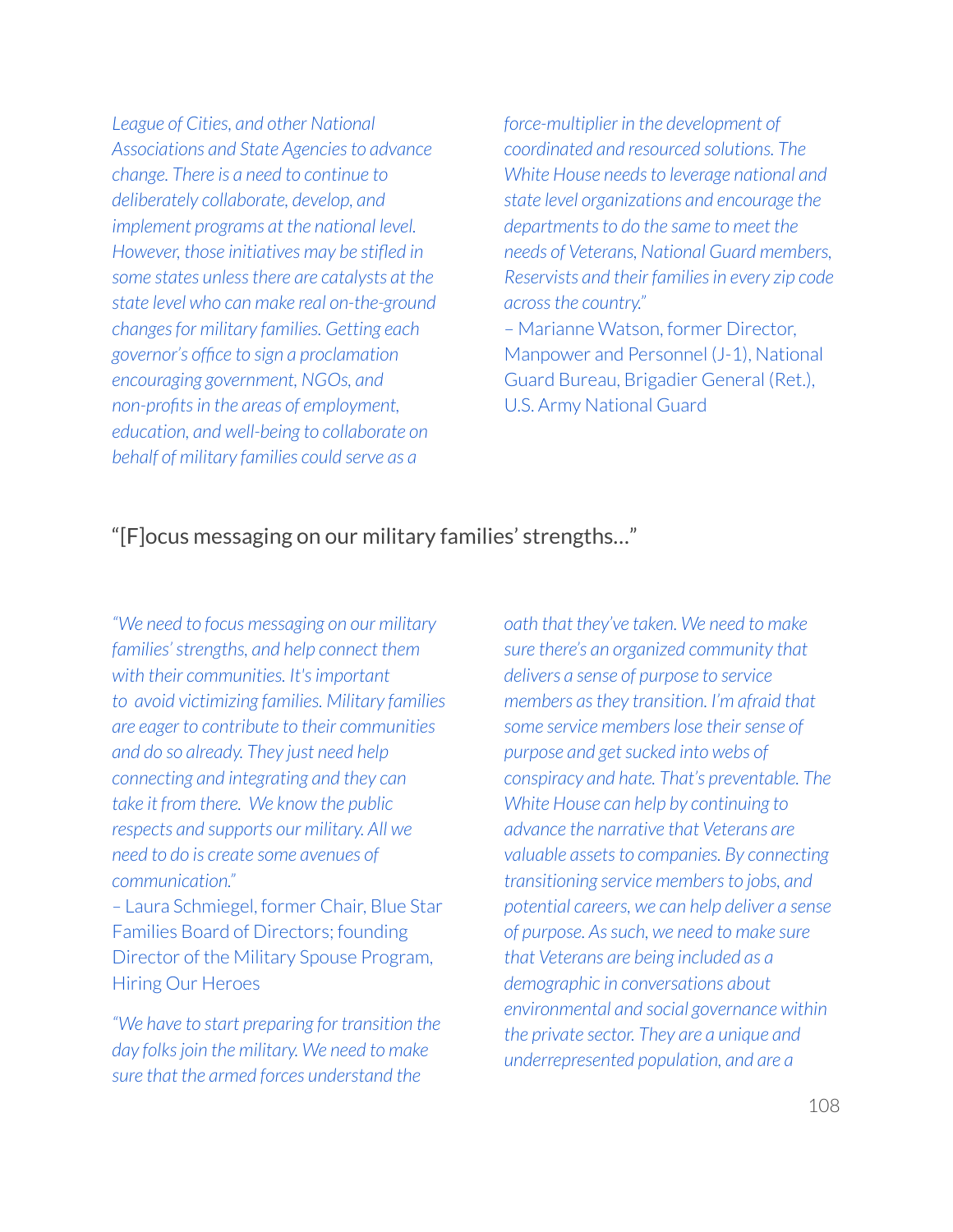*League of Cities, and other National Associations and State Agencies to advance change. There is a need to continue to deliberately collaborate, develop, and implement programs at the national level. However, those initiatives may be stifled in some states unless there are catalysts at the state level who can make real on-the-ground changes for military families. Getting each governor's office to sign a proclamation encouraging government, NGOs, and non-profits in the areas of employment, education, and well-being to collaborate on behalf of military families could serve as a force-multiplier in the development of coordinated and resourced solutions. The White House needs to leverage national and state level organizations and encourage the departments to do the same to meet the needs of Veterans, National Guard members, Reservists and their families in every zip code across the country."*

– Marianne Watson, former Director, Manpower and Personnel (J-1), National Guard Bureau, Brigadier General (Ret.), U.S. Army National Guard

### "[F]ocus messaging on our military families' strengths…"

*"We need to focus messaging on our military families' strengths, and help connect them with their communities. It's important to avoid victimizing families. Military families are eager to contribute to their communities and do so already. They just need help connecting and integrating and they can take it from there. We know the public respects and supports our military. All we need to do is create some avenues of communication."*

– Laura Schmiegel, former Chair, Blue Star Families Board of Directors; founding Director of the Military Spouse Program, Hiring Our Heroes

*"We have to start preparing for transition the day folks join the military. We need to make sure that the armed forces understand the oath that they've taken. We need to make sure there's an organized community that delivers a sense of purpose to service members as they transition. I'm afraid that some service members lose their sense of purpose and get sucked into webs of conspiracy and hate. That's preventable. The White House can help by continuing to advance the narrative that Veterans are valuable assets to companies. By connecting transitioning service members to jobs, and potential careers, we can help deliver a sense of purpose. As such, we need to make sure that Veterans are being included as a demographic in conversations about environmental and social governance within the private sector. They are a unique and underrepresented population, and are a*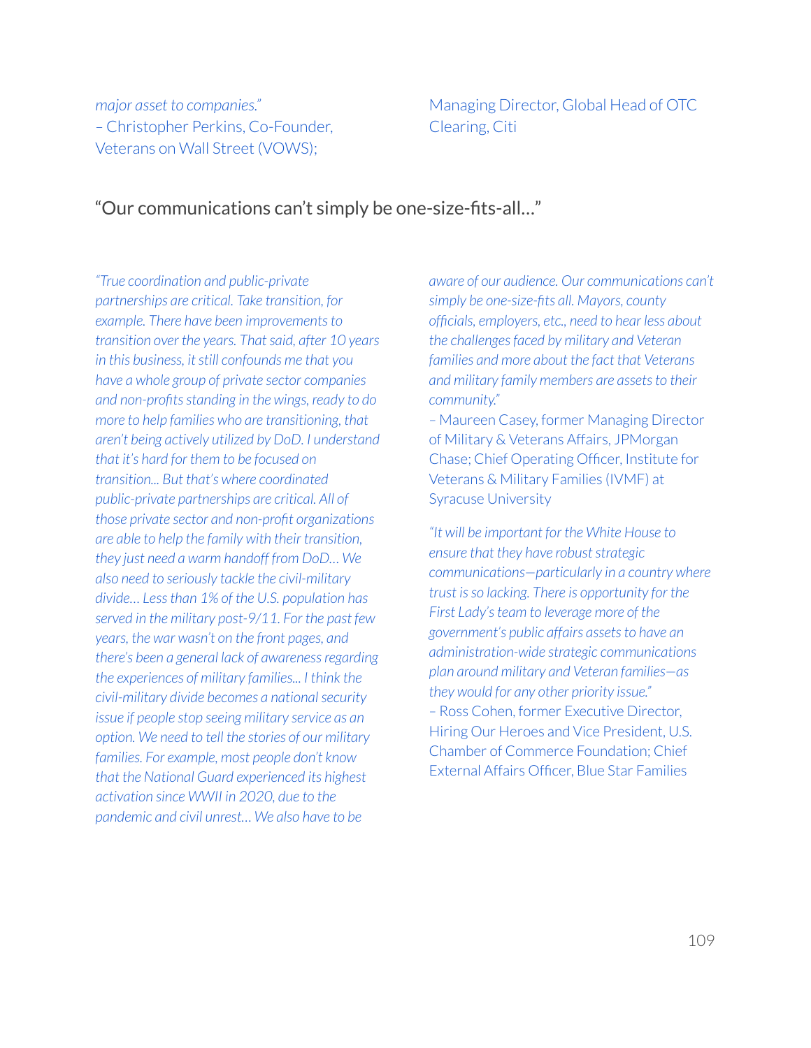*major asset to companies."*
– Christopher Perkins, Co-Founder, Veterans on Wall Street (VOWS); Managing Director, Global Head of OTC Clearing, Citi

## "Our communications can't simply be one-size-fits-all…"

*"True coordination and public-private partnerships are critical. Take transition, for example. There have been improvements to transition over the years. That said, after 10 years in this business, it still confounds me that you have a whole group of private sector companies and non-profits standing in the wings, ready to do more to help families who are transitioning, that aren't being actively utilized by DoD. I understand that it's hard for them to be focused on transition... But that's where coordinated public-private partnerships are critical. All of those private sector and non-profit organizations are able to help the family with their transition, they just need a warm handoff from DoD… We also need to seriously tackle the civil-military divide… Less than 1% of the U.S. population has served in the military post-9/11. For the past few years, the war wasn't on the front pages, and there's been a general lack of awareness regarding the experiences of military families... I think the civil-military divide becomes a national security issue if people stop seeing military service as an option. We need to tell the stories of our military families. For example, most people don't know that the National Guard experienced its highest activation since WWII in 2020, due to the pandemic and civil unrest… We also have to be aware of our audience. Our communications can't simply be one-size-fits all. Mayors, county officials, employers, etc., need to hear less about the challenges faced by military and Veteran families and more about the fact that Veterans and military family members are assets to their community."*
– Maureen Casey, former Managing Director of Military & Veterans Affairs, JPMorgan Chase; Chief Operating Officer, Institute for Veterans & Military Families (IVMF) at Syracuse University

*"It will be important for the White House to ensure that they have robust strategic communications—particularly in a country where trust is so lacking. There is opportunity for the First Lady's team to leverage more of the government's public affairs assets to have an administration-wide strategic communications plan around military and Veteran families—as they would for any other priority issue."*
– Ross Cohen, former Executive Director, Hiring Our Heroes and Vice President, U.S. Chamber of Commerce Foundation; Chief External Affairs Officer, Blue Star Families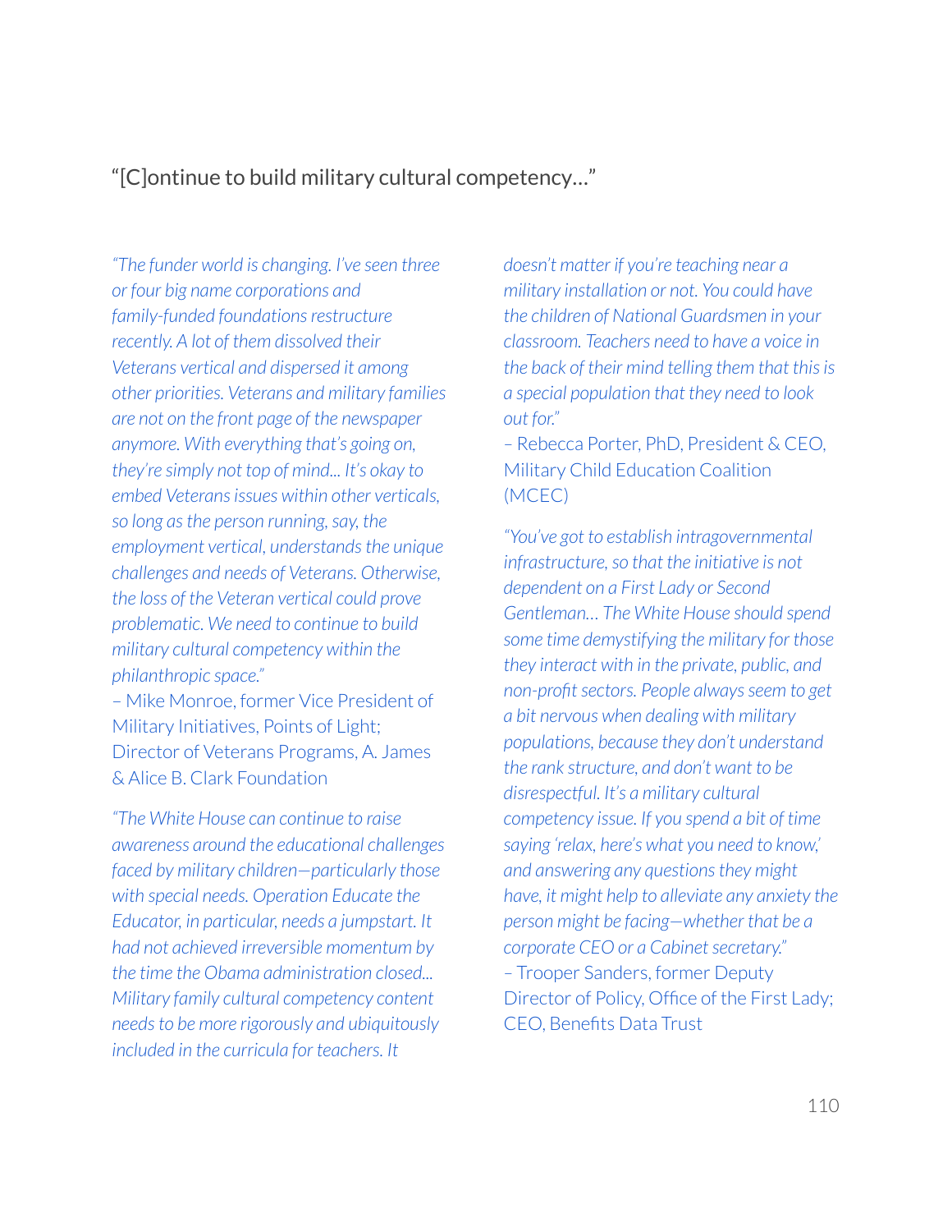## "[C]ontinue to build military cultural competency…"

*"The funder world is changing. I've seen three or four big name corporations and family-funded foundations restructure recently. A lot of them dissolved their Veterans vertical and dispersed it among other priorities. Veterans and military families are not on the front page of the newspaper anymore. With everything that's going on, they're simply not top of mind... It's okay to embed Veterans issues within other verticals, so long as the person running, say, the employment vertical, understands the unique challenges and needs of Veterans. Otherwise, the loss of the Veteran vertical could prove problematic. We need to continue to build military cultural competency within the philanthropic space."*
– Mike Monroe, former Vice President of Military Initiatives, Points of Light; Director of Veterans Programs, A. James & Alice B. Clark Foundation

*"The White House can continue to raise awareness around the educational challenges faced by military children—particularly those with special needs. Operation Educate the Educator, in particular, needs a jumpstart. It had not achieved irreversible momentum by the time the Obama administration closed... Military family cultural competency content needs to be more rigorously and ubiquitously included in the curricula for teachers. It doesn't matter if you're teaching near a military installation or not. You could have the children of National Guardsmen in your classroom. Teachers need to have a voice in the back of their mind telling them that this is a special population that they need to look out for."*
– Rebecca Porter, PhD, President & CEO, Military Child Education Coalition (MCEC)

*"You've got to establish intragovernmental infrastructure, so that the initiative is not dependent on a First Lady or Second Gentleman… The White House should spend some time demystifying the military for those they interact with in the private, public, and non-profit sectors. People always seem to get a bit nervous when dealing with military populations, because they don't understand the rank structure, and don't want to be disrespectful. It's a military cultural competency issue. If you spend a bit of time saying 'relax, here's what you need to know,' and answering any questions they might have, it might help to alleviate any anxiety the person might be facing—whether that be a corporate CEO or a Cabinet secretary."*
– Trooper Sanders, former Deputy Director of Policy, Office of the First Lady; CEO, Benefits Data Trust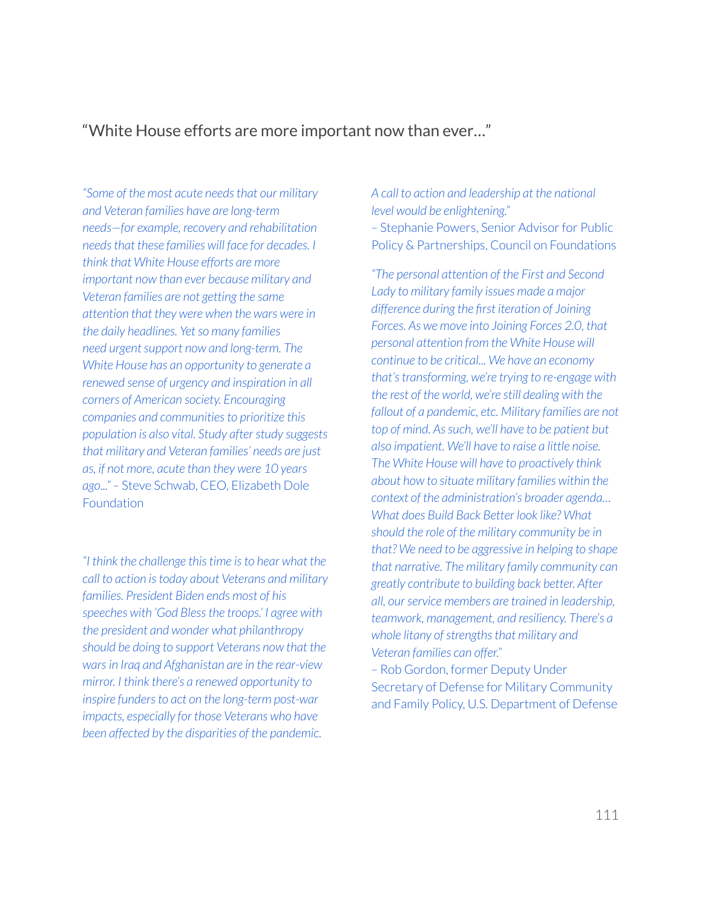## "White House efforts are more important now than ever…"

*"Some of the most acute needs that our military and Veteran families have are long-term needs—for example, recovery and rehabilitation needs that these families will face for decades. I think that White House efforts are more important now than ever because military and Veteran families are not getting the same attention that they were when the wars were in the daily headlines. Yet so many families need urgent support now and long-term. The White House has an opportunity to generate a renewed sense of urgency and inspiration in all corners of American society. Encouraging companies and communities to prioritize this population is also vital. Study after study suggests that military and Veteran families' needs are just as, if not more, acute than they were 10 years ago..."* – Steve Schwab, CEO, Elizabeth Dole Foundation

*"I think the challenge this time is to hear what the call to action is today about Veterans and military families. President Biden ends most of his speeches with 'God Bless the troops.' I agree with the president and wonder what philanthropy should be doing to support Veterans now that the wars in Iraq and Afghanistan are in the rear-view mirror. I think there's a renewed opportunity to inspire funders to act on the long-term post-war impacts, especially for those Veterans who have been affected by the disparities of the pandemic. A call to action and leadership at the national level would be enlightening."*
– Stephanie Powers, Senior Advisor for Public Policy & Partnerships, Council on Foundations

*"The personal attention of the First and Second Lady to military family issues made a major difference during the first iteration of Joining Forces. As we move into Joining Forces 2.0, that personal attention from the White House will continue to be critical... We have an economy that's transforming, we're trying to re-engage with the rest of the world, we're still dealing with the fallout of a pandemic, etc. Military families are not top of mind. As such, we'll have to be patient but also impatient. We'll have to raise a little noise. The White House will have to proactively think about how to situate military families within the context of the administration's broader agenda… What does Build Back Better look like? What should the role of the military community be in that? We need to be aggressive in helping to shape that narrative. The military family community can greatly contribute to building back better. After all, our service members are trained in leadership, teamwork, management, and resiliency. There's a whole litany of strengths that military and Veteran families can offer."*
– Rob Gordon, former Deputy Under Secretary of Defense for Military Community and Family Policy, U.S. Department of Defense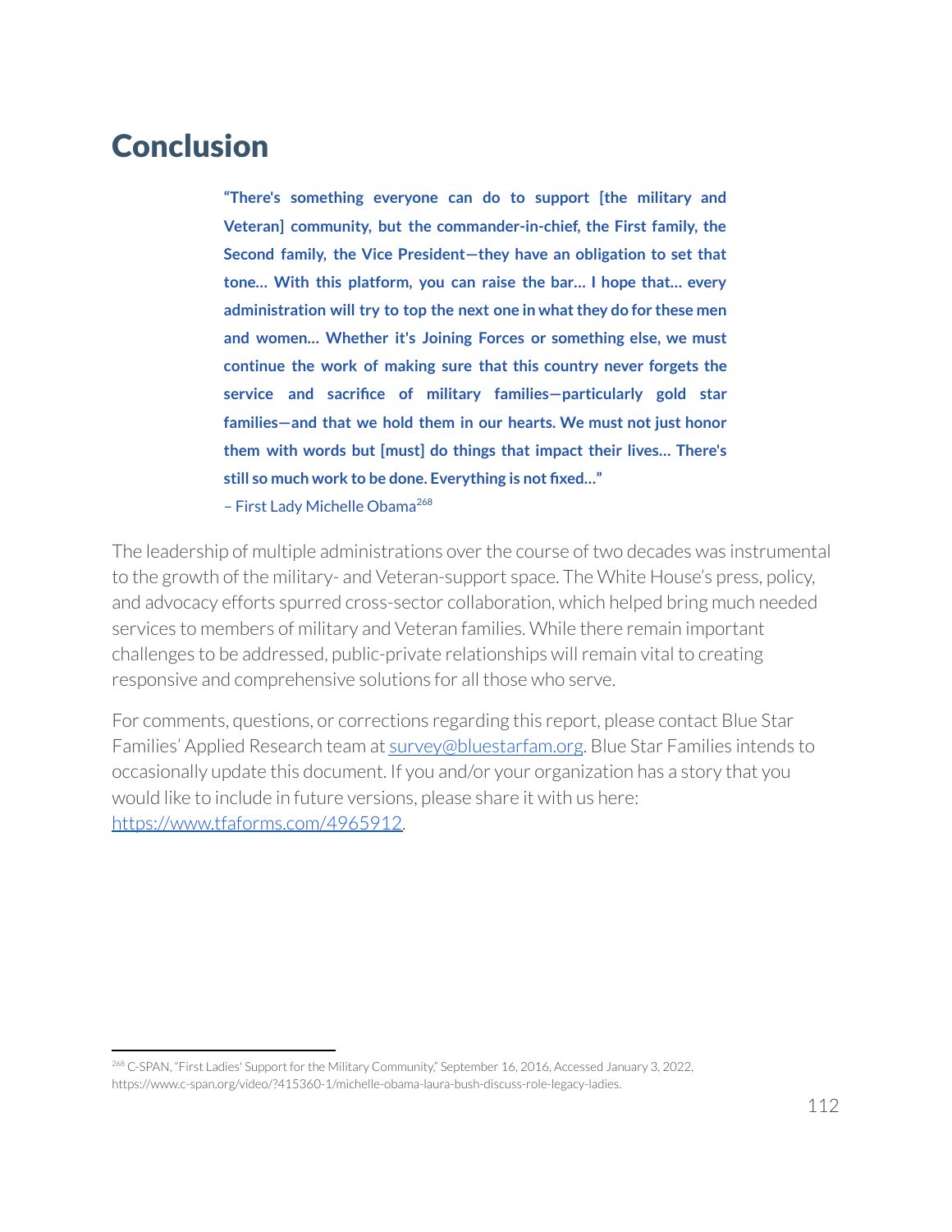# Conclusion

> **"There's something everyone can do to support [the military and Veteran] community, but the commander-in-chief, the First family, the Second family, the Vice President—they have an obligation to set that tone… With this platform, you can raise the bar… I hope that… every administration will try to top the next one in what they do for these men and women… Whether it's Joining Forces or something else, we must continue the work of making sure that this country never forgets the service and sacrifice of military families—particularly gold star families—and that we hold them in our hearts. We must not just honor them with words but [must] do things that impact their lives… There's still so much work to be done. Everything is not fixed…"**
>
> – First Lady Michelle Obama[268]

The leadership of multiple administrations over the course of two decades was instrumental to the growth of the military- and Veteran-support space. The White House's press, policy, and advocacy efforts spurred cross-sector collaboration, which helped bring much needed services to members of military and Veteran families. While there remain important challenges to be addressed, public-private relationships will remain vital to creating responsive and comprehensive solutions for all those who serve.

For comments, questions, or corrections regarding this report, please contact Blue Star Families' Applied Research team at [survey@bluestarfam.org](mailto:survey@bluestarfam.org). Blue Star Families intends to occasionally update this document. If you and/or your organization has a story that you would like to include in future versions, please share it with us here: [https://www.tfaforms.com/4965912](https://www.tfaforms.com/4965912).

---

[268] C-SPAN, "First Ladies' Support for the Military Community," September 16, 2016, Accessed January 3, 2022, https://www.c-span.org/video/?415360-1/michelle-obama-laura-bush-discuss-role-legacy-ladies.